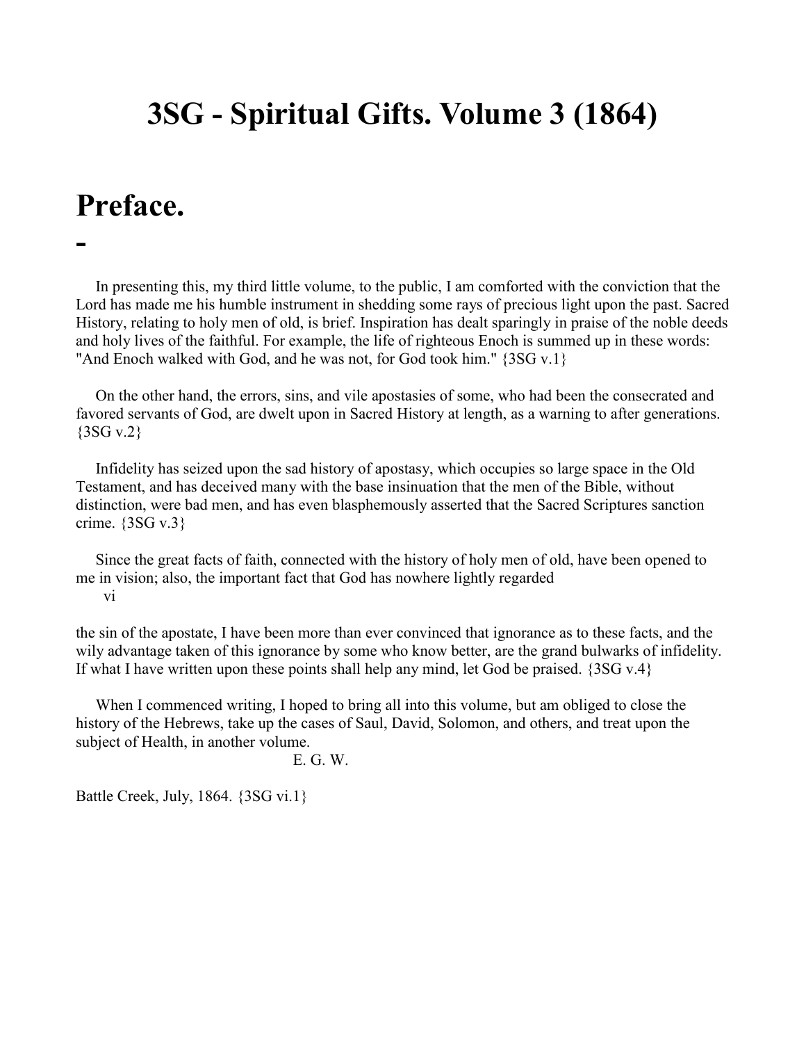# 3SG - Spiritual Gifts. Volume 3 (1864)

## Preface.

-

In presenting this, my third little volume, to the public, I am comforted with the conviction that the Lord has made me his humble instrument in shedding some rays of precious light upon the past. Sacred History, relating to holy men of old, is brief. Inspiration has dealt sparingly in praise of the noble deeds and holy lives of the faithful. For example, the life of righteous Enoch is summed up in these words: "And Enoch walked with God, and he was not, for God took him." {3SG v.1}

On the other hand, the errors, sins, and vile apostasies of some, who had been the consecrated and favored servants of God, are dwelt upon in Sacred History at length, as a warning to after generations. {3SG v.2}

Infidelity has seized upon the sad history of apostasy, which occupies so large space in the Old Testament, and has deceived many with the base insinuation that the men of the Bible, without distinction, were bad men, and has even blasphemously asserted that the Sacred Scriptures sanction crime. {3SG v.3}

Since the great facts of faith, connected with the history of holy men of old, have been opened to me in vision; also, the important fact that God has nowhere lightly regarded
vi

the sin of the apostate, I have been more than ever convinced that ignorance as to these facts, and the wily advantage taken of this ignorance by some who know better, are the grand bulwarks of infidelity. If what I have written upon these points shall help any mind, let God be praised. {3SG v.4}

When I commenced writing, I hoped to bring all into this volume, but am obliged to close the history of the Hebrews, take up the cases of Saul, David, Solomon, and others, and treat upon the subject of Health, in another volume.

E. G. W.

Battle Creek, July, 1864. {3SG vi.1}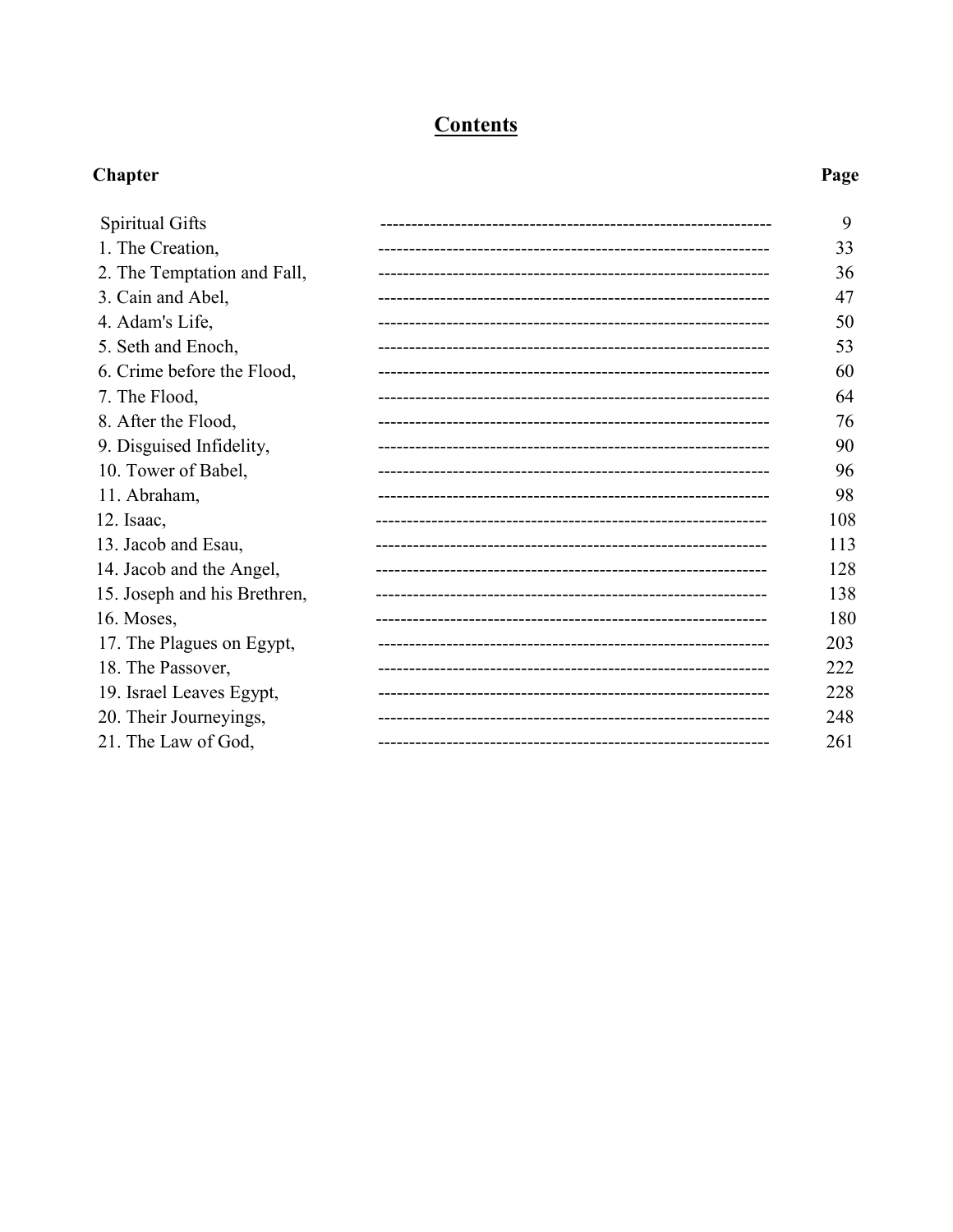# Contents

| Chapter | Page |
|---|---|
| Spiritual Gifts | 9 |
| 1. The Creation, | 33 |
| 2. The Temptation and Fall, | 36 |
| 3. Cain and Abel, | 47 |
| 4. Adam's Life, | 50 |
| 5. Seth and Enoch, | 53 |
| 6. Crime before the Flood, | 60 |
| 7. The Flood, | 64 |
| 8. After the Flood, | 76 |
| 9. Disguised Infidelity, | 90 |
| 10. Tower of Babel, | 96 |
| 11. Abraham, | 98 |
| 12. Isaac, | 108 |
| 13. Jacob and Esau, | 113 |
| 14. Jacob and the Angel, | 128 |
| 15. Joseph and his Brethren, | 138 |
| 16. Moses, | 180 |
| 17. The Plagues on Egypt, | 203 |
| 18. The Passover, | 222 |
| 19. Israel Leaves Egypt, | 228 |
| 20. Their Journeyings, | 248 |
| 21. The Law of God, | 261 |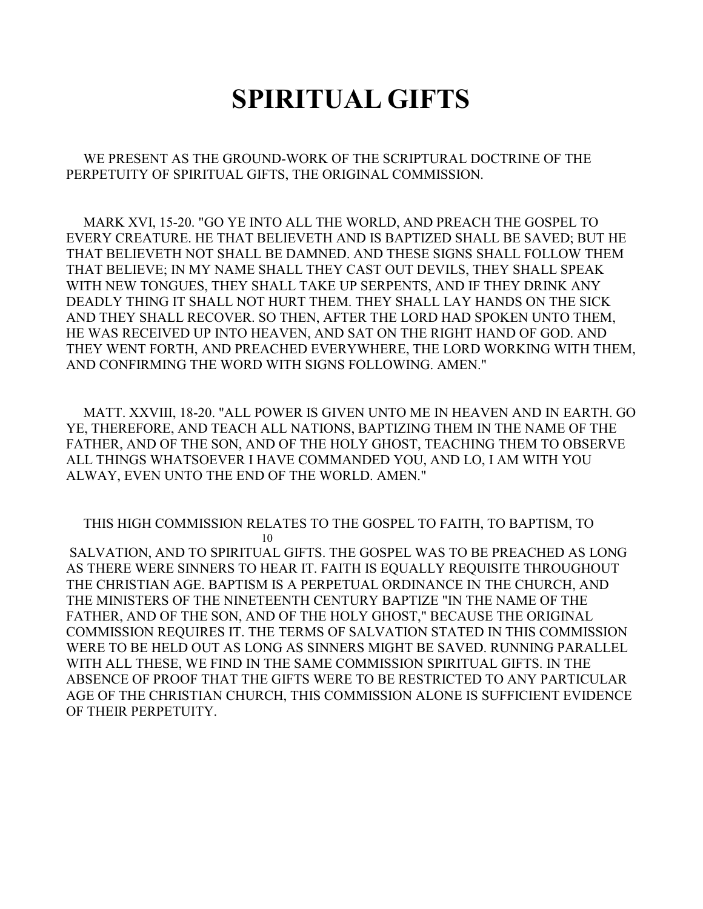# SPIRITUAL GIFTS

WE PRESENT AS THE GROUND-WORK OF THE SCRIPTURAL DOCTRINE OF THE PERPETUITY OF SPIRITUAL GIFTS, THE ORIGINAL COMMISSION.

MARK XVI, 15-20. "GO YE INTO ALL THE WORLD, AND PREACH THE GOSPEL TO EVERY CREATURE. HE THAT BELIEVETH AND IS BAPTIZED SHALL BE SAVED; BUT HE THAT BELIEVETH NOT SHALL BE DAMNED. AND THESE SIGNS SHALL FOLLOW THEM THAT BELIEVE; IN MY NAME SHALL THEY CAST OUT DEVILS, THEY SHALL SPEAK WITH NEW TONGUES, THEY SHALL TAKE UP SERPENTS, AND IF THEY DRINK ANY DEADLY THING IT SHALL NOT HURT THEM. THEY SHALL LAY HANDS ON THE SICK AND THEY SHALL RECOVER. SO THEN, AFTER THE LORD HAD SPOKEN UNTO THEM, HE WAS RECEIVED UP INTO HEAVEN, AND SAT ON THE RIGHT HAND OF GOD. AND THEY WENT FORTH, AND PREACHED EVERYWHERE, THE LORD WORKING WITH THEM, AND CONFIRMING THE WORD WITH SIGNS FOLLOWING. AMEN."

MATT. XXVIII, 18-20. "ALL POWER IS GIVEN UNTO ME IN HEAVEN AND IN EARTH. GO YE, THEREFORE, AND TEACH ALL NATIONS, BAPTIZING THEM IN THE NAME OF THE FATHER, AND OF THE SON, AND OF THE HOLY GHOST, TEACHING THEM TO OBSERVE ALL THINGS WHATSOEVER I HAVE COMMANDED YOU, AND LO, I AM WITH YOU ALWAY, EVEN UNTO THE END OF THE WORLD. AMEN."

THIS HIGH COMMISSION RELATES TO THE GOSPEL TO FAITH, TO BAPTISM, TO SALVATION, AND TO SPIRITUAL GIFTS. THE GOSPEL WAS TO BE PREACHED AS LONG AS THERE WERE SINNERS TO HEAR IT. FAITH IS EQUALLY REQUISITE THROUGHOUT THE CHRISTIAN AGE. BAPTISM IS A PERPETUAL ORDINANCE IN THE CHURCH, AND THE MINISTERS OF THE NINETEENTH CENTURY BAPTIZE "IN THE NAME OF THE FATHER, AND OF THE SON, AND OF THE HOLY GHOST," BECAUSE THE ORIGINAL COMMISSION REQUIRES IT. THE TERMS OF SALVATION STATED IN THIS COMMISSION WERE TO BE HELD OUT AS LONG AS SINNERS MIGHT BE SAVED. RUNNING PARALLEL WITH ALL THESE, WE FIND IN THE SAME COMMISSION SPIRITUAL GIFTS. IN THE ABSENCE OF PROOF THAT THE GIFTS WERE TO BE RESTRICTED TO ANY PARTICULAR AGE OF THE CHRISTIAN CHURCH, THIS COMMISSION ALONE IS SUFFICIENT EVIDENCE OF THEIR PERPETUITY.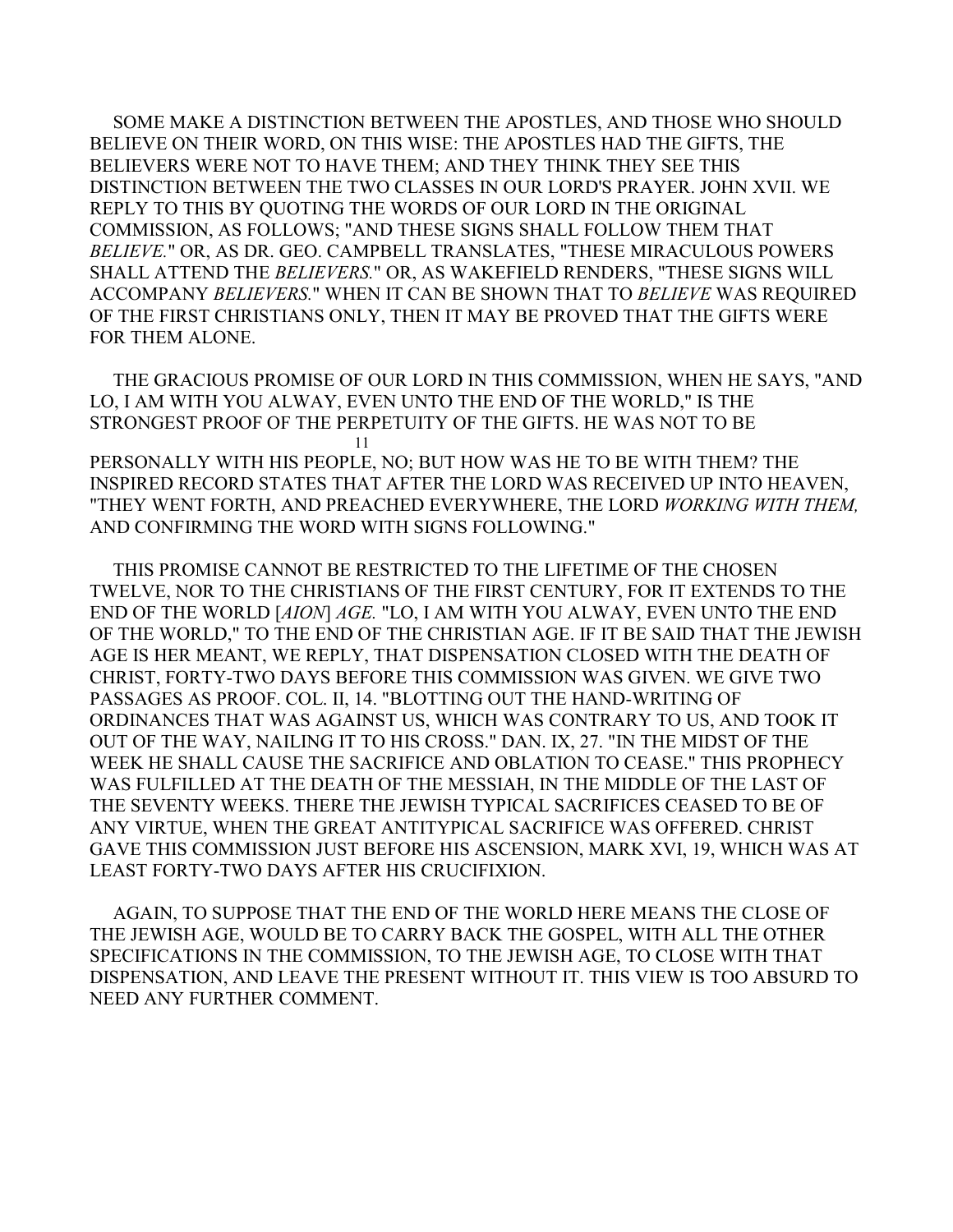SOME MAKE A DISTINCTION BETWEEN THE APOSTLES, AND THOSE WHO SHOULD BELIEVE ON THEIR WORD, ON THIS WISE: THE APOSTLES HAD THE GIFTS, THE BELIEVERS WERE NOT TO HAVE THEM; AND THEY THINK THEY SEE THIS DISTINCTION BETWEEN THE TWO CLASSES IN OUR LORD'S PRAYER. JOHN XVII. WE REPLY TO THIS BY QUOTING THE WORDS OF OUR LORD IN THE ORIGINAL COMMISSION, AS FOLLOWS; "AND THESE SIGNS SHALL FOLLOW THEM THAT *BELIEVE.*" OR, AS DR. GEO. CAMPBELL TRANSLATES, "THESE MIRACULOUS POWERS SHALL ATTEND THE *BELIEVERS.*" OR, AS WAKEFIELD RENDERS, "THESE SIGNS WILL ACCOMPANY *BELIEVERS.*" WHEN IT CAN BE SHOWN THAT TO *BELIEVE* WAS REQUIRED OF THE FIRST CHRISTIANS ONLY, THEN IT MAY BE PROVED THAT THE GIFTS WERE FOR THEM ALONE.

THE GRACIOUS PROMISE OF OUR LORD IN THIS COMMISSION, WHEN HE SAYS, "AND LO, I AM WITH YOU ALWAY, EVEN UNTO THE END OF THE WORLD," IS THE STRONGEST PROOF OF THE PERPETUITY OF THE GIFTS. HE WAS NOT TO BE PERSONALLY WITH HIS PEOPLE, NO; BUT HOW WAS HE TO BE WITH THEM? THE INSPIRED RECORD STATES THAT AFTER THE LORD WAS RECEIVED UP INTO HEAVEN, "THEY WENT FORTH, AND PREACHED EVERYWHERE, THE LORD *WORKING WITH THEM,* AND CONFIRMING THE WORD WITH SIGNS FOLLOWING."

THIS PROMISE CANNOT BE RESTRICTED TO THE LIFETIME OF THE CHOSEN TWELVE, NOR TO THE CHRISTIANS OF THE FIRST CENTURY, FOR IT EXTENDS TO THE END OF THE WORLD [*AION*] *AGE.* "LO, I AM WITH YOU ALWAY, EVEN UNTO THE END OF THE WORLD," TO THE END OF THE CHRISTIAN AGE. IF IT BE SAID THAT THE JEWISH AGE IS HER MEANT, WE REPLY, THAT DISPENSATION CLOSED WITH THE DEATH OF CHRIST, FORTY-TWO DAYS BEFORE THIS COMMISSION WAS GIVEN. WE GIVE TWO PASSAGES AS PROOF. COL. II, 14. "BLOTTING OUT THE HAND-WRITING OF ORDINANCES THAT WAS AGAINST US, WHICH WAS CONTRARY TO US, AND TOOK IT OUT OF THE WAY, NAILING IT TO HIS CROSS." DAN. IX, 27. "IN THE MIDST OF THE WEEK HE SHALL CAUSE THE SACRIFICE AND OBLATION TO CEASE." THIS PROPHECY WAS FULFILLED AT THE DEATH OF THE MESSIAH, IN THE MIDDLE OF THE LAST OF THE SEVENTY WEEKS. THERE THE JEWISH TYPICAL SACRIFICES CEASED TO BE OF ANY VIRTUE, WHEN THE GREAT ANTITYPICAL SACRIFICE WAS OFFERED. CHRIST GAVE THIS COMMISSION JUST BEFORE HIS ASCENSION, MARK XVI, 19, WHICH WAS AT LEAST FORTY-TWO DAYS AFTER HIS CRUCIFIXION.

AGAIN, TO SUPPOSE THAT THE END OF THE WORLD HERE MEANS THE CLOSE OF THE JEWISH AGE, WOULD BE TO CARRY BACK THE GOSPEL, WITH ALL THE OTHER SPECIFICATIONS IN THE COMMISSION, TO THE JEWISH AGE, TO CLOSE WITH THAT DISPENSATION, AND LEAVE THE PRESENT WITHOUT IT. THIS VIEW IS TOO ABSURD TO NEED ANY FURTHER COMMENT.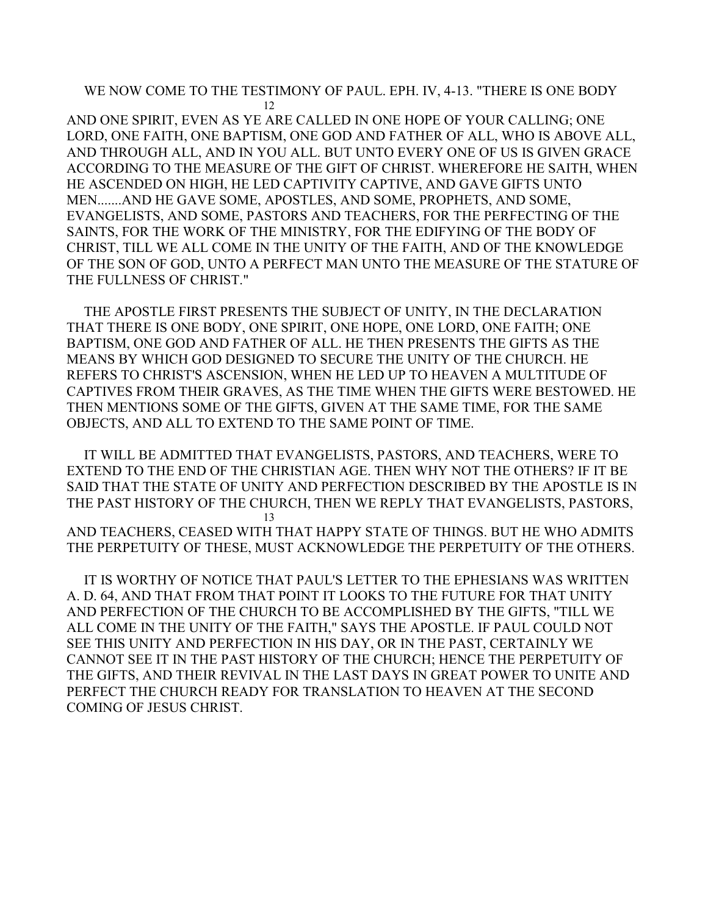WE NOW COME TO THE TESTIMONY OF PAUL. EPH. IV, 4-13. "THERE IS ONE BODY AND ONE SPIRIT, EVEN AS YE ARE CALLED IN ONE HOPE OF YOUR CALLING; ONE LORD, ONE FAITH, ONE BAPTISM, ONE GOD AND FATHER OF ALL, WHO IS ABOVE ALL, AND THROUGH ALL, AND IN YOU ALL. BUT UNTO EVERY ONE OF US IS GIVEN GRACE ACCORDING TO THE MEASURE OF THE GIFT OF CHRIST. WHEREFORE HE SAITH, WHEN HE ASCENDED ON HIGH, HE LED CAPTIVITY CAPTIVE, AND GAVE GIFTS UNTO MEN.......AND HE GAVE SOME, APOSTLES, AND SOME, PROPHETS, AND SOME, EVANGELISTS, AND SOME, PASTORS AND TEACHERS, FOR THE PERFECTING OF THE SAINTS, FOR THE WORK OF THE MINISTRY, FOR THE EDIFYING OF THE BODY OF CHRIST, TILL WE ALL COME IN THE UNITY OF THE FAITH, AND OF THE KNOWLEDGE OF THE SON OF GOD, UNTO A PERFECT MAN UNTO THE MEASURE OF THE STATURE OF THE FULLNESS OF CHRIST."

THE APOSTLE FIRST PRESENTS THE SUBJECT OF UNITY, IN THE DECLARATION THAT THERE IS ONE BODY, ONE SPIRIT, ONE HOPE, ONE LORD, ONE FAITH; ONE BAPTISM, ONE GOD AND FATHER OF ALL. HE THEN PRESENTS THE GIFTS AS THE MEANS BY WHICH GOD DESIGNED TO SECURE THE UNITY OF THE CHURCH. HE REFERS TO CHRIST'S ASCENSION, WHEN HE LED UP TO HEAVEN A MULTITUDE OF CAPTIVES FROM THEIR GRAVES, AS THE TIME WHEN THE GIFTS WERE BESTOWED. HE THEN MENTIONS SOME OF THE GIFTS, GIVEN AT THE SAME TIME, FOR THE SAME OBJECTS, AND ALL TO EXTEND TO THE SAME POINT OF TIME.

IT WILL BE ADMITTED THAT EVANGELISTS, PASTORS, AND TEACHERS, WERE TO EXTEND TO THE END OF THE CHRISTIAN AGE. THEN WHY NOT THE OTHERS? IF IT BE SAID THAT THE STATE OF UNITY AND PERFECTION DESCRIBED BY THE APOSTLE IS IN THE PAST HISTORY OF THE CHURCH, THEN WE REPLY THAT EVANGELISTS, PASTORS, AND TEACHERS, CEASED WITH THAT HAPPY STATE OF THINGS. BUT HE WHO ADMITS THE PERPETUITY OF THESE, MUST ACKNOWLEDGE THE PERPETUITY OF THE OTHERS.

IT IS WORTHY OF NOTICE THAT PAUL'S LETTER TO THE EPHESIANS WAS WRITTEN A. D. 64, AND THAT FROM THAT POINT IT LOOKS TO THE FUTURE FOR THAT UNITY AND PERFECTION OF THE CHURCH TO BE ACCOMPLISHED BY THE GIFTS, "TILL WE ALL COME IN THE UNITY OF THE FAITH," SAYS THE APOSTLE. IF PAUL COULD NOT SEE THIS UNITY AND PERFECTION IN HIS DAY, OR IN THE PAST, CERTAINLY WE CANNOT SEE IT IN THE PAST HISTORY OF THE CHURCH; HENCE THE PERPETUITY OF THE GIFTS, AND THEIR REVIVAL IN THE LAST DAYS IN GREAT POWER TO UNITE AND PERFECT THE CHURCH READY FOR TRANSLATION TO HEAVEN AT THE SECOND COMING OF JESUS CHRIST.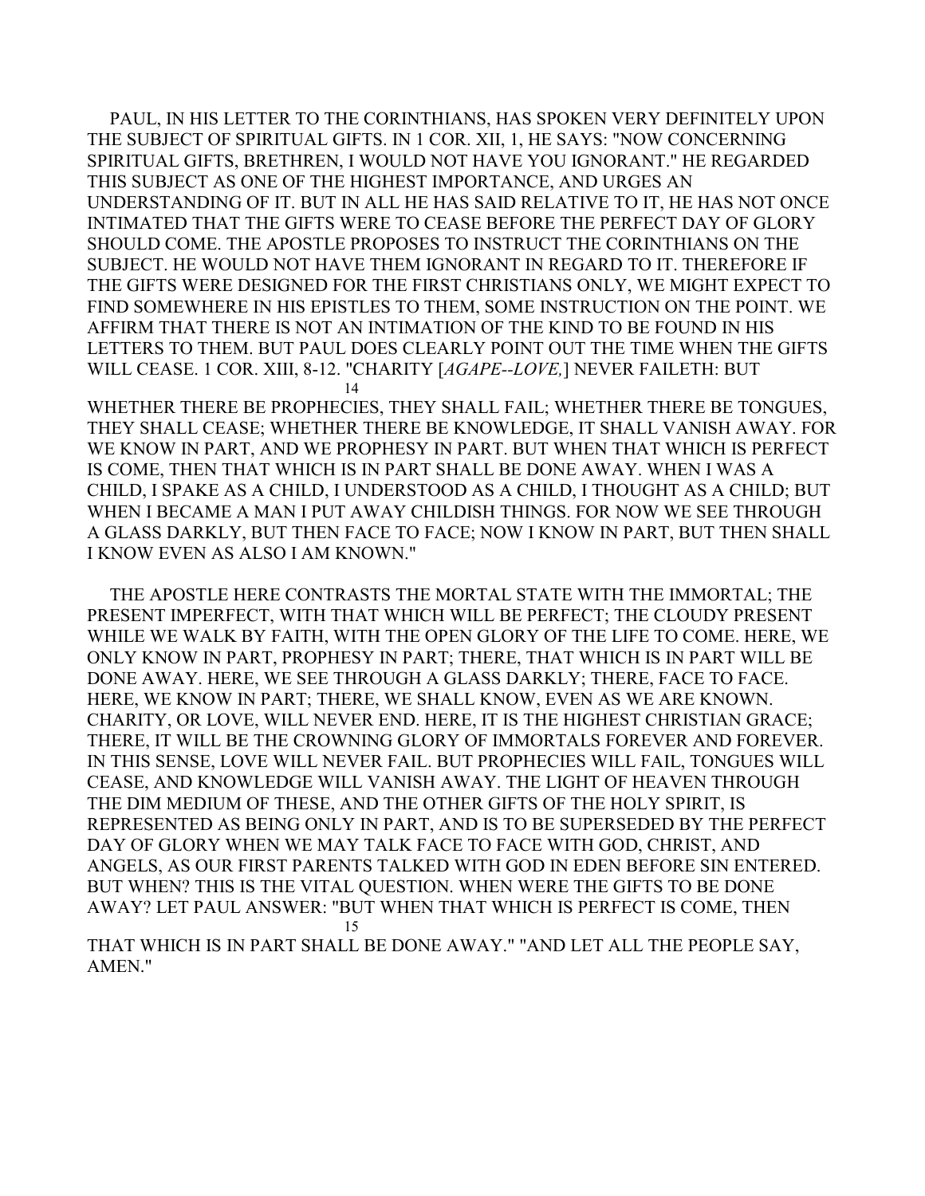PAUL, IN HIS LETTER TO THE CORINTHIANS, HAS SPOKEN VERY DEFINITELY UPON THE SUBJECT OF SPIRITUAL GIFTS. IN 1 COR. XII, 1, HE SAYS: "NOW CONCERNING SPIRITUAL GIFTS, BRETHREN, I WOULD NOT HAVE YOU IGNORANT." HE REGARDED THIS SUBJECT AS ONE OF THE HIGHEST IMPORTANCE, AND URGES AN UNDERSTANDING OF IT. BUT IN ALL HE HAS SAID RELATIVE TO IT, HE HAS NOT ONCE INTIMATED THAT THE GIFTS WERE TO CEASE BEFORE THE PERFECT DAY OF GLORY SHOULD COME. THE APOSTLE PROPOSES TO INSTRUCT THE CORINTHIANS ON THE SUBJECT. HE WOULD NOT HAVE THEM IGNORANT IN REGARD TO IT. THEREFORE IF THE GIFTS WERE DESIGNED FOR THE FIRST CHRISTIANS ONLY, WE MIGHT EXPECT TO FIND SOMEWHERE IN HIS EPISTLES TO THEM, SOME INSTRUCTION ON THE POINT. WE AFFIRM THAT THERE IS NOT AN INTIMATION OF THE KIND TO BE FOUND IN HIS LETTERS TO THEM. BUT PAUL DOES CLEARLY POINT OUT THE TIME WHEN THE GIFTS WILL CEASE. 1 COR. XIII, 8-12. "CHARITY [*AGAPE--LOVE,*] NEVER FAILETH: BUT WHETHER THERE BE PROPHECIES, THEY SHALL FAIL; WHETHER THERE BE TONGUES, THEY SHALL CEASE; WHETHER THERE BE KNOWLEDGE, IT SHALL VANISH AWAY. FOR WE KNOW IN PART, AND WE PROPHESY IN PART. BUT WHEN THAT WHICH IS PERFECT IS COME, THEN THAT WHICH IS IN PART SHALL BE DONE AWAY. WHEN I WAS A CHILD, I SPAKE AS A CHILD, I UNDERSTOOD AS A CHILD, I THOUGHT AS A CHILD; BUT WHEN I BECAME A MAN I PUT AWAY CHILDISH THINGS. FOR NOW WE SEE THROUGH A GLASS DARKLY, BUT THEN FACE TO FACE; NOW I KNOW IN PART, BUT THEN SHALL I KNOW EVEN AS ALSO I AM KNOWN."

THE APOSTLE HERE CONTRASTS THE MORTAL STATE WITH THE IMMORTAL; THE PRESENT IMPERFECT, WITH THAT WHICH WILL BE PERFECT; THE CLOUDY PRESENT WHILE WE WALK BY FAITH, WITH THE OPEN GLORY OF THE LIFE TO COME. HERE, WE ONLY KNOW IN PART, PROPHESY IN PART; THERE, THAT WHICH IS IN PART WILL BE DONE AWAY. HERE, WE SEE THROUGH A GLASS DARKLY; THERE, FACE TO FACE. HERE, WE KNOW IN PART; THERE, WE SHALL KNOW, EVEN AS WE ARE KNOWN. CHARITY, OR LOVE, WILL NEVER END. HERE, IT IS THE HIGHEST CHRISTIAN GRACE; THERE, IT WILL BE THE CROWNING GLORY OF IMMORTALS FOREVER AND FOREVER. IN THIS SENSE, LOVE WILL NEVER FAIL. BUT PROPHECIES WILL FAIL, TONGUES WILL CEASE, AND KNOWLEDGE WILL VANISH AWAY. THE LIGHT OF HEAVEN THROUGH THE DIM MEDIUM OF THESE, AND THE OTHER GIFTS OF THE HOLY SPIRIT, IS REPRESENTED AS BEING ONLY IN PART, AND IS TO BE SUPERSEDED BY THE PERFECT DAY OF GLORY WHEN WE MAY TALK FACE TO FACE WITH GOD, CHRIST, AND ANGELS, AS OUR FIRST PARENTS TALKED WITH GOD IN EDEN BEFORE SIN ENTERED. BUT WHEN? THIS IS THE VITAL QUESTION. WHEN WERE THE GIFTS TO BE DONE AWAY? LET PAUL ANSWER: "BUT WHEN THAT WHICH IS PERFECT IS COME, THEN THAT WHICH IS IN PART SHALL BE DONE AWAY." "AND LET ALL THE PEOPLE SAY, AMEN."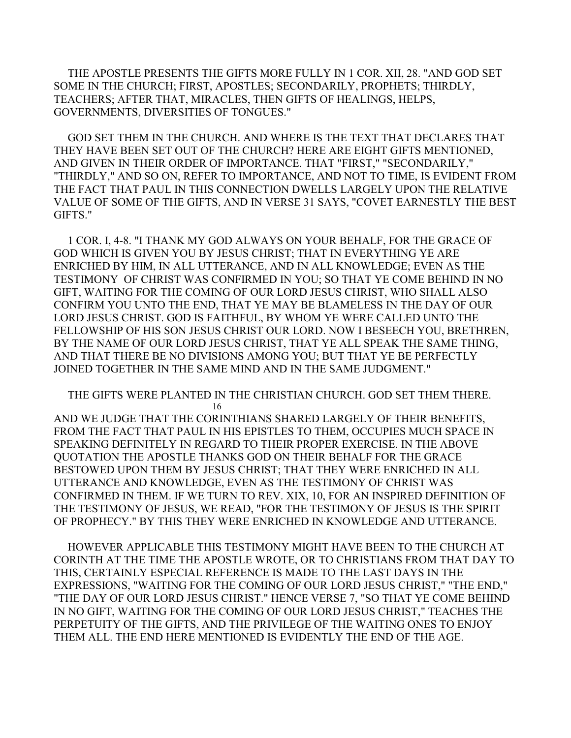THE APOSTLE PRESENTS THE GIFTS MORE FULLY IN 1 COR. XII, 28. "AND GOD SET SOME IN THE CHURCH; FIRST, APOSTLES; SECONDARILY, PROPHETS; THIRDLY, TEACHERS; AFTER THAT, MIRACLES, THEN GIFTS OF HEALINGS, HELPS, GOVERNMENTS, DIVERSITIES OF TONGUES."

GOD SET THEM IN THE CHURCH. AND WHERE IS THE TEXT THAT DECLARES THAT THEY HAVE BEEN SET OUT OF THE CHURCH? HERE ARE EIGHT GIFTS MENTIONED, AND GIVEN IN THEIR ORDER OF IMPORTANCE. THAT "FIRST," "SECONDARILY," "THIRDLY," AND SO ON, REFER TO IMPORTANCE, AND NOT TO TIME, IS EVIDENT FROM THE FACT THAT PAUL IN THIS CONNECTION DWELLS LARGELY UPON THE RELATIVE VALUE OF SOME OF THE GIFTS, AND IN VERSE 31 SAYS, "COVET EARNESTLY THE BEST GIFTS."

1 COR. I, 4-8. "I THANK MY GOD ALWAYS ON YOUR BEHALF, FOR THE GRACE OF GOD WHICH IS GIVEN YOU BY JESUS CHRIST; THAT IN EVERYTHING YE ARE ENRICHED BY HIM, IN ALL UTTERANCE, AND IN ALL KNOWLEDGE; EVEN AS THE TESTIMONY OF CHRIST WAS CONFIRMED IN YOU; SO THAT YE COME BEHIND IN NO GIFT, WAITING FOR THE COMING OF OUR LORD JESUS CHRIST, WHO SHALL ALSO CONFIRM YOU UNTO THE END, THAT YE MAY BE BLAMELESS IN THE DAY OF OUR LORD JESUS CHRIST. GOD IS FAITHFUL, BY WHOM YE WERE CALLED UNTO THE FELLOWSHIP OF HIS SON JESUS CHRIST OUR LORD. NOW I BESEECH YOU, BRETHREN, BY THE NAME OF OUR LORD JESUS CHRIST, THAT YE ALL SPEAK THE SAME THING, AND THAT THERE BE NO DIVISIONS AMONG YOU; BUT THAT YE BE PERFECTLY JOINED TOGETHER IN THE SAME MIND AND IN THE SAME JUDGMENT."

THE GIFTS WERE PLANTED IN THE CHRISTIAN CHURCH. GOD SET THEM THERE. AND WE JUDGE THAT THE CORINTHIANS SHARED LARGELY OF THEIR BENEFITS, FROM THE FACT THAT PAUL IN HIS EPISTLES TO THEM, OCCUPIES MUCH SPACE IN SPEAKING DEFINITELY IN REGARD TO THEIR PROPER EXERCISE. IN THE ABOVE QUOTATION THE APOSTLE THANKS GOD ON THEIR BEHALF FOR THE GRACE BESTOWED UPON THEM BY JESUS CHRIST; THAT THEY WERE ENRICHED IN ALL UTTERANCE AND KNOWLEDGE, EVEN AS THE TESTIMONY OF CHRIST WAS CONFIRMED IN THEM. IF WE TURN TO REV. XIX, 10, FOR AN INSPIRED DEFINITION OF THE TESTIMONY OF JESUS, WE READ, "FOR THE TESTIMONY OF JESUS IS THE SPIRIT OF PROPHECY." BY THIS THEY WERE ENRICHED IN KNOWLEDGE AND UTTERANCE.

HOWEVER APPLICABLE THIS TESTIMONY MIGHT HAVE BEEN TO THE CHURCH AT CORINTH AT THE TIME THE APOSTLE WROTE, OR TO CHRISTIANS FROM THAT DAY TO THIS, CERTAINLY ESPECIAL REFERENCE IS MADE TO THE LAST DAYS IN THE EXPRESSIONS, "WAITING FOR THE COMING OF OUR LORD JESUS CHRIST," "THE END," "THE DAY OF OUR LORD JESUS CHRIST." HENCE VERSE 7, "SO THAT YE COME BEHIND IN NO GIFT, WAITING FOR THE COMING OF OUR LORD JESUS CHRIST," TEACHES THE PERPETUITY OF THE GIFTS, AND THE PRIVILEGE OF THE WAITING ONES TO ENJOY THEM ALL. THE END HERE MENTIONED IS EVIDENTLY THE END OF THE AGE.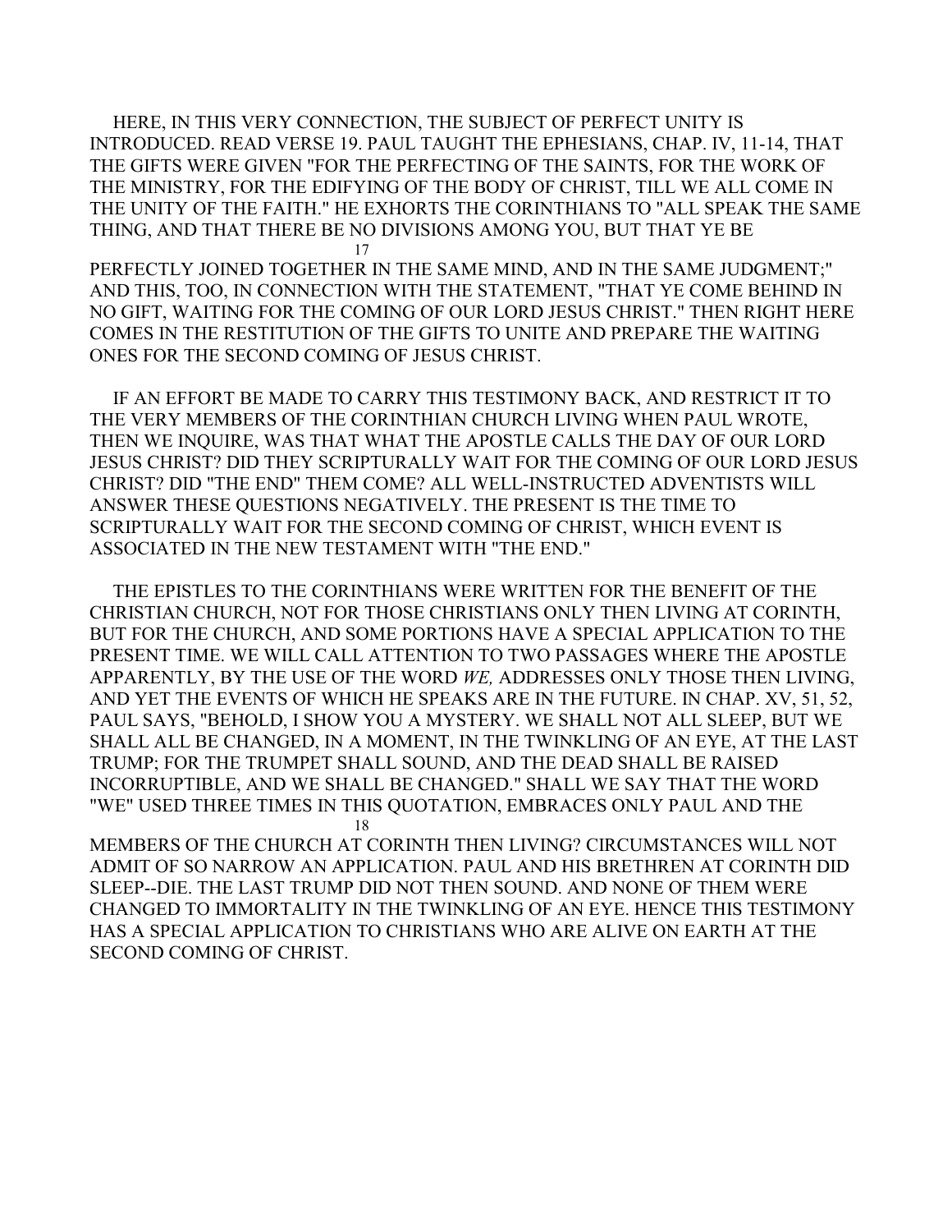HERE, IN THIS VERY CONNECTION, THE SUBJECT OF PERFECT UNITY IS INTRODUCED. READ VERSE 19. PAUL TAUGHT THE EPHESIANS, CHAP. IV, 11-14, THAT THE GIFTS WERE GIVEN "FOR THE PERFECTING OF THE SAINTS, FOR THE WORK OF THE MINISTRY, FOR THE EDIFYING OF THE BODY OF CHRIST, TILL WE ALL COME IN THE UNITY OF THE FAITH." HE EXHORTS THE CORINTHIANS TO "ALL SPEAK THE SAME THING, AND THAT THERE BE NO DIVISIONS AMONG YOU, BUT THAT YE BE PERFECTLY JOINED TOGETHER IN THE SAME MIND, AND IN THE SAME JUDGMENT;" AND THIS, TOO, IN CONNECTION WITH THE STATEMENT, "THAT YE COME BEHIND IN NO GIFT, WAITING FOR THE COMING OF OUR LORD JESUS CHRIST." THEN RIGHT HERE COMES IN THE RESTITUTION OF THE GIFTS TO UNITE AND PREPARE THE WAITING ONES FOR THE SECOND COMING OF JESUS CHRIST.

IF AN EFFORT BE MADE TO CARRY THIS TESTIMONY BACK, AND RESTRICT IT TO THE VERY MEMBERS OF THE CORINTHIAN CHURCH LIVING WHEN PAUL WROTE, THEN WE INQUIRE, WAS THAT WHAT THE APOSTLE CALLS THE DAY OF OUR LORD JESUS CHRIST? DID THEY SCRIPTURALLY WAIT FOR THE COMING OF OUR LORD JESUS CHRIST? DID "THE END" THEM COME? ALL WELL-INSTRUCTED ADVENTISTS WILL ANSWER THESE QUESTIONS NEGATIVELY. THE PRESENT IS THE TIME TO SCRIPTURALLY WAIT FOR THE SECOND COMING OF CHRIST, WHICH EVENT IS ASSOCIATED IN THE NEW TESTAMENT WITH "THE END."

THE EPISTLES TO THE CORINTHIANS WERE WRITTEN FOR THE BENEFIT OF THE CHRISTIAN CHURCH, NOT FOR THOSE CHRISTIANS ONLY THEN LIVING AT CORINTH, BUT FOR THE CHURCH, AND SOME PORTIONS HAVE A SPECIAL APPLICATION TO THE PRESENT TIME. WE WILL CALL ATTENTION TO TWO PASSAGES WHERE THE APOSTLE APPARENTLY, BY THE USE OF THE WORD *WE,* ADDRESSES ONLY THOSE THEN LIVING, AND YET THE EVENTS OF WHICH HE SPEAKS ARE IN THE FUTURE. IN CHAP. XV, 51, 52, PAUL SAYS, "BEHOLD, I SHOW YOU A MYSTERY. WE SHALL NOT ALL SLEEP, BUT WE SHALL ALL BE CHANGED, IN A MOMENT, IN THE TWINKLING OF AN EYE, AT THE LAST TRUMP; FOR THE TRUMPET SHALL SOUND, AND THE DEAD SHALL BE RAISED INCORRUPTIBLE, AND WE SHALL BE CHANGED." SHALL WE SAY THAT THE WORD "WE" USED THREE TIMES IN THIS QUOTATION, EMBRACES ONLY PAUL AND THE MEMBERS OF THE CHURCH AT CORINTH THEN LIVING? CIRCUMSTANCES WILL NOT ADMIT OF SO NARROW AN APPLICATION. PAUL AND HIS BRETHREN AT CORINTH DID SLEEP--DIE. THE LAST TRUMP DID NOT THEN SOUND. AND NONE OF THEM WERE CHANGED TO IMMORTALITY IN THE TWINKLING OF AN EYE. HENCE THIS TESTIMONY HAS A SPECIAL APPLICATION TO CHRISTIANS WHO ARE ALIVE ON EARTH AT THE SECOND COMING OF CHRIST.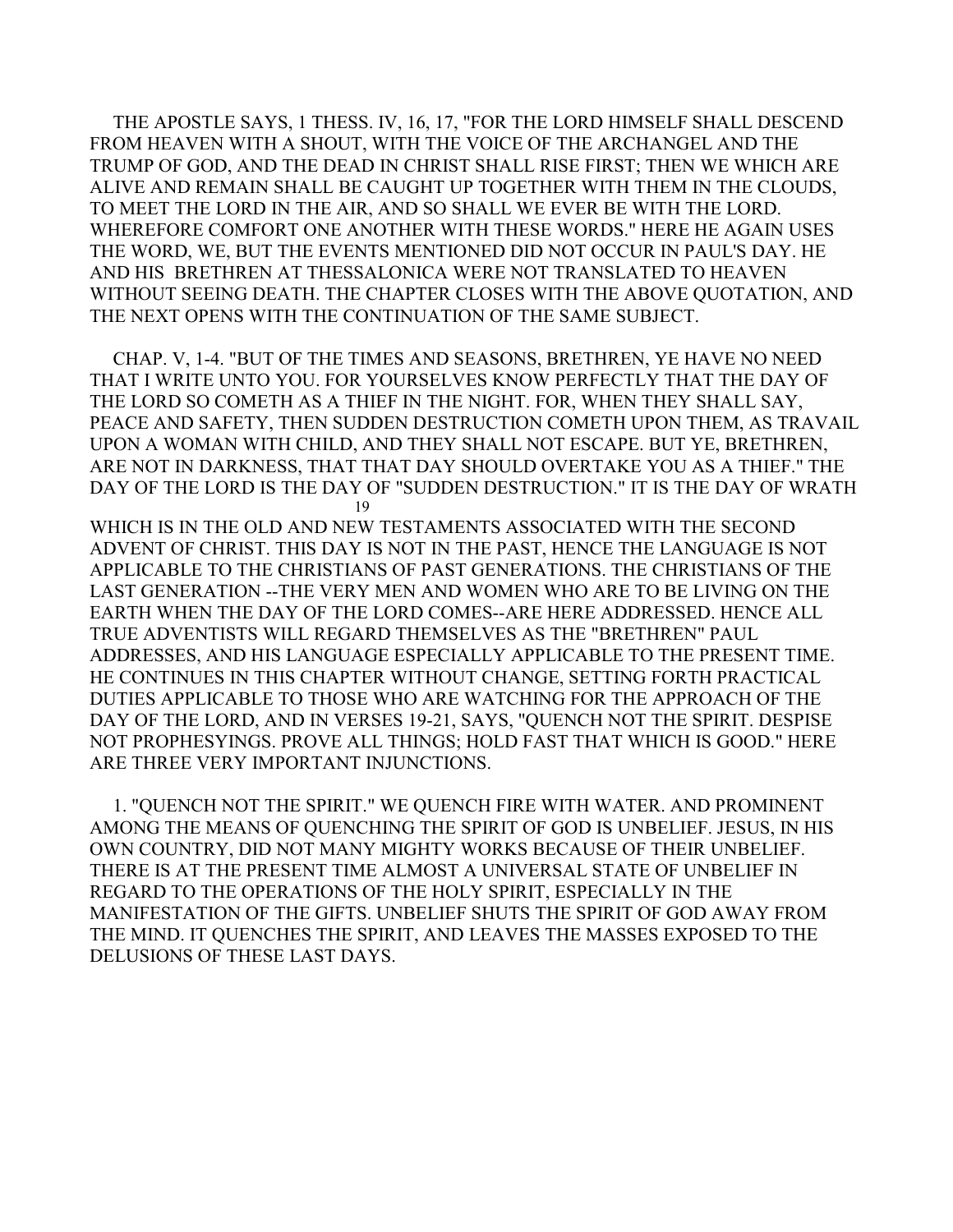THE APOSTLE SAYS, 1 THESS. IV, 16, 17, "FOR THE LORD HIMSELF SHALL DESCEND FROM HEAVEN WITH A SHOUT, WITH THE VOICE OF THE ARCHANGEL AND THE TRUMP OF GOD, AND THE DEAD IN CHRIST SHALL RISE FIRST; THEN WE WHICH ARE ALIVE AND REMAIN SHALL BE CAUGHT UP TOGETHER WITH THEM IN THE CLOUDS, TO MEET THE LORD IN THE AIR, AND SO SHALL WE EVER BE WITH THE LORD. WHEREFORE COMFORT ONE ANOTHER WITH THESE WORDS." HERE HE AGAIN USES THE WORD, WE, BUT THE EVENTS MENTIONED DID NOT OCCUR IN PAUL'S DAY. HE AND HIS BRETHREN AT THESSALONICA WERE NOT TRANSLATED TO HEAVEN WITHOUT SEEING DEATH. THE CHAPTER CLOSES WITH THE ABOVE QUOTATION, AND THE NEXT OPENS WITH THE CONTINUATION OF THE SAME SUBJECT.

CHAP. V, 1-4. "BUT OF THE TIMES AND SEASONS, BRETHREN, YE HAVE NO NEED THAT I WRITE UNTO YOU. FOR YOURSELVES KNOW PERFECTLY THAT THE DAY OF THE LORD SO COMETH AS A THIEF IN THE NIGHT. FOR, WHEN THEY SHALL SAY, PEACE AND SAFETY, THEN SUDDEN DESTRUCTION COMETH UPON THEM, AS TRAVAIL UPON A WOMAN WITH CHILD, AND THEY SHALL NOT ESCAPE. BUT YE, BRETHREN, ARE NOT IN DARKNESS, THAT THAT DAY SHOULD OVERTAKE YOU AS A THIEF." THE DAY OF THE LORD IS THE DAY OF "SUDDEN DESTRUCTION." IT IS THE DAY OF WRATH WHICH IS IN THE OLD AND NEW TESTAMENTS ASSOCIATED WITH THE SECOND ADVENT OF CHRIST. THIS DAY IS NOT IN THE PAST, HENCE THE LANGUAGE IS NOT APPLICABLE TO THE CHRISTIANS OF PAST GENERATIONS. THE CHRISTIANS OF THE LAST GENERATION --THE VERY MEN AND WOMEN WHO ARE TO BE LIVING ON THE EARTH WHEN THE DAY OF THE LORD COMES--ARE HERE ADDRESSED. HENCE ALL TRUE ADVENTISTS WILL REGARD THEMSELVES AS THE "BRETHREN" PAUL ADDRESSES, AND HIS LANGUAGE ESPECIALLY APPLICABLE TO THE PRESENT TIME. HE CONTINUES IN THIS CHAPTER WITHOUT CHANGE, SETTING FORTH PRACTICAL DUTIES APPLICABLE TO THOSE WHO ARE WATCHING FOR THE APPROACH OF THE DAY OF THE LORD, AND IN VERSES 19-21, SAYS, "QUENCH NOT THE SPIRIT. DESPISE NOT PROPHESYINGS. PROVE ALL THINGS; HOLD FAST THAT WHICH IS GOOD." HERE ARE THREE VERY IMPORTANT INJUNCTIONS.

1. "QUENCH NOT THE SPIRIT." WE QUENCH FIRE WITH WATER. AND PROMINENT AMONG THE MEANS OF QUENCHING THE SPIRIT OF GOD IS UNBELIEF. JESUS, IN HIS OWN COUNTRY, DID NOT MANY MIGHTY WORKS BECAUSE OF THEIR UNBELIEF. THERE IS AT THE PRESENT TIME ALMOST A UNIVERSAL STATE OF UNBELIEF IN REGARD TO THE OPERATIONS OF THE HOLY SPIRIT, ESPECIALLY IN THE MANIFESTATION OF THE GIFTS. UNBELIEF SHUTS THE SPIRIT OF GOD AWAY FROM THE MIND. IT QUENCHES THE SPIRIT, AND LEAVES THE MASSES EXPOSED TO THE DELUSIONS OF THESE LAST DAYS.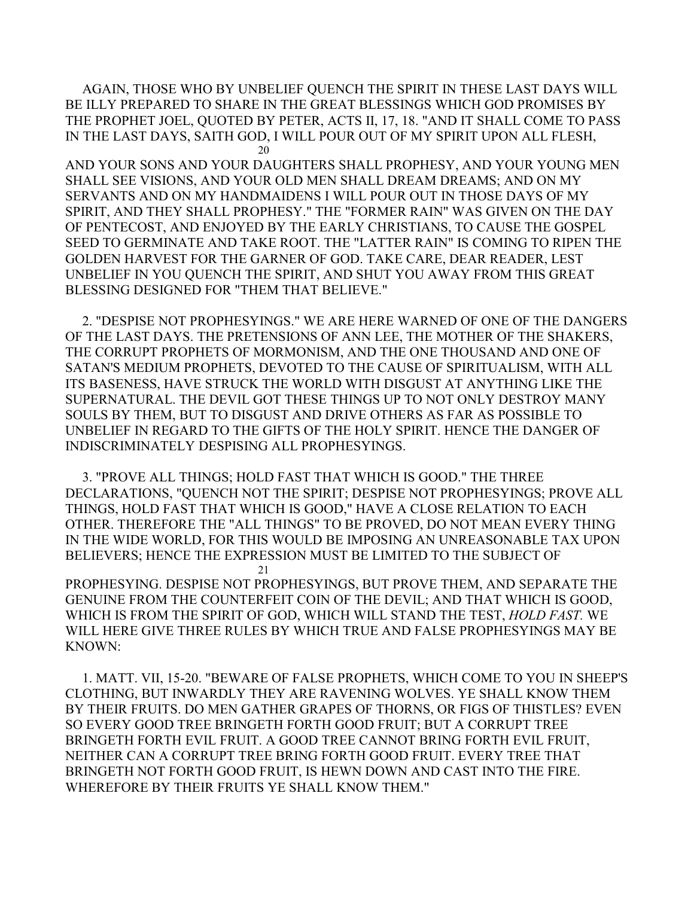AGAIN, THOSE WHO BY UNBELIEF QUENCH THE SPIRIT IN THESE LAST DAYS WILL BE ILLY PREPARED TO SHARE IN THE GREAT BLESSINGS WHICH GOD PROMISES BY THE PROPHET JOEL, QUOTED BY PETER, ACTS II, 17, 18. "AND IT SHALL COME TO PASS IN THE LAST DAYS, SAITH GOD, I WILL POUR OUT OF MY SPIRIT UPON ALL FLESH, AND YOUR SONS AND YOUR DAUGHTERS SHALL PROPHESY, AND YOUR YOUNG MEN SHALL SEE VISIONS, AND YOUR OLD MEN SHALL DREAM DREAMS; AND ON MY SERVANTS AND ON MY HANDMAIDENS I WILL POUR OUT IN THOSE DAYS OF MY SPIRIT, AND THEY SHALL PROPHESY." THE "FORMER RAIN" WAS GIVEN ON THE DAY OF PENTECOST, AND ENJOYED BY THE EARLY CHRISTIANS, TO CAUSE THE GOSPEL SEED TO GERMINATE AND TAKE ROOT. THE "LATTER RAIN" IS COMING TO RIPEN THE GOLDEN HARVEST FOR THE GARNER OF GOD. TAKE CARE, DEAR READER, LEST UNBELIEF IN YOU QUENCH THE SPIRIT, AND SHUT YOU AWAY FROM THIS GREAT BLESSING DESIGNED FOR "THEM THAT BELIEVE."

2. "DESPISE NOT PROPHESYINGS." WE ARE HERE WARNED OF ONE OF THE DANGERS OF THE LAST DAYS. THE PRETENSIONS OF ANN LEE, THE MOTHER OF THE SHAKERS, THE CORRUPT PROPHETS OF MORMONISM, AND THE ONE THOUSAND AND ONE OF SATAN'S MEDIUM PROPHETS, DEVOTED TO THE CAUSE OF SPIRITUALISM, WITH ALL ITS BASENESS, HAVE STRUCK THE WORLD WITH DISGUST AT ANYTHING LIKE THE SUPERNATURAL. THE DEVIL GOT THESE THINGS UP TO NOT ONLY DESTROY MANY SOULS BY THEM, BUT TO DISGUST AND DRIVE OTHERS AS FAR AS POSSIBLE TO UNBELIEF IN REGARD TO THE GIFTS OF THE HOLY SPIRIT. HENCE THE DANGER OF INDISCRIMINATELY DESPISING ALL PROPHESYINGS.

3. "PROVE ALL THINGS; HOLD FAST THAT WHICH IS GOOD." THE THREE DECLARATIONS, "QUENCH NOT THE SPIRIT; DESPISE NOT PROPHESYINGS; PROVE ALL THINGS, HOLD FAST THAT WHICH IS GOOD," HAVE A CLOSE RELATION TO EACH OTHER. THEREFORE THE "ALL THINGS" TO BE PROVED, DO NOT MEAN EVERY THING IN THE WIDE WORLD, FOR THIS WOULD BE IMPOSING AN UNREASONABLE TAX UPON BELIEVERS; HENCE THE EXPRESSION MUST BE LIMITED TO THE SUBJECT OF PROPHESYING. DESPISE NOT PROPHESYINGS, BUT PROVE THEM, AND SEPARATE THE GENUINE FROM THE COUNTERFEIT COIN OF THE DEVIL; AND THAT WHICH IS GOOD, WHICH IS FROM THE SPIRIT OF GOD, WHICH WILL STAND THE TEST, *HOLD FAST.* WE WILL HERE GIVE THREE RULES BY WHICH TRUE AND FALSE PROPHESYINGS MAY BE KNOWN:

1. MATT. VII, 15-20. "BEWARE OF FALSE PROPHETS, WHICH COME TO YOU IN SHEEP'S CLOTHING, BUT INWARDLY THEY ARE RAVENING WOLVES. YE SHALL KNOW THEM BY THEIR FRUITS. DO MEN GATHER GRAPES OF THORNS, OR FIGS OF THISTLES? EVEN SO EVERY GOOD TREE BRINGETH FORTH GOOD FRUIT; BUT A CORRUPT TREE BRINGETH FORTH EVIL FRUIT. A GOOD TREE CANNOT BRING FORTH EVIL FRUIT, NEITHER CAN A CORRUPT TREE BRING FORTH GOOD FRUIT. EVERY TREE THAT BRINGETH NOT FORTH GOOD FRUIT, IS HEWN DOWN AND CAST INTO THE FIRE. WHEREFORE BY THEIR FRUITS YE SHALL KNOW THEM."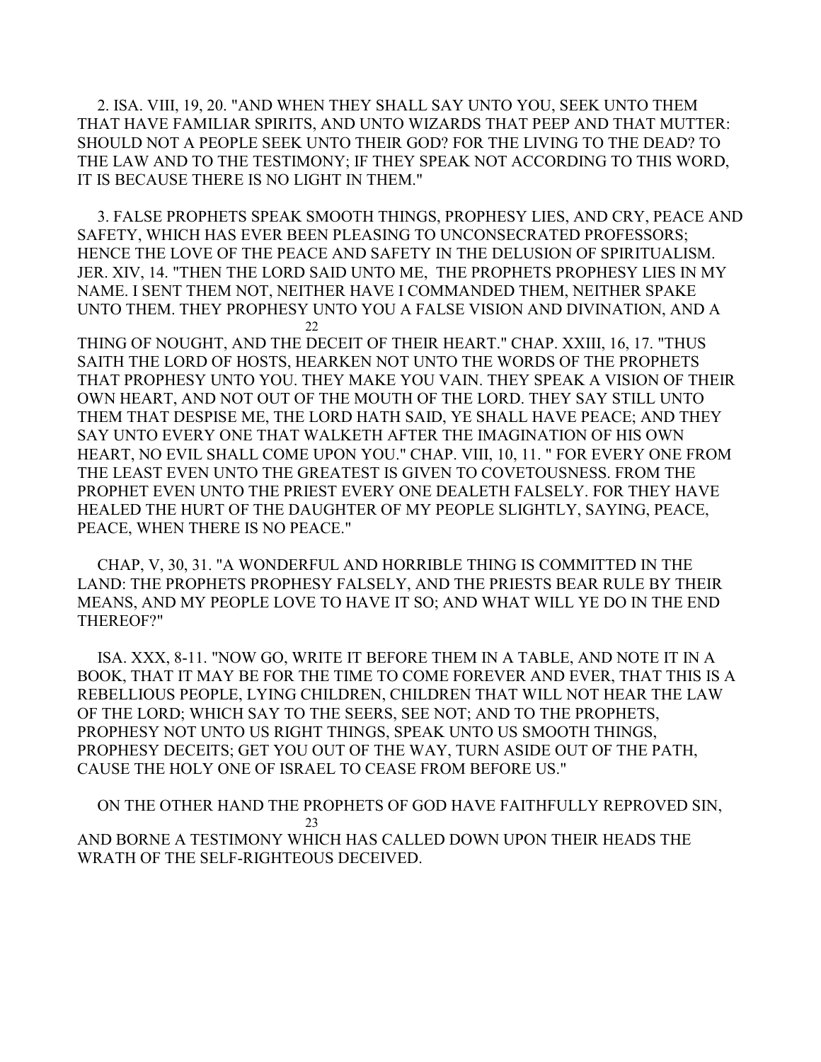2. ISA. VIII, 19, 20. "AND WHEN THEY SHALL SAY UNTO YOU, SEEK UNTO THEM THAT HAVE FAMILIAR SPIRITS, AND UNTO WIZARDS THAT PEEP AND THAT MUTTER: SHOULD NOT A PEOPLE SEEK UNTO THEIR GOD? FOR THE LIVING TO THE DEAD? TO THE LAW AND TO THE TESTIMONY; IF THEY SPEAK NOT ACCORDING TO THIS WORD, IT IS BECAUSE THERE IS NO LIGHT IN THEM."

3. FALSE PROPHETS SPEAK SMOOTH THINGS, PROPHESY LIES, AND CRY, PEACE AND SAFETY, WHICH HAS EVER BEEN PLEASING TO UNCONSECRATED PROFESSORS; HENCE THE LOVE OF THE PEACE AND SAFETY IN THE DELUSION OF SPIRITUALISM. JER. XIV, 14. "THEN THE LORD SAID UNTO ME, THE PROPHETS PROPHESY LIES IN MY NAME. I SENT THEM NOT, NEITHER HAVE I COMMANDED THEM, NEITHER SPAKE UNTO THEM. THEY PROPHESY UNTO YOU A FALSE VISION AND DIVINATION, AND A THING OF NOUGHT, AND THE DECEIT OF THEIR HEART." CHAP. XXIII, 16, 17. "THUS SAITH THE LORD OF HOSTS, HEARKEN NOT UNTO THE WORDS OF THE PROPHETS THAT PROPHESY UNTO YOU. THEY MAKE YOU VAIN. THEY SPEAK A VISION OF THEIR OWN HEART, AND NOT OUT OF THE MOUTH OF THE LORD. THEY SAY STILL UNTO THEM THAT DESPISE ME, THE LORD HATH SAID, YE SHALL HAVE PEACE; AND THEY SAY UNTO EVERY ONE THAT WALKETH AFTER THE IMAGINATION OF HIS OWN HEART, NO EVIL SHALL COME UPON YOU." CHAP. VIII, 10, 11. " FOR EVERY ONE FROM THE LEAST EVEN UNTO THE GREATEST IS GIVEN TO COVETOUSNESS. FROM THE PROPHET EVEN UNTO THE PRIEST EVERY ONE DEALETH FALSELY. FOR THEY HAVE HEALED THE HURT OF THE DAUGHTER OF MY PEOPLE SLIGHTLY, SAYING, PEACE, PEACE, WHEN THERE IS NO PEACE."

CHAP, V, 30, 31. "A WONDERFUL AND HORRIBLE THING IS COMMITTED IN THE LAND: THE PROPHETS PROPHESY FALSELY, AND THE PRIESTS BEAR RULE BY THEIR MEANS, AND MY PEOPLE LOVE TO HAVE IT SO; AND WHAT WILL YE DO IN THE END THEREOF?"

ISA. XXX, 8-11. "NOW GO, WRITE IT BEFORE THEM IN A TABLE, AND NOTE IT IN A BOOK, THAT IT MAY BE FOR THE TIME TO COME FOREVER AND EVER, THAT THIS IS A REBELLIOUS PEOPLE, LYING CHILDREN, CHILDREN THAT WILL NOT HEAR THE LAW OF THE LORD; WHICH SAY TO THE SEERS, SEE NOT; AND TO THE PROPHETS, PROPHESY NOT UNTO US RIGHT THINGS, SPEAK UNTO US SMOOTH THINGS, PROPHESY DECEITS; GET YOU OUT OF THE WAY, TURN ASIDE OUT OF THE PATH, CAUSE THE HOLY ONE OF ISRAEL TO CEASE FROM BEFORE US."

ON THE OTHER HAND THE PROPHETS OF GOD HAVE FAITHFULLY REPROVED SIN, AND BORNE A TESTIMONY WHICH HAS CALLED DOWN UPON THEIR HEADS THE WRATH OF THE SELF-RIGHTEOUS DECEIVED.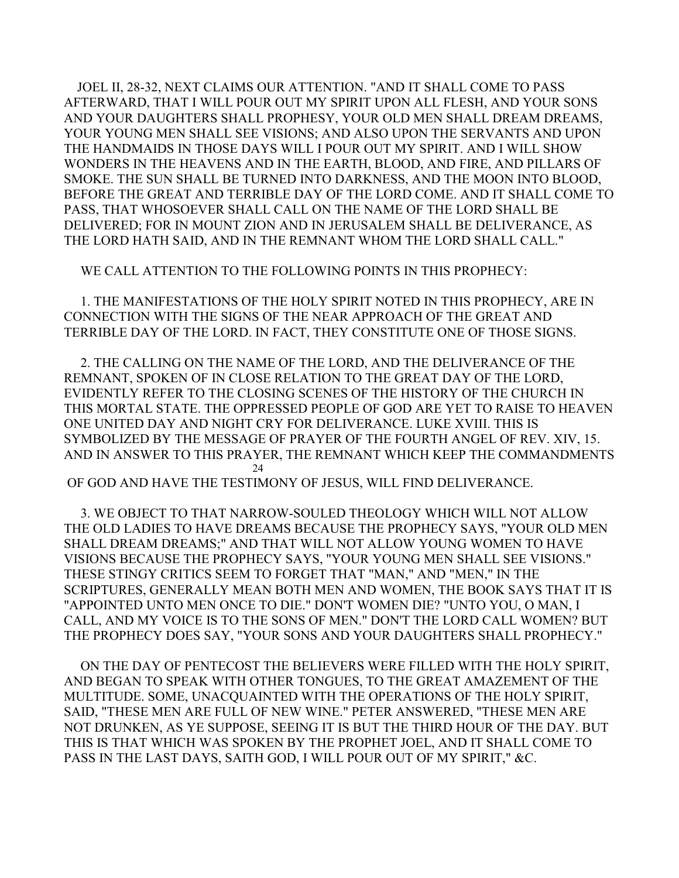JOEL II, 28-32, NEXT CLAIMS OUR ATTENTION. "AND IT SHALL COME TO PASS AFTERWARD, THAT I WILL POUR OUT MY SPIRIT UPON ALL FLESH, AND YOUR SONS AND YOUR DAUGHTERS SHALL PROPHESY, YOUR OLD MEN SHALL DREAM DREAMS, YOUR YOUNG MEN SHALL SEE VISIONS; AND ALSO UPON THE SERVANTS AND UPON THE HANDMAIDS IN THOSE DAYS WILL I POUR OUT MY SPIRIT. AND I WILL SHOW WONDERS IN THE HEAVENS AND IN THE EARTH, BLOOD, AND FIRE, AND PILLARS OF SMOKE. THE SUN SHALL BE TURNED INTO DARKNESS, AND THE MOON INTO BLOOD, BEFORE THE GREAT AND TERRIBLE DAY OF THE LORD COME. AND IT SHALL COME TO PASS, THAT WHOSOEVER SHALL CALL ON THE NAME OF THE LORD SHALL BE DELIVERED; FOR IN MOUNT ZION AND IN JERUSALEM SHALL BE DELIVERANCE, AS THE LORD HATH SAID, AND IN THE REMNANT WHOM THE LORD SHALL CALL."

WE CALL ATTENTION TO THE FOLLOWING POINTS IN THIS PROPHECY:

1. THE MANIFESTATIONS OF THE HOLY SPIRIT NOTED IN THIS PROPHECY, ARE IN CONNECTION WITH THE SIGNS OF THE NEAR APPROACH OF THE GREAT AND TERRIBLE DAY OF THE LORD. IN FACT, THEY CONSTITUTE ONE OF THOSE SIGNS.

2. THE CALLING ON THE NAME OF THE LORD, AND THE DELIVERANCE OF THE REMNANT, SPOKEN OF IN CLOSE RELATION TO THE GREAT DAY OF THE LORD, EVIDENTLY REFER TO THE CLOSING SCENES OF THE HISTORY OF THE CHURCH IN THIS MORTAL STATE. THE OPPRESSED PEOPLE OF GOD ARE YET TO RAISE TO HEAVEN ONE UNITED DAY AND NIGHT CRY FOR DELIVERANCE. LUKE XVIII. THIS IS SYMBOLIZED BY THE MESSAGE OF PRAYER OF THE FOURTH ANGEL OF REV. XIV, 15. AND IN ANSWER TO THIS PRAYER, THE REMNANT WHICH KEEP THE COMMANDMENTS OF GOD AND HAVE THE TESTIMONY OF JESUS, WILL FIND DELIVERANCE.

3. WE OBJECT TO THAT NARROW-SOULED THEOLOGY WHICH WILL NOT ALLOW THE OLD LADIES TO HAVE DREAMS BECAUSE THE PROPHECY SAYS, "YOUR OLD MEN SHALL DREAM DREAMS;" AND THAT WILL NOT ALLOW YOUNG WOMEN TO HAVE VISIONS BECAUSE THE PROPHECY SAYS, "YOUR YOUNG MEN SHALL SEE VISIONS." THESE STINGY CRITICS SEEM TO FORGET THAT "MAN," AND "MEN," IN THE SCRIPTURES, GENERALLY MEAN BOTH MEN AND WOMEN, THE BOOK SAYS THAT IT IS "APPOINTED UNTO MEN ONCE TO DIE." DON'T WOMEN DIE? "UNTO YOU, O MAN, I CALL, AND MY VOICE IS TO THE SONS OF MEN." DON'T THE LORD CALL WOMEN? BUT THE PROPHECY DOES SAY, "YOUR SONS AND YOUR DAUGHTERS SHALL PROPHECY."

ON THE DAY OF PENTECOST THE BELIEVERS WERE FILLED WITH THE HOLY SPIRIT, AND BEGAN TO SPEAK WITH OTHER TONGUES, TO THE GREAT AMAZEMENT OF THE MULTITUDE. SOME, UNACQUAINTED WITH THE OPERATIONS OF THE HOLY SPIRIT, SAID, "THESE MEN ARE FULL OF NEW WINE." PETER ANSWERED, "THESE MEN ARE NOT DRUNKEN, AS YE SUPPOSE, SEEING IT IS BUT THE THIRD HOUR OF THE DAY. BUT THIS IS THAT WHICH WAS SPOKEN BY THE PROPHET JOEL, AND IT SHALL COME TO PASS IN THE LAST DAYS, SAITH GOD, I WILL POUR OUT OF MY SPIRIT," &C.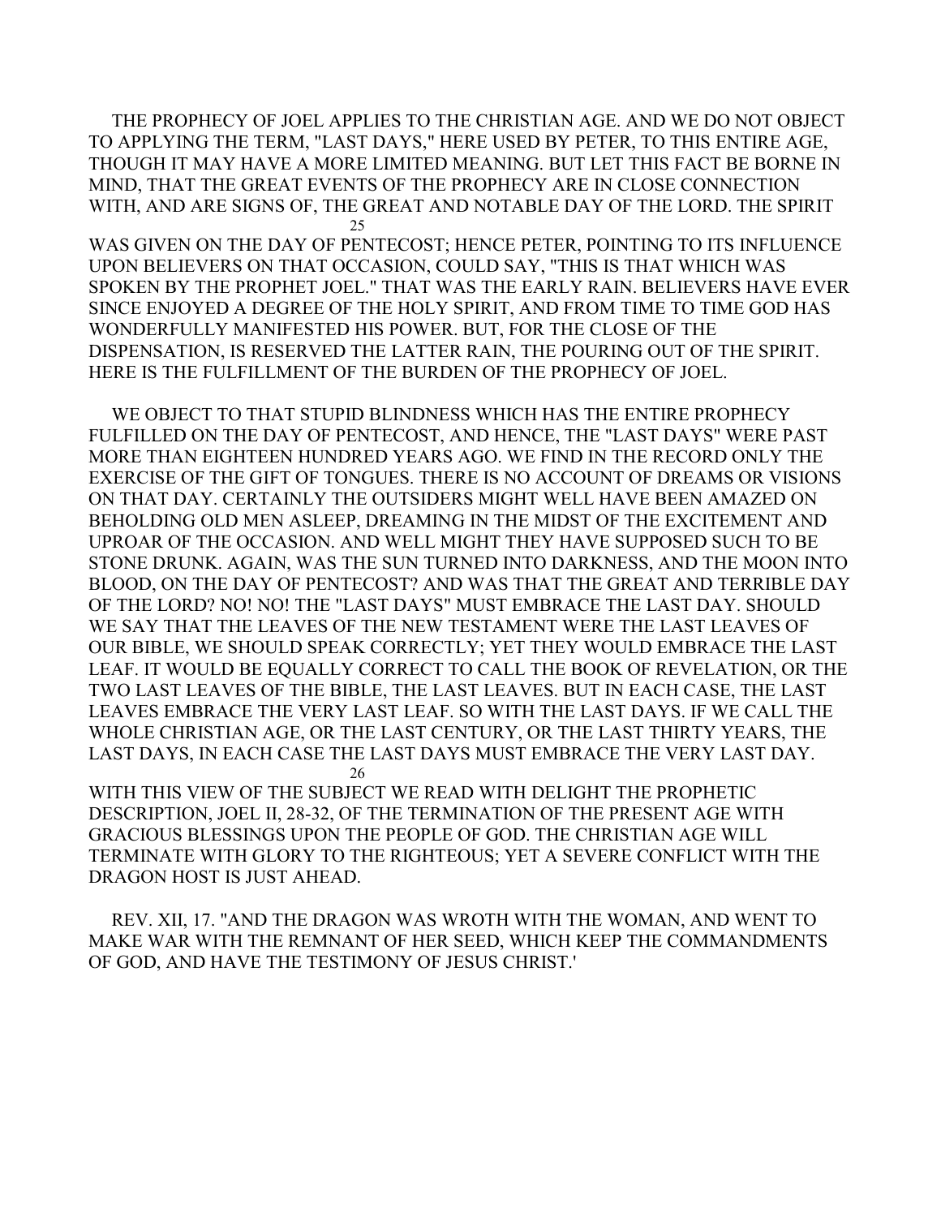THE PROPHECY OF JOEL APPLIES TO THE CHRISTIAN AGE. AND WE DO NOT OBJECT TO APPLYING THE TERM, "LAST DAYS," HERE USED BY PETER, TO THIS ENTIRE AGE, THOUGH IT MAY HAVE A MORE LIMITED MEANING. BUT LET THIS FACT BE BORNE IN MIND, THAT THE GREAT EVENTS OF THE PROPHECY ARE IN CLOSE CONNECTION WITH, AND ARE SIGNS OF, THE GREAT AND NOTABLE DAY OF THE LORD. THE SPIRIT WAS GIVEN ON THE DAY OF PENTECOST; HENCE PETER, POINTING TO ITS INFLUENCE UPON BELIEVERS ON THAT OCCASION, COULD SAY, "THIS IS THAT WHICH WAS SPOKEN BY THE PROPHET JOEL." THAT WAS THE EARLY RAIN. BELIEVERS HAVE EVER SINCE ENJOYED A DEGREE OF THE HOLY SPIRIT, AND FROM TIME TO TIME GOD HAS WONDERFULLY MANIFESTED HIS POWER. BUT, FOR THE CLOSE OF THE DISPENSATION, IS RESERVED THE LATTER RAIN, THE POURING OUT OF THE SPIRIT. HERE IS THE FULFILLMENT OF THE BURDEN OF THE PROPHECY OF JOEL.

WE OBJECT TO THAT STUPID BLINDNESS WHICH HAS THE ENTIRE PROPHECY FULFILLED ON THE DAY OF PENTECOST, AND HENCE, THE "LAST DAYS" WERE PAST MORE THAN EIGHTEEN HUNDRED YEARS AGO. WE FIND IN THE RECORD ONLY THE EXERCISE OF THE GIFT OF TONGUES. THERE IS NO ACCOUNT OF DREAMS OR VISIONS ON THAT DAY. CERTAINLY THE OUTSIDERS MIGHT WELL HAVE BEEN AMAZED ON BEHOLDING OLD MEN ASLEEP, DREAMING IN THE MIDST OF THE EXCITEMENT AND UPROAR OF THE OCCASION. AND WELL MIGHT THEY HAVE SUPPOSED SUCH TO BE STONE DRUNK. AGAIN, WAS THE SUN TURNED INTO DARKNESS, AND THE MOON INTO BLOOD, ON THE DAY OF PENTECOST? AND WAS THAT THE GREAT AND TERRIBLE DAY OF THE LORD? NO! NO! THE "LAST DAYS" MUST EMBRACE THE LAST DAY. SHOULD WE SAY THAT THE LEAVES OF THE NEW TESTAMENT WERE THE LAST LEAVES OF OUR BIBLE, WE SHOULD SPEAK CORRECTLY; YET THEY WOULD EMBRACE THE LAST LEAF. IT WOULD BE EQUALLY CORRECT TO CALL THE BOOK OF REVELATION, OR THE TWO LAST LEAVES OF THE BIBLE, THE LAST LEAVES. BUT IN EACH CASE, THE LAST LEAVES EMBRACE THE VERY LAST LEAF. SO WITH THE LAST DAYS. IF WE CALL THE WHOLE CHRISTIAN AGE, OR THE LAST CENTURY, OR THE LAST THIRTY YEARS, THE LAST DAYS, IN EACH CASE THE LAST DAYS MUST EMBRACE THE VERY LAST DAY. WITH THIS VIEW OF THE SUBJECT WE READ WITH DELIGHT THE PROPHETIC DESCRIPTION, JOEL II, 28-32, OF THE TERMINATION OF THE PRESENT AGE WITH GRACIOUS BLESSINGS UPON THE PEOPLE OF GOD. THE CHRISTIAN AGE WILL TERMINATE WITH GLORY TO THE RIGHTEOUS; YET A SEVERE CONFLICT WITH THE DRAGON HOST IS JUST AHEAD.

REV. XII, 17. "AND THE DRAGON WAS WROTH WITH THE WOMAN, AND WENT TO MAKE WAR WITH THE REMNANT OF HER SEED, WHICH KEEP THE COMMANDMENTS OF GOD, AND HAVE THE TESTIMONY OF JESUS CHRIST.'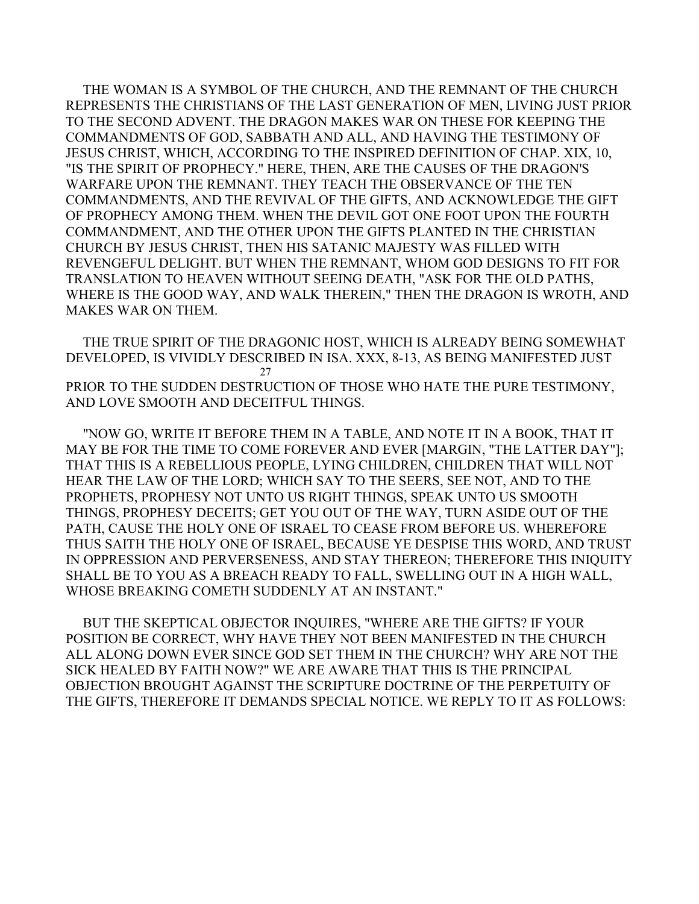THE WOMAN IS A SYMBOL OF THE CHURCH, AND THE REMNANT OF THE CHURCH REPRESENTS THE CHRISTIANS OF THE LAST GENERATION OF MEN, LIVING JUST PRIOR TO THE SECOND ADVENT. THE DRAGON MAKES WAR ON THESE FOR KEEPING THE COMMANDMENTS OF GOD, SABBATH AND ALL, AND HAVING THE TESTIMONY OF JESUS CHRIST, WHICH, ACCORDING TO THE INSPIRED DEFINITION OF CHAP. XIX, 10, "IS THE SPIRIT OF PROPHECY." HERE, THEN, ARE THE CAUSES OF THE DRAGON'S WARFARE UPON THE REMNANT. THEY TEACH THE OBSERVANCE OF THE TEN COMMANDMENTS, AND THE REVIVAL OF THE GIFTS, AND ACKNOWLEDGE THE GIFT OF PROPHECY AMONG THEM. WHEN THE DEVIL GOT ONE FOOT UPON THE FOURTH COMMANDMENT, AND THE OTHER UPON THE GIFTS PLANTED IN THE CHRISTIAN CHURCH BY JESUS CHRIST, THEN HIS SATANIC MAJESTY WAS FILLED WITH REVENGEFUL DELIGHT. BUT WHEN THE REMNANT, WHOM GOD DESIGNS TO FIT FOR TRANSLATION TO HEAVEN WITHOUT SEEING DEATH, "ASK FOR THE OLD PATHS, WHERE IS THE GOOD WAY, AND WALK THEREIN," THEN THE DRAGON IS WROTH, AND MAKES WAR ON THEM.

THE TRUE SPIRIT OF THE DRAGONIC HOST, WHICH IS ALREADY BEING SOMEWHAT DEVELOPED, IS VIVIDLY DESCRIBED IN ISA. XXX, 8-13, AS BEING MANIFESTED JUST PRIOR TO THE SUDDEN DESTRUCTION OF THOSE WHO HATE THE PURE TESTIMONY, AND LOVE SMOOTH AND DECEITFUL THINGS.

"NOW GO, WRITE IT BEFORE THEM IN A TABLE, AND NOTE IT IN A BOOK, THAT IT MAY BE FOR THE TIME TO COME FOREVER AND EVER [MARGIN, "THE LATTER DAY"]; THAT THIS IS A REBELLIOUS PEOPLE, LYING CHILDREN, CHILDREN THAT WILL NOT HEAR THE LAW OF THE LORD; WHICH SAY TO THE SEERS, SEE NOT, AND TO THE PROPHETS, PROPHESY NOT UNTO US RIGHT THINGS, SPEAK UNTO US SMOOTH THINGS, PROPHESY DECEITS; GET YOU OUT OF THE WAY, TURN ASIDE OUT OF THE PATH, CAUSE THE HOLY ONE OF ISRAEL TO CEASE FROM BEFORE US. WHEREFORE THUS SAITH THE HOLY ONE OF ISRAEL, BECAUSE YE DESPISE THIS WORD, AND TRUST IN OPPRESSION AND PERVERSENESS, AND STAY THEREON; THEREFORE THIS INIQUITY SHALL BE TO YOU AS A BREACH READY TO FALL, SWELLING OUT IN A HIGH WALL, WHOSE BREAKING COMETH SUDDENLY AT AN INSTANT."

BUT THE SKEPTICAL OBJECTOR INQUIRES, "WHERE ARE THE GIFTS? IF YOUR POSITION BE CORRECT, WHY HAVE THEY NOT BEEN MANIFESTED IN THE CHURCH ALL ALONG DOWN EVER SINCE GOD SET THEM IN THE CHURCH? WHY ARE NOT THE SICK HEALED BY FAITH NOW?" WE ARE AWARE THAT THIS IS THE PRINCIPAL OBJECTION BROUGHT AGAINST THE SCRIPTURE DOCTRINE OF THE PERPETUITY OF THE GIFTS, THEREFORE IT DEMANDS SPECIAL NOTICE. WE REPLY TO IT AS FOLLOWS: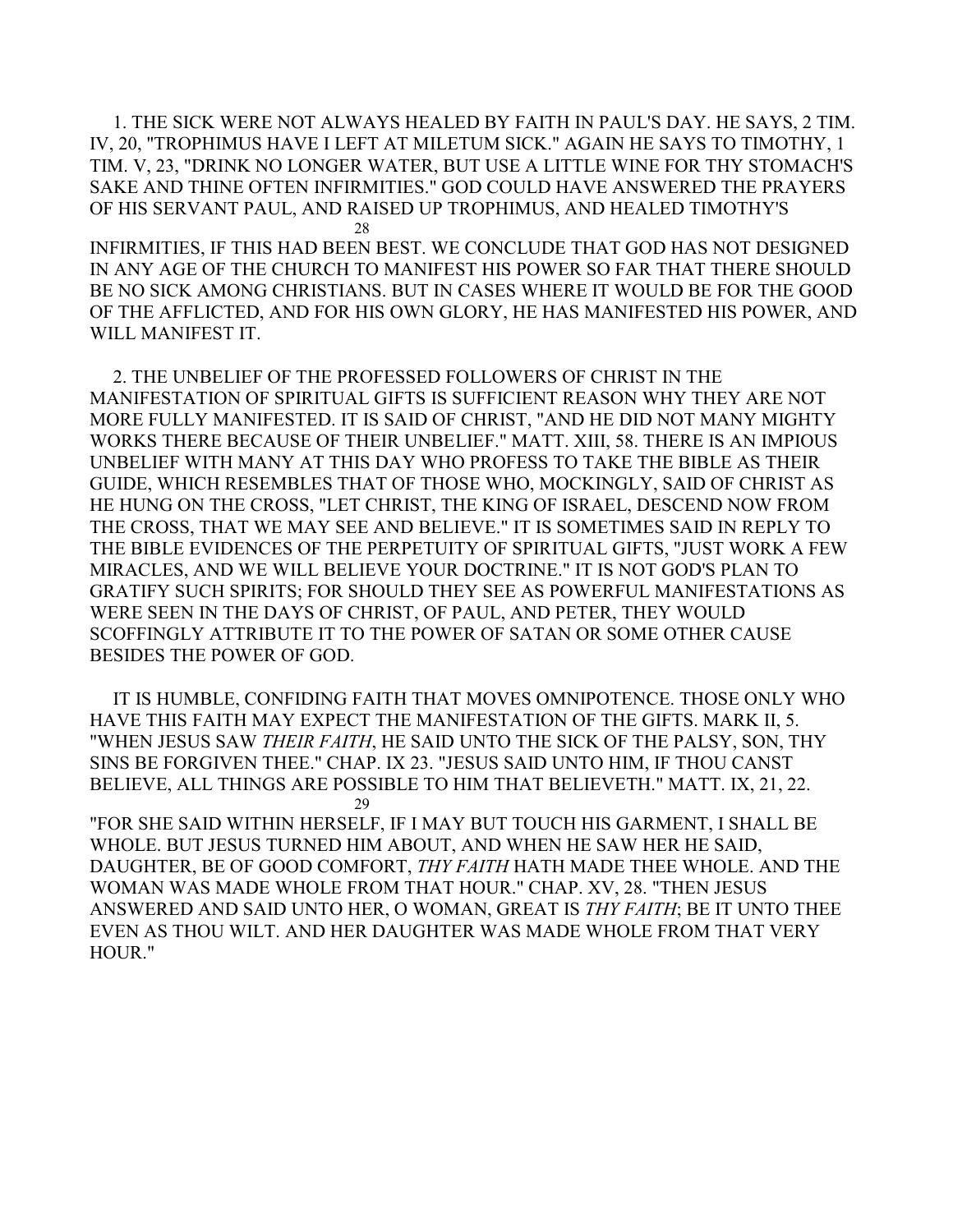1. THE SICK WERE NOT ALWAYS HEALED BY FAITH IN PAUL'S DAY. HE SAYS, 2 TIM. IV, 20, "TROPHIMUS HAVE I LEFT AT MILETUM SICK." AGAIN HE SAYS TO TIMOTHY, 1 TIM. V, 23, "DRINK NO LONGER WATER, BUT USE A LITTLE WINE FOR THY STOMACH'S SAKE AND THINE OFTEN INFIRMITIES." GOD COULD HAVE ANSWERED THE PRAYERS OF HIS SERVANT PAUL, AND RAISED UP TROPHIMUS, AND HEALED TIMOTHY'S INFIRMITIES, IF THIS HAD BEEN BEST. WE CONCLUDE THAT GOD HAS NOT DESIGNED IN ANY AGE OF THE CHURCH TO MANIFEST HIS POWER SO FAR THAT THERE SHOULD BE NO SICK AMONG CHRISTIANS. BUT IN CASES WHERE IT WOULD BE FOR THE GOOD OF THE AFFLICTED, AND FOR HIS OWN GLORY, HE HAS MANIFESTED HIS POWER, AND WILL MANIFEST IT.

2. THE UNBELIEF OF THE PROFESSED FOLLOWERS OF CHRIST IN THE MANIFESTATION OF SPIRITUAL GIFTS IS SUFFICIENT REASON WHY THEY ARE NOT MORE FULLY MANIFESTED. IT IS SAID OF CHRIST, "AND HE DID NOT MANY MIGHTY WORKS THERE BECAUSE OF THEIR UNBELIEF." MATT. XIII, 58. THERE IS AN IMPIOUS UNBELIEF WITH MANY AT THIS DAY WHO PROFESS TO TAKE THE BIBLE AS THEIR GUIDE, WHICH RESEMBLES THAT OF THOSE WHO, MOCKINGLY, SAID OF CHRIST AS HE HUNG ON THE CROSS, "LET CHRIST, THE KING OF ISRAEL, DESCEND NOW FROM THE CROSS, THAT WE MAY SEE AND BELIEVE." IT IS SOMETIMES SAID IN REPLY TO THE BIBLE EVIDENCES OF THE PERPETUITY OF SPIRITUAL GIFTS, "JUST WORK A FEW MIRACLES, AND WE WILL BELIEVE YOUR DOCTRINE." IT IS NOT GOD'S PLAN TO GRATIFY SUCH SPIRITS; FOR SHOULD THEY SEE AS POWERFUL MANIFESTATIONS AS WERE SEEN IN THE DAYS OF CHRIST, OF PAUL, AND PETER, THEY WOULD SCOFFINGLY ATTRIBUTE IT TO THE POWER OF SATAN OR SOME OTHER CAUSE BESIDES THE POWER OF GOD.

IT IS HUMBLE, CONFIDING FAITH THAT MOVES OMNIPOTENCE. THOSE ONLY WHO HAVE THIS FAITH MAY EXPECT THE MANIFESTATION OF THE GIFTS. MARK II, 5. "WHEN JESUS SAW *THEIR FAITH*, HE SAID UNTO THE SICK OF THE PALSY, SON, THY SINS BE FORGIVEN THEE." CHAP. IX 23. "JESUS SAID UNTO HIM, IF THOU CANST BELIEVE, ALL THINGS ARE POSSIBLE TO HIM THAT BELIEVETH." MATT. IX, 21, 22. "FOR SHE SAID WITHIN HERSELF, IF I MAY BUT TOUCH HIS GARMENT, I SHALL BE WHOLE. BUT JESUS TURNED HIM ABOUT, AND WHEN HE SAW HER HE SAID, DAUGHTER, BE OF GOOD COMFORT, *THY FAITH* HATH MADE THEE WHOLE. AND THE WOMAN WAS MADE WHOLE FROM THAT HOUR." CHAP. XV, 28. "THEN JESUS ANSWERED AND SAID UNTO HER, O WOMAN, GREAT IS *THY FAITH*; BE IT UNTO THEE EVEN AS THOU WILT. AND HER DAUGHTER WAS MADE WHOLE FROM THAT VERY HOUR."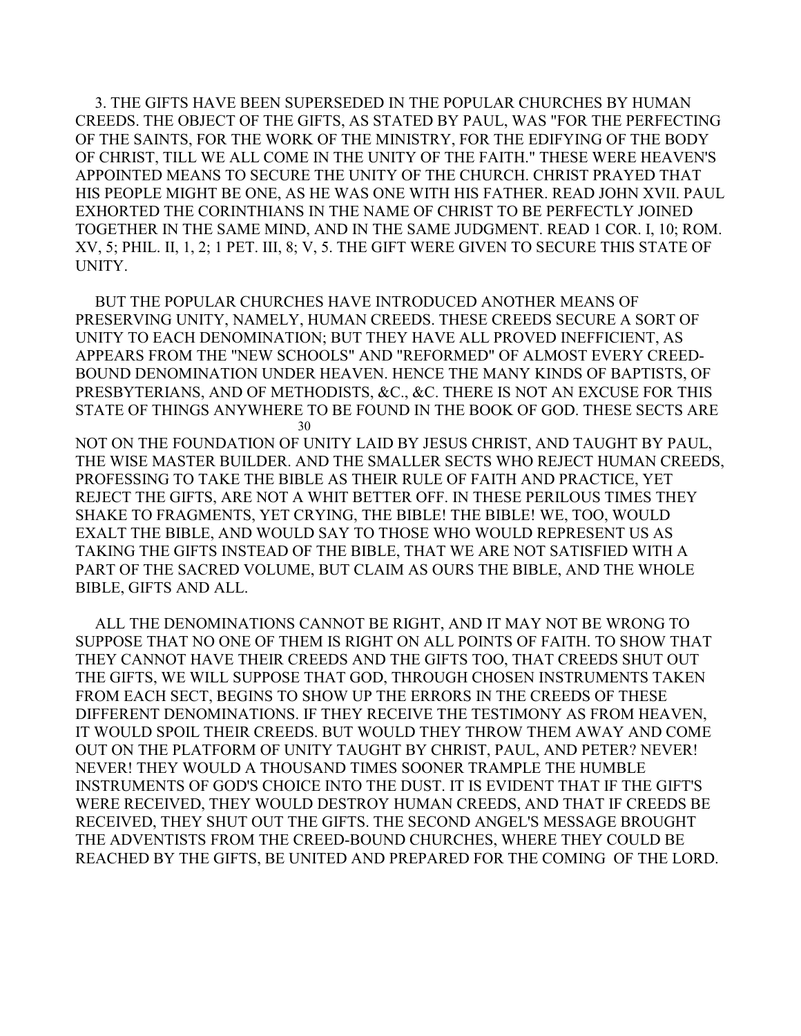3. THE GIFTS HAVE BEEN SUPERSEDED IN THE POPULAR CHURCHES BY HUMAN CREEDS. THE OBJECT OF THE GIFTS, AS STATED BY PAUL, WAS "FOR THE PERFECTING OF THE SAINTS, FOR THE WORK OF THE MINISTRY, FOR THE EDIFYING OF THE BODY OF CHRIST, TILL WE ALL COME IN THE UNITY OF THE FAITH." THESE WERE HEAVEN'S APPOINTED MEANS TO SECURE THE UNITY OF THE CHURCH. CHRIST PRAYED THAT HIS PEOPLE MIGHT BE ONE, AS HE WAS ONE WITH HIS FATHER. READ JOHN XVII. PAUL EXHORTED THE CORINTHIANS IN THE NAME OF CHRIST TO BE PERFECTLY JOINED TOGETHER IN THE SAME MIND, AND IN THE SAME JUDGMENT. READ 1 COR. I, 10; ROM. XV, 5; PHIL. II, 1, 2; 1 PET. III, 8; V, 5. THE GIFT WERE GIVEN TO SECURE THIS STATE OF UNITY.

BUT THE POPULAR CHURCHES HAVE INTRODUCED ANOTHER MEANS OF PRESERVING UNITY, NAMELY, HUMAN CREEDS. THESE CREEDS SECURE A SORT OF UNITY TO EACH DENOMINATION; BUT THEY HAVE ALL PROVED INEFFICIENT, AS APPEARS FROM THE "NEW SCHOOLS" AND "REFORMED" OF ALMOST EVERY CREED-BOUND DENOMINATION UNDER HEAVEN. HENCE THE MANY KINDS OF BAPTISTS, OF PRESBYTERIANS, AND OF METHODISTS, &C., &C. THERE IS NOT AN EXCUSE FOR THIS STATE OF THINGS ANYWHERE TO BE FOUND IN THE BOOK OF GOD. THESE SECTS ARE NOT ON THE FOUNDATION OF UNITY LAID BY JESUS CHRIST, AND TAUGHT BY PAUL, THE WISE MASTER BUILDER. AND THE SMALLER SECTS WHO REJECT HUMAN CREEDS, PROFESSING TO TAKE THE BIBLE AS THEIR RULE OF FAITH AND PRACTICE, YET REJECT THE GIFTS, ARE NOT A WHIT BETTER OFF. IN THESE PERILOUS TIMES THEY SHAKE TO FRAGMENTS, YET CRYING, THE BIBLE! THE BIBLE! WE, TOO, WOULD EXALT THE BIBLE, AND WOULD SAY TO THOSE WHO WOULD REPRESENT US AS TAKING THE GIFTS INSTEAD OF THE BIBLE, THAT WE ARE NOT SATISFIED WITH A PART OF THE SACRED VOLUME, BUT CLAIM AS OURS THE BIBLE, AND THE WHOLE BIBLE, GIFTS AND ALL.

ALL THE DENOMINATIONS CANNOT BE RIGHT, AND IT MAY NOT BE WRONG TO SUPPOSE THAT NO ONE OF THEM IS RIGHT ON ALL POINTS OF FAITH. TO SHOW THAT THEY CANNOT HAVE THEIR CREEDS AND THE GIFTS TOO, THAT CREEDS SHUT OUT THE GIFTS, WE WILL SUPPOSE THAT GOD, THROUGH CHOSEN INSTRUMENTS TAKEN FROM EACH SECT, BEGINS TO SHOW UP THE ERRORS IN THE CREEDS OF THESE DIFFERENT DENOMINATIONS. IF THEY RECEIVE THE TESTIMONY AS FROM HEAVEN, IT WOULD SPOIL THEIR CREEDS. BUT WOULD THEY THROW THEM AWAY AND COME OUT ON THE PLATFORM OF UNITY TAUGHT BY CHRIST, PAUL, AND PETER? NEVER! NEVER! THEY WOULD A THOUSAND TIMES SOONER TRAMPLE THE HUMBLE INSTRUMENTS OF GOD'S CHOICE INTO THE DUST. IT IS EVIDENT THAT IF THE GIFT'S WERE RECEIVED, THEY WOULD DESTROY HUMAN CREEDS, AND THAT IF CREEDS BE RECEIVED, THEY SHUT OUT THE GIFTS. THE SECOND ANGEL'S MESSAGE BROUGHT THE ADVENTISTS FROM THE CREED-BOUND CHURCHES, WHERE THEY COULD BE REACHED BY THE GIFTS, BE UNITED AND PREPARED FOR THE COMING OF THE LORD.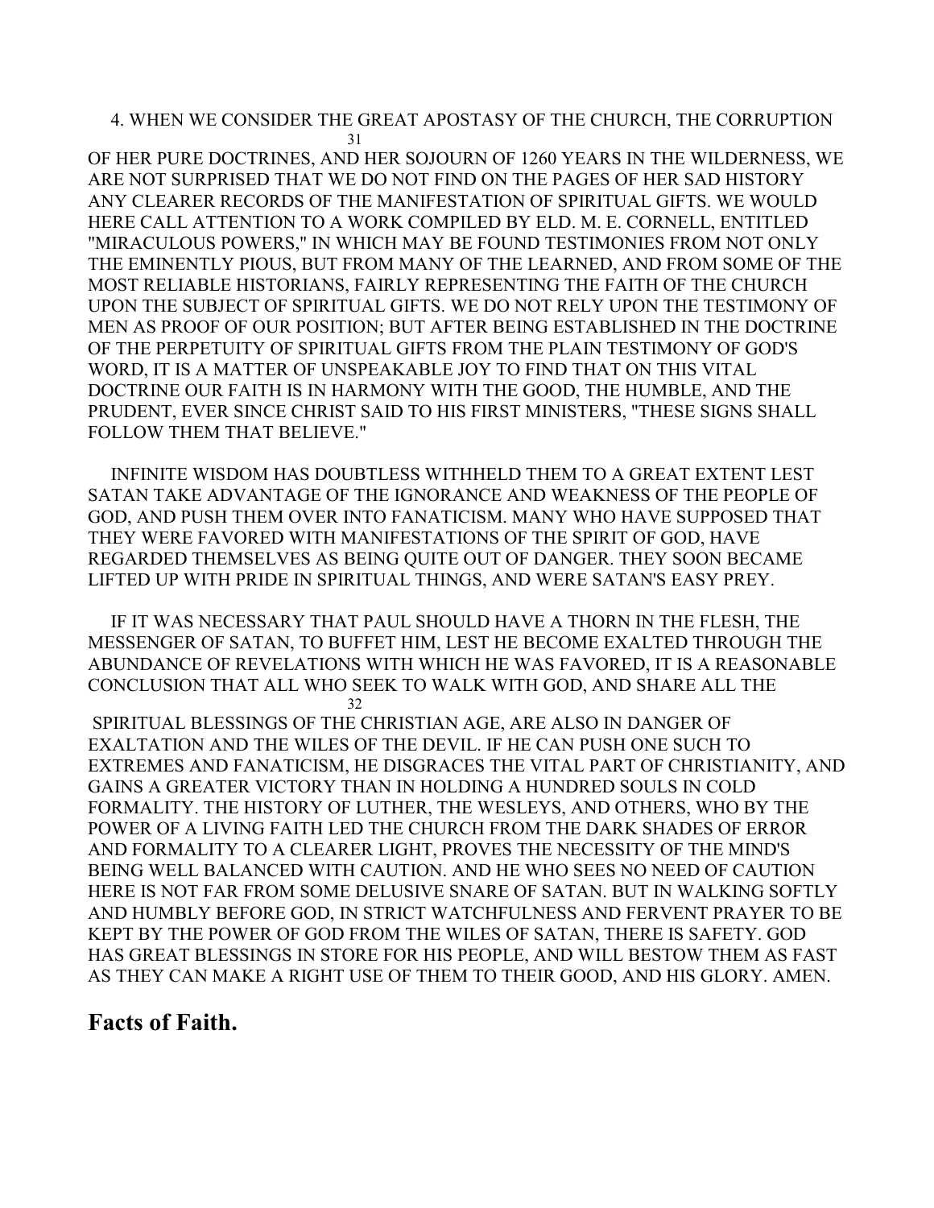4. WHEN WE CONSIDER THE GREAT APOSTASY OF THE CHURCH, THE CORRUPTION OF HER PURE DOCTRINES, AND HER SOJOURN OF 1260 YEARS IN THE WILDERNESS, WE ARE NOT SURPRISED THAT WE DO NOT FIND ON THE PAGES OF HER SAD HISTORY ANY CLEARER RECORDS OF THE MANIFESTATION OF SPIRITUAL GIFTS. WE WOULD HERE CALL ATTENTION TO A WORK COMPILED BY ELD. M. E. CORNELL, ENTITLED "MIRACULOUS POWERS," IN WHICH MAY BE FOUND TESTIMONIES FROM NOT ONLY THE EMINENTLY PIOUS, BUT FROM MANY OF THE LEARNED, AND FROM SOME OF THE MOST RELIABLE HISTORIANS, FAIRLY REPRESENTING THE FAITH OF THE CHURCH UPON THE SUBJECT OF SPIRITUAL GIFTS. WE DO NOT RELY UPON THE TESTIMONY OF MEN AS PROOF OF OUR POSITION; BUT AFTER BEING ESTABLISHED IN THE DOCTRINE OF THE PERPETUITY OF SPIRITUAL GIFTS FROM THE PLAIN TESTIMONY OF GOD'S WORD, IT IS A MATTER OF UNSPEAKABLE JOY TO FIND THAT ON THIS VITAL DOCTRINE OUR FAITH IS IN HARMONY WITH THE GOOD, THE HUMBLE, AND THE PRUDENT, EVER SINCE CHRIST SAID TO HIS FIRST MINISTERS, "THESE SIGNS SHALL FOLLOW THEM THAT BELIEVE."

INFINITE WISDOM HAS DOUBTLESS WITHHELD THEM TO A GREAT EXTENT LEST SATAN TAKE ADVANTAGE OF THE IGNORANCE AND WEAKNESS OF THE PEOPLE OF GOD, AND PUSH THEM OVER INTO FANATICISM. MANY WHO HAVE SUPPOSED THAT THEY WERE FAVORED WITH MANIFESTATIONS OF THE SPIRIT OF GOD, HAVE REGARDED THEMSELVES AS BEING QUITE OUT OF DANGER. THEY SOON BECAME LIFTED UP WITH PRIDE IN SPIRITUAL THINGS, AND WERE SATAN'S EASY PREY.

IF IT WAS NECESSARY THAT PAUL SHOULD HAVE A THORN IN THE FLESH, THE MESSENGER OF SATAN, TO BUFFET HIM, LEST HE BECOME EXALTED THROUGH THE ABUNDANCE OF REVELATIONS WITH WHICH HE WAS FAVORED, IT IS A REASONABLE CONCLUSION THAT ALL WHO SEEK TO WALK WITH GOD, AND SHARE ALL THE SPIRITUAL BLESSINGS OF THE CHRISTIAN AGE, ARE ALSO IN DANGER OF EXALTATION AND THE WILES OF THE DEVIL. IF HE CAN PUSH ONE SUCH TO EXTREMES AND FANATICISM, HE DISGRACES THE VITAL PART OF CHRISTIANITY, AND GAINS A GREATER VICTORY THAN IN HOLDING A HUNDRED SOULS IN COLD FORMALITY. THE HISTORY OF LUTHER, THE WESLEYS, AND OTHERS, WHO BY THE POWER OF A LIVING FAITH LED THE CHURCH FROM THE DARK SHADES OF ERROR AND FORMALITY TO A CLEARER LIGHT, PROVES THE NECESSITY OF THE MIND'S BEING WELL BALANCED WITH CAUTION. AND HE WHO SEES NO NEED OF CAUTION HERE IS NOT FAR FROM SOME DELUSIVE SNARE OF SATAN. BUT IN WALKING SOFTLY AND HUMBLY BEFORE GOD, IN STRICT WATCHFULNESS AND FERVENT PRAYER TO BE KEPT BY THE POWER OF GOD FROM THE WILES OF SATAN, THERE IS SAFETY. GOD HAS GREAT BLESSINGS IN STORE FOR HIS PEOPLE, AND WILL BESTOW THEM AS FAST AS THEY CAN MAKE A RIGHT USE OF THEM TO THEIR GOOD, AND HIS GLORY. AMEN.

## Facts of Faith.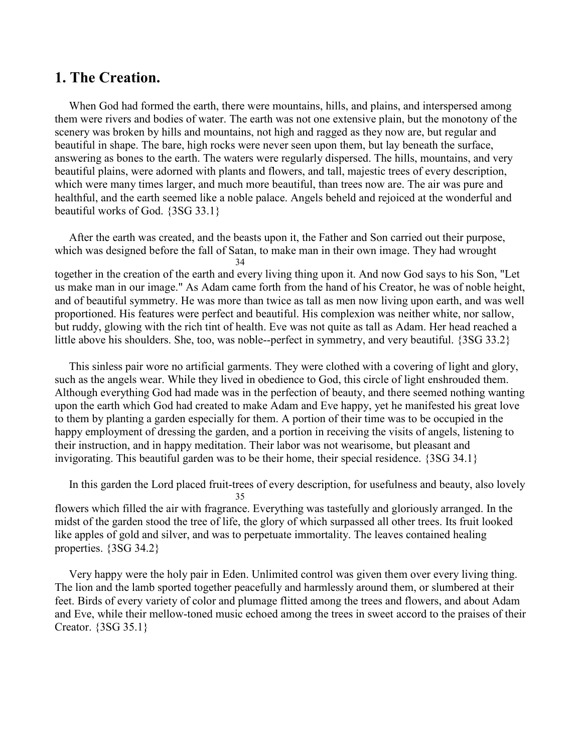## 1. The Creation.

When God had formed the earth, there were mountains, hills, and plains, and interspersed among them were rivers and bodies of water. The earth was not one extensive plain, but the monotony of the scenery was broken by hills and mountains, not high and ragged as they now are, but regular and beautiful in shape. The bare, high rocks were never seen upon them, but lay beneath the surface, answering as bones to the earth. The waters were regularly dispersed. The hills, mountains, and very beautiful plains, were adorned with plants and flowers, and tall, majestic trees of every description, which were many times larger, and much more beautiful, than trees now are. The air was pure and healthful, and the earth seemed like a noble palace. Angels beheld and rejoiced at the wonderful and beautiful works of God. {3SG 33.1}

After the earth was created, and the beasts upon it, the Father and Son carried out their purpose, which was designed before the fall of Satan, to make man in their own image. They had wrought together in the creation of the earth and every living thing upon it. And now God says to his Son, "Let us make man in our image." As Adam came forth from the hand of his Creator, he was of noble height, and of beautiful symmetry. He was more than twice as tall as men now living upon earth, and was well proportioned. His features were perfect and beautiful. His complexion was neither white, nor sallow, but ruddy, glowing with the rich tint of health. Eve was not quite as tall as Adam. Her head reached a little above his shoulders. She, too, was noble--perfect in symmetry, and very beautiful. {3SG 33.2}

This sinless pair wore no artificial garments. They were clothed with a covering of light and glory, such as the angels wear. While they lived in obedience to God, this circle of light enshrouded them. Although everything God had made was in the perfection of beauty, and there seemed nothing wanting upon the earth which God had created to make Adam and Eve happy, yet he manifested his great love to them by planting a garden especially for them. A portion of their time was to be occupied in the happy employment of dressing the garden, and a portion in receiving the visits of angels, listening to their instruction, and in happy meditation. Their labor was not wearisome, but pleasant and invigorating. This beautiful garden was to be their home, their special residence. {3SG 34.1}

In this garden the Lord placed fruit-trees of every description, for usefulness and beauty, also lovely flowers which filled the air with fragrance. Everything was tastefully and gloriously arranged. In the midst of the garden stood the tree of life, the glory of which surpassed all other trees. Its fruit looked like apples of gold and silver, and was to perpetuate immortality. The leaves contained healing properties. {3SG 34.2}

Very happy were the holy pair in Eden. Unlimited control was given them over every living thing. The lion and the lamb sported together peacefully and harmlessly around them, or slumbered at their feet. Birds of every variety of color and plumage flitted among the trees and flowers, and about Adam and Eve, while their mellow-toned music echoed among the trees in sweet accord to the praises of their Creator. {3SG 35.1}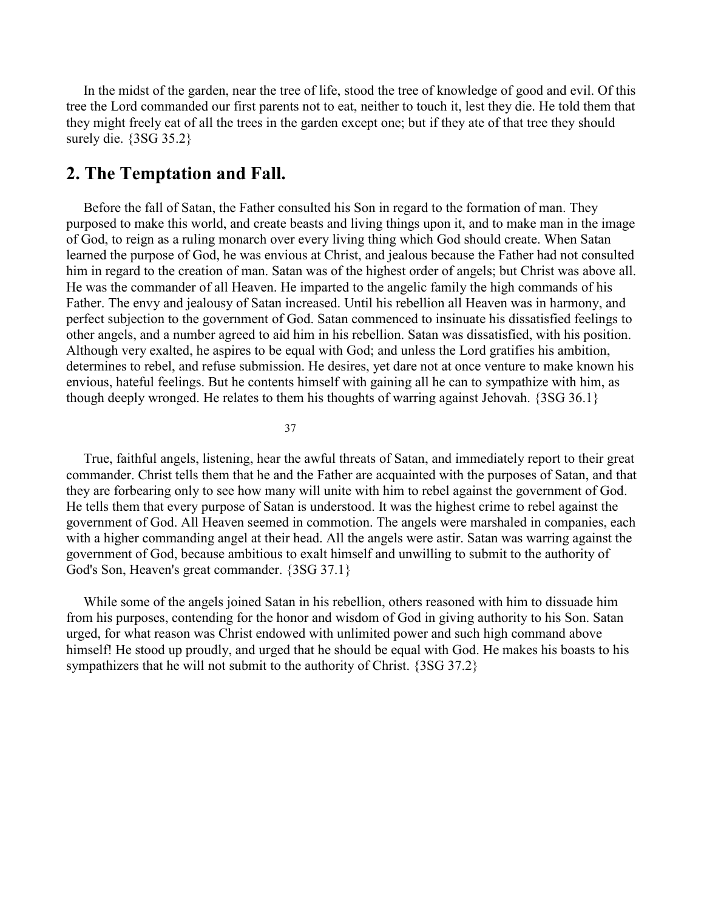In the midst of the garden, near the tree of life, stood the tree of knowledge of good and evil. Of this tree the Lord commanded our first parents not to eat, neither to touch it, lest they die. He told them that they might freely eat of all the trees in the garden except one; but if they ate of that tree they should surely die. {3SG 35.2}

## 2. The Temptation and Fall.

Before the fall of Satan, the Father consulted his Son in regard to the formation of man. They purposed to make this world, and create beasts and living things upon it, and to make man in the image of God, to reign as a ruling monarch over every living thing which God should create. When Satan learned the purpose of God, he was envious at Christ, and jealous because the Father had not consulted him in regard to the creation of man. Satan was of the highest order of angels; but Christ was above all. He was the commander of all Heaven. He imparted to the angelic family the high commands of his Father. The envy and jealousy of Satan increased. Until his rebellion all Heaven was in harmony, and perfect subjection to the government of God. Satan commenced to insinuate his dissatisfied feelings to other angels, and a number agreed to aid him in his rebellion. Satan was dissatisfied, with his position. Although very exalted, he aspires to be equal with God; and unless the Lord gratifies his ambition, determines to rebel, and refuse submission. He desires, yet dare not at once venture to make known his envious, hateful feelings. But he contents himself with gaining all he can to sympathize with him, as though deeply wronged. He relates to them his thoughts of warring against Jehovah. {3SG 36.1}

True, faithful angels, listening, hear the awful threats of Satan, and immediately report to their great commander. Christ tells them that he and the Father are acquainted with the purposes of Satan, and that they are forbearing only to see how many will unite with him to rebel against the government of God. He tells them that every purpose of Satan is understood. It was the highest crime to rebel against the government of God. All Heaven seemed in commotion. The angels were marshaled in companies, each with a higher commanding angel at their head. All the angels were astir. Satan was warring against the government of God, because ambitious to exalt himself and unwilling to submit to the authority of God's Son, Heaven's great commander. {3SG 37.1}

While some of the angels joined Satan in his rebellion, others reasoned with him to dissuade him from his purposes, contending for the honor and wisdom of God in giving authority to his Son. Satan urged, for what reason was Christ endowed with unlimited power and such high command above himself! He stood up proudly, and urged that he should be equal with God. He makes his boasts to his sympathizers that he will not submit to the authority of Christ. {3SG 37.2}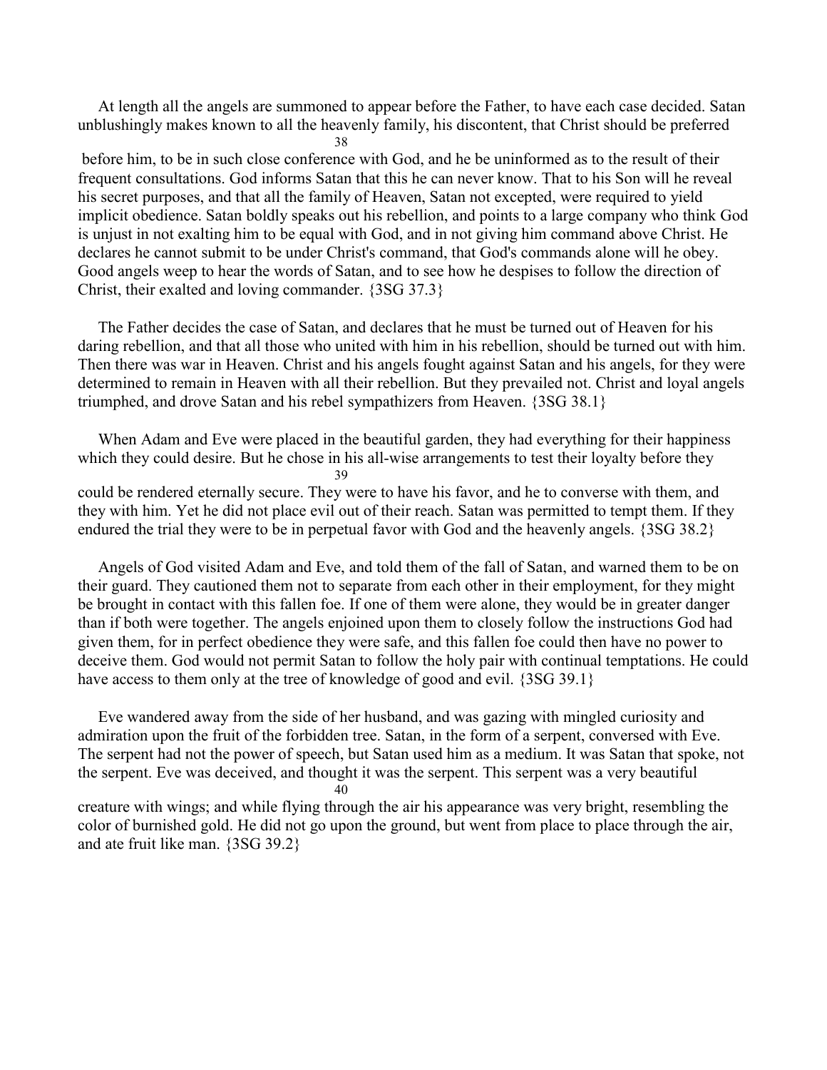At length all the angels are summoned to appear before the Father, to have each case decided. Satan unblushingly makes known to all the heavenly family, his discontent, that Christ should be preferred before him, to be in such close conference with God, and he be uninformed as to the result of their frequent consultations. God informs Satan that this he can never know. That to his Son will he reveal his secret purposes, and that all the family of Heaven, Satan not excepted, were required to yield implicit obedience. Satan boldly speaks out his rebellion, and points to a large company who think God is unjust in not exalting him to be equal with God, and in not giving him command above Christ. He declares he cannot submit to be under Christ's command, that God's commands alone will he obey. Good angels weep to hear the words of Satan, and to see how he despises to follow the direction of Christ, their exalted and loving commander. {3SG 37.3}

The Father decides the case of Satan, and declares that he must be turned out of Heaven for his daring rebellion, and that all those who united with him in his rebellion, should be turned out with him. Then there was war in Heaven. Christ and his angels fought against Satan and his angels, for they were determined to remain in Heaven with all their rebellion. But they prevailed not. Christ and loyal angels triumphed, and drove Satan and his rebel sympathizers from Heaven. {3SG 38.1}

When Adam and Eve were placed in the beautiful garden, they had everything for their happiness which they could desire. But he chose in his all-wise arrangements to test their loyalty before they could be rendered eternally secure. They were to have his favor, and he to converse with them, and they with him. Yet he did not place evil out of their reach. Satan was permitted to tempt them. If they endured the trial they were to be in perpetual favor with God and the heavenly angels. {3SG 38.2}

Angels of God visited Adam and Eve, and told them of the fall of Satan, and warned them to be on their guard. They cautioned them not to separate from each other in their employment, for they might be brought in contact with this fallen foe. If one of them were alone, they would be in greater danger than if both were together. The angels enjoined upon them to closely follow the instructions God had given them, for in perfect obedience they were safe, and this fallen foe could then have no power to deceive them. God would not permit Satan to follow the holy pair with continual temptations. He could have access to them only at the tree of knowledge of good and evil. {3SG 39.1}

Eve wandered away from the side of her husband, and was gazing with mingled curiosity and admiration upon the fruit of the forbidden tree. Satan, in the form of a serpent, conversed with Eve. The serpent had not the power of speech, but Satan used him as a medium. It was Satan that spoke, not the serpent. Eve was deceived, and thought it was the serpent. This serpent was a very beautiful creature with wings; and while flying through the air his appearance was very bright, resembling the color of burnished gold. He did not go upon the ground, but went from place to place through the air, and ate fruit like man. {3SG 39.2}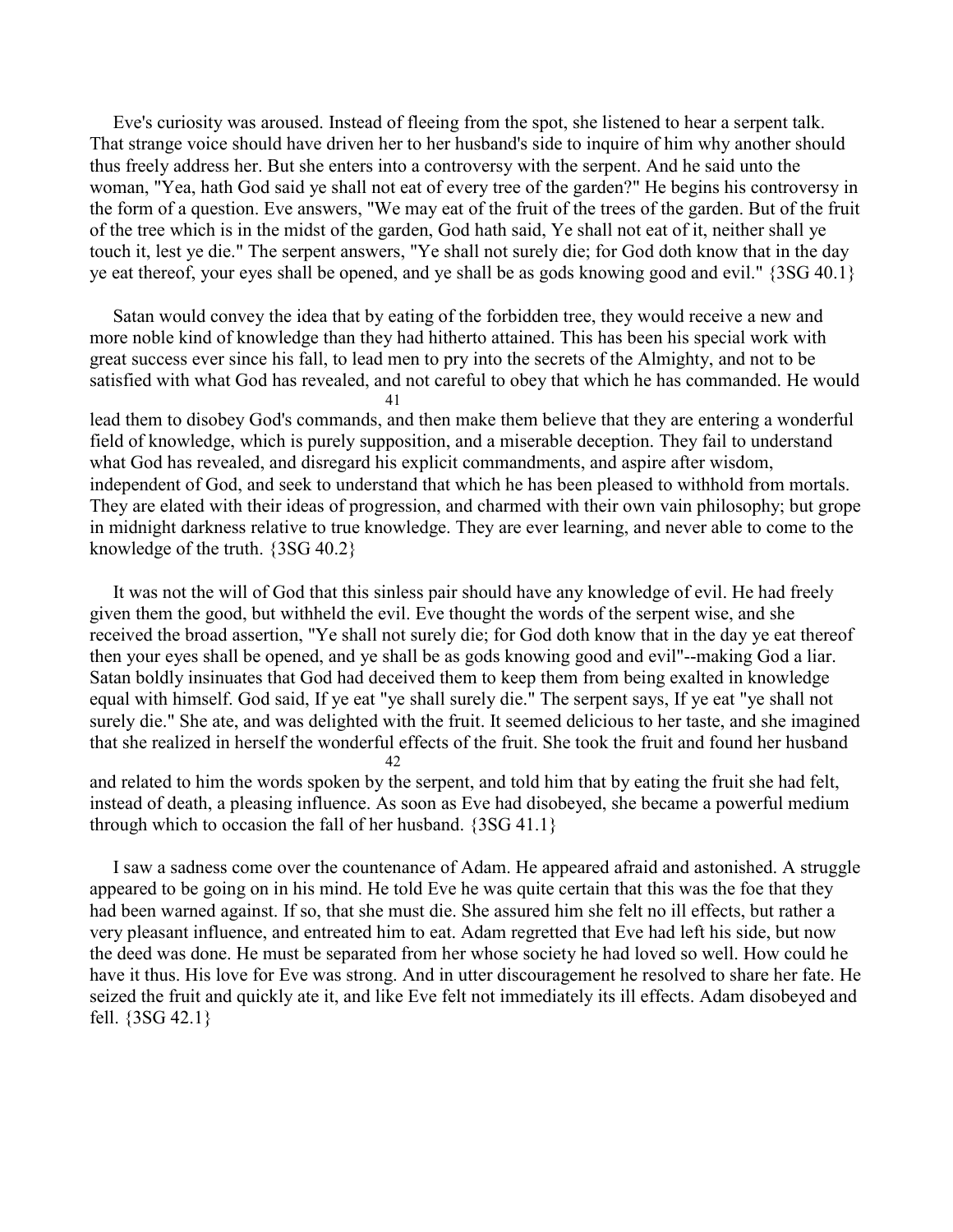Eve's curiosity was aroused. Instead of fleeing from the spot, she listened to hear a serpent talk. That strange voice should have driven her to her husband's side to inquire of him why another should thus freely address her. But she enters into a controversy with the serpent. And he said unto the woman, "Yea, hath God said ye shall not eat of every tree of the garden?" He begins his controversy in the form of a question. Eve answers, "We may eat of the fruit of the trees of the garden. But of the fruit of the tree which is in the midst of the garden, God hath said, Ye shall not eat of it, neither shall ye touch it, lest ye die." The serpent answers, "Ye shall not surely die; for God doth know that in the day ye eat thereof, your eyes shall be opened, and ye shall be as gods knowing good and evil." {3SG 40.1}

Satan would convey the idea that by eating of the forbidden tree, they would receive a new and more noble kind of knowledge than they had hitherto attained. This has been his special work with great success ever since his fall, to lead men to pry into the secrets of the Almighty, and not to be satisfied with what God has revealed, and not careful to obey that which he has commanded. He would lead them to disobey God's commands, and then make them believe that they are entering a wonderful field of knowledge, which is purely supposition, and a miserable deception. They fail to understand what God has revealed, and disregard his explicit commandments, and aspire after wisdom, independent of God, and seek to understand that which he has been pleased to withhold from mortals. They are elated with their ideas of progression, and charmed with their own vain philosophy; but grope in midnight darkness relative to true knowledge. They are ever learning, and never able to come to the knowledge of the truth. {3SG 40.2}

It was not the will of God that this sinless pair should have any knowledge of evil. He had freely given them the good, but withheld the evil. Eve thought the words of the serpent wise, and she received the broad assertion, "Ye shall not surely die; for God doth know that in the day ye eat thereof then your eyes shall be opened, and ye shall be as gods knowing good and evil"--making God a liar. Satan boldly insinuates that God had deceived them to keep them from being exalted in knowledge equal with himself. God said, If ye eat "ye shall surely die." The serpent says, If ye eat "ye shall not surely die." She ate, and was delighted with the fruit. It seemed delicious to her taste, and she imagined that she realized in herself the wonderful effects of the fruit. She took the fruit and found her husband and related to him the words spoken by the serpent, and told him that by eating the fruit she had felt, instead of death, a pleasing influence. As soon as Eve had disobeyed, she became a powerful medium through which to occasion the fall of her husband. {3SG 41.1}

I saw a sadness come over the countenance of Adam. He appeared afraid and astonished. A struggle appeared to be going on in his mind. He told Eve he was quite certain that this was the foe that they had been warned against. If so, that she must die. She assured him she felt no ill effects, but rather a very pleasant influence, and entreated him to eat. Adam regretted that Eve had left his side, but now the deed was done. He must be separated from her whose society he had loved so well. How could he have it thus. His love for Eve was strong. And in utter discouragement he resolved to share her fate. He seized the fruit and quickly ate it, and like Eve felt not immediately its ill effects. Adam disobeyed and fell. {3SG 42.1}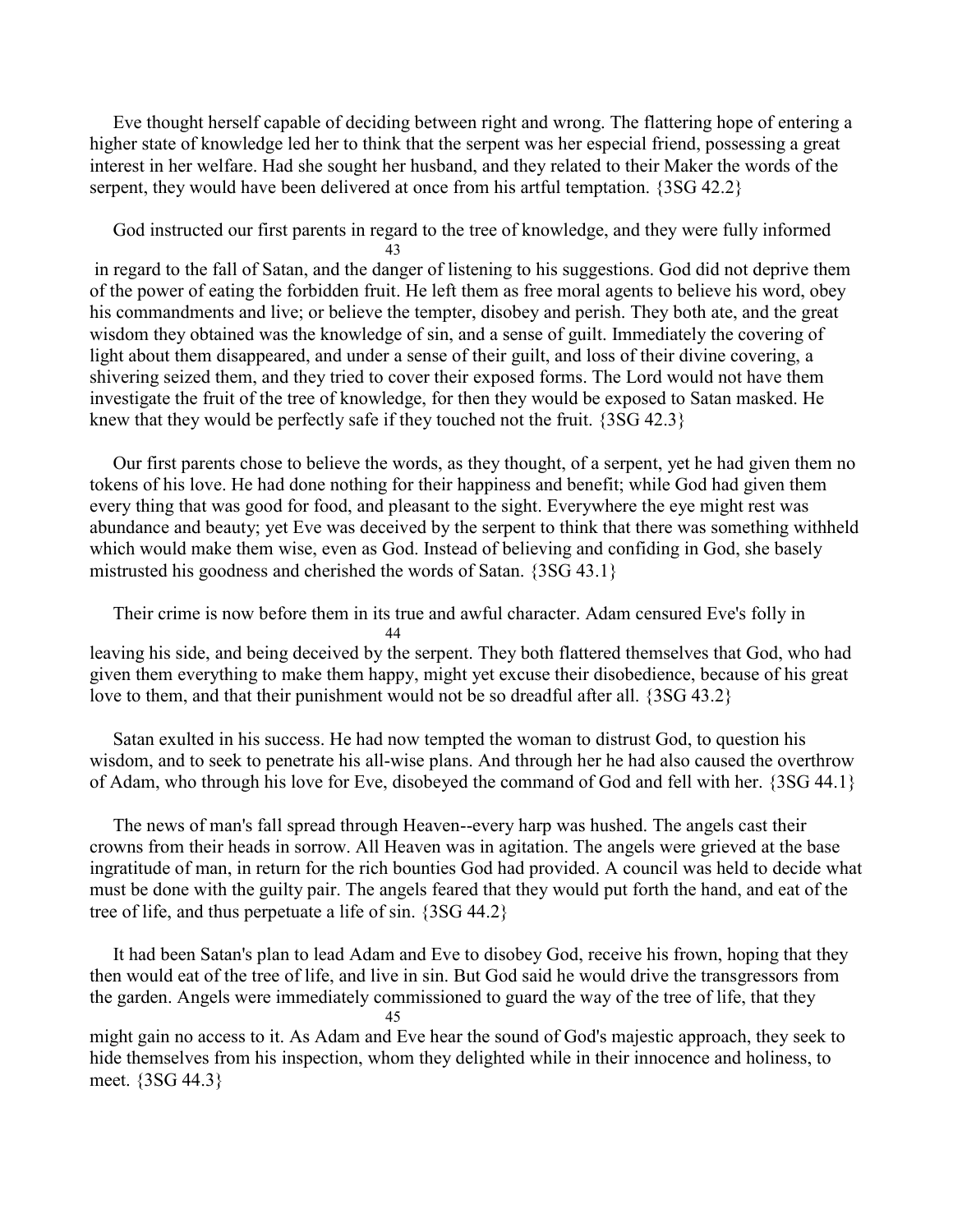Eve thought herself capable of deciding between right and wrong. The flattering hope of entering a higher state of knowledge led her to think that the serpent was her especial friend, possessing a great interest in her welfare. Had she sought her husband, and they related to their Maker the words of the serpent, they would have been delivered at once from his artful temptation. {3SG 42.2}

God instructed our first parents in regard to the tree of knowledge, and they were fully informed in regard to the fall of Satan, and the danger of listening to his suggestions. God did not deprive them of the power of eating the forbidden fruit. He left them as free moral agents to believe his word, obey his commandments and live; or believe the tempter, disobey and perish. They both ate, and the great wisdom they obtained was the knowledge of sin, and a sense of guilt. Immediately the covering of light about them disappeared, and under a sense of their guilt, and loss of their divine covering, a shivering seized them, and they tried to cover their exposed forms. The Lord would not have them investigate the fruit of the tree of knowledge, for then they would be exposed to Satan masked. He knew that they would be perfectly safe if they touched not the fruit. {3SG 42.3}

Our first parents chose to believe the words, as they thought, of a serpent, yet he had given them no tokens of his love. He had done nothing for their happiness and benefit; while God had given them every thing that was good for food, and pleasant to the sight. Everywhere the eye might rest was abundance and beauty; yet Eve was deceived by the serpent to think that there was something withheld which would make them wise, even as God. Instead of believing and confiding in God, she basely mistrusted his goodness and cherished the words of Satan. {3SG 43.1}

Their crime is now before them in its true and awful character. Adam censured Eve's folly in leaving his side, and being deceived by the serpent. They both flattered themselves that God, who had given them everything to make them happy, might yet excuse their disobedience, because of his great love to them, and that their punishment would not be so dreadful after all. {3SG 43.2}

Satan exulted in his success. He had now tempted the woman to distrust God, to question his wisdom, and to seek to penetrate his all-wise plans. And through her he had also caused the overthrow of Adam, who through his love for Eve, disobeyed the command of God and fell with her. {3SG 44.1}

The news of man's fall spread through Heaven--every harp was hushed. The angels cast their crowns from their heads in sorrow. All Heaven was in agitation. The angels were grieved at the base ingratitude of man, in return for the rich bounties God had provided. A council was held to decide what must be done with the guilty pair. The angels feared that they would put forth the hand, and eat of the tree of life, and thus perpetuate a life of sin. {3SG 44.2}

It had been Satan's plan to lead Adam and Eve to disobey God, receive his frown, hoping that they then would eat of the tree of life, and live in sin. But God said he would drive the transgressors from the garden. Angels were immediately commissioned to guard the way of the tree of life, that they might gain no access to it. As Adam and Eve hear the sound of God's majestic approach, they seek to hide themselves from his inspection, whom they delighted while in their innocence and holiness, to meet. {3SG 44.3}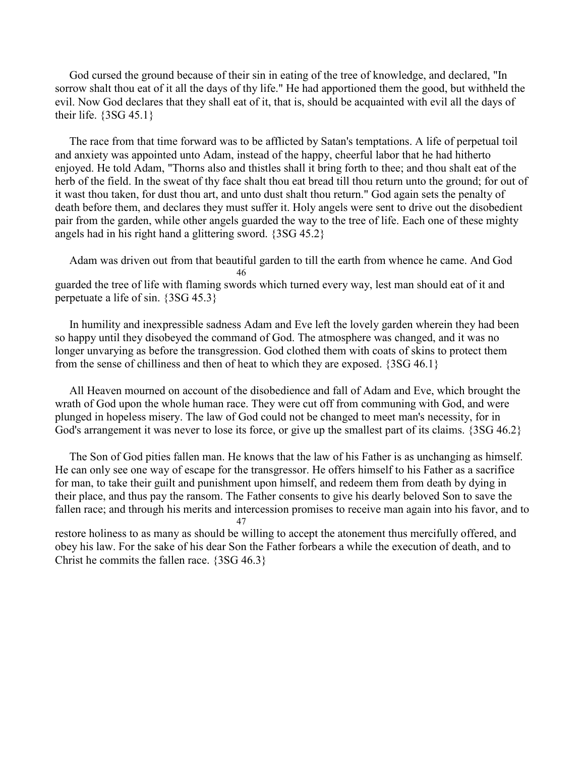God cursed the ground because of their sin in eating of the tree of knowledge, and declared, "In sorrow shalt thou eat of it all the days of thy life." He had apportioned them the good, but withheld the evil. Now God declares that they shall eat of it, that is, should be acquainted with evil all the days of their life. {3SG 45.1}

The race from that time forward was to be afflicted by Satan's temptations. A life of perpetual toil and anxiety was appointed unto Adam, instead of the happy, cheerful labor that he had hitherto enjoyed. He told Adam, "Thorns also and thistles shall it bring forth to thee; and thou shalt eat of the herb of the field. In the sweat of thy face shalt thou eat bread till thou return unto the ground; for out of it wast thou taken, for dust thou art, and unto dust shalt thou return." God again sets the penalty of death before them, and declares they must suffer it. Holy angels were sent to drive out the disobedient pair from the garden, while other angels guarded the way to the tree of life. Each one of these mighty angels had in his right hand a glittering sword. {3SG 45.2}

Adam was driven out from that beautiful garden to till the earth from whence he came. And God guarded the tree of life with flaming swords which turned every way, lest man should eat of it and perpetuate a life of sin. {3SG 45.3}

In humility and inexpressible sadness Adam and Eve left the lovely garden wherein they had been so happy until they disobeyed the command of God. The atmosphere was changed, and it was no longer unvarying as before the transgression. God clothed them with coats of skins to protect them from the sense of chilliness and then of heat to which they are exposed. {3SG 46.1}

All Heaven mourned on account of the disobedience and fall of Adam and Eve, which brought the wrath of God upon the whole human race. They were cut off from communing with God, and were plunged in hopeless misery. The law of God could not be changed to meet man's necessity, for in God's arrangement it was never to lose its force, or give up the smallest part of its claims. {3SG 46.2}

The Son of God pities fallen man. He knows that the law of his Father is as unchanging as himself. He can only see one way of escape for the transgressor. He offers himself to his Father as a sacrifice for man, to take their guilt and punishment upon himself, and redeem them from death by dying in their place, and thus pay the ransom. The Father consents to give his dearly beloved Son to save the fallen race; and through his merits and intercession promises to receive man again into his favor, and to restore holiness to as many as should be willing to accept the atonement thus mercifully offered, and obey his law. For the sake of his dear Son the Father forbears a while the execution of death, and to Christ he commits the fallen race. {3SG 46.3}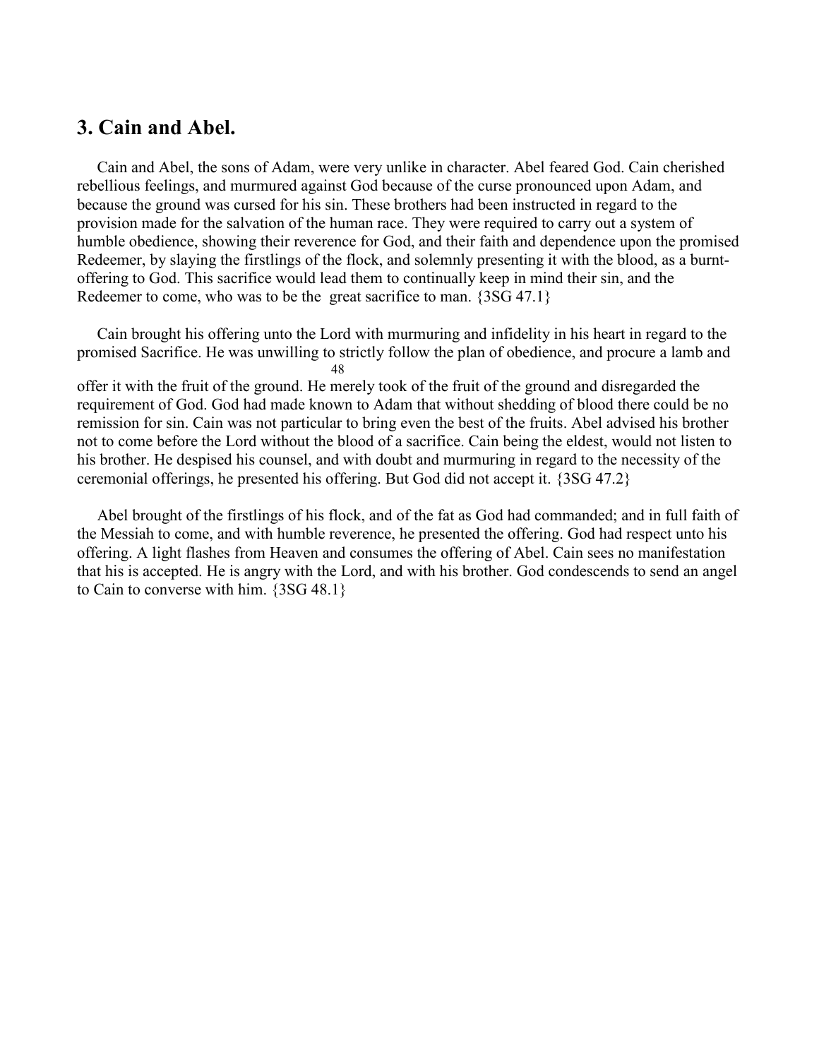## 3. Cain and Abel.

Cain and Abel, the sons of Adam, were very unlike in character. Abel feared God. Cain cherished rebellious feelings, and murmured against God because of the curse pronounced upon Adam, and because the ground was cursed for his sin. These brothers had been instructed in regard to the provision made for the salvation of the human race. They were required to carry out a system of humble obedience, showing their reverence for God, and their faith and dependence upon the promised Redeemer, by slaying the firstlings of the flock, and solemnly presenting it with the blood, as a burnt-offering to God. This sacrifice would lead them to continually keep in mind their sin, and the Redeemer to come, who was to be the great sacrifice to man. {3SG 47.1}

Cain brought his offering unto the Lord with murmuring and infidelity in his heart in regard to the promised Sacrifice. He was unwilling to strictly follow the plan of obedience, and procure a lamb and offer it with the fruit of the ground. He merely took of the fruit of the ground and disregarded the requirement of God. God had made known to Adam that without shedding of blood there could be no remission for sin. Cain was not particular to bring even the best of the fruits. Abel advised his brother not to come before the Lord without the blood of a sacrifice. Cain being the eldest, would not listen to his brother. He despised his counsel, and with doubt and murmuring in regard to the necessity of the ceremonial offerings, he presented his offering. But God did not accept it. {3SG 47.2}

Abel brought of the firstlings of his flock, and of the fat as God had commanded; and in full faith of the Messiah to come, and with humble reverence, he presented the offering. God had respect unto his offering. A light flashes from Heaven and consumes the offering of Abel. Cain sees no manifestation that his is accepted. He is angry with the Lord, and with his brother. God condescends to send an angel to Cain to converse with him. {3SG 48.1}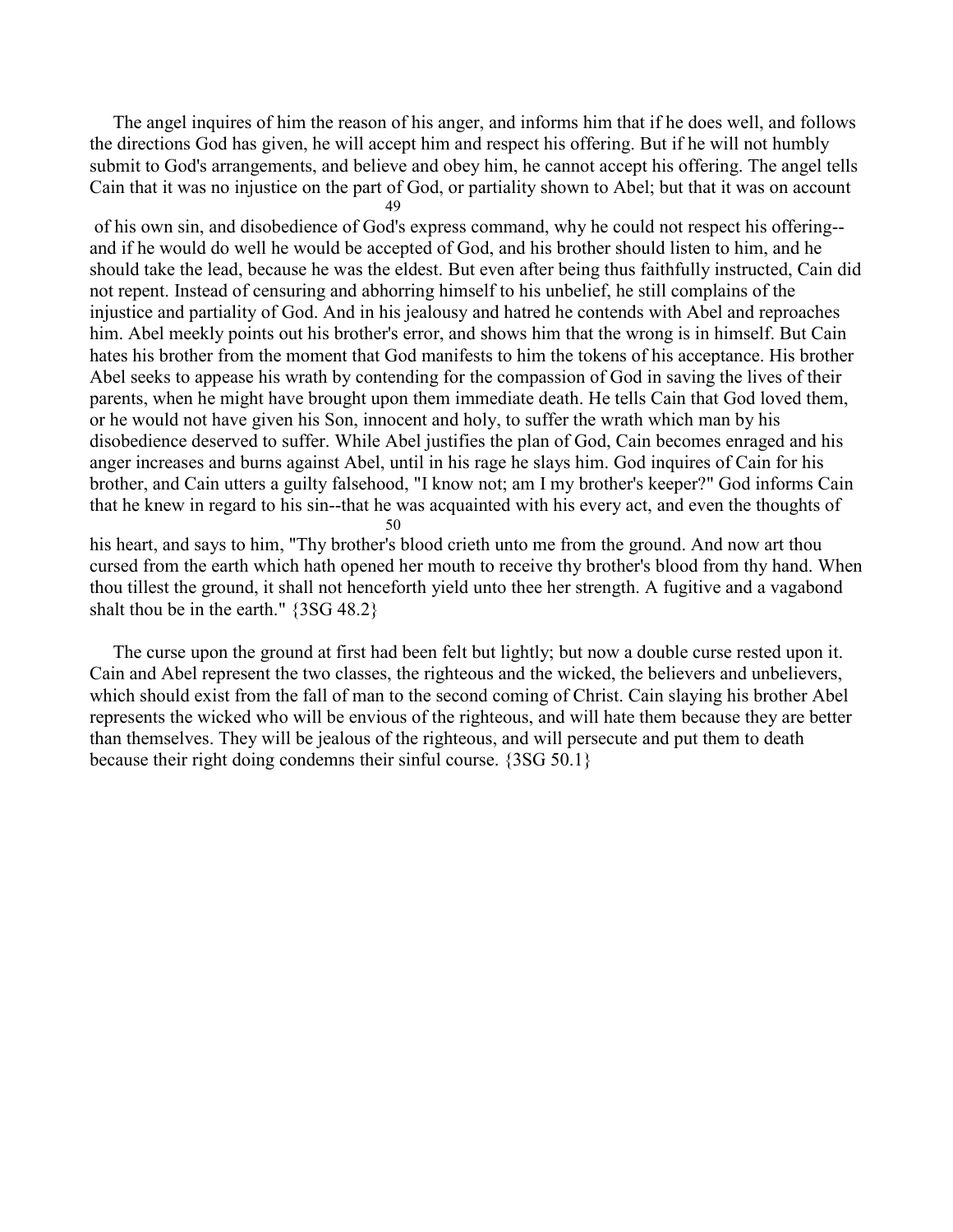The angel inquires of him the reason of his anger, and informs him that if he does well, and follows the directions God has given, he will accept him and respect his offering. But if he will not humbly submit to God's arrangements, and believe and obey him, he cannot accept his offering. The angel tells Cain that it was no injustice on the part of God, or partiality shown to Abel; but that it was on account of his own sin, and disobedience of God's express command, why he could not respect his offering--and if he would do well he would be accepted of God, and his brother should listen to him, and he should take the lead, because he was the eldest. But even after being thus faithfully instructed, Cain did not repent. Instead of censuring and abhorring himself to his unbelief, he still complains of the injustice and partiality of God. And in his jealousy and hatred he contends with Abel and reproaches him. Abel meekly points out his brother's error, and shows him that the wrong is in himself. But Cain hates his brother from the moment that God manifests to him the tokens of his acceptance. His brother Abel seeks to appease his wrath by contending for the compassion of God in saving the lives of their parents, when he might have brought upon them immediate death. He tells Cain that God loved them, or he would not have given his Son, innocent and holy, to suffer the wrath which man by his disobedience deserved to suffer. While Abel justifies the plan of God, Cain becomes enraged and his anger increases and burns against Abel, until in his rage he slays him. God inquires of Cain for his brother, and Cain utters a guilty falsehood, "I know not; am I my brother's keeper?" God informs Cain that he knew in regard to his sin--that he was acquainted with his every act, and even the thoughts of his heart, and says to him, "Thy brother's blood crieth unto me from the ground. And now art thou cursed from the earth which hath opened her mouth to receive thy brother's blood from thy hand. When thou tillest the ground, it shall not henceforth yield unto thee her strength. A fugitive and a vagabond shalt thou be in the earth." {3SG 48.2}

The curse upon the ground at first had been felt but lightly; but now a double curse rested upon it. Cain and Abel represent the two classes, the righteous and the wicked, the believers and unbelievers, which should exist from the fall of man to the second coming of Christ. Cain slaying his brother Abel represents the wicked who will be envious of the righteous, and will hate them because they are better than themselves. They will be jealous of the righteous, and will persecute and put them to death because their right doing condemns their sinful course. {3SG 50.1}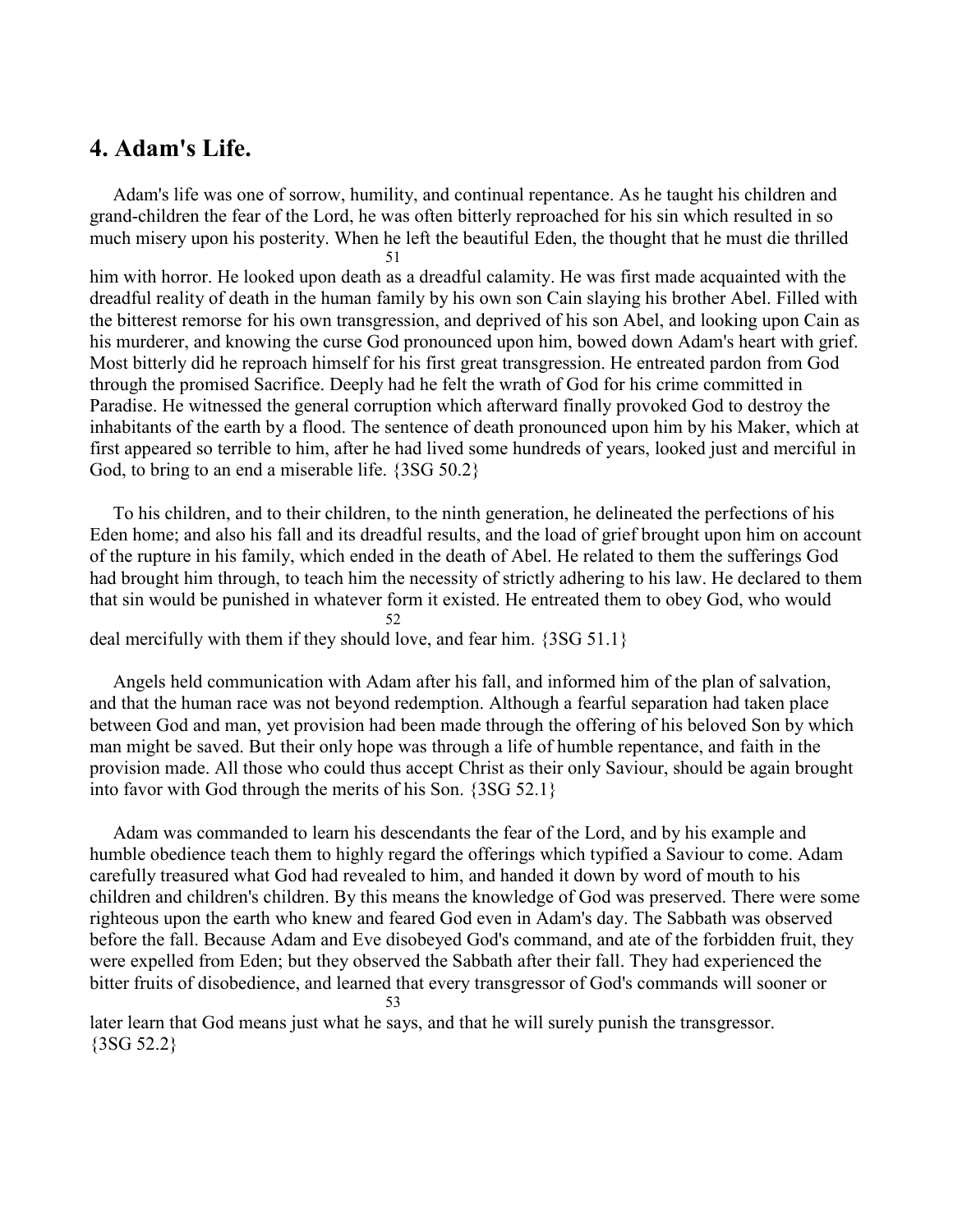## 4. Adam's Life.

Adam's life was one of sorrow, humility, and continual repentance. As he taught his children and grand-children the fear of the Lord, he was often bitterly reproached for his sin which resulted in so much misery upon his posterity. When he left the beautiful Eden, the thought that he must die thrilled him with horror. He looked upon death as a dreadful calamity. He was first made acquainted with the dreadful reality of death in the human family by his own son Cain slaying his brother Abel. Filled with the bitterest remorse for his own transgression, and deprived of his son Abel, and looking upon Cain as his murderer, and knowing the curse God pronounced upon him, bowed down Adam's heart with grief. Most bitterly did he reproach himself for his first great transgression. He entreated pardon from God through the promised Sacrifice. Deeply had he felt the wrath of God for his crime committed in Paradise. He witnessed the general corruption which afterward finally provoked God to destroy the inhabitants of the earth by a flood. The sentence of death pronounced upon him by his Maker, which at first appeared so terrible to him, after he had lived some hundreds of years, looked just and merciful in God, to bring to an end a miserable life. {3SG 50.2}

To his children, and to their children, to the ninth generation, he delineated the perfections of his Eden home; and also his fall and its dreadful results, and the load of grief brought upon him on account of the rupture in his family, which ended in the death of Abel. He related to them the sufferings God had brought him through, to teach him the necessity of strictly adhering to his law. He declared to them that sin would be punished in whatever form it existed. He entreated them to obey God, who would deal mercifully with them if they should love, and fear him. {3SG 51.1}

Angels held communication with Adam after his fall, and informed him of the plan of salvation, and that the human race was not beyond redemption. Although a fearful separation had taken place between God and man, yet provision had been made through the offering of his beloved Son by which man might be saved. But their only hope was through a life of humble repentance, and faith in the provision made. All those who could thus accept Christ as their only Saviour, should be again brought into favor with God through the merits of his Son. {3SG 52.1}

Adam was commanded to learn his descendants the fear of the Lord, and by his example and humble obedience teach them to highly regard the offerings which typified a Saviour to come. Adam carefully treasured what God had revealed to him, and handed it down by word of mouth to his children and children's children. By this means the knowledge of God was preserved. There were some righteous upon the earth who knew and feared God even in Adam's day. The Sabbath was observed before the fall. Because Adam and Eve disobeyed God's command, and ate of the forbidden fruit, they were expelled from Eden; but they observed the Sabbath after their fall. They had experienced the bitter fruits of disobedience, and learned that every transgressor of God's commands will sooner or later learn that God means just what he says, and that he will surely punish the transgressor. {3SG 52.2}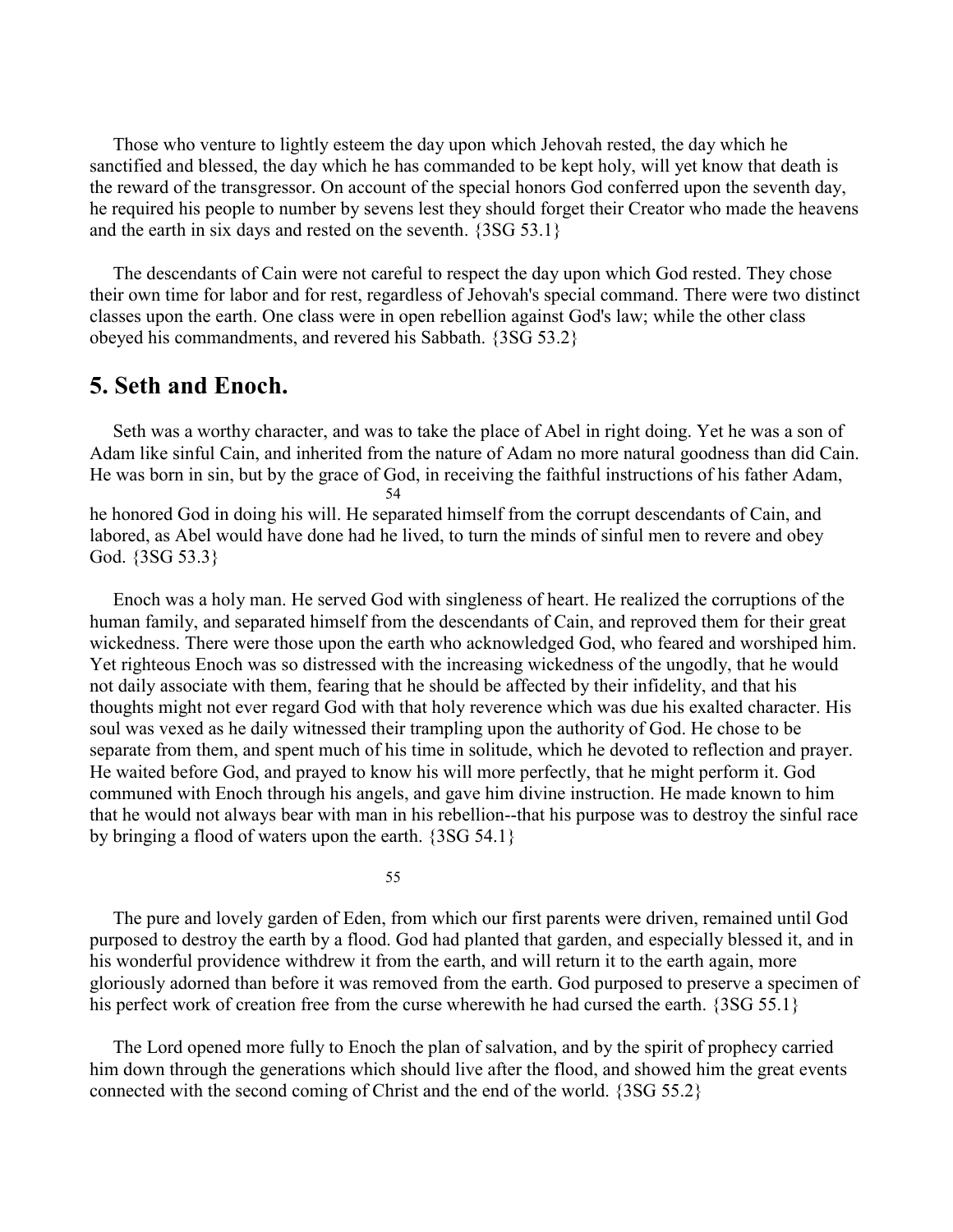Those who venture to lightly esteem the day upon which Jehovah rested, the day which he sanctified and blessed, the day which he has commanded to be kept holy, will yet know that death is the reward of the transgressor. On account of the special honors God conferred upon the seventh day, he required his people to number by sevens lest they should forget their Creator who made the heavens and the earth in six days and rested on the seventh. {3SG 53.1}

The descendants of Cain were not careful to respect the day upon which God rested. They chose their own time for labor and for rest, regardless of Jehovah's special command. There were two distinct classes upon the earth. One class were in open rebellion against God's law; while the other class obeyed his commandments, and revered his Sabbath. {3SG 53.2}

## 5. Seth and Enoch.

Seth was a worthy character, and was to take the place of Abel in right doing. Yet he was a son of Adam like sinful Cain, and inherited from the nature of Adam no more natural goodness than did Cain. He was born in sin, but by the grace of God, in receiving the faithful instructions of his father Adam, he honored God in doing his will. He separated himself from the corrupt descendants of Cain, and labored, as Abel would have done had he lived, to turn the minds of sinful men to revere and obey God. {3SG 53.3}

Enoch was a holy man. He served God with singleness of heart. He realized the corruptions of the human family, and separated himself from the descendants of Cain, and reproved them for their great wickedness. There were those upon the earth who acknowledged God, who feared and worshiped him. Yet righteous Enoch was so distressed with the increasing wickedness of the ungodly, that he would not daily associate with them, fearing that he should be affected by their infidelity, and that his thoughts might not ever regard God with that holy reverence which was due his exalted character. His soul was vexed as he daily witnessed their trampling upon the authority of God. He chose to be separate from them, and spent much of his time in solitude, which he devoted to reflection and prayer. He waited before God, and prayed to know his will more perfectly, that he might perform it. God communed with Enoch through his angels, and gave him divine instruction. He made known to him that he would not always bear with man in his rebellion--that his purpose was to destroy the sinful race by bringing a flood of waters upon the earth. {3SG 54.1}

The pure and lovely garden of Eden, from which our first parents were driven, remained until God purposed to destroy the earth by a flood. God had planted that garden, and especially blessed it, and in his wonderful providence withdrew it from the earth, and will return it to the earth again, more gloriously adorned than before it was removed from the earth. God purposed to preserve a specimen of his perfect work of creation free from the curse wherewith he had cursed the earth. {3SG 55.1}

The Lord opened more fully to Enoch the plan of salvation, and by the spirit of prophecy carried him down through the generations which should live after the flood, and showed him the great events connected with the second coming of Christ and the end of the world. {3SG 55.2}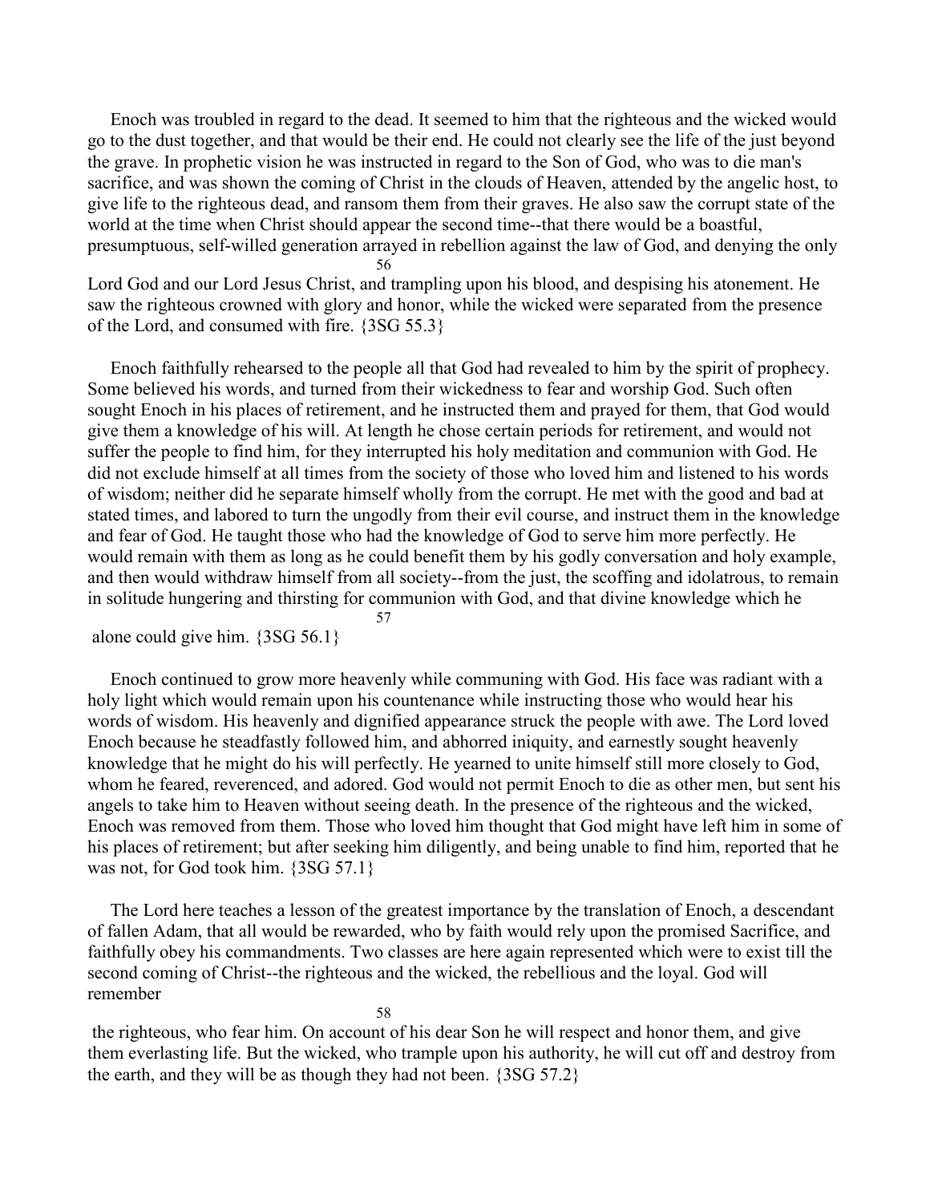Enoch was troubled in regard to the dead. It seemed to him that the righteous and the wicked would go to the dust together, and that would be their end. He could not clearly see the life of the just beyond the grave. In prophetic vision he was instructed in regard to the Son of God, who was to die man's sacrifice, and was shown the coming of Christ in the clouds of Heaven, attended by the angelic host, to give life to the righteous dead, and ransom them from their graves. He also saw the corrupt state of the world at the time when Christ should appear the second time--that there would be a boastful, presumptuous, self-willed generation arrayed in rebellion against the law of God, and denying the only Lord God and our Lord Jesus Christ, and trampling upon his blood, and despising his atonement. He saw the righteous crowned with glory and honor, while the wicked were separated from the presence of the Lord, and consumed with fire. {3SG 55.3}

Enoch faithfully rehearsed to the people all that God had revealed to him by the spirit of prophecy. Some believed his words, and turned from their wickedness to fear and worship God. Such often sought Enoch in his places of retirement, and he instructed them and prayed for them, that God would give them a knowledge of his will. At length he chose certain periods for retirement, and would not suffer the people to find him, for they interrupted his holy meditation and communion with God. He did not exclude himself at all times from the society of those who loved him and listened to his words of wisdom; neither did he separate himself wholly from the corrupt. He met with the good and bad at stated times, and labored to turn the ungodly from their evil course, and instruct them in the knowledge and fear of God. He taught those who had the knowledge of God to serve him more perfectly. He would remain with them as long as he could benefit them by his godly conversation and holy example, and then would withdraw himself from all society--from the just, the scoffing and idolatrous, to remain in solitude hungering and thirsting for communion with God, and that divine knowledge which he alone could give him. {3SG 56.1}

Enoch continued to grow more heavenly while communing with God. His face was radiant with a holy light which would remain upon his countenance while instructing those who would hear his words of wisdom. His heavenly and dignified appearance struck the people with awe. The Lord loved Enoch because he steadfastly followed him, and abhorred iniquity, and earnestly sought heavenly knowledge that he might do his will perfectly. He yearned to unite himself still more closely to God, whom he feared, reverenced, and adored. God would not permit Enoch to die as other men, but sent his angels to take him to Heaven without seeing death. In the presence of the righteous and the wicked, Enoch was removed from them. Those who loved him thought that God might have left him in some of his places of retirement; but after seeking him diligently, and being unable to find him, reported that he was not, for God took him. {3SG 57.1}

The Lord here teaches a lesson of the greatest importance by the translation of Enoch, a descendant of fallen Adam, that all would be rewarded, who by faith would rely upon the promised Sacrifice, and faithfully obey his commandments. Two classes are here again represented which were to exist till the second coming of Christ--the righteous and the wicked, the rebellious and the loyal. God will remember the righteous, who fear him. On account of his dear Son he will respect and honor them, and give them everlasting life. But the wicked, who trample upon his authority, he will cut off and destroy from the earth, and they will be as though they had not been. {3SG 57.2}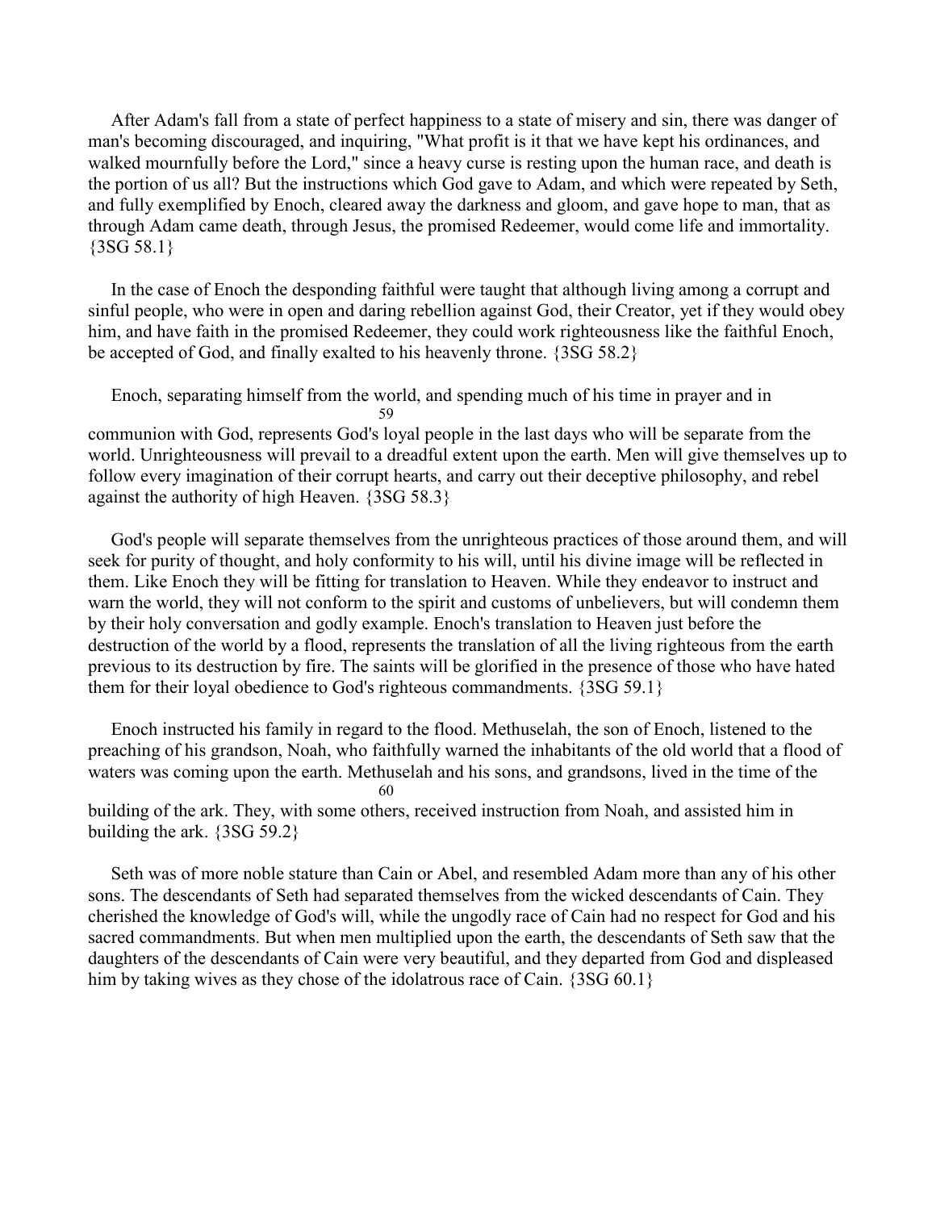After Adam's fall from a state of perfect happiness to a state of misery and sin, there was danger of man's becoming discouraged, and inquiring, "What profit is it that we have kept his ordinances, and walked mournfully before the Lord," since a heavy curse is resting upon the human race, and death is the portion of us all? But the instructions which God gave to Adam, and which were repeated by Seth, and fully exemplified by Enoch, cleared away the darkness and gloom, and gave hope to man, that as through Adam came death, through Jesus, the promised Redeemer, would come life and immortality. {3SG 58.1}

In the case of Enoch the desponding faithful were taught that although living among a corrupt and sinful people, who were in open and daring rebellion against God, their Creator, yet if they would obey him, and have faith in the promised Redeemer, they could work righteousness like the faithful Enoch, be accepted of God, and finally exalted to his heavenly throne. {3SG 58.2}

Enoch, separating himself from the world, and spending much of his time in prayer and in communion with God, represents God's loyal people in the last days who will be separate from the world. Unrighteousness will prevail to a dreadful extent upon the earth. Men will give themselves up to follow every imagination of their corrupt hearts, and carry out their deceptive philosophy, and rebel against the authority of high Heaven. {3SG 58.3}

God's people will separate themselves from the unrighteous practices of those around them, and will seek for purity of thought, and holy conformity to his will, until his divine image will be reflected in them. Like Enoch they will be fitting for translation to Heaven. While they endeavor to instruct and warn the world, they will not conform to the spirit and customs of unbelievers, but will condemn them by their holy conversation and godly example. Enoch's translation to Heaven just before the destruction of the world by a flood, represents the translation of all the living righteous from the earth previous to its destruction by fire. The saints will be glorified in the presence of those who have hated them for their loyal obedience to God's righteous commandments. {3SG 59.1}

Enoch instructed his family in regard to the flood. Methuselah, the son of Enoch, listened to the preaching of his grandson, Noah, who faithfully warned the inhabitants of the old world that a flood of waters was coming upon the earth. Methuselah and his sons, and grandsons, lived in the time of the building of the ark. They, with some others, received instruction from Noah, and assisted him in building the ark. {3SG 59.2}

Seth was of more noble stature than Cain or Abel, and resembled Adam more than any of his other sons. The descendants of Seth had separated themselves from the wicked descendants of Cain. They cherished the knowledge of God's will, while the ungodly race of Cain had no respect for God and his sacred commandments. But when men multiplied upon the earth, the descendants of Seth saw that the daughters of the descendants of Cain were very beautiful, and they departed from God and displeased him by taking wives as they chose of the idolatrous race of Cain. {3SG 60.1}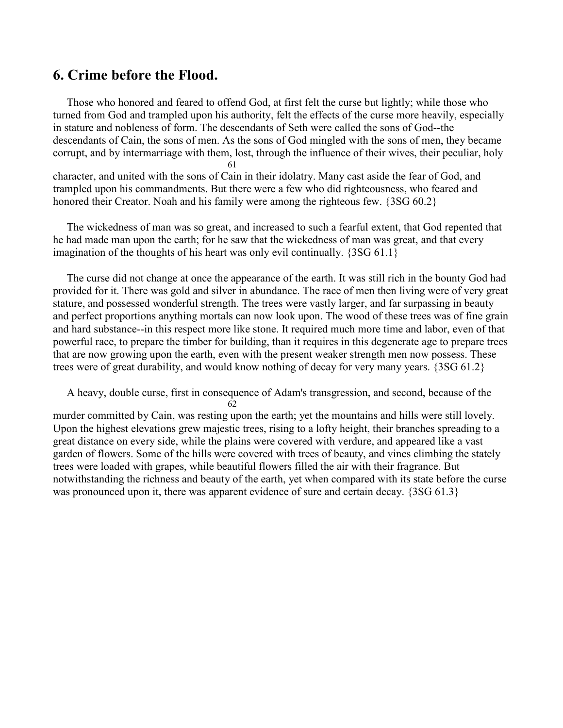## 6. Crime before the Flood.

Those who honored and feared to offend God, at first felt the curse but lightly; while those who turned from God and trampled upon his authority, felt the effects of the curse more heavily, especially in stature and nobleness of form. The descendants of Seth were called the sons of God--the descendants of Cain, the sons of men. As the sons of God mingled with the sons of men, they became corrupt, and by intermarriage with them, lost, through the influence of their wives, their peculiar, holy character, and united with the sons of Cain in their idolatry. Many cast aside the fear of God, and trampled upon his commandments. But there were a few who did righteousness, who feared and honored their Creator. Noah and his family were among the righteous few. {3SG 60.2}

The wickedness of man was so great, and increased to such a fearful extent, that God repented that he had made man upon the earth; for he saw that the wickedness of man was great, and that every imagination of the thoughts of his heart was only evil continually. {3SG 61.1}

The curse did not change at once the appearance of the earth. It was still rich in the bounty God had provided for it. There was gold and silver in abundance. The race of men then living were of very great stature, and possessed wonderful strength. The trees were vastly larger, and far surpassing in beauty and perfect proportions anything mortals can now look upon. The wood of these trees was of fine grain and hard substance--in this respect more like stone. It required much more time and labor, even of that powerful race, to prepare the timber for building, than it requires in this degenerate age to prepare trees that are now growing upon the earth, even with the present weaker strength men now possess. These trees were of great durability, and would know nothing of decay for very many years. {3SG 61.2}

A heavy, double curse, first in consequence of Adam's transgression, and second, because of the murder committed by Cain, was resting upon the earth; yet the mountains and hills were still lovely. Upon the highest elevations grew majestic trees, rising to a lofty height, their branches spreading to a great distance on every side, while the plains were covered with verdure, and appeared like a vast garden of flowers. Some of the hills were covered with trees of beauty, and vines climbing the stately trees were loaded with grapes, while beautiful flowers filled the air with their fragrance. But notwithstanding the richness and beauty of the earth, yet when compared with its state before the curse was pronounced upon it, there was apparent evidence of sure and certain decay. {3SG 61.3}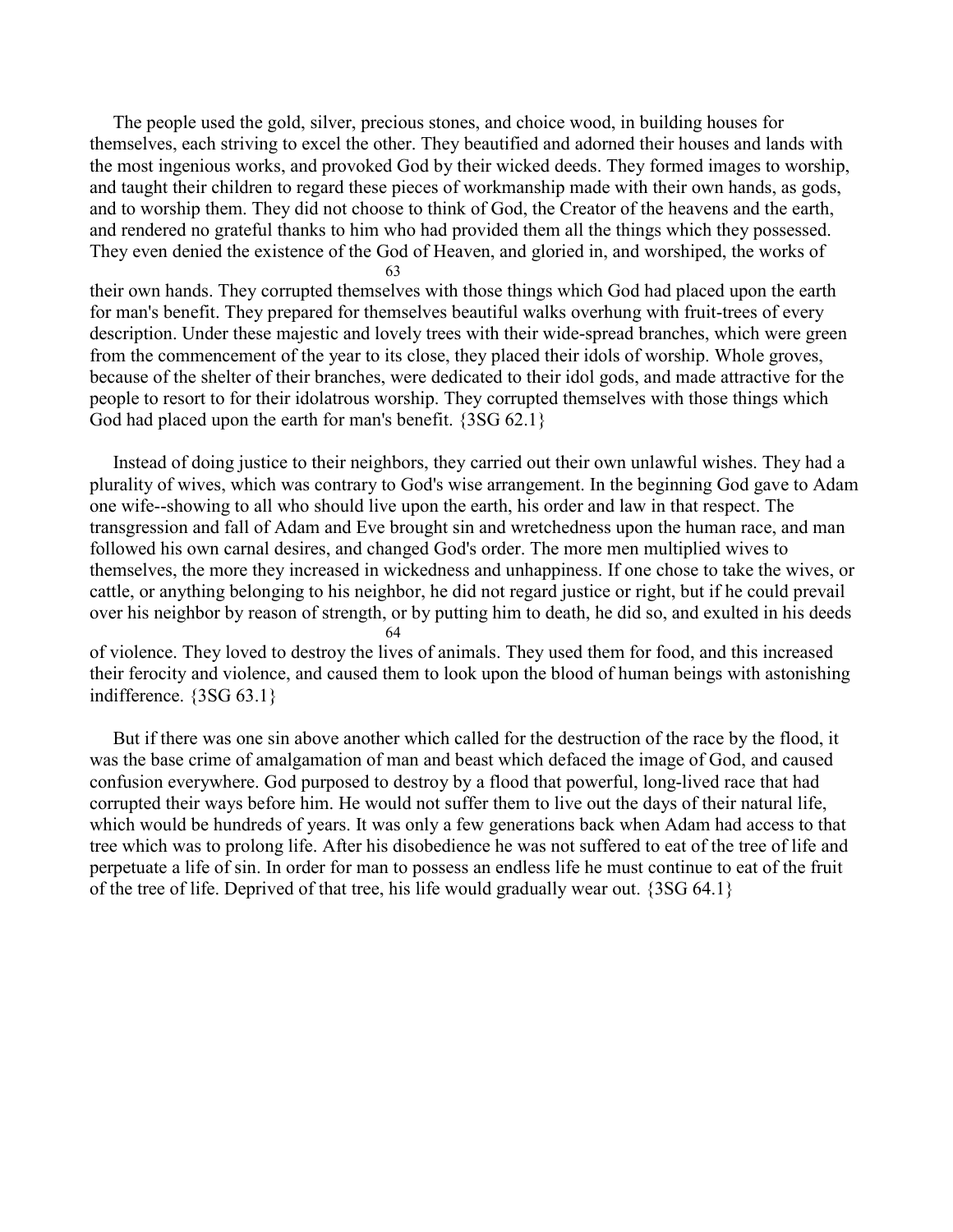The people used the gold, silver, precious stones, and choice wood, in building houses for themselves, each striving to excel the other. They beautified and adorned their houses and lands with the most ingenious works, and provoked God by their wicked deeds. They formed images to worship, and taught their children to regard these pieces of workmanship made with their own hands, as gods, and to worship them. They did not choose to think of God, the Creator of the heavens and the earth, and rendered no grateful thanks to him who had provided them all the things which they possessed. They even denied the existence of the God of Heaven, and gloried in, and worshiped, the works of their own hands. They corrupted themselves with those things which God had placed upon the earth for man's benefit. They prepared for themselves beautiful walks overhung with fruit-trees of every description. Under these majestic and lovely trees with their wide-spread branches, which were green from the commencement of the year to its close, they placed their idols of worship. Whole groves, because of the shelter of their branches, were dedicated to their idol gods, and made attractive for the people to resort to for their idolatrous worship. They corrupted themselves with those things which God had placed upon the earth for man's benefit. {3SG 62.1}

Instead of doing justice to their neighbors, they carried out their own unlawful wishes. They had a plurality of wives, which was contrary to God's wise arrangement. In the beginning God gave to Adam one wife--showing to all who should live upon the earth, his order and law in that respect. The transgression and fall of Adam and Eve brought sin and wretchedness upon the human race, and man followed his own carnal desires, and changed God's order. The more men multiplied wives to themselves, the more they increased in wickedness and unhappiness. If one chose to take the wives, or cattle, or anything belonging to his neighbor, he did not regard justice or right, but if he could prevail over his neighbor by reason of strength, or by putting him to death, he did so, and exulted in his deeds of violence. They loved to destroy the lives of animals. They used them for food, and this increased their ferocity and violence, and caused them to look upon the blood of human beings with astonishing indifference. {3SG 63.1}

But if there was one sin above another which called for the destruction of the race by the flood, it was the base crime of amalgamation of man and beast which defaced the image of God, and caused confusion everywhere. God purposed to destroy by a flood that powerful, long-lived race that had corrupted their ways before him. He would not suffer them to live out the days of their natural life, which would be hundreds of years. It was only a few generations back when Adam had access to that tree which was to prolong life. After his disobedience he was not suffered to eat of the tree of life and perpetuate a life of sin. In order for man to possess an endless life he must continue to eat of the fruit of the tree of life. Deprived of that tree, his life would gradually wear out. {3SG 64.1}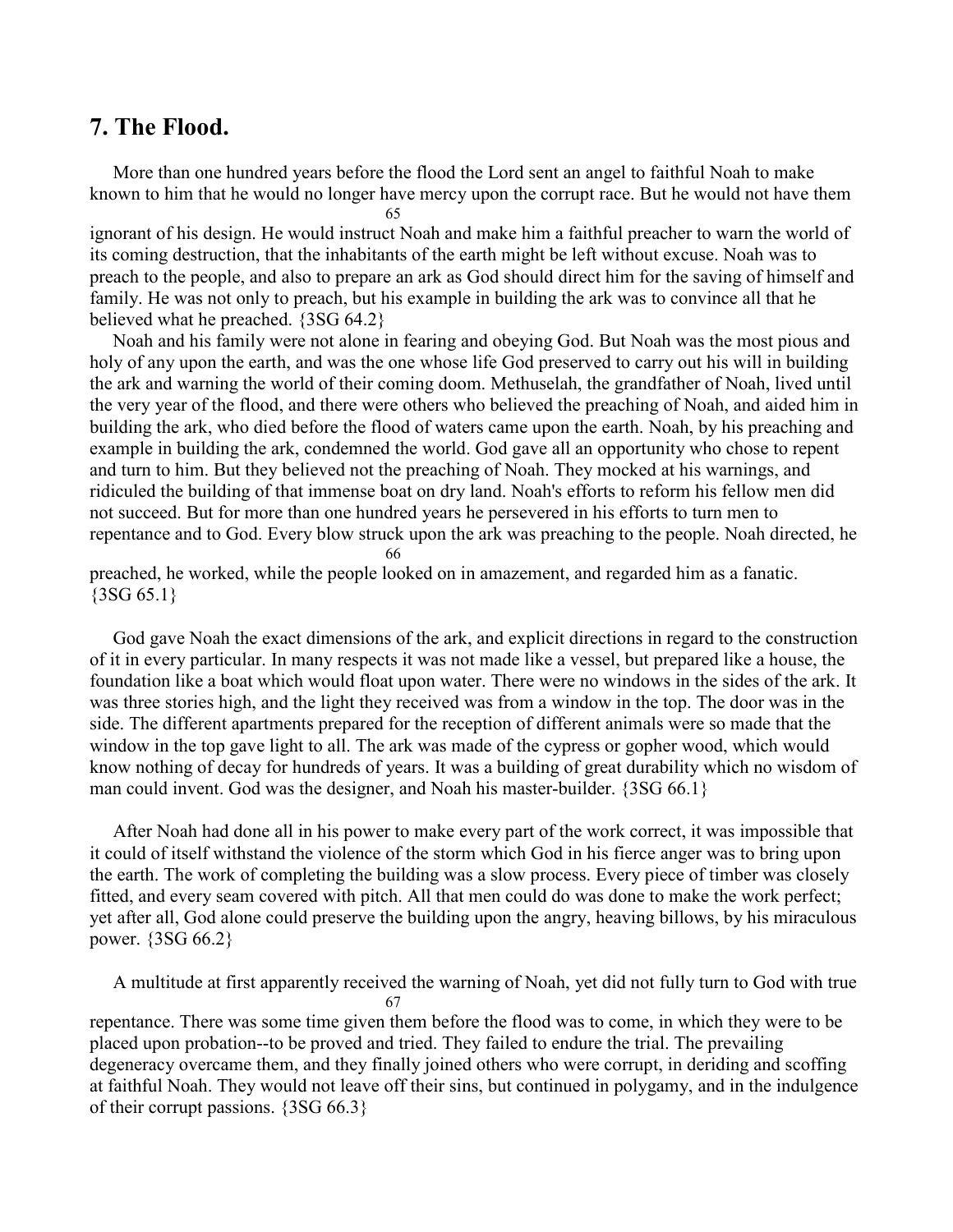## 7. The Flood.

More than one hundred years before the flood the Lord sent an angel to faithful Noah to make known to him that he would no longer have mercy upon the corrupt race. But he would not have them ignorant of his design. He would instruct Noah and make him a faithful preacher to warn the world of its coming destruction, that the inhabitants of the earth might be left without excuse. Noah was to preach to the people, and also to prepare an ark as God should direct him for the saving of himself and family. He was not only to preach, but his example in building the ark was to convince all that he believed what he preached. {3SG 64.2}

Noah and his family were not alone in fearing and obeying God. But Noah was the most pious and holy of any upon the earth, and was the one whose life God preserved to carry out his will in building the ark and warning the world of their coming doom. Methuselah, the grandfather of Noah, lived until the very year of the flood, and there were others who believed the preaching of Noah, and aided him in building the ark, who died before the flood of waters came upon the earth. Noah, by his preaching and example in building the ark, condemned the world. God gave all an opportunity who chose to repent and turn to him. But they believed not the preaching of Noah. They mocked at his warnings, and ridiculed the building of that immense boat on dry land. Noah's efforts to reform his fellow men did not succeed. But for more than one hundred years he persevered in his efforts to turn men to repentance and to God. Every blow struck upon the ark was preaching to the people. Noah directed, he preached, he worked, while the people looked on in amazement, and regarded him as a fanatic. {3SG 65.1}

God gave Noah the exact dimensions of the ark, and explicit directions in regard to the construction of it in every particular. In many respects it was not made like a vessel, but prepared like a house, the foundation like a boat which would float upon water. There were no windows in the sides of the ark. It was three stories high, and the light they received was from a window in the top. The door was in the side. The different apartments prepared for the reception of different animals were so made that the window in the top gave light to all. The ark was made of the cypress or gopher wood, which would know nothing of decay for hundreds of years. It was a building of great durability which no wisdom of man could invent. God was the designer, and Noah his master-builder. {3SG 66.1}

After Noah had done all in his power to make every part of the work correct, it was impossible that it could of itself withstand the violence of the storm which God in his fierce anger was to bring upon the earth. The work of completing the building was a slow process. Every piece of timber was closely fitted, and every seam covered with pitch. All that men could do was done to make the work perfect; yet after all, God alone could preserve the building upon the angry, heaving billows, by his miraculous power. {3SG 66.2}

A multitude at first apparently received the warning of Noah, yet did not fully turn to God with true repentance. There was some time given them before the flood was to come, in which they were to be placed upon probation--to be proved and tried. They failed to endure the trial. The prevailing degeneracy overcame them, and they finally joined others who were corrupt, in deriding and scoffing at faithful Noah. They would not leave off their sins, but continued in polygamy, and in the indulgence of their corrupt passions. {3SG 66.3}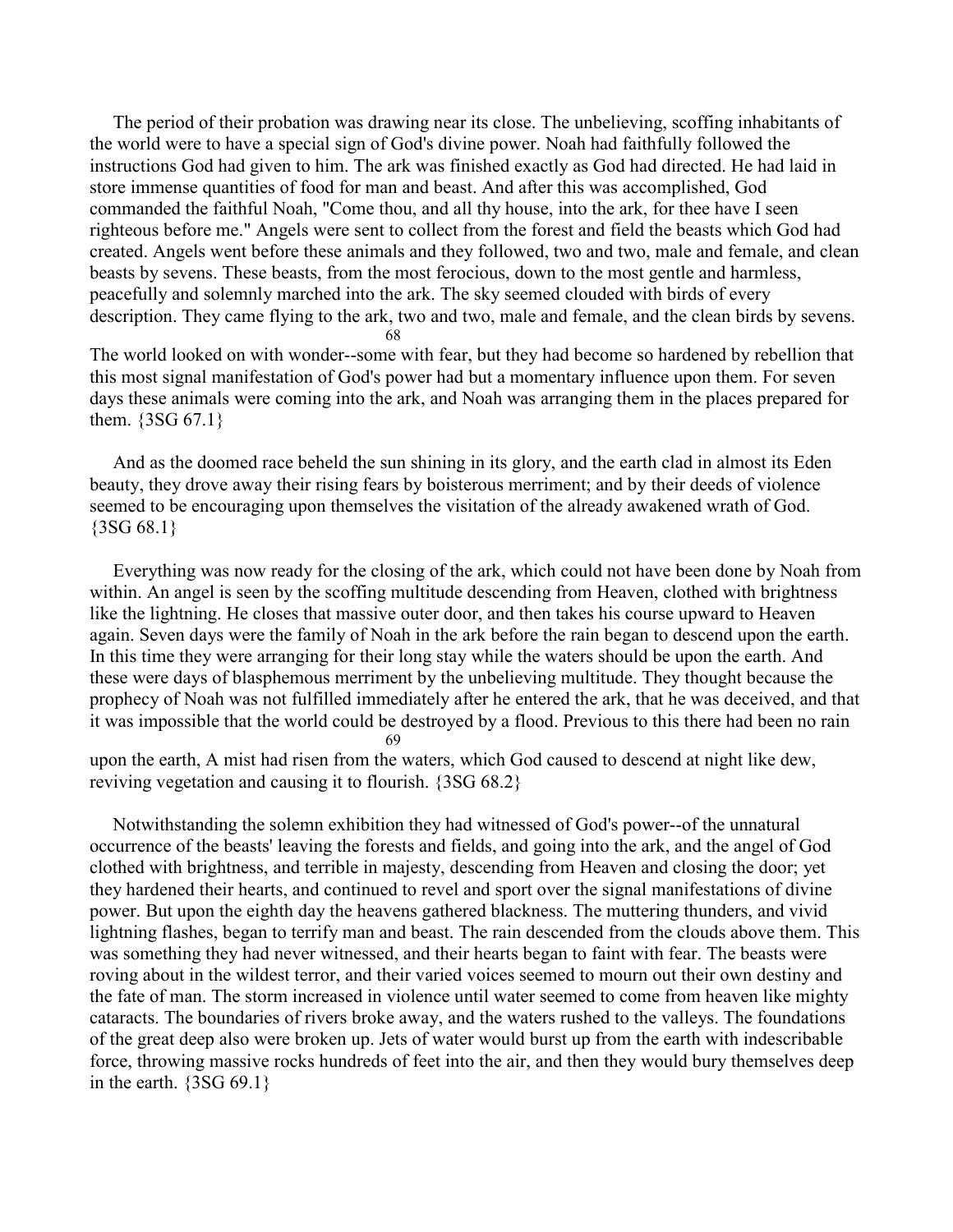The period of their probation was drawing near its close. The unbelieving, scoffing inhabitants of the world were to have a special sign of God's divine power. Noah had faithfully followed the instructions God had given to him. The ark was finished exactly as God had directed. He had laid in store immense quantities of food for man and beast. And after this was accomplished, God commanded the faithful Noah, "Come thou, and all thy house, into the ark, for thee have I seen righteous before me." Angels were sent to collect from the forest and field the beasts which God had created. Angels went before these animals and they followed, two and two, male and female, and clean beasts by sevens. These beasts, from the most ferocious, down to the most gentle and harmless, peacefully and solemnly marched into the ark. The sky seemed clouded with birds of every description. They came flying to the ark, two and two, male and female, and the clean birds by sevens. The world looked on with wonder--some with fear, but they had become so hardened by rebellion that this most signal manifestation of God's power had but a momentary influence upon them. For seven days these animals were coming into the ark, and Noah was arranging them in the places prepared for them. {3SG 67.1}

And as the doomed race beheld the sun shining in its glory, and the earth clad in almost its Eden beauty, they drove away their rising fears by boisterous merriment; and by their deeds of violence seemed to be encouraging upon themselves the visitation of the already awakened wrath of God. {3SG 68.1}

Everything was now ready for the closing of the ark, which could not have been done by Noah from within. An angel is seen by the scoffing multitude descending from Heaven, clothed with brightness like the lightning. He closes that massive outer door, and then takes his course upward to Heaven again. Seven days were the family of Noah in the ark before the rain began to descend upon the earth. In this time they were arranging for their long stay while the waters should be upon the earth. And these were days of blasphemous merriment by the unbelieving multitude. They thought because the prophecy of Noah was not fulfilled immediately after he entered the ark, that he was deceived, and that it was impossible that the world could be destroyed by a flood. Previous to this there had been no rain upon the earth, A mist had risen from the waters, which God caused to descend at night like dew, reviving vegetation and causing it to flourish. {3SG 68.2}

Notwithstanding the solemn exhibition they had witnessed of God's power--of the unnatural occurrence of the beasts' leaving the forests and fields, and going into the ark, and the angel of God clothed with brightness, and terrible in majesty, descending from Heaven and closing the door; yet they hardened their hearts, and continued to revel and sport over the signal manifestations of divine power. But upon the eighth day the heavens gathered blackness. The muttering thunders, and vivid lightning flashes, began to terrify man and beast. The rain descended from the clouds above them. This was something they had never witnessed, and their hearts began to faint with fear. The beasts were roving about in the wildest terror, and their varied voices seemed to mourn out their own destiny and the fate of man. The storm increased in violence until water seemed to come from heaven like mighty cataracts. The boundaries of rivers broke away, and the waters rushed to the valleys. The foundations of the great deep also were broken up. Jets of water would burst up from the earth with indescribable force, throwing massive rocks hundreds of feet into the air, and then they would bury themselves deep in the earth. {3SG 69.1}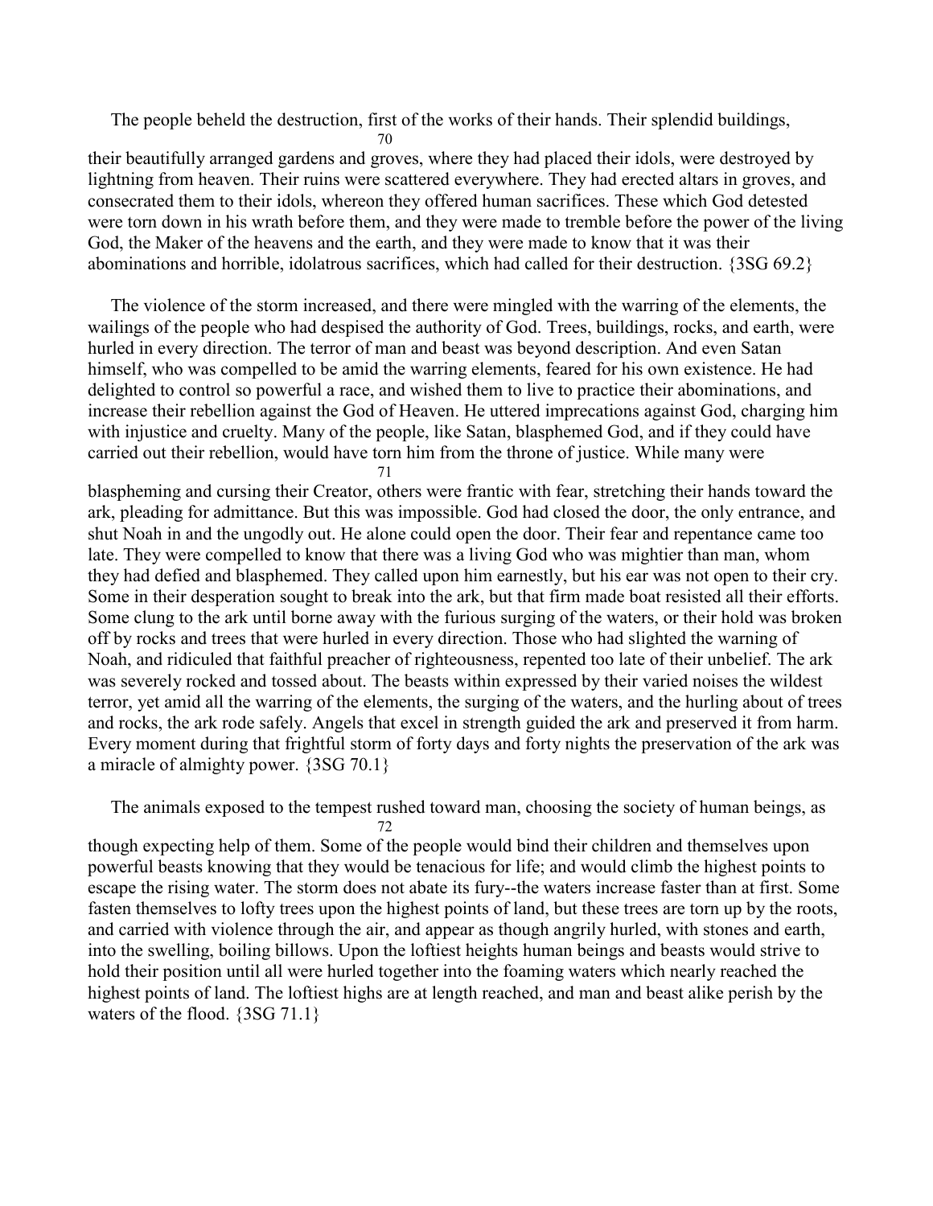The people beheld the destruction, first of the works of their hands. Their splendid buildings, their beautifully arranged gardens and groves, where they had placed their idols, were destroyed by lightning from heaven. Their ruins were scattered everywhere. They had erected altars in groves, and consecrated them to their idols, whereon they offered human sacrifices. These which God detested were torn down in his wrath before them, and they were made to tremble before the power of the living God, the Maker of the heavens and the earth, and they were made to know that it was their abominations and horrible, idolatrous sacrifices, which had called for their destruction. {3SG 69.2}

The violence of the storm increased, and there were mingled with the warring of the elements, the wailings of the people who had despised the authority of God. Trees, buildings, rocks, and earth, were hurled in every direction. The terror of man and beast was beyond description. And even Satan himself, who was compelled to be amid the warring elements, feared for his own existence. He had delighted to control so powerful a race, and wished them to live to practice their abominations, and increase their rebellion against the God of Heaven. He uttered imprecations against God, charging him with injustice and cruelty. Many of the people, like Satan, blasphemed God, and if they could have carried out their rebellion, would have torn him from the throne of justice. While many were blaspheming and cursing their Creator, others were frantic with fear, stretching their hands toward the ark, pleading for admittance. But this was impossible. God had closed the door, the only entrance, and shut Noah in and the ungodly out. He alone could open the door. Their fear and repentance came too late. They were compelled to know that there was a living God who was mightier than man, whom they had defied and blasphemed. They called upon him earnestly, but his ear was not open to their cry. Some in their desperation sought to break into the ark, but that firm made boat resisted all their efforts. Some clung to the ark until borne away with the furious surging of the waters, or their hold was broken off by rocks and trees that were hurled in every direction. Those who had slighted the warning of Noah, and ridiculed that faithful preacher of righteousness, repented too late of their unbelief. The ark was severely rocked and tossed about. The beasts within expressed by their varied noises the wildest terror, yet amid all the warring of the elements, the surging of the waters, and the hurling about of trees and rocks, the ark rode safely. Angels that excel in strength guided the ark and preserved it from harm. Every moment during that frightful storm of forty days and forty nights the preservation of the ark was a miracle of almighty power. {3SG 70.1}

The animals exposed to the tempest rushed toward man, choosing the society of human beings, as though expecting help of them. Some of the people would bind their children and themselves upon powerful beasts knowing that they would be tenacious for life; and would climb the highest points to escape the rising water. The storm does not abate its fury--the waters increase faster than at first. Some fasten themselves to lofty trees upon the highest points of land, but these trees are torn up by the roots, and carried with violence through the air, and appear as though angrily hurled, with stones and earth, into the swelling, boiling billows. Upon the loftiest heights human beings and beasts would strive to hold their position until all were hurled together into the foaming waters which nearly reached the highest points of land. The loftiest highs are at length reached, and man and beast alike perish by the waters of the flood. {3SG 71.1}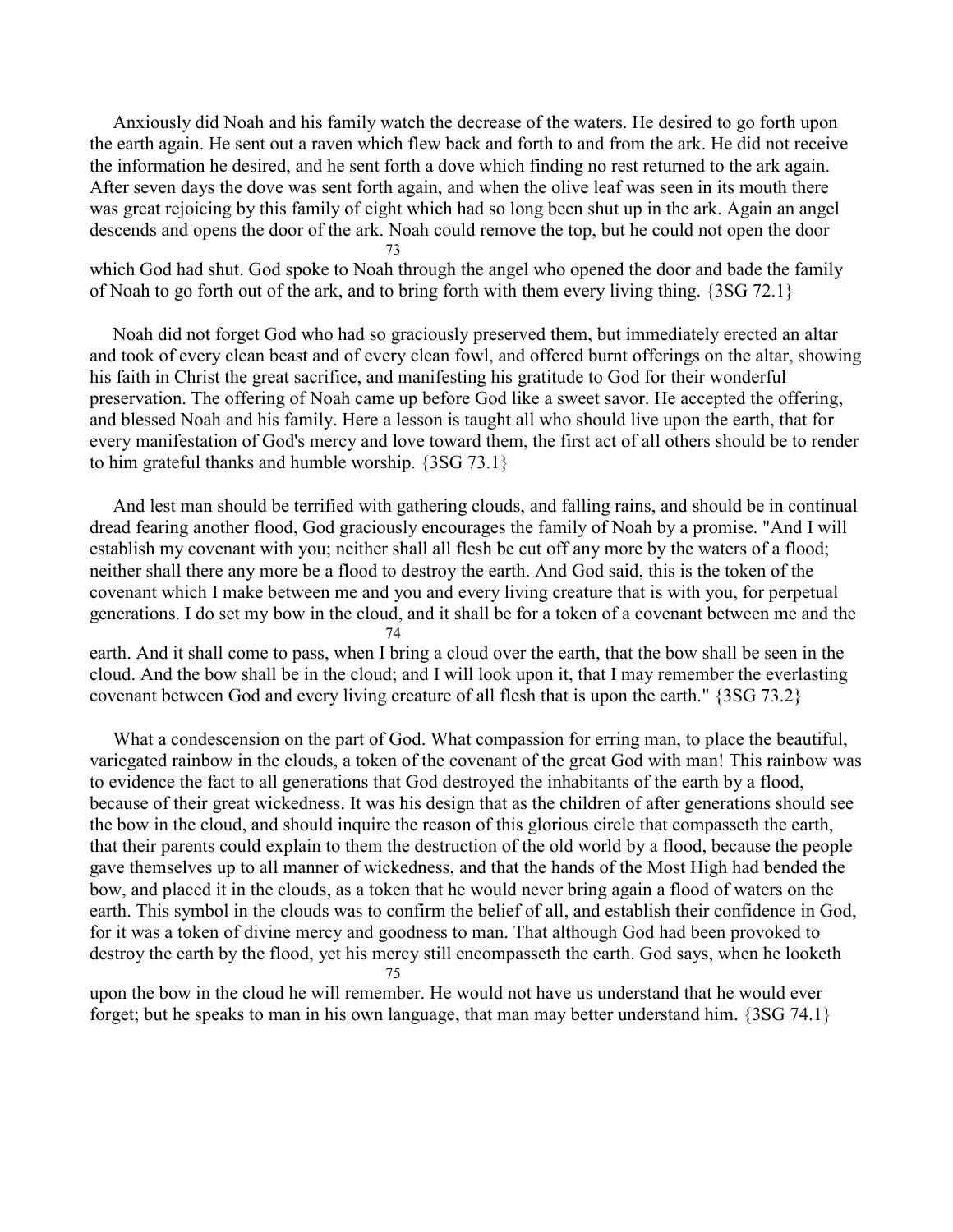Anxiously did Noah and his family watch the decrease of the waters. He desired to go forth upon the earth again. He sent out a raven which flew back and forth to and from the ark. He did not receive the information he desired, and he sent forth a dove which finding no rest returned to the ark again. After seven days the dove was sent forth again, and when the olive leaf was seen in its mouth there was great rejoicing by this family of eight which had so long been shut up in the ark. Again an angel descends and opens the door of the ark. Noah could remove the top, but he could not open the door which God had shut. God spoke to Noah through the angel who opened the door and bade the family of Noah to go forth out of the ark, and to bring forth with them every living thing. {3SG 72.1}

Noah did not forget God who had so graciously preserved them, but immediately erected an altar and took of every clean beast and of every clean fowl, and offered burnt offerings on the altar, showing his faith in Christ the great sacrifice, and manifesting his gratitude to God for their wonderful preservation. The offering of Noah came up before God like a sweet savor. He accepted the offering, and blessed Noah and his family. Here a lesson is taught all who should live upon the earth, that for every manifestation of God's mercy and love toward them, the first act of all others should be to render to him grateful thanks and humble worship. {3SG 73.1}

And lest man should be terrified with gathering clouds, and falling rains, and should be in continual dread fearing another flood, God graciously encourages the family of Noah by a promise. "And I will establish my covenant with you; neither shall all flesh be cut off any more by the waters of a flood; neither shall there any more be a flood to destroy the earth. And God said, this is the token of the covenant which I make between me and you and every living creature that is with you, for perpetual generations. I do set my bow in the cloud, and it shall be for a token of a covenant between me and the earth. And it shall come to pass, when I bring a cloud over the earth, that the bow shall be seen in the cloud. And the bow shall be in the cloud; and I will look upon it, that I may remember the everlasting covenant between God and every living creature of all flesh that is upon the earth." {3SG 73.2}

What a condescension on the part of God. What compassion for erring man, to place the beautiful, variegated rainbow in the clouds, a token of the covenant of the great God with man! This rainbow was to evidence the fact to all generations that God destroyed the inhabitants of the earth by a flood, because of their great wickedness. It was his design that as the children of after generations should see the bow in the cloud, and should inquire the reason of this glorious circle that compasseth the earth, that their parents could explain to them the destruction of the old world by a flood, because the people gave themselves up to all manner of wickedness, and that the hands of the Most High had bended the bow, and placed it in the clouds, as a token that he would never bring again a flood of waters on the earth. This symbol in the clouds was to confirm the belief of all, and establish their confidence in God, for it was a token of divine mercy and goodness to man. That although God had been provoked to destroy the earth by the flood, yet his mercy still encompasseth the earth. God says, when he looketh upon the bow in the cloud he will remember. He would not have us understand that he would ever forget; but he speaks to man in his own language, that man may better understand him. {3SG 74.1}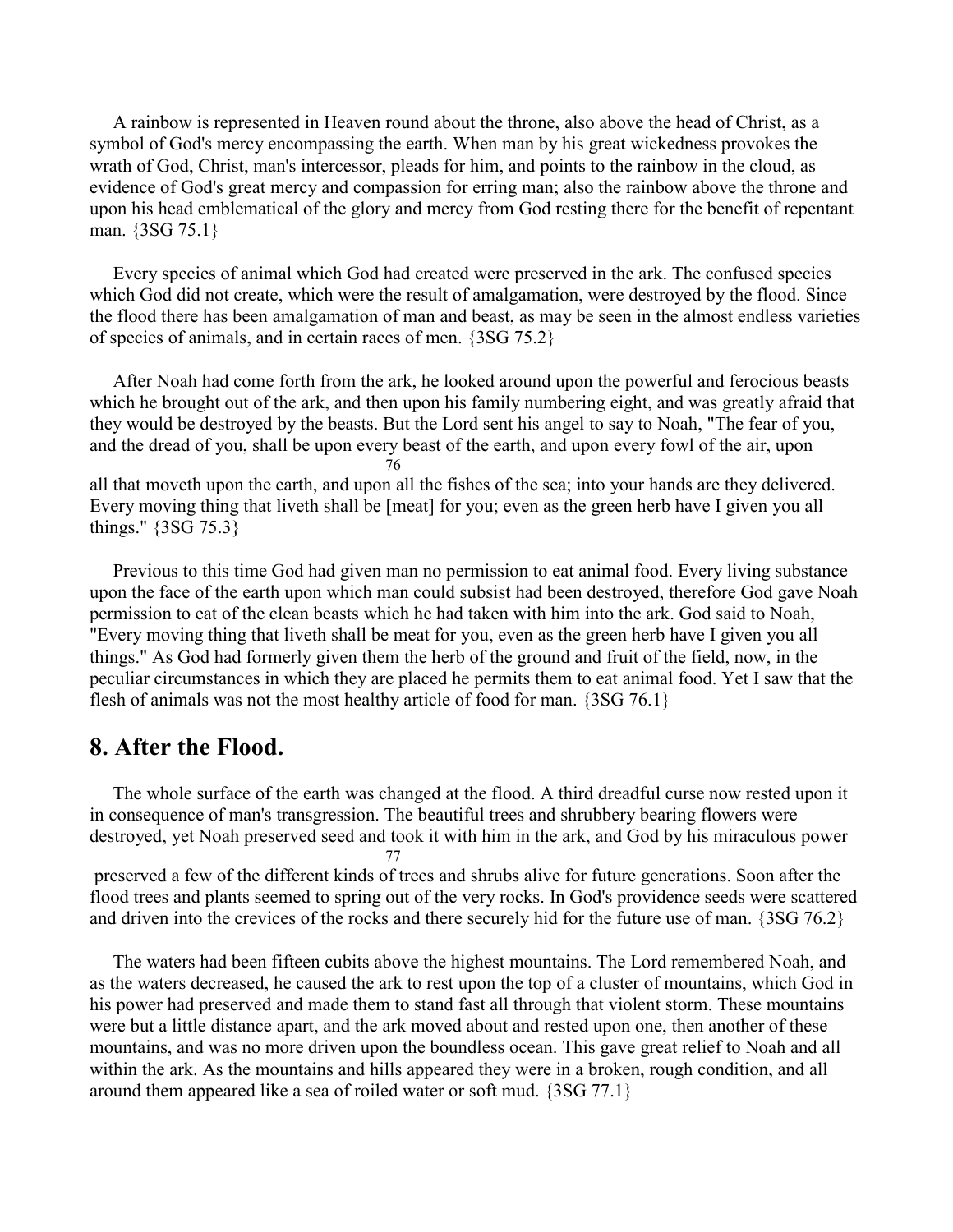A rainbow is represented in Heaven round about the throne, also above the head of Christ, as a symbol of God's mercy encompassing the earth. When man by his great wickedness provokes the wrath of God, Christ, man's intercessor, pleads for him, and points to the rainbow in the cloud, as evidence of God's great mercy and compassion for erring man; also the rainbow above the throne and upon his head emblematical of the glory and mercy from God resting there for the benefit of repentant man. {3SG 75.1}

Every species of animal which God had created were preserved in the ark. The confused species which God did not create, which were the result of amalgamation, were destroyed by the flood. Since the flood there has been amalgamation of man and beast, as may be seen in the almost endless varieties of species of animals, and in certain races of men. {3SG 75.2}

After Noah had come forth from the ark, he looked around upon the powerful and ferocious beasts which he brought out of the ark, and then upon his family numbering eight, and was greatly afraid that they would be destroyed by the beasts. But the Lord sent his angel to say to Noah, "The fear of you, and the dread of you, shall be upon every beast of the earth, and upon every fowl of the air, upon all that moveth upon the earth, and upon all the fishes of the sea; into your hands are they delivered. Every moving thing that liveth shall be [meat] for you; even as the green herb have I given you all things." {3SG 75.3}

Previous to this time God had given man no permission to eat animal food. Every living substance upon the face of the earth upon which man could subsist had been destroyed, therefore God gave Noah permission to eat of the clean beasts which he had taken with him into the ark. God said to Noah, "Every moving thing that liveth shall be meat for you, even as the green herb have I given you all things." As God had formerly given them the herb of the ground and fruit of the field, now, in the peculiar circumstances in which they are placed he permits them to eat animal food. Yet I saw that the flesh of animals was not the most healthy article of food for man. {3SG 76.1}

## 8. After the Flood.

The whole surface of the earth was changed at the flood. A third dreadful curse now rested upon it in consequence of man's transgression. The beautiful trees and shrubbery bearing flowers were destroyed, yet Noah preserved seed and took it with him in the ark, and God by his miraculous power preserved a few of the different kinds of trees and shrubs alive for future generations. Soon after the flood trees and plants seemed to spring out of the very rocks. In God's providence seeds were scattered and driven into the crevices of the rocks and there securely hid for the future use of man. {3SG 76.2}

The waters had been fifteen cubits above the highest mountains. The Lord remembered Noah, and as the waters decreased, he caused the ark to rest upon the top of a cluster of mountains, which God in his power had preserved and made them to stand fast all through that violent storm. These mountains were but a little distance apart, and the ark moved about and rested upon one, then another of these mountains, and was no more driven upon the boundless ocean. This gave great relief to Noah and all within the ark. As the mountains and hills appeared they were in a broken, rough condition, and all around them appeared like a sea of roiled water or soft mud. {3SG 77.1}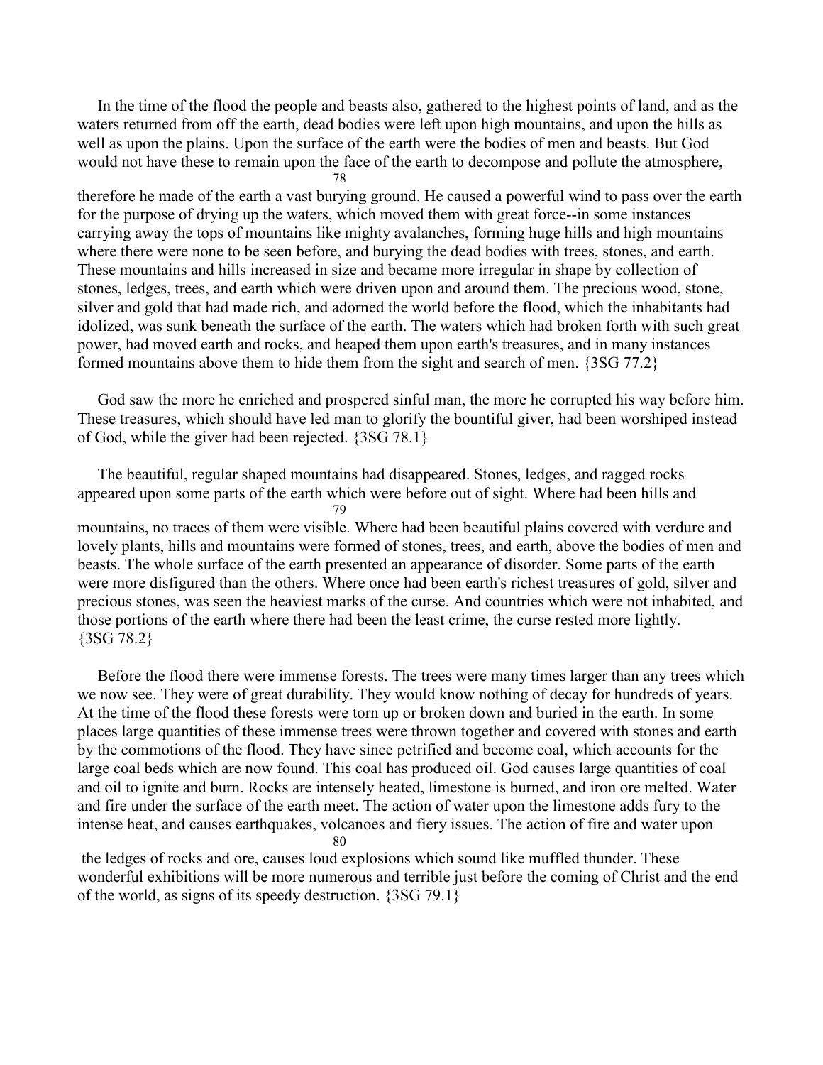In the time of the flood the people and beasts also, gathered to the highest points of land, and as the waters returned from off the earth, dead bodies were left upon high mountains, and upon the hills as well as upon the plains. Upon the surface of the earth were the bodies of men and beasts. But God would not have these to remain upon the face of the earth to decompose and pollute the atmosphere, therefore he made of the earth a vast burying ground. He caused a powerful wind to pass over the earth for the purpose of drying up the waters, which moved them with great force--in some instances carrying away the tops of mountains like mighty avalanches, forming huge hills and high mountains where there were none to be seen before, and burying the dead bodies with trees, stones, and earth. These mountains and hills increased in size and became more irregular in shape by collection of stones, ledges, trees, and earth which were driven upon and around them. The precious wood, stone, silver and gold that had made rich, and adorned the world before the flood, which the inhabitants had idolized, was sunk beneath the surface of the earth. The waters which had broken forth with such great power, had moved earth and rocks, and heaped them upon earth's treasures, and in many instances formed mountains above them to hide them from the sight and search of men. {3SG 77.2}

God saw the more he enriched and prospered sinful man, the more he corrupted his way before him. These treasures, which should have led man to glorify the bountiful giver, had been worshiped instead of God, while the giver had been rejected. {3SG 78.1}

The beautiful, regular shaped mountains had disappeared. Stones, ledges, and ragged rocks appeared upon some parts of the earth which were before out of sight. Where had been hills and mountains, no traces of them were visible. Where had been beautiful plains covered with verdure and lovely plants, hills and mountains were formed of stones, trees, and earth, above the bodies of men and beasts. The whole surface of the earth presented an appearance of disorder. Some parts of the earth were more disfigured than the others. Where once had been earth's richest treasures of gold, silver and precious stones, was seen the heaviest marks of the curse. And countries which were not inhabited, and those portions of the earth where there had been the least crime, the curse rested more lightly. {3SG 78.2}

Before the flood there were immense forests. The trees were many times larger than any trees which we now see. They were of great durability. They would know nothing of decay for hundreds of years. At the time of the flood these forests were torn up or broken down and buried in the earth. In some places large quantities of these immense trees were thrown together and covered with stones and earth by the commotions of the flood. They have since petrified and become coal, which accounts for the large coal beds which are now found. This coal has produced oil. God causes large quantities of coal and oil to ignite and burn. Rocks are intensely heated, limestone is burned, and iron ore melted. Water and fire under the surface of the earth meet. The action of water upon the limestone adds fury to the intense heat, and causes earthquakes, volcanoes and fiery issues. The action of fire and water upon the ledges of rocks and ore, causes loud explosions which sound like muffled thunder. These wonderful exhibitions will be more numerous and terrible just before the coming of Christ and the end of the world, as signs of its speedy destruction. {3SG 79.1}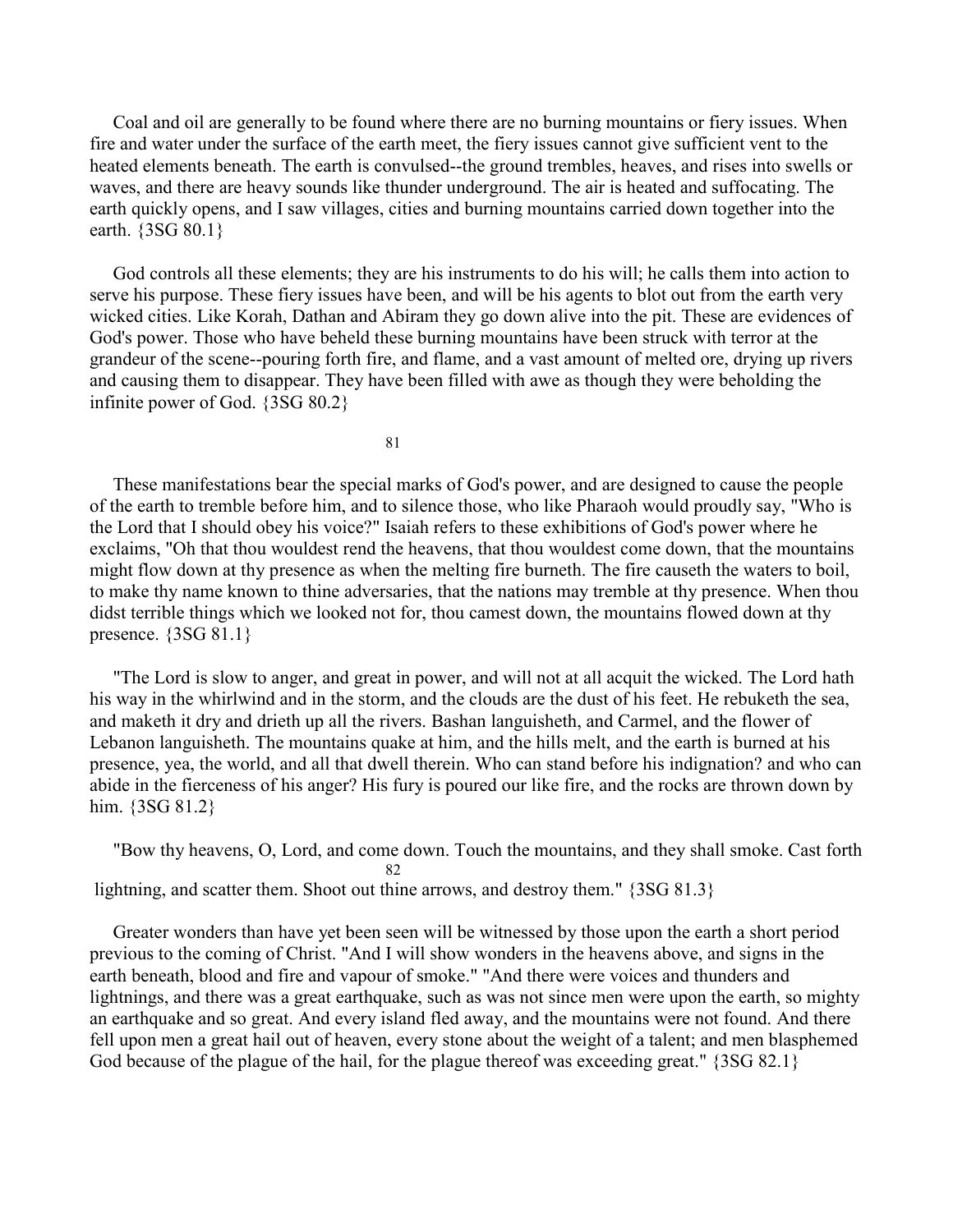Coal and oil are generally to be found where there are no burning mountains or fiery issues. When fire and water under the surface of the earth meet, the fiery issues cannot give sufficient vent to the heated elements beneath. The earth is convulsed--the ground trembles, heaves, and rises into swells or waves, and there are heavy sounds like thunder underground. The air is heated and suffocating. The earth quickly opens, and I saw villages, cities and burning mountains carried down together into the earth. {3SG 80.1}

God controls all these elements; they are his instruments to do his will; he calls them into action to serve his purpose. These fiery issues have been, and will be his agents to blot out from the earth very wicked cities. Like Korah, Dathan and Abiram they go down alive into the pit. These are evidences of God's power. Those who have beheld these burning mountains have been struck with terror at the grandeur of the scene--pouring forth fire, and flame, and a vast amount of melted ore, drying up rivers and causing them to disappear. They have been filled with awe as though they were beholding the infinite power of God. {3SG 80.2}

These manifestations bear the special marks of God's power, and are designed to cause the people of the earth to tremble before him, and to silence those, who like Pharaoh would proudly say, "Who is the Lord that I should obey his voice?" Isaiah refers to these exhibitions of God's power where he exclaims, "Oh that thou wouldest rend the heavens, that thou wouldest come down, that the mountains might flow down at thy presence as when the melting fire burneth. The fire causeth the waters to boil, to make thy name known to thine adversaries, that the nations may tremble at thy presence. When thou didst terrible things which we looked not for, thou camest down, the mountains flowed down at thy presence. {3SG 81.1}

"The Lord is slow to anger, and great in power, and will not at all acquit the wicked. The Lord hath his way in the whirlwind and in the storm, and the clouds are the dust of his feet. He rebuketh the sea, and maketh it dry and drieth up all the rivers. Bashan languisheth, and Carmel, and the flower of Lebanon languisheth. The mountains quake at him, and the hills melt, and the earth is burned at his presence, yea, the world, and all that dwell therein. Who can stand before his indignation? and who can abide in the fierceness of his anger? His fury is poured our like fire, and the rocks are thrown down by him. {3SG 81.2}

"Bow thy heavens, O, Lord, and come down. Touch the mountains, and they shall smoke. Cast forth lightning, and scatter them. Shoot out thine arrows, and destroy them." {3SG 81.3}

Greater wonders than have yet been seen will be witnessed by those upon the earth a short period previous to the coming of Christ. "And I will show wonders in the heavens above, and signs in the earth beneath, blood and fire and vapour of smoke." "And there were voices and thunders and lightnings, and there was a great earthquake, such as was not since men were upon the earth, so mighty an earthquake and so great. And every island fled away, and the mountains were not found. And there fell upon men a great hail out of heaven, every stone about the weight of a talent; and men blasphemed God because of the plague of the hail, for the plague thereof was exceeding great." {3SG 82.1}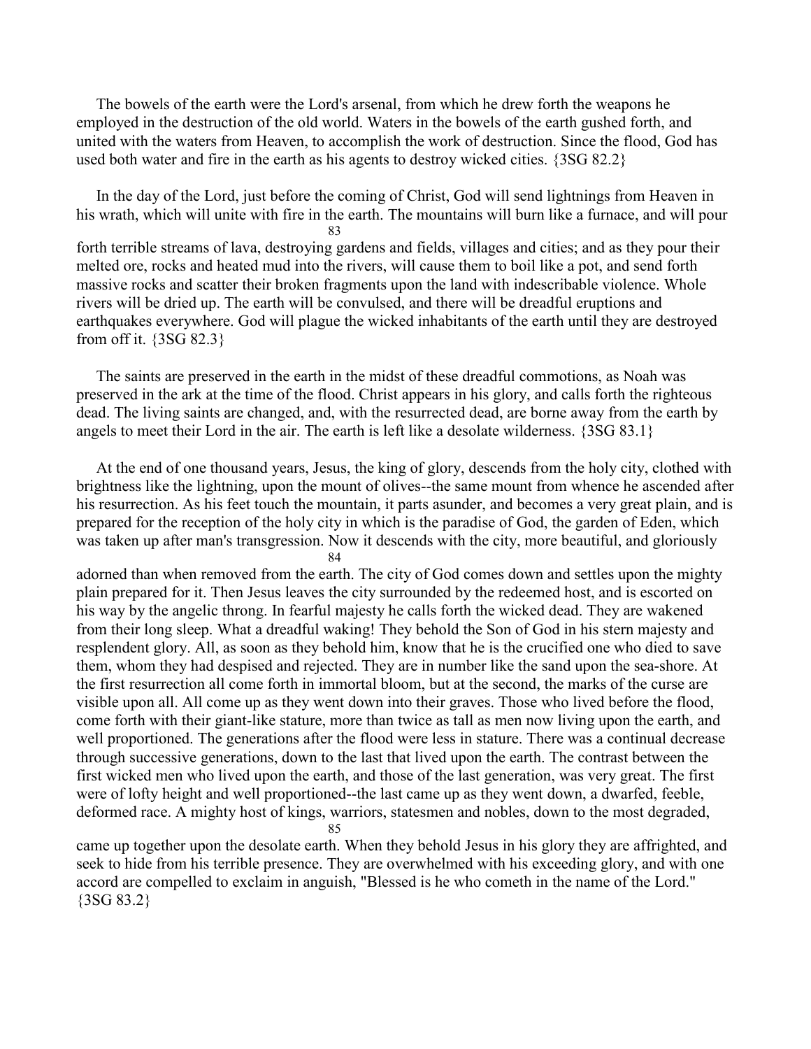The bowels of the earth were the Lord's arsenal, from which he drew forth the weapons he employed in the destruction of the old world. Waters in the bowels of the earth gushed forth, and united with the waters from Heaven, to accomplish the work of destruction. Since the flood, God has used both water and fire in the earth as his agents to destroy wicked cities. {3SG 82.2}

In the day of the Lord, just before the coming of Christ, God will send lightnings from Heaven in his wrath, which will unite with fire in the earth. The mountains will burn like a furnace, and will pour forth terrible streams of lava, destroying gardens and fields, villages and cities; and as they pour their melted ore, rocks and heated mud into the rivers, will cause them to boil like a pot, and send forth massive rocks and scatter their broken fragments upon the land with indescribable violence. Whole rivers will be dried up. The earth will be convulsed, and there will be dreadful eruptions and earthquakes everywhere. God will plague the wicked inhabitants of the earth until they are destroyed from off it. {3SG 82.3}

The saints are preserved in the earth in the midst of these dreadful commotions, as Noah was preserved in the ark at the time of the flood. Christ appears in his glory, and calls forth the righteous dead. The living saints are changed, and, with the resurrected dead, are borne away from the earth by angels to meet their Lord in the air. The earth is left like a desolate wilderness. {3SG 83.1}

At the end of one thousand years, Jesus, the king of glory, descends from the holy city, clothed with brightness like the lightning, upon the mount of olives--the same mount from whence he ascended after his resurrection. As his feet touch the mountain, it parts asunder, and becomes a very great plain, and is prepared for the reception of the holy city in which is the paradise of God, the garden of Eden, which was taken up after man's transgression. Now it descends with the city, more beautiful, and gloriously adorned than when removed from the earth. The city of God comes down and settles upon the mighty plain prepared for it. Then Jesus leaves the city surrounded by the redeemed host, and is escorted on his way by the angelic throng. In fearful majesty he calls forth the wicked dead. They are wakened from their long sleep. What a dreadful waking! They behold the Son of God in his stern majesty and resplendent glory. All, as soon as they behold him, know that he is the crucified one who died to save them, whom they had despised and rejected. They are in number like the sand upon the sea-shore. At the first resurrection all come forth in immortal bloom, but at the second, the marks of the curse are visible upon all. All come up as they went down into their graves. Those who lived before the flood, come forth with their giant-like stature, more than twice as tall as men now living upon the earth, and well proportioned. The generations after the flood were less in stature. There was a continual decrease through successive generations, down to the last that lived upon the earth. The contrast between the first wicked men who lived upon the earth, and those of the last generation, was very great. The first were of lofty height and well proportioned--the last came up as they went down, a dwarfed, feeble, deformed race. A mighty host of kings, warriors, statesmen and nobles, down to the most degraded, came up together upon the desolate earth. When they behold Jesus in his glory they are affrighted, and seek to hide from his terrible presence. They are overwhelmed with his exceeding glory, and with one accord are compelled to exclaim in anguish, "Blessed is he who cometh in the name of the Lord." {3SG 83.2}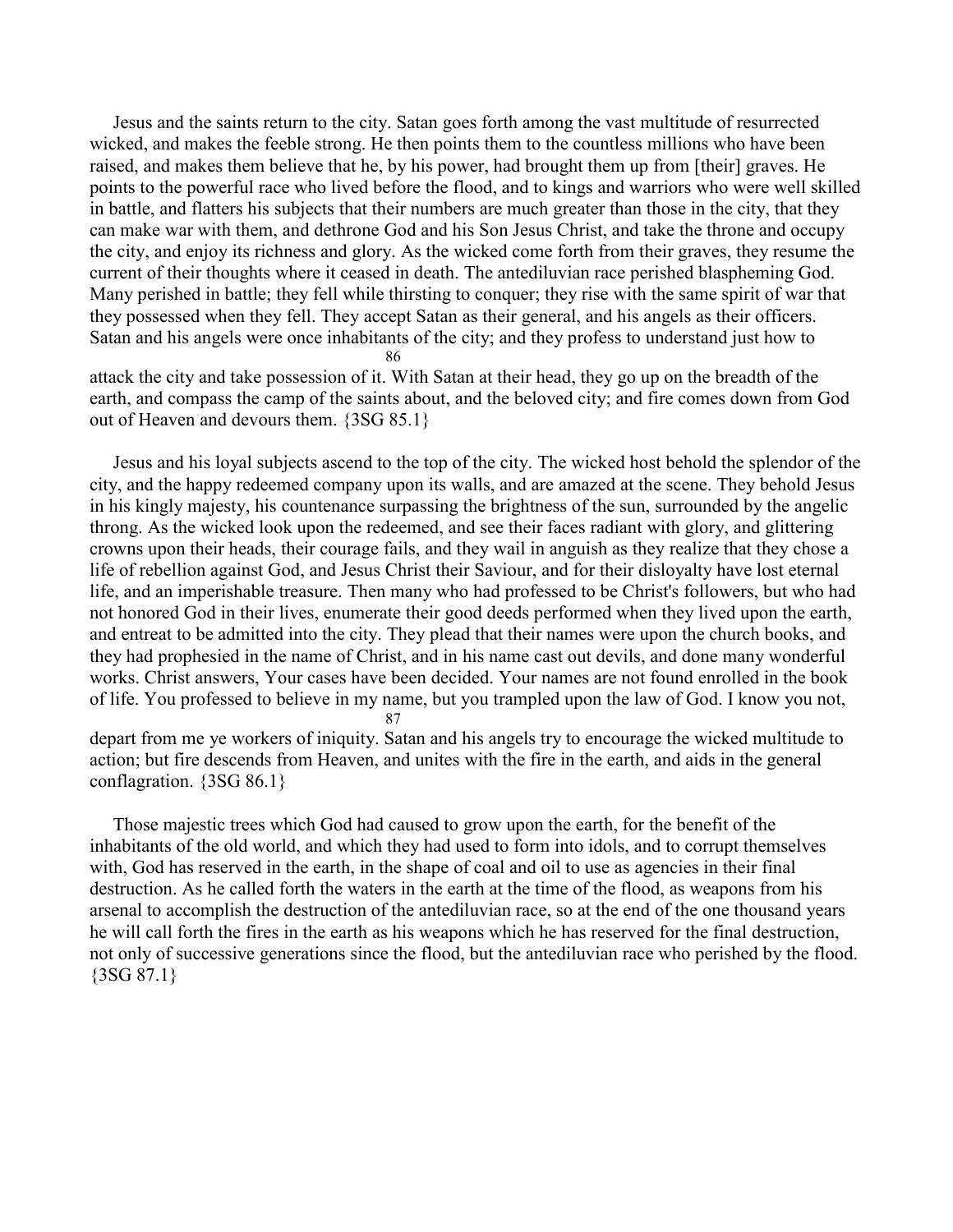Jesus and the saints return to the city. Satan goes forth among the vast multitude of resurrected wicked, and makes the feeble strong. He then points them to the countless millions who have been raised, and makes them believe that he, by his power, had brought them up from [their] graves. He points to the powerful race who lived before the flood, and to kings and warriors who were well skilled in battle, and flatters his subjects that their numbers are much greater than those in the city, that they can make war with them, and dethrone God and his Son Jesus Christ, and take the throne and occupy the city, and enjoy its richness and glory. As the wicked come forth from their graves, they resume the current of their thoughts where it ceased in death. The antediluvian race perished blaspheming God. Many perished in battle; they fell while thirsting to conquer; they rise with the same spirit of war that they possessed when they fell. They accept Satan as their general, and his angels as their officers. Satan and his angels were once inhabitants of the city; and they profess to understand just how to attack the city and take possession of it. With Satan at their head, they go up on the breadth of the earth, and compass the camp of the saints about, and the beloved city; and fire comes down from God out of Heaven and devours them. {3SG 85.1}

Jesus and his loyal subjects ascend to the top of the city. The wicked host behold the splendor of the city, and the happy redeemed company upon its walls, and are amazed at the scene. They behold Jesus in his kingly majesty, his countenance surpassing the brightness of the sun, surrounded by the angelic throng. As the wicked look upon the redeemed, and see their faces radiant with glory, and glittering crowns upon their heads, their courage fails, and they wail in anguish as they realize that they chose a life of rebellion against God, and Jesus Christ their Saviour, and for their disloyalty have lost eternal life, and an imperishable treasure. Then many who had professed to be Christ's followers, but who had not honored God in their lives, enumerate their good deeds performed when they lived upon the earth, and entreat to be admitted into the city. They plead that their names were upon the church books, and they had prophesied in the name of Christ, and in his name cast out devils, and done many wonderful works. Christ answers, Your cases have been decided. Your names are not found enrolled in the book of life. You professed to believe in my name, but you trampled upon the law of God. I know you not, depart from me ye workers of iniquity. Satan and his angels try to encourage the wicked multitude to action; but fire descends from Heaven, and unites with the fire in the earth, and aids in the general conflagration. {3SG 86.1}

Those majestic trees which God had caused to grow upon the earth, for the benefit of the inhabitants of the old world, and which they had used to form into idols, and to corrupt themselves with, God has reserved in the earth, in the shape of coal and oil to use as agencies in their final destruction. As he called forth the waters in the earth at the time of the flood, as weapons from his arsenal to accomplish the destruction of the antediluvian race, so at the end of the one thousand years he will call forth the fires in the earth as his weapons which he has reserved for the final destruction, not only of successive generations since the flood, but the antediluvian race who perished by the flood. {3SG 87.1}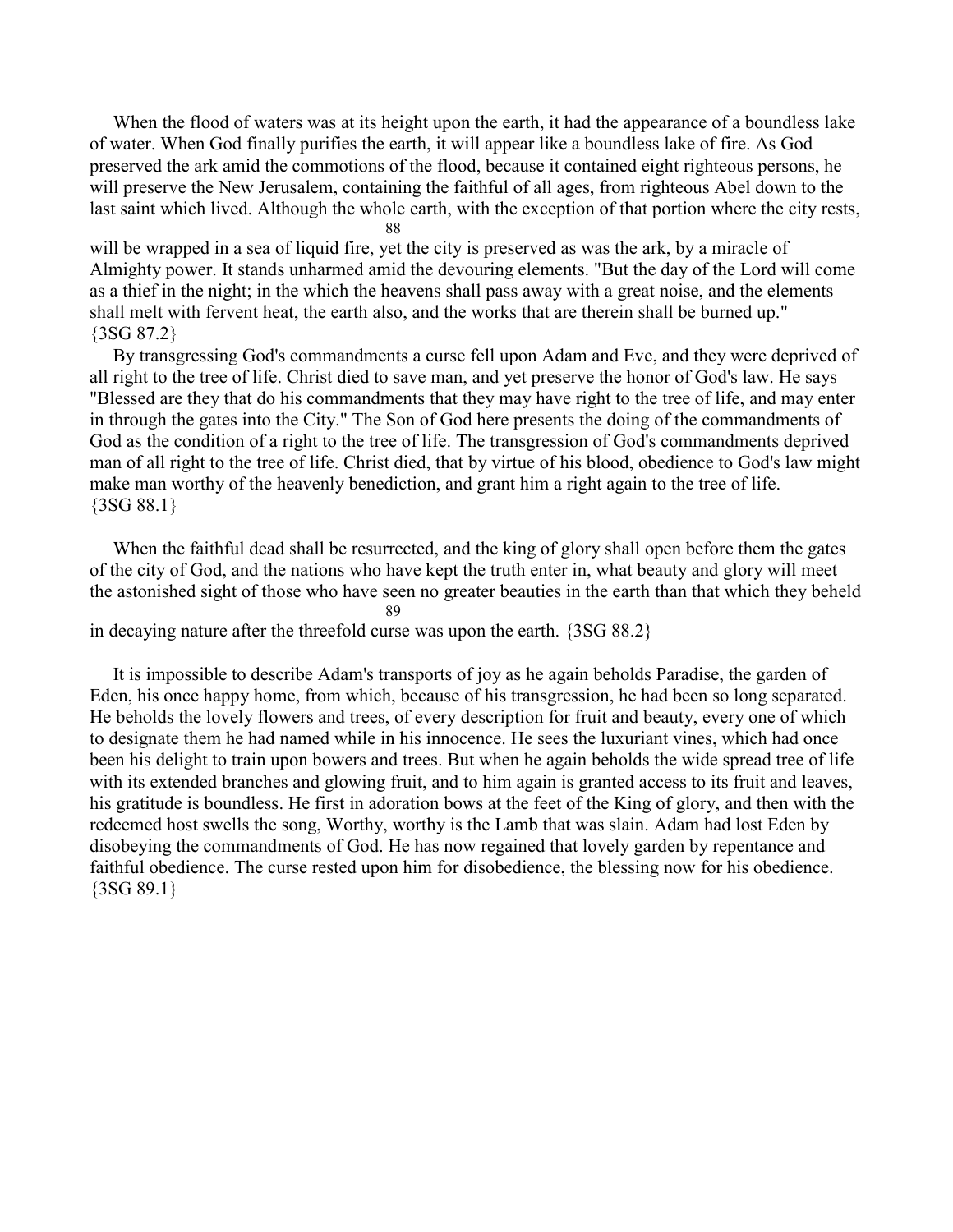When the flood of waters was at its height upon the earth, it had the appearance of a boundless lake of water. When God finally purifies the earth, it will appear like a boundless lake of fire. As God preserved the ark amid the commotions of the flood, because it contained eight righteous persons, he will preserve the New Jerusalem, containing the faithful of all ages, from righteous Abel down to the last saint which lived. Although the whole earth, with the exception of that portion where the city rests, will be wrapped in a sea of liquid fire, yet the city is preserved as was the ark, by a miracle of Almighty power. It stands unharmed amid the devouring elements. "But the day of the Lord will come as a thief in the night; in the which the heavens shall pass away with a great noise, and the elements shall melt with fervent heat, the earth also, and the works that are therein shall be burned up." {3SG 87.2}

By transgressing God's commandments a curse fell upon Adam and Eve, and they were deprived of all right to the tree of life. Christ died to save man, and yet preserve the honor of God's law. He says "Blessed are they that do his commandments that they may have right to the tree of life, and may enter in through the gates into the City." The Son of God here presents the doing of the commandments of God as the condition of a right to the tree of life. The transgression of God's commandments deprived man of all right to the tree of life. Christ died, that by virtue of his blood, obedience to God's law might make man worthy of the heavenly benediction, and grant him a right again to the tree of life. {3SG 88.1}

When the faithful dead shall be resurrected, and the king of glory shall open before them the gates of the city of God, and the nations who have kept the truth enter in, what beauty and glory will meet the astonished sight of those who have seen no greater beauties in the earth than that which they beheld in decaying nature after the threefold curse was upon the earth. {3SG 88.2}

It is impossible to describe Adam's transports of joy as he again beholds Paradise, the garden of Eden, his once happy home, from which, because of his transgression, he had been so long separated. He beholds the lovely flowers and trees, of every description for fruit and beauty, every one of which to designate them he had named while in his innocence. He sees the luxuriant vines, which had once been his delight to train upon bowers and trees. But when he again beholds the wide spread tree of life with its extended branches and glowing fruit, and to him again is granted access to its fruit and leaves, his gratitude is boundless. He first in adoration bows at the feet of the King of glory, and then with the redeemed host swells the song, Worthy, worthy is the Lamb that was slain. Adam had lost Eden by disobeying the commandments of God. He has now regained that lovely garden by repentance and faithful obedience. The curse rested upon him for disobedience, the blessing now for his obedience. {3SG 89.1}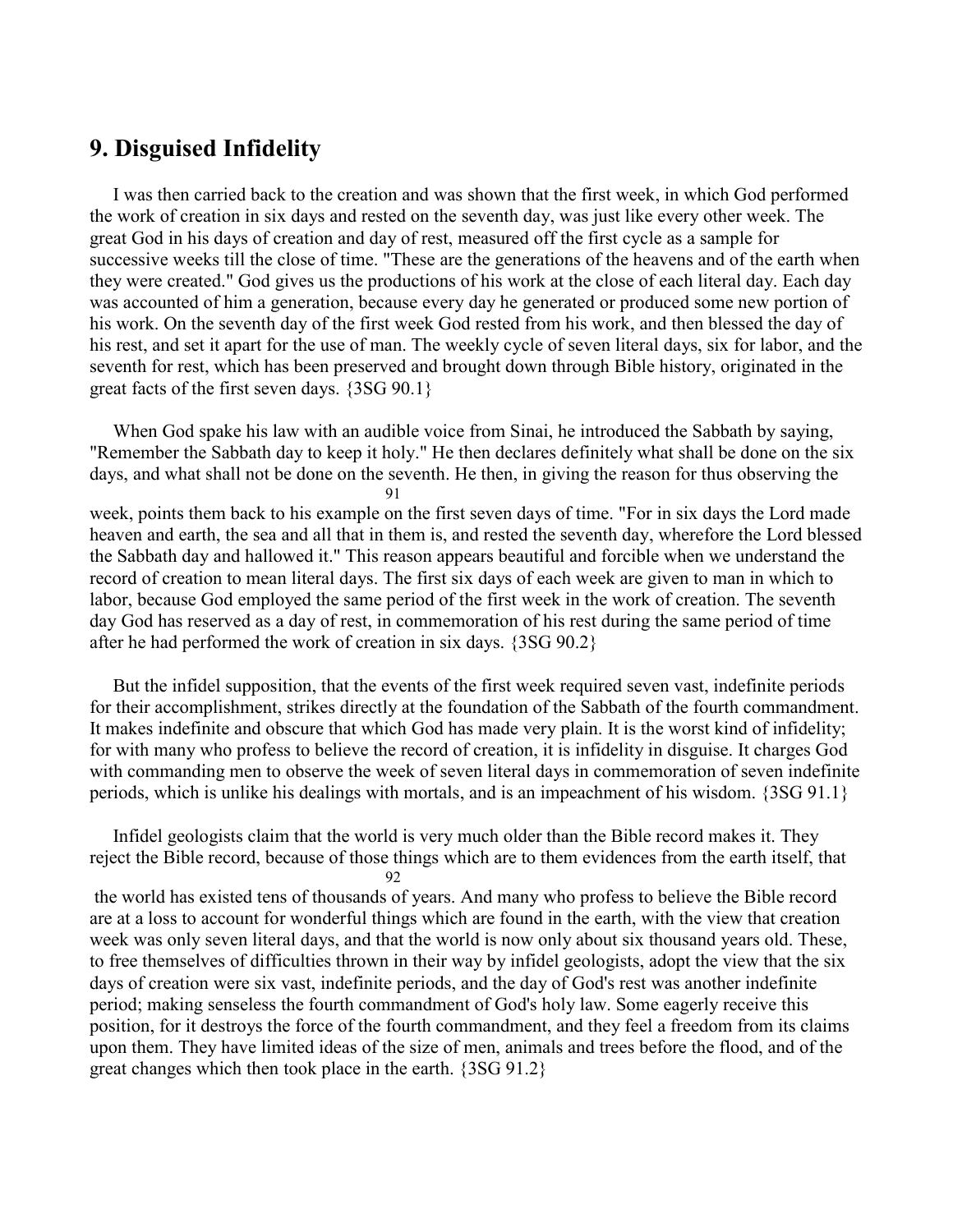## 9. Disguised Infidelity

I was then carried back to the creation and was shown that the first week, in which God performed the work of creation in six days and rested on the seventh day, was just like every other week. The great God in his days of creation and day of rest, measured off the first cycle as a sample for successive weeks till the close of time. "These are the generations of the heavens and of the earth when they were created." God gives us the productions of his work at the close of each literal day. Each day was accounted of him a generation, because every day he generated or produced some new portion of his work. On the seventh day of the first week God rested from his work, and then blessed the day of his rest, and set it apart for the use of man. The weekly cycle of seven literal days, six for labor, and the seventh for rest, which has been preserved and brought down through Bible history, originated in the great facts of the first seven days. {3SG 90.1}

When God spake his law with an audible voice from Sinai, he introduced the Sabbath by saying, "Remember the Sabbath day to keep it holy." He then declares definitely what shall be done on the six days, and what shall not be done on the seventh. He then, in giving the reason for thus observing the week, points them back to his example on the first seven days of time. "For in six days the Lord made heaven and earth, the sea and all that in them is, and rested the seventh day, wherefore the Lord blessed the Sabbath day and hallowed it." This reason appears beautiful and forcible when we understand the record of creation to mean literal days. The first six days of each week are given to man in which to labor, because God employed the same period of the first week in the work of creation. The seventh day God has reserved as a day of rest, in commemoration of his rest during the same period of time after he had performed the work of creation in six days. {3SG 90.2}

But the infidel supposition, that the events of the first week required seven vast, indefinite periods for their accomplishment, strikes directly at the foundation of the Sabbath of the fourth commandment. It makes indefinite and obscure that which God has made very plain. It is the worst kind of infidelity; for with many who profess to believe the record of creation, it is infidelity in disguise. It charges God with commanding men to observe the week of seven literal days in commemoration of seven indefinite periods, which is unlike his dealings with mortals, and is an impeachment of his wisdom. {3SG 91.1}

Infidel geologists claim that the world is very much older than the Bible record makes it. They reject the Bible record, because of those things which are to them evidences from the earth itself, that the world has existed tens of thousands of years. And many who profess to believe the Bible record are at a loss to account for wonderful things which are found in the earth, with the view that creation week was only seven literal days, and that the world is now only about six thousand years old. These, to free themselves of difficulties thrown in their way by infidel geologists, adopt the view that the six days of creation were six vast, indefinite periods, and the day of God's rest was another indefinite period; making senseless the fourth commandment of God's holy law. Some eagerly receive this position, for it destroys the force of the fourth commandment, and they feel a freedom from its claims upon them. They have limited ideas of the size of men, animals and trees before the flood, and of the great changes which then took place in the earth. {3SG 91.2}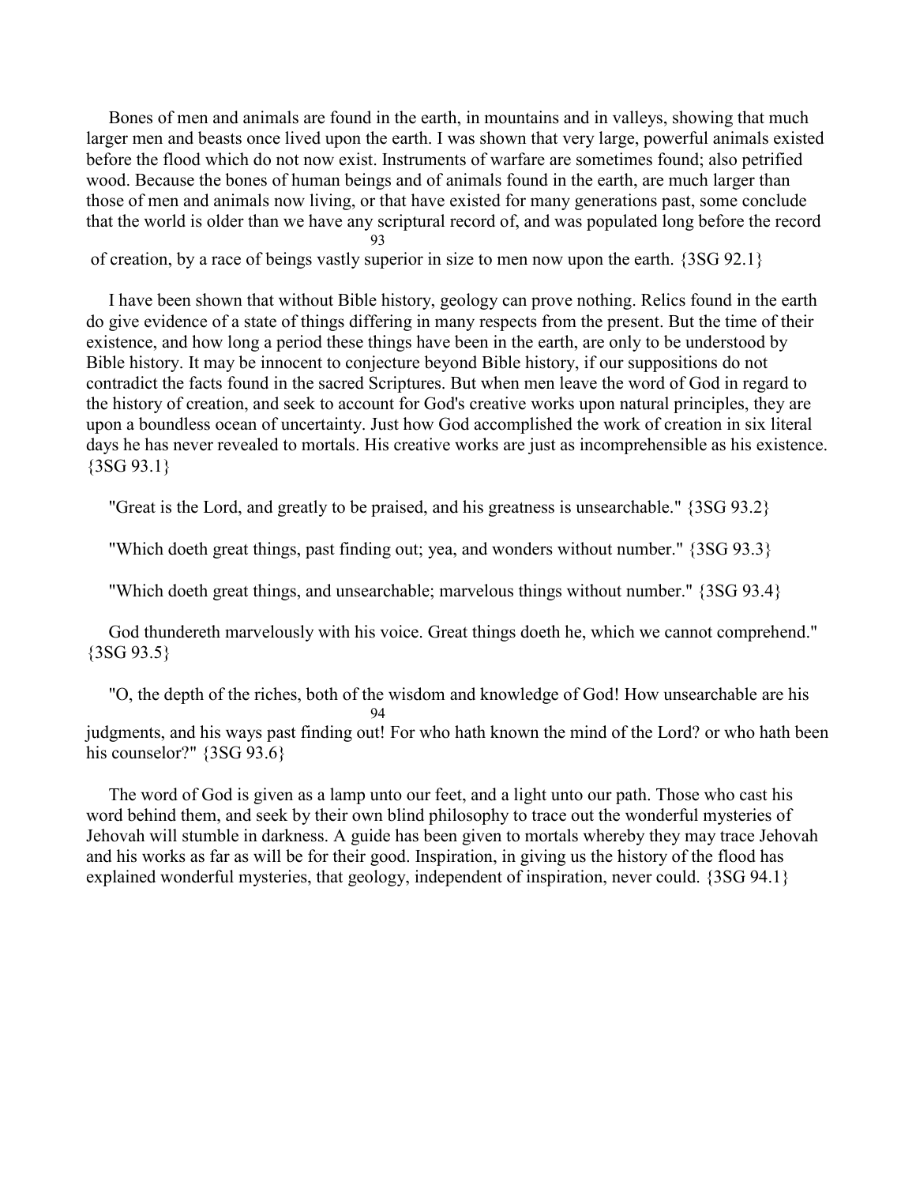Bones of men and animals are found in the earth, in mountains and in valleys, showing that much larger men and beasts once lived upon the earth. I was shown that very large, powerful animals existed before the flood which do not now exist. Instruments of warfare are sometimes found; also petrified wood. Because the bones of human beings and of animals found in the earth, are much larger than those of men and animals now living, or that have existed for many generations past, some conclude that the world is older than we have any scriptural record of, and was populated long before the record of creation, by a race of beings vastly superior in size to men now upon the earth. {3SG 92.1}

I have been shown that without Bible history, geology can prove nothing. Relics found in the earth do give evidence of a state of things differing in many respects from the present. But the time of their existence, and how long a period these things have been in the earth, are only to be understood by Bible history. It may be innocent to conjecture beyond Bible history, if our suppositions do not contradict the facts found in the sacred Scriptures. But when men leave the word of God in regard to the history of creation, and seek to account for God's creative works upon natural principles, they are upon a boundless ocean of uncertainty. Just how God accomplished the work of creation in six literal days he has never revealed to mortals. His creative works are just as incomprehensible as his existence. {3SG 93.1}

"Great is the Lord, and greatly to be praised, and his greatness is unsearchable." {3SG 93.2}

"Which doeth great things, past finding out; yea, and wonders without number." {3SG 93.3}

"Which doeth great things, and unsearchable; marvelous things without number." {3SG 93.4}

God thundereth marvelously with his voice. Great things doeth he, which we cannot comprehend." {3SG 93.5}

"O, the depth of the riches, both of the wisdom and knowledge of God! How unsearchable are his judgments, and his ways past finding out! For who hath known the mind of the Lord? or who hath been his counselor?" {3SG 93.6}

The word of God is given as a lamp unto our feet, and a light unto our path. Those who cast his word behind them, and seek by their own blind philosophy to trace out the wonderful mysteries of Jehovah will stumble in darkness. A guide has been given to mortals whereby they may trace Jehovah and his works as far as will be for their good. Inspiration, in giving us the history of the flood has explained wonderful mysteries, that geology, independent of inspiration, never could. {3SG 94.1}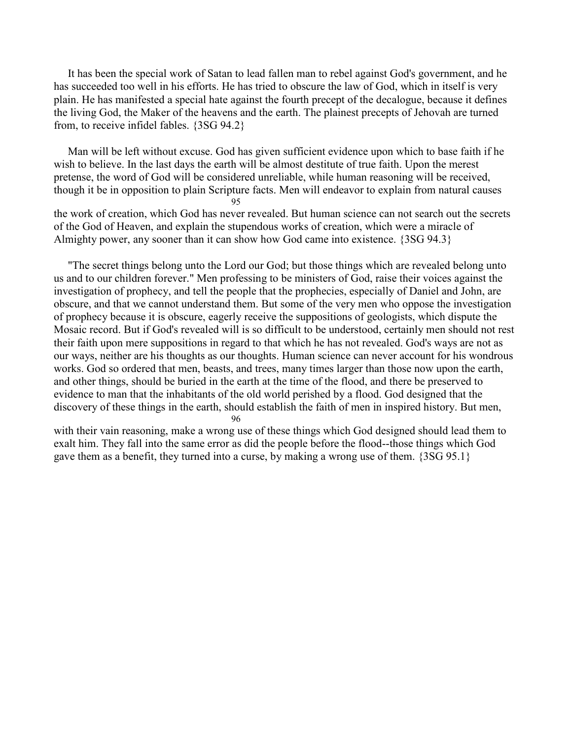It has been the special work of Satan to lead fallen man to rebel against God's government, and he has succeeded too well in his efforts. He has tried to obscure the law of God, which in itself is very plain. He has manifested a special hate against the fourth precept of the decalogue, because it defines the living God, the Maker of the heavens and the earth. The plainest precepts of Jehovah are turned from, to receive infidel fables. {3SG 94.2}

Man will be left without excuse. God has given sufficient evidence upon which to base faith if he wish to believe. In the last days the earth will be almost destitute of true faith. Upon the merest pretense, the word of God will be considered unreliable, while human reasoning will be received, though it be in opposition to plain Scripture facts. Men will endeavor to explain from natural causes the work of creation, which God has never revealed. But human science can not search out the secrets of the God of Heaven, and explain the stupendous works of creation, which were a miracle of Almighty power, any sooner than it can show how God came into existence. {3SG 94.3}

"The secret things belong unto the Lord our God; but those things which are revealed belong unto us and to our children forever." Men professing to be ministers of God, raise their voices against the investigation of prophecy, and tell the people that the prophecies, especially of Daniel and John, are obscure, and that we cannot understand them. But some of the very men who oppose the investigation of prophecy because it is obscure, eagerly receive the suppositions of geologists, which dispute the Mosaic record. But if God's revealed will is so difficult to be understood, certainly men should not rest their faith upon mere suppositions in regard to that which he has not revealed. God's ways are not as our ways, neither are his thoughts as our thoughts. Human science can never account for his wondrous works. God so ordered that men, beasts, and trees, many times larger than those now upon the earth, and other things, should be buried in the earth at the time of the flood, and there be preserved to evidence to man that the inhabitants of the old world perished by a flood. God designed that the discovery of these things in the earth, should establish the faith of men in inspired history. But men, with their vain reasoning, make a wrong use of these things which God designed should lead them to exalt him. They fall into the same error as did the people before the flood--those things which God gave them as a benefit, they turned into a curse, by making a wrong use of them. {3SG 95.1}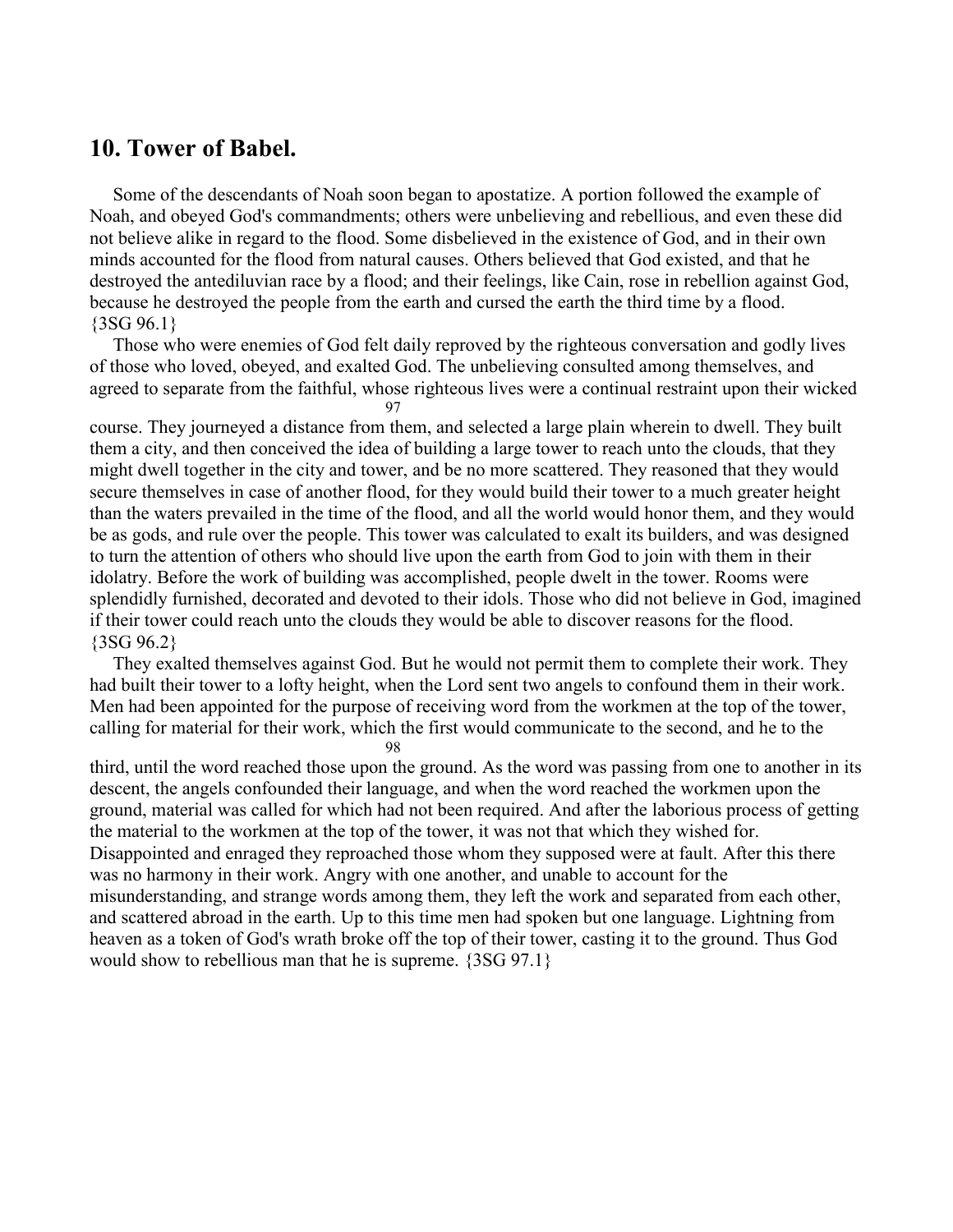## 10. Tower of Babel.

Some of the descendants of Noah soon began to apostatize. A portion followed the example of Noah, and obeyed God's commandments; others were unbelieving and rebellious, and even these did not believe alike in regard to the flood. Some disbelieved in the existence of God, and in their own minds accounted for the flood from natural causes. Others believed that God existed, and that he destroyed the antediluvian race by a flood; and their feelings, like Cain, rose in rebellion against God, because he destroyed the people from the earth and cursed the earth the third time by a flood. {3SG 96.1}

Those who were enemies of God felt daily reproved by the righteous conversation and godly lives of those who loved, obeyed, and exalted God. The unbelieving consulted among themselves, and agreed to separate from the faithful, whose righteous lives were a continual restraint upon their wicked course. They journeyed a distance from them, and selected a large plain wherein to dwell. They built them a city, and then conceived the idea of building a large tower to reach unto the clouds, that they might dwell together in the city and tower, and be no more scattered. They reasoned that they would secure themselves in case of another flood, for they would build their tower to a much greater height than the waters prevailed in the time of the flood, and all the world would honor them, and they would be as gods, and rule over the people. This tower was calculated to exalt its builders, and was designed to turn the attention of others who should live upon the earth from God to join with them in their idolatry. Before the work of building was accomplished, people dwelt in the tower. Rooms were splendidly furnished, decorated and devoted to their idols. Those who did not believe in God, imagined if their tower could reach unto the clouds they would be able to discover reasons for the flood. {3SG 96.2}

They exalted themselves against God. But he would not permit them to complete their work. They had built their tower to a lofty height, when the Lord sent two angels to confound them in their work. Men had been appointed for the purpose of receiving word from the workmen at the top of the tower, calling for material for their work, which the first would communicate to the second, and he to the third, until the word reached those upon the ground. As the word was passing from one to another in its descent, the angels confounded their language, and when the word reached the workmen upon the ground, material was called for which had not been required. And after the laborious process of getting the material to the workmen at the top of the tower, it was not that which they wished for. Disappointed and enraged they reproached those whom they supposed were at fault. After this there was no harmony in their work. Angry with one another, and unable to account for the misunderstanding, and strange words among them, they left the work and separated from each other, and scattered abroad in the earth. Up to this time men had spoken but one language. Lightning from heaven as a token of God's wrath broke off the top of their tower, casting it to the ground. Thus God would show to rebellious man that he is supreme. {3SG 97.1}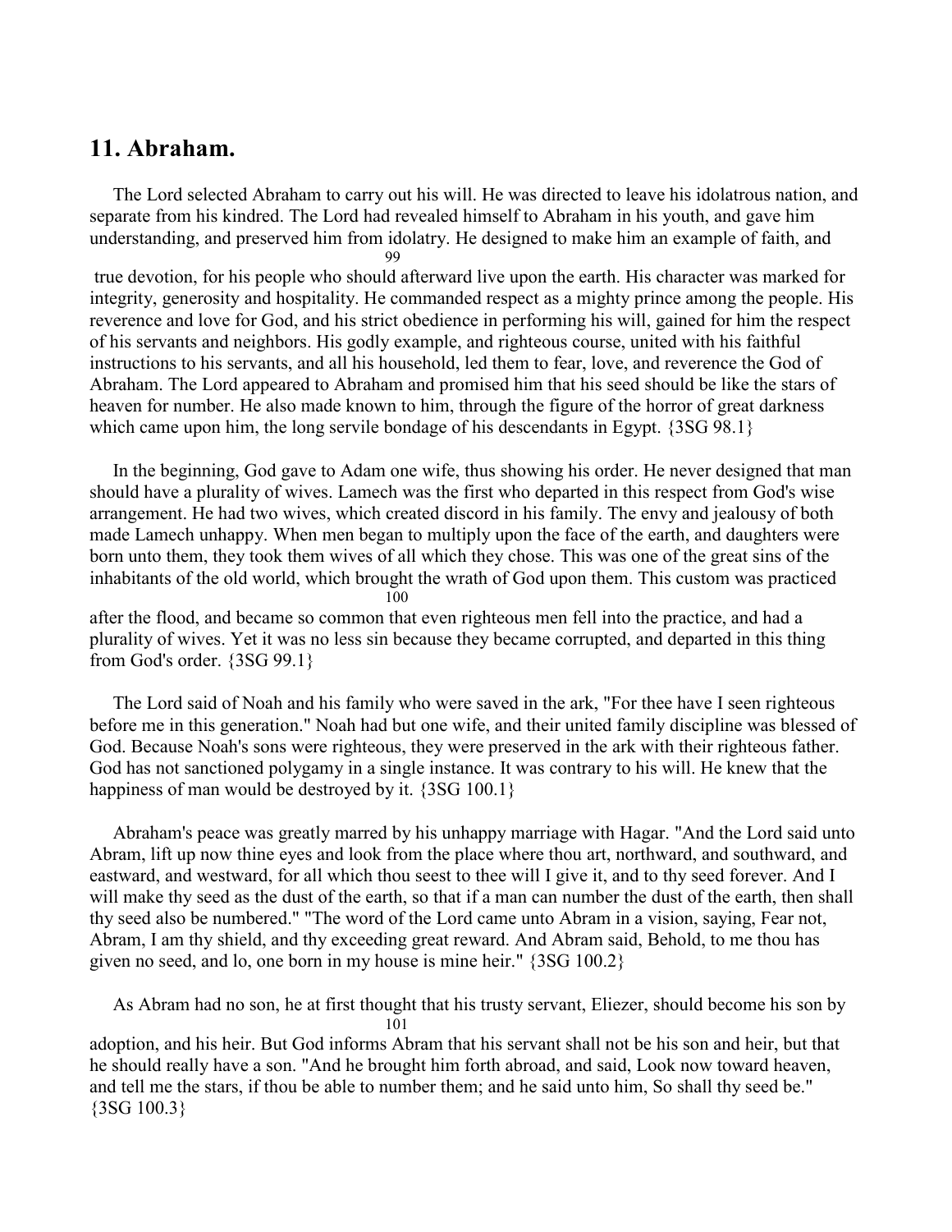## 11. Abraham.

The Lord selected Abraham to carry out his will. He was directed to leave his idolatrous nation, and separate from his kindred. The Lord had revealed himself to Abraham in his youth, and gave him understanding, and preserved him from idolatry. He designed to make him an example of faith, and true devotion, for his people who should afterward live upon the earth. His character was marked for integrity, generosity and hospitality. He commanded respect as a mighty prince among the people. His reverence and love for God, and his strict obedience in performing his will, gained for him the respect of his servants and neighbors. His godly example, and righteous course, united with his faithful instructions to his servants, and all his household, led them to fear, love, and reverence the God of Abraham. The Lord appeared to Abraham and promised him that his seed should be like the stars of heaven for number. He also made known to him, through the figure of the horror of great darkness which came upon him, the long servile bondage of his descendants in Egypt. {3SG 98.1}

In the beginning, God gave to Adam one wife, thus showing his order. He never designed that man should have a plurality of wives. Lamech was the first who departed in this respect from God's wise arrangement. He had two wives, which created discord in his family. The envy and jealousy of both made Lamech unhappy. When men began to multiply upon the face of the earth, and daughters were born unto them, they took them wives of all which they chose. This was one of the great sins of the inhabitants of the old world, which brought the wrath of God upon them. This custom was practiced after the flood, and became so common that even righteous men fell into the practice, and had a plurality of wives. Yet it was no less sin because they became corrupted, and departed in this thing from God's order. {3SG 99.1}

The Lord said of Noah and his family who were saved in the ark, "For thee have I seen righteous before me in this generation." Noah had but one wife, and their united family discipline was blessed of God. Because Noah's sons were righteous, they were preserved in the ark with their righteous father. God has not sanctioned polygamy in a single instance. It was contrary to his will. He knew that the happiness of man would be destroyed by it. {3SG 100.1}

Abraham's peace was greatly marred by his unhappy marriage with Hagar. "And the Lord said unto Abram, lift up now thine eyes and look from the place where thou art, northward, and southward, and eastward, and westward, for all which thou seest to thee will I give it, and to thy seed forever. And I will make thy seed as the dust of the earth, so that if a man can number the dust of the earth, then shall thy seed also be numbered." "The word of the Lord came unto Abram in a vision, saying, Fear not, Abram, I am thy shield, and thy exceeding great reward. And Abram said, Behold, to me thou has given no seed, and lo, one born in my house is mine heir." {3SG 100.2}

As Abram had no son, he at first thought that his trusty servant, Eliezer, should become his son by adoption, and his heir. But God informs Abram that his servant shall not be his son and heir, but that he should really have a son. "And he brought him forth abroad, and said, Look now toward heaven, and tell me the stars, if thou be able to number them; and he said unto him, So shall thy seed be." {3SG 100.3}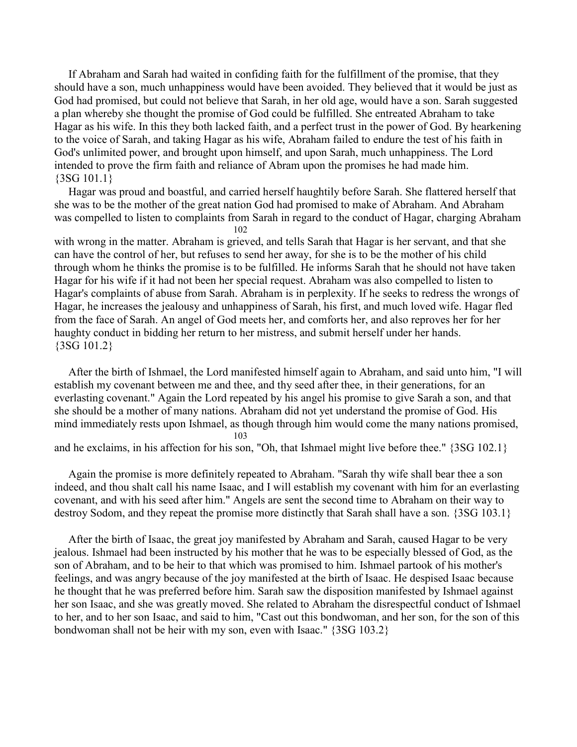If Abraham and Sarah had waited in confiding faith for the fulfillment of the promise, that they should have a son, much unhappiness would have been avoided. They believed that it would be just as God had promised, but could not believe that Sarah, in her old age, would have a son. Sarah suggested a plan whereby she thought the promise of God could be fulfilled. She entreated Abraham to take Hagar as his wife. In this they both lacked faith, and a perfect trust in the power of God. By hearkening to the voice of Sarah, and taking Hagar as his wife, Abraham failed to endure the test of his faith in God's unlimited power, and brought upon himself, and upon Sarah, much unhappiness. The Lord intended to prove the firm faith and reliance of Abram upon the promises he had made him. {3SG 101.1}

Hagar was proud and boastful, and carried herself haughtily before Sarah. She flattered herself that she was to be the mother of the great nation God had promised to make of Abraham. And Abraham was compelled to listen to complaints from Sarah in regard to the conduct of Hagar, charging Abraham with wrong in the matter. Abraham is grieved, and tells Sarah that Hagar is her servant, and that she can have the control of her, but refuses to send her away, for she is to be the mother of his child through whom he thinks the promise is to be fulfilled. He informs Sarah that he should not have taken Hagar for his wife if it had not been her special request. Abraham was also compelled to listen to Hagar's complaints of abuse from Sarah. Abraham is in perplexity. If he seeks to redress the wrongs of Hagar, he increases the jealousy and unhappiness of Sarah, his first, and much loved wife. Hagar fled from the face of Sarah. An angel of God meets her, and comforts her, and also reproves her for her haughty conduct in bidding her return to her mistress, and submit herself under her hands. {3SG 101.2}

After the birth of Ishmael, the Lord manifested himself again to Abraham, and said unto him, "I will establish my covenant between me and thee, and thy seed after thee, in their generations, for an everlasting covenant." Again the Lord repeated by his angel his promise to give Sarah a son, and that she should be a mother of many nations. Abraham did not yet understand the promise of God. His mind immediately rests upon Ishmael, as though through him would come the many nations promised, and he exclaims, in his affection for his son, "Oh, that Ishmael might live before thee." {3SG 102.1}

Again the promise is more definitely repeated to Abraham. "Sarah thy wife shall bear thee a son indeed, and thou shalt call his name Isaac, and I will establish my covenant with him for an everlasting covenant, and with his seed after him." Angels are sent the second time to Abraham on their way to destroy Sodom, and they repeat the promise more distinctly that Sarah shall have a son. {3SG 103.1}

After the birth of Isaac, the great joy manifested by Abraham and Sarah, caused Hagar to be very jealous. Ishmael had been instructed by his mother that he was to be especially blessed of God, as the son of Abraham, and to be heir to that which was promised to him. Ishmael partook of his mother's feelings, and was angry because of the joy manifested at the birth of Isaac. He despised Isaac because he thought that he was preferred before him. Sarah saw the disposition manifested by Ishmael against her son Isaac, and she was greatly moved. She related to Abraham the disrespectful conduct of Ishmael to her, and to her son Isaac, and said to him, "Cast out this bondwoman, and her son, for the son of this bondwoman shall not be heir with my son, even with Isaac." {3SG 103.2}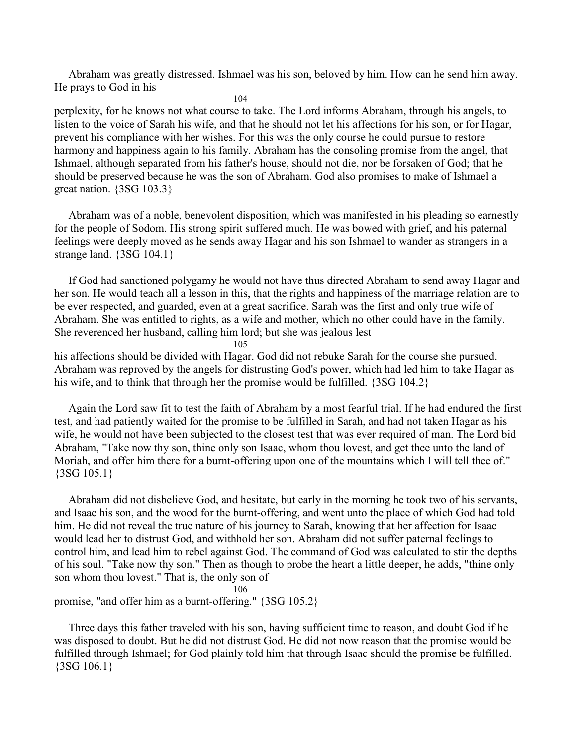Abraham was greatly distressed. Ishmael was his son, beloved by him. How can he send him away. He prays to God in his perplexity, for he knows not what course to take. The Lord informs Abraham, through his angels, to listen to the voice of Sarah his wife, and that he should not let his affections for his son, or for Hagar, prevent his compliance with her wishes. For this was the only course he could pursue to restore harmony and happiness again to his family. Abraham has the consoling promise from the angel, that Ishmael, although separated from his father's house, should not die, nor be forsaken of God; that he should be preserved because he was the son of Abraham. God also promises to make of Ishmael a great nation. {3SG 103.3}

Abraham was of a noble, benevolent disposition, which was manifested in his pleading so earnestly for the people of Sodom. His strong spirit suffered much. He was bowed with grief, and his paternal feelings were deeply moved as he sends away Hagar and his son Ishmael to wander as strangers in a strange land. {3SG 104.1}

If God had sanctioned polygamy he would not have thus directed Abraham to send away Hagar and her son. He would teach all a lesson in this, that the rights and happiness of the marriage relation are to be ever respected, and guarded, even at a great sacrifice. Sarah was the first and only true wife of Abraham. She was entitled to rights, as a wife and mother, which no other could have in the family. She reverenced her husband, calling him lord; but she was jealous lest his affections should be divided with Hagar. God did not rebuke Sarah for the course she pursued. Abraham was reproved by the angels for distrusting God's power, which had led him to take Hagar as his wife, and to think that through her the promise would be fulfilled. {3SG 104.2}

Again the Lord saw fit to test the faith of Abraham by a most fearful trial. If he had endured the first test, and had patiently waited for the promise to be fulfilled in Sarah, and had not taken Hagar as his wife, he would not have been subjected to the closest test that was ever required of man. The Lord bid Abraham, "Take now thy son, thine only son Isaac, whom thou lovest, and get thee unto the land of Moriah, and offer him there for a burnt-offering upon one of the mountains which I will tell thee of." {3SG 105.1}

Abraham did not disbelieve God, and hesitate, but early in the morning he took two of his servants, and Isaac his son, and the wood for the burnt-offering, and went unto the place of which God had told him. He did not reveal the true nature of his journey to Sarah, knowing that her affection for Isaac would lead her to distrust God, and withhold her son. Abraham did not suffer paternal feelings to control him, and lead him to rebel against God. The command of God was calculated to stir the depths of his soul. "Take now thy son." Then as though to probe the heart a little deeper, he adds, "thine only son whom thou lovest." That is, the only son of promise, "and offer him as a burnt-offering." {3SG 105.2}

Three days this father traveled with his son, having sufficient time to reason, and doubt God if he was disposed to doubt. But he did not distrust God. He did not now reason that the promise would be fulfilled through Ishmael; for God plainly told him that through Isaac should the promise be fulfilled. {3SG 106.1}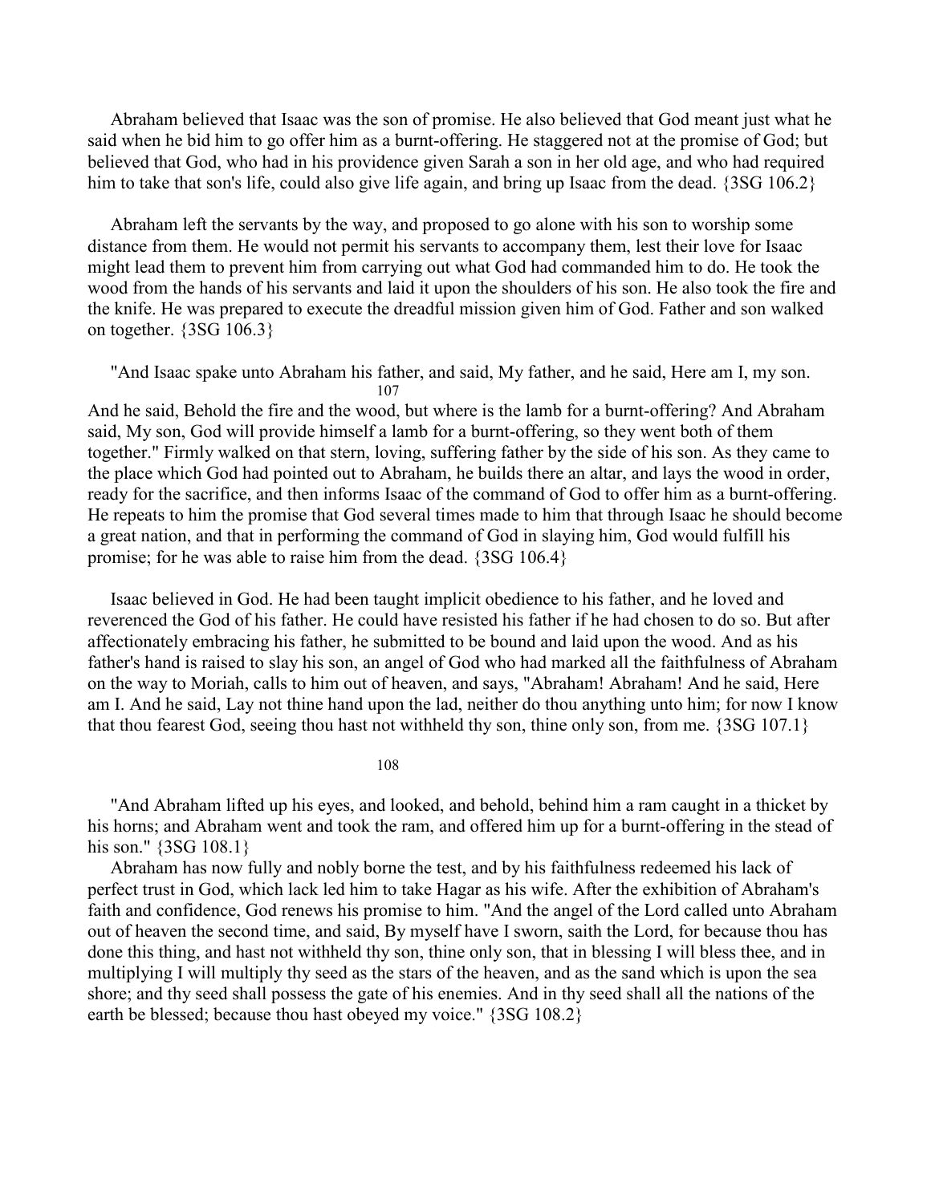Abraham believed that Isaac was the son of promise. He also believed that God meant just what he said when he bid him to go offer him as a burnt-offering. He staggered not at the promise of God; but believed that God, who had in his providence given Sarah a son in her old age, and who had required him to take that son's life, could also give life again, and bring up Isaac from the dead. {3SG 106.2}

Abraham left the servants by the way, and proposed to go alone with his son to worship some distance from them. He would not permit his servants to accompany them, lest their love for Isaac might lead them to prevent him from carrying out what God had commanded him to do. He took the wood from the hands of his servants and laid it upon the shoulders of his son. He also took the fire and the knife. He was prepared to execute the dreadful mission given him of God. Father and son walked on together. {3SG 106.3}

"And Isaac spake unto Abraham his father, and said, My father, and he said, Here am I, my son. And he said, Behold the fire and the wood, but where is the lamb for a burnt-offering? And Abraham said, My son, God will provide himself a lamb for a burnt-offering, so they went both of them together." Firmly walked on that stern, loving, suffering father by the side of his son. As they came to the place which God had pointed out to Abraham, he builds there an altar, and lays the wood in order, ready for the sacrifice, and then informs Isaac of the command of God to offer him as a burnt-offering. He repeats to him the promise that God several times made to him that through Isaac he should become a great nation, and that in performing the command of God in slaying him, God would fulfill his promise; for he was able to raise him from the dead. {3SG 106.4}

Isaac believed in God. He had been taught implicit obedience to his father, and he loved and reverenced the God of his father. He could have resisted his father if he had chosen to do so. But after affectionately embracing his father, he submitted to be bound and laid upon the wood. And as his father's hand is raised to slay his son, an angel of God who had marked all the faithfulness of Abraham on the way to Moriah, calls to him out of heaven, and says, "Abraham! Abraham! And he said, Here am I. And he said, Lay not thine hand upon the lad, neither do thou anything unto him; for now I know that thou fearest God, seeing thou hast not withheld thy son, thine only son, from me. {3SG 107.1}

"And Abraham lifted up his eyes, and looked, and behold, behind him a ram caught in a thicket by his horns; and Abraham went and took the ram, and offered him up for a burnt-offering in the stead of his son." {3SG 108.1}

Abraham has now fully and nobly borne the test, and by his faithfulness redeemed his lack of perfect trust in God, which lack led him to take Hagar as his wife. After the exhibition of Abraham's faith and confidence, God renews his promise to him. "And the angel of the Lord called unto Abraham out of heaven the second time, and said, By myself have I sworn, saith the Lord, for because thou has done this thing, and hast not withheld thy son, thine only son, that in blessing I will bless thee, and in multiplying I will multiply thy seed as the stars of the heaven, and as the sand which is upon the sea shore; and thy seed shall possess the gate of his enemies. And in thy seed shall all the nations of the earth be blessed; because thou hast obeyed my voice." {3SG 108.2}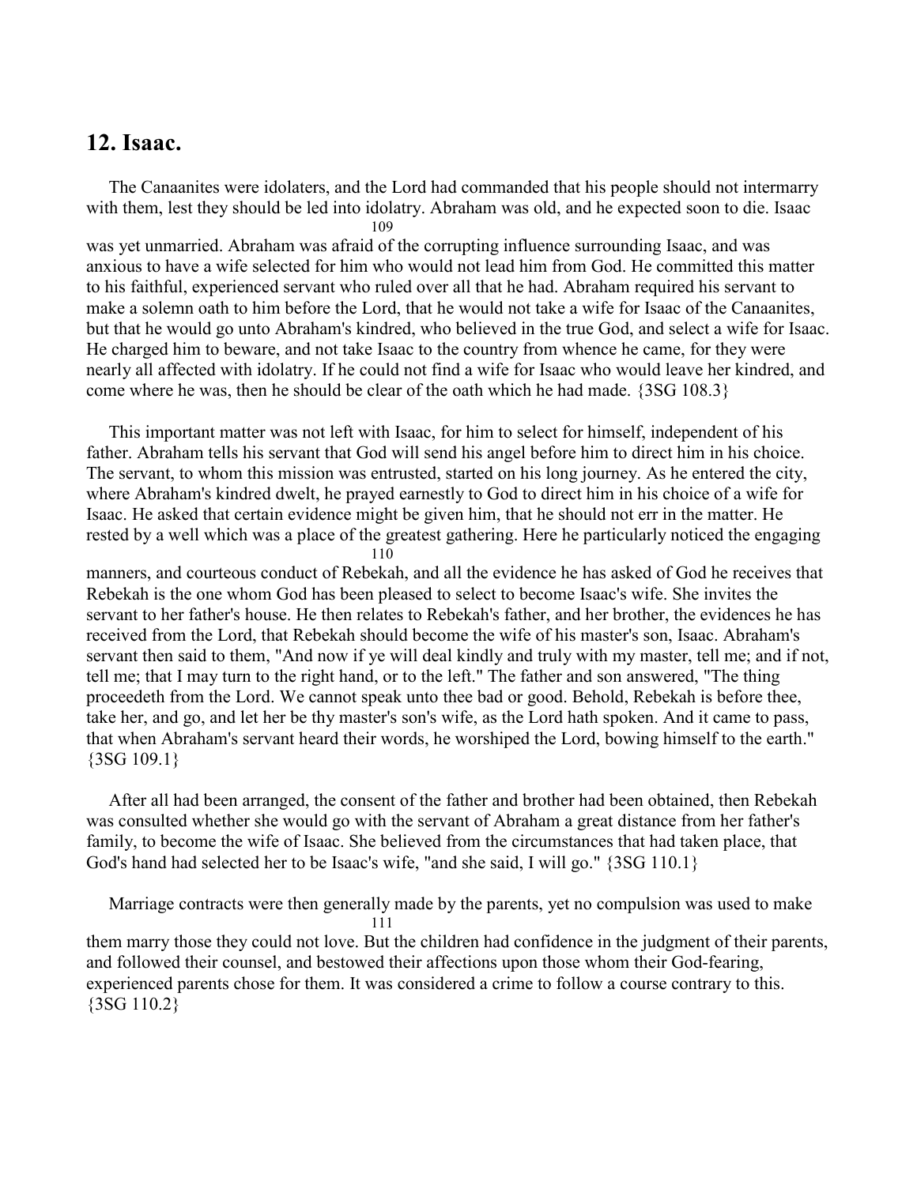## 12. Isaac.

The Canaanites were idolaters, and the Lord had commanded that his people should not intermarry with them, lest they should be led into idolatry. Abraham was old, and he expected soon to die. Isaac was yet unmarried. Abraham was afraid of the corrupting influence surrounding Isaac, and was anxious to have a wife selected for him who would not lead him from God. He committed this matter to his faithful, experienced servant who ruled over all that he had. Abraham required his servant to make a solemn oath to him before the Lord, that he would not take a wife for Isaac of the Canaanites, but that he would go unto Abraham's kindred, who believed in the true God, and select a wife for Isaac. He charged him to beware, and not take Isaac to the country from whence he came, for they were nearly all affected with idolatry. If he could not find a wife for Isaac who would leave her kindred, and come where he was, then he should be clear of the oath which he had made. {3SG 108.3}

This important matter was not left with Isaac, for him to select for himself, independent of his father. Abraham tells his servant that God will send his angel before him to direct him in his choice. The servant, to whom this mission was entrusted, started on his long journey. As he entered the city, where Abraham's kindred dwelt, he prayed earnestly to God to direct him in his choice of a wife for Isaac. He asked that certain evidence might be given him, that he should not err in the matter. He rested by a well which was a place of the greatest gathering. Here he particularly noticed the engaging manners, and courteous conduct of Rebekah, and all the evidence he has asked of God he receives that Rebekah is the one whom God has been pleased to select to become Isaac's wife. She invites the servant to her father's house. He then relates to Rebekah's father, and her brother, the evidences he has received from the Lord, that Rebekah should become the wife of his master's son, Isaac. Abraham's servant then said to them, "And now if ye will deal kindly and truly with my master, tell me; and if not, tell me; that I may turn to the right hand, or to the left." The father and son answered, "The thing proceedeth from the Lord. We cannot speak unto thee bad or good. Behold, Rebekah is before thee, take her, and go, and let her be thy master's son's wife, as the Lord hath spoken. And it came to pass, that when Abraham's servant heard their words, he worshiped the Lord, bowing himself to the earth." {3SG 109.1}

After all had been arranged, the consent of the father and brother had been obtained, then Rebekah was consulted whether she would go with the servant of Abraham a great distance from her father's family, to become the wife of Isaac. She believed from the circumstances that had taken place, that God's hand had selected her to be Isaac's wife, "and she said, I will go." {3SG 110.1}

Marriage contracts were then generally made by the parents, yet no compulsion was used to make them marry those they could not love. But the children had confidence in the judgment of their parents, and followed their counsel, and bestowed their affections upon those whom their God-fearing, experienced parents chose for them. It was considered a crime to follow a course contrary to this. {3SG 110.2}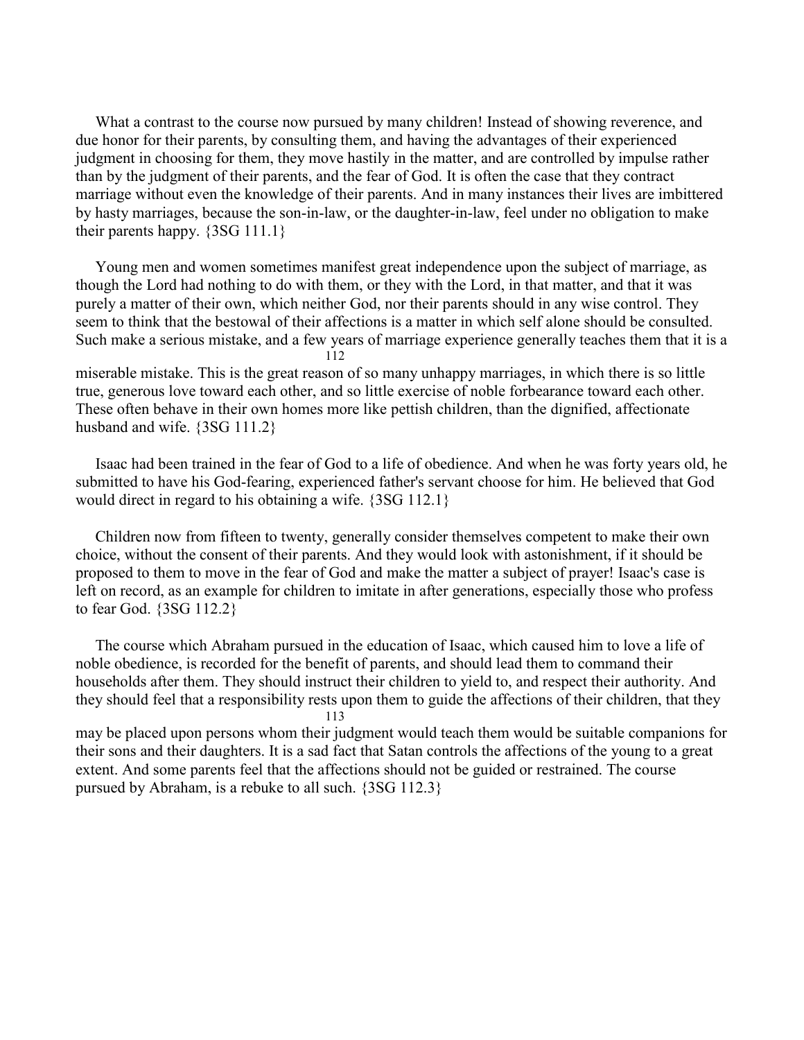What a contrast to the course now pursued by many children! Instead of showing reverence, and due honor for their parents, by consulting them, and having the advantages of their experienced judgment in choosing for them, they move hastily in the matter, and are controlled by impulse rather than by the judgment of their parents, and the fear of God. It is often the case that they contract marriage without even the knowledge of their parents. And in many instances their lives are imbittered by hasty marriages, because the son-in-law, or the daughter-in-law, feel under no obligation to make their parents happy. {3SG 111.1}

Young men and women sometimes manifest great independence upon the subject of marriage, as though the Lord had nothing to do with them, or they with the Lord, in that matter, and that it was purely a matter of their own, which neither God, nor their parents should in any wise control. They seem to think that the bestowal of their affections is a matter in which self alone should be consulted. Such make a serious mistake, and a few years of marriage experience generally teaches them that it is a miserable mistake. This is the great reason of so many unhappy marriages, in which there is so little true, generous love toward each other, and so little exercise of noble forbearance toward each other. These often behave in their own homes more like pettish children, than the dignified, affectionate husband and wife. {3SG 111.2}

Isaac had been trained in the fear of God to a life of obedience. And when he was forty years old, he submitted to have his God-fearing, experienced father's servant choose for him. He believed that God would direct in regard to his obtaining a wife. {3SG 112.1}

Children now from fifteen to twenty, generally consider themselves competent to make their own choice, without the consent of their parents. And they would look with astonishment, if it should be proposed to them to move in the fear of God and make the matter a subject of prayer! Isaac's case is left on record, as an example for children to imitate in after generations, especially those who profess to fear God. {3SG 112.2}

The course which Abraham pursued in the education of Isaac, which caused him to love a life of noble obedience, is recorded for the benefit of parents, and should lead them to command their households after them. They should instruct their children to yield to, and respect their authority. And they should feel that a responsibility rests upon them to guide the affections of their children, that they may be placed upon persons whom their judgment would teach them would be suitable companions for their sons and their daughters. It is a sad fact that Satan controls the affections of the young to a great extent. And some parents feel that the affections should not be guided or restrained. The course pursued by Abraham, is a rebuke to all such. {3SG 112.3}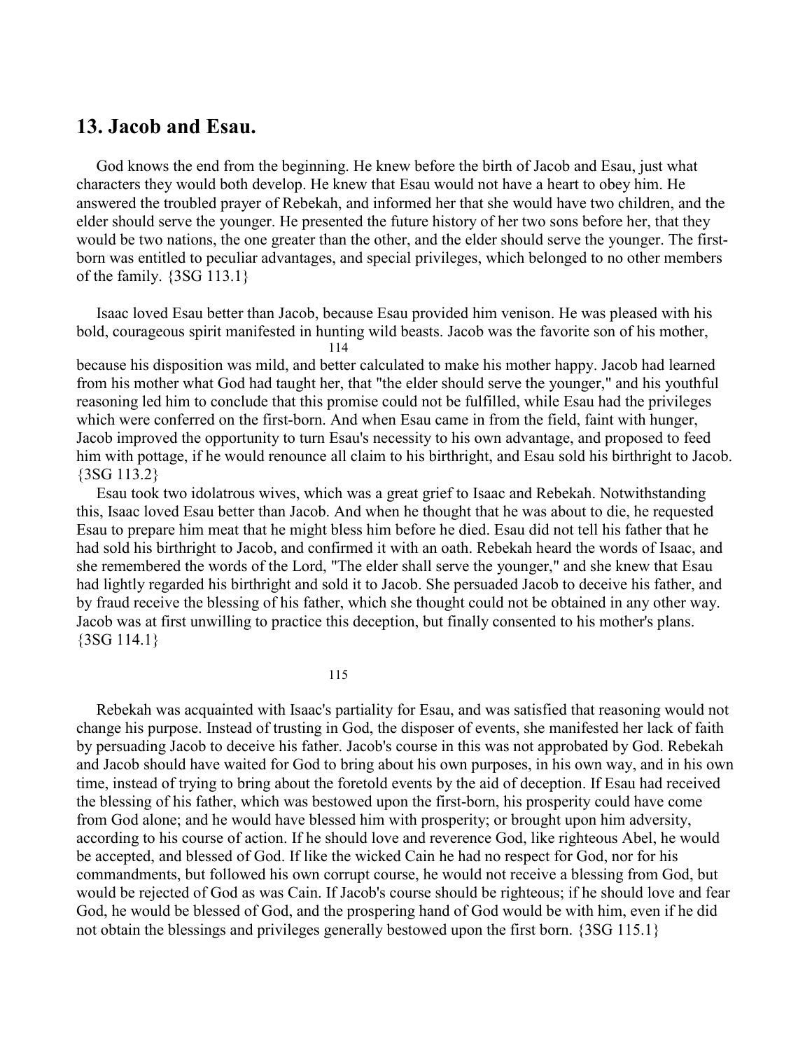## 13. Jacob and Esau.

God knows the end from the beginning. He knew before the birth of Jacob and Esau, just what characters they would both develop. He knew that Esau would not have a heart to obey him. He answered the troubled prayer of Rebekah, and informed her that she would have two children, and the elder should serve the younger. He presented the future history of her two sons before her, that they would be two nations, the one greater than the other, and the elder should serve the younger. The first-born was entitled to peculiar advantages, and special privileges, which belonged to no other members of the family. {3SG 113.1}

Isaac loved Esau better than Jacob, because Esau provided him venison. He was pleased with his bold, courageous spirit manifested in hunting wild beasts. Jacob was the favorite son of his mother, because his disposition was mild, and better calculated to make his mother happy. Jacob had learned from his mother what God had taught her, that "the elder should serve the younger," and his youthful reasoning led him to conclude that this promise could not be fulfilled, while Esau had the privileges which were conferred on the first-born. And when Esau came in from the field, faint with hunger, Jacob improved the opportunity to turn Esau's necessity to his own advantage, and proposed to feed him with pottage, if he would renounce all claim to his birthright, and Esau sold his birthright to Jacob. {3SG 113.2}

Esau took two idolatrous wives, which was a great grief to Isaac and Rebekah. Notwithstanding this, Isaac loved Esau better than Jacob. And when he thought that he was about to die, he requested Esau to prepare him meat that he might bless him before he died. Esau did not tell his father that he had sold his birthright to Jacob, and confirmed it with an oath. Rebekah heard the words of Isaac, and she remembered the words of the Lord, "The elder shall serve the younger," and she knew that Esau had lightly regarded his birthright and sold it to Jacob. She persuaded Jacob to deceive his father, and by fraud receive the blessing of his father, which she thought could not be obtained in any other way. Jacob was at first unwilling to practice this deception, but finally consented to his mother's plans. {3SG 114.1}

Rebekah was acquainted with Isaac's partiality for Esau, and was satisfied that reasoning would not change his purpose. Instead of trusting in God, the disposer of events, she manifested her lack of faith by persuading Jacob to deceive his father. Jacob's course in this was not approbated by God. Rebekah and Jacob should have waited for God to bring about his own purposes, in his own way, and in his own time, instead of trying to bring about the foretold events by the aid of deception. If Esau had received the blessing of his father, which was bestowed upon the first-born, his prosperity could have come from God alone; and he would have blessed him with prosperity; or brought upon him adversity, according to his course of action. If he should love and reverence God, like righteous Abel, he would be accepted, and blessed of God. If like the wicked Cain he had no respect for God, nor for his commandments, but followed his own corrupt course, he would not receive a blessing from God, but would be rejected of God as was Cain. If Jacob's course should be righteous; if he should love and fear God, he would be blessed of God, and the prospering hand of God would be with him, even if he did not obtain the blessings and privileges generally bestowed upon the first born. {3SG 115.1}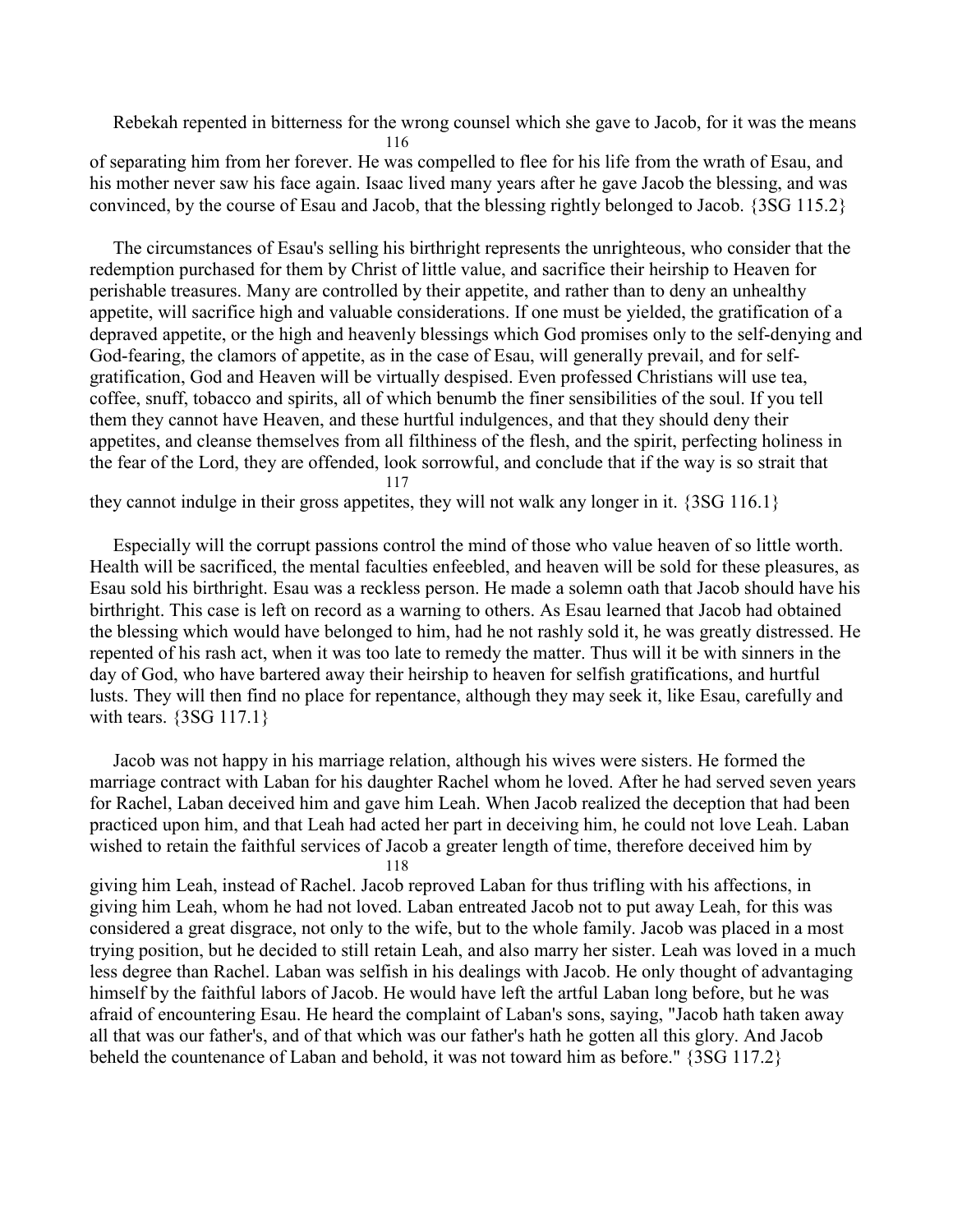Rebekah repented in bitterness for the wrong counsel which she gave to Jacob, for it was the means of separating him from her forever. He was compelled to flee for his life from the wrath of Esau, and his mother never saw his face again. Isaac lived many years after he gave Jacob the blessing, and was convinced, by the course of Esau and Jacob, that the blessing rightly belonged to Jacob. {3SG 115.2}

The circumstances of Esau's selling his birthright represents the unrighteous, who consider that the redemption purchased for them by Christ of little value, and sacrifice their heirship to Heaven for perishable treasures. Many are controlled by their appetite, and rather than to deny an unhealthy appetite, will sacrifice high and valuable considerations. If one must be yielded, the gratification of a depraved appetite, or the high and heavenly blessings which God promises only to the self-denying and God-fearing, the clamors of appetite, as in the case of Esau, will generally prevail, and for self-gratification, God and Heaven will be virtually despised. Even professed Christians will use tea, coffee, snuff, tobacco and spirits, all of which benumb the finer sensibilities of the soul. If you tell them they cannot have Heaven, and these hurtful indulgences, and that they should deny their appetites, and cleanse themselves from all filthiness of the flesh, and the spirit, perfecting holiness in the fear of the Lord, they are offended, look sorrowful, and conclude that if the way is so strait that they cannot indulge in their gross appetites, they will not walk any longer in it. {3SG 116.1}

Especially will the corrupt passions control the mind of those who value heaven of so little worth. Health will be sacrificed, the mental faculties enfeebled, and heaven will be sold for these pleasures, as Esau sold his birthright. Esau was a reckless person. He made a solemn oath that Jacob should have his birthright. This case is left on record as a warning to others. As Esau learned that Jacob had obtained the blessing which would have belonged to him, had he not rashly sold it, he was greatly distressed. He repented of his rash act, when it was too late to remedy the matter. Thus will it be with sinners in the day of God, who have bartered away their heirship to heaven for selfish gratifications, and hurtful lusts. They will then find no place for repentance, although they may seek it, like Esau, carefully and with tears. {3SG 117.1}

Jacob was not happy in his marriage relation, although his wives were sisters. He formed the marriage contract with Laban for his daughter Rachel whom he loved. After he had served seven years for Rachel, Laban deceived him and gave him Leah. When Jacob realized the deception that had been practiced upon him, and that Leah had acted her part in deceiving him, he could not love Leah. Laban wished to retain the faithful services of Jacob a greater length of time, therefore deceived him by giving him Leah, instead of Rachel. Jacob reproved Laban for thus trifling with his affections, in giving him Leah, whom he had not loved. Laban entreated Jacob not to put away Leah, for this was considered a great disgrace, not only to the wife, but to the whole family. Jacob was placed in a most trying position, but he decided to still retain Leah, and also marry her sister. Leah was loved in a much less degree than Rachel. Laban was selfish in his dealings with Jacob. He only thought of advantaging himself by the faithful labors of Jacob. He would have left the artful Laban long before, but he was afraid of encountering Esau. He heard the complaint of Laban's sons, saying, "Jacob hath taken away all that was our father's, and of that which was our father's hath he gotten all this glory. And Jacob beheld the countenance of Laban and behold, it was not toward him as before." {3SG 117.2}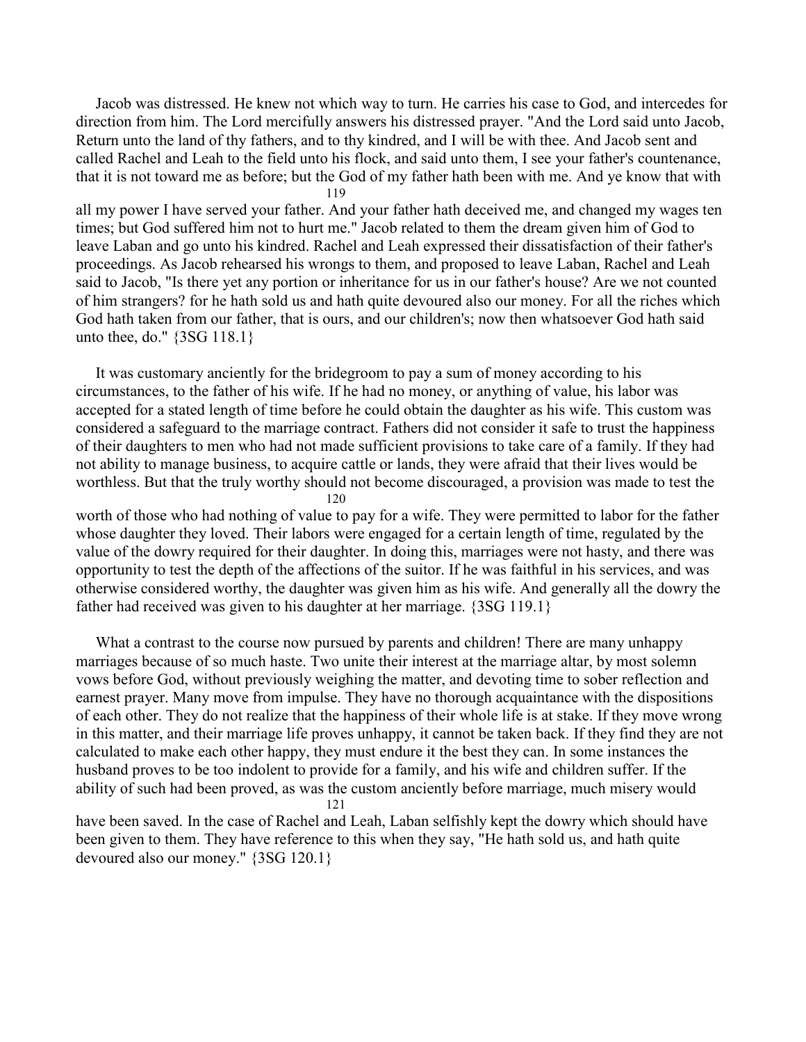Jacob was distressed. He knew not which way to turn. He carries his case to God, and intercedes for direction from him. The Lord mercifully answers his distressed prayer. "And the Lord said unto Jacob, Return unto the land of thy fathers, and to thy kindred, and I will be with thee. And Jacob sent and called Rachel and Leah to the field unto his flock, and said unto them, I see your father's countenance, that it is not toward me as before; but the God of my father hath been with me. And ye know that with all my power I have served your father. And your father hath deceived me, and changed my wages ten times; but God suffered him not to hurt me." Jacob related to them the dream given him of God to leave Laban and go unto his kindred. Rachel and Leah expressed their dissatisfaction of their father's proceedings. As Jacob rehearsed his wrongs to them, and proposed to leave Laban, Rachel and Leah said to Jacob, "Is there yet any portion or inheritance for us in our father's house? Are we not counted of him strangers? for he hath sold us and hath quite devoured also our money. For all the riches which God hath taken from our father, that is ours, and our children's; now then whatsoever God hath said unto thee, do." {3SG 118.1}

It was customary anciently for the bridegroom to pay a sum of money according to his circumstances, to the father of his wife. If he had no money, or anything of value, his labor was accepted for a stated length of time before he could obtain the daughter as his wife. This custom was considered a safeguard to the marriage contract. Fathers did not consider it safe to trust the happiness of their daughters to men who had not made sufficient provisions to take care of a family. If they had not ability to manage business, to acquire cattle or lands, they were afraid that their lives would be worthless. But that the truly worthy should not become discouraged, a provision was made to test the worth of those who had nothing of value to pay for a wife. They were permitted to labor for the father whose daughter they loved. Their labors were engaged for a certain length of time, regulated by the value of the dowry required for their daughter. In doing this, marriages were not hasty, and there was opportunity to test the depth of the affections of the suitor. If he was faithful in his services, and was otherwise considered worthy, the daughter was given him as his wife. And generally all the dowry the father had received was given to his daughter at her marriage. {3SG 119.1}

What a contrast to the course now pursued by parents and children! There are many unhappy marriages because of so much haste. Two unite their interest at the marriage altar, by most solemn vows before God, without previously weighing the matter, and devoting time to sober reflection and earnest prayer. Many move from impulse. They have no thorough acquaintance with the dispositions of each other. They do not realize that the happiness of their whole life is at stake. If they move wrong in this matter, and their marriage life proves unhappy, it cannot be taken back. If they find they are not calculated to make each other happy, they must endure it the best they can. In some instances the husband proves to be too indolent to provide for a family, and his wife and children suffer. If the ability of such had been proved, as was the custom anciently before marriage, much misery would have been saved. In the case of Rachel and Leah, Laban selfishly kept the dowry which should have been given to them. They have reference to this when they say, "He hath sold us, and hath quite devoured also our money." {3SG 120.1}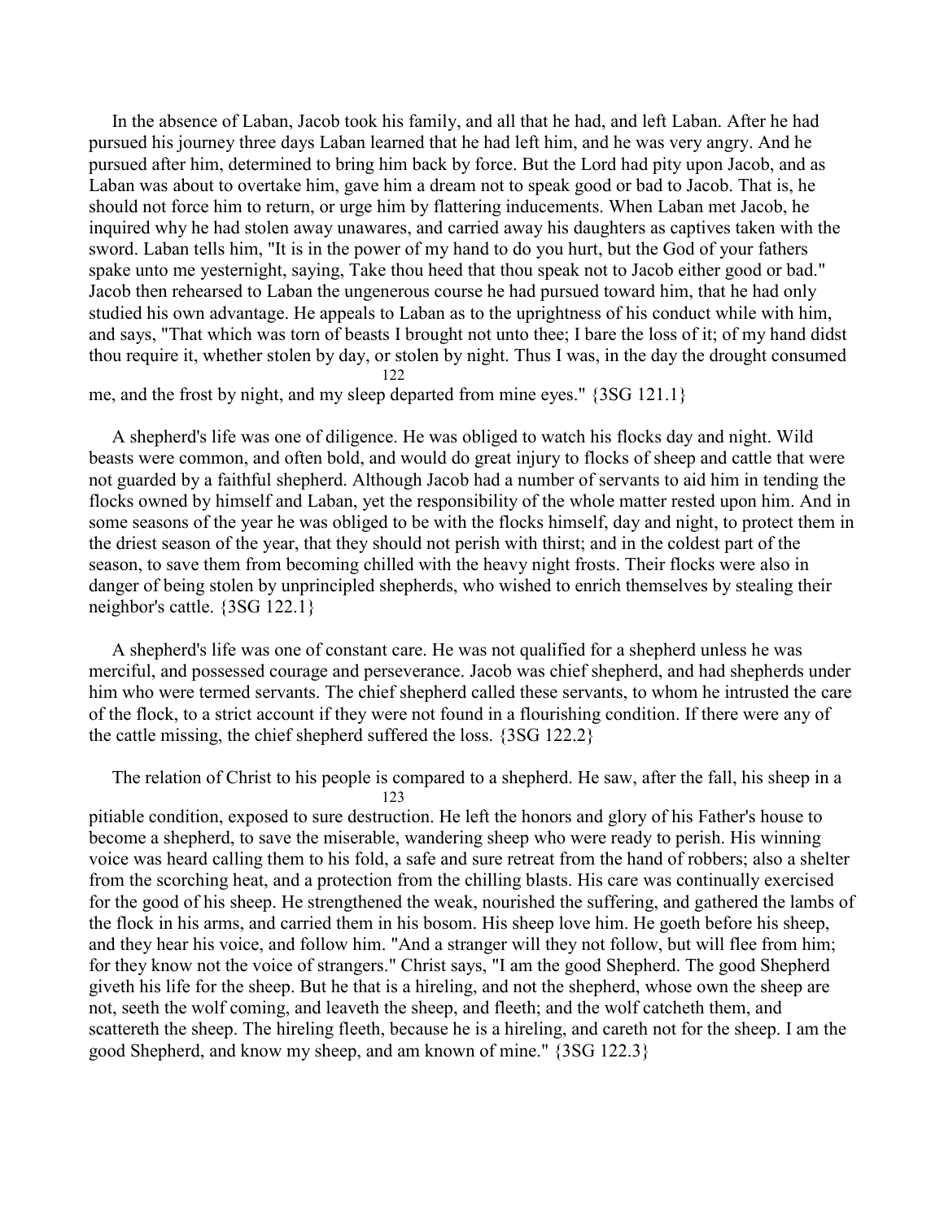In the absence of Laban, Jacob took his family, and all that he had, and left Laban. After he had pursued his journey three days Laban learned that he had left him, and he was very angry. And he pursued after him, determined to bring him back by force. But the Lord had pity upon Jacob, and as Laban was about to overtake him, gave him a dream not to speak good or bad to Jacob. That is, he should not force him to return, or urge him by flattering inducements. When Laban met Jacob, he inquired why he had stolen away unawares, and carried away his daughters as captives taken with the sword. Laban tells him, "It is in the power of my hand to do you hurt, but the God of your fathers spake unto me yesternight, saying, Take thou heed that thou speak not to Jacob either good or bad." Jacob then rehearsed to Laban the ungenerous course he had pursued toward him, that he had only studied his own advantage. He appeals to Laban as to the uprightness of his conduct while with him, and says, "That which was torn of beasts I brought not unto thee; I bare the loss of it; of my hand didst thou require it, whether stolen by day, or stolen by night. Thus I was, in the day the drought consumed me, and the frost by night, and my sleep departed from mine eyes." {3SG 121.1}

A shepherd's life was one of diligence. He was obliged to watch his flocks day and night. Wild beasts were common, and often bold, and would do great injury to flocks of sheep and cattle that were not guarded by a faithful shepherd. Although Jacob had a number of servants to aid him in tending the flocks owned by himself and Laban, yet the responsibility of the whole matter rested upon him. And in some seasons of the year he was obliged to be with the flocks himself, day and night, to protect them in the driest season of the year, that they should not perish with thirst; and in the coldest part of the season, to save them from becoming chilled with the heavy night frosts. Their flocks were also in danger of being stolen by unprincipled shepherds, who wished to enrich themselves by stealing their neighbor's cattle. {3SG 122.1}

A shepherd's life was one of constant care. He was not qualified for a shepherd unless he was merciful, and possessed courage and perseverance. Jacob was chief shepherd, and had shepherds under him who were termed servants. The chief shepherd called these servants, to whom he intrusted the care of the flock, to a strict account if they were not found in a flourishing condition. If there were any of the cattle missing, the chief shepherd suffered the loss. {3SG 122.2}

The relation of Christ to his people is compared to a shepherd. He saw, after the fall, his sheep in a pitiable condition, exposed to sure destruction. He left the honors and glory of his Father's house to become a shepherd, to save the miserable, wandering sheep who were ready to perish. His winning voice was heard calling them to his fold, a safe and sure retreat from the hand of robbers; also a shelter from the scorching heat, and a protection from the chilling blasts. His care was continually exercised for the good of his sheep. He strengthened the weak, nourished the suffering, and gathered the lambs of the flock in his arms, and carried them in his bosom. His sheep love him. He goeth before his sheep, and they hear his voice, and follow him. "And a stranger will they not follow, but will flee from him; for they know not the voice of strangers." Christ says, "I am the good Shepherd. The good Shepherd giveth his life for the sheep. But he that is a hireling, and not the shepherd, whose own the sheep are not, seeth the wolf coming, and leaveth the sheep, and fleeth; and the wolf catcheth them, and scattereth the sheep. The hireling fleeth, because he is a hireling, and careth not for the sheep. I am the good Shepherd, and know my sheep, and am known of mine." {3SG 122.3}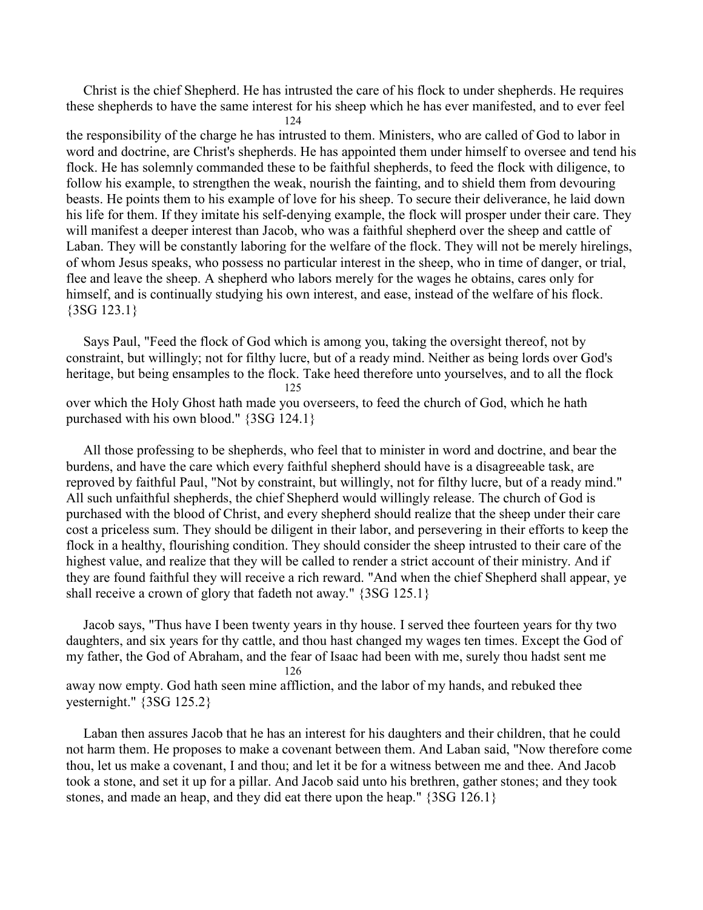Christ is the chief Shepherd. He has intrusted the care of his flock to under shepherds. He requires these shepherds to have the same interest for his sheep which he has ever manifested, and to ever feel the responsibility of the charge he has intrusted to them. Ministers, who are called of God to labor in word and doctrine, are Christ's shepherds. He has appointed them under himself to oversee and tend his flock. He has solemnly commanded these to be faithful shepherds, to feed the flock with diligence, to follow his example, to strengthen the weak, nourish the fainting, and to shield them from devouring beasts. He points them to his example of love for his sheep. To secure their deliverance, he laid down his life for them. If they imitate his self-denying example, the flock will prosper under their care. They will manifest a deeper interest than Jacob, who was a faithful shepherd over the sheep and cattle of Laban. They will be constantly laboring for the welfare of the flock. They will not be merely hirelings, of whom Jesus speaks, who possess no particular interest in the sheep, who in time of danger, or trial, flee and leave the sheep. A shepherd who labors merely for the wages he obtains, cares only for himself, and is continually studying his own interest, and ease, instead of the welfare of his flock. {3SG 123.1}

Says Paul, "Feed the flock of God which is among you, taking the oversight thereof, not by constraint, but willingly; not for filthy lucre, but of a ready mind. Neither as being lords over God's heritage, but being ensamples to the flock. Take heed therefore unto yourselves, and to all the flock over which the Holy Ghost hath made you overseers, to feed the church of God, which he hath purchased with his own blood." {3SG 124.1}

All those professing to be shepherds, who feel that to minister in word and doctrine, and bear the burdens, and have the care which every faithful shepherd should have is a disagreeable task, are reproved by faithful Paul, "Not by constraint, but willingly, not for filthy lucre, but of a ready mind." All such unfaithful shepherds, the chief Shepherd would willingly release. The church of God is purchased with the blood of Christ, and every shepherd should realize that the sheep under their care cost a priceless sum. They should be diligent in their labor, and persevering in their efforts to keep the flock in a healthy, flourishing condition. They should consider the sheep intrusted to their care of the highest value, and realize that they will be called to render a strict account of their ministry. And if they are found faithful they will receive a rich reward. "And when the chief Shepherd shall appear, ye shall receive a crown of glory that fadeth not away." {3SG 125.1}

Jacob says, "Thus have I been twenty years in thy house. I served thee fourteen years for thy two daughters, and six years for thy cattle, and thou hast changed my wages ten times. Except the God of my father, the God of Abraham, and the fear of Isaac had been with me, surely thou hadst sent me away now empty. God hath seen mine affliction, and the labor of my hands, and rebuked thee yesternight." {3SG 125.2}

Laban then assures Jacob that he has an interest for his daughters and their children, that he could not harm them. He proposes to make a covenant between them. And Laban said, "Now therefore come thou, let us make a covenant, I and thou; and let it be for a witness between me and thee. And Jacob took a stone, and set it up for a pillar. And Jacob said unto his brethren, gather stones; and they took stones, and made an heap, and they did eat there upon the heap." {3SG 126.1}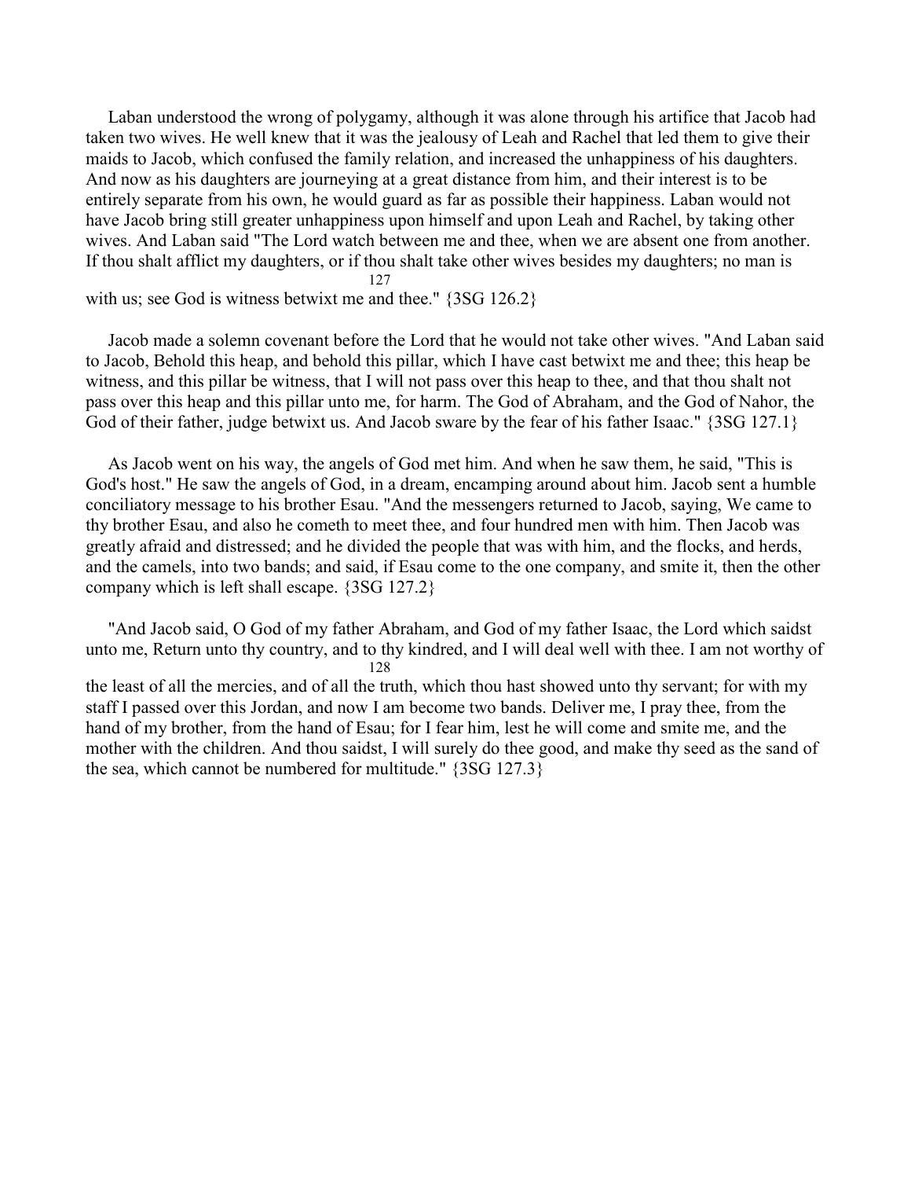Laban understood the wrong of polygamy, although it was alone through his artifice that Jacob had taken two wives. He well knew that it was the jealousy of Leah and Rachel that led them to give their maids to Jacob, which confused the family relation, and increased the unhappiness of his daughters. And now as his daughters are journeying at a great distance from him, and their interest is to be entirely separate from his own, he would guard as far as possible their happiness. Laban would not have Jacob bring still greater unhappiness upon himself and upon Leah and Rachel, by taking other wives. And Laban said "The Lord watch between me and thee, when we are absent one from another. If thou shalt afflict my daughters, or if thou shalt take other wives besides my daughters; no man is with us; see God is witness betwixt me and thee." {3SG 126.2}

Jacob made a solemn covenant before the Lord that he would not take other wives. "And Laban said to Jacob, Behold this heap, and behold this pillar, which I have cast betwixt me and thee; this heap be witness, and this pillar be witness, that I will not pass over this heap to thee, and that thou shalt not pass over this heap and this pillar unto me, for harm. The God of Abraham, and the God of Nahor, the God of their father, judge betwixt us. And Jacob sware by the fear of his father Isaac." {3SG 127.1}

As Jacob went on his way, the angels of God met him. And when he saw them, he said, "This is God's host." He saw the angels of God, in a dream, encamping around about him. Jacob sent a humble conciliatory message to his brother Esau. "And the messengers returned to Jacob, saying, We came to thy brother Esau, and also he cometh to meet thee, and four hundred men with him. Then Jacob was greatly afraid and distressed; and he divided the people that was with him, and the flocks, and herds, and the camels, into two bands; and said, if Esau come to the one company, and smite it, then the other company which is left shall escape. {3SG 127.2}

"And Jacob said, O God of my father Abraham, and God of my father Isaac, the Lord which saidst unto me, Return unto thy country, and to thy kindred, and I will deal well with thee. I am not worthy of the least of all the mercies, and of all the truth, which thou hast showed unto thy servant; for with my staff I passed over this Jordan, and now I am become two bands. Deliver me, I pray thee, from the hand of my brother, from the hand of Esau; for I fear him, lest he will come and smite me, and the mother with the children. And thou saidst, I will surely do thee good, and make thy seed as the sand of the sea, which cannot be numbered for multitude." {3SG 127.3}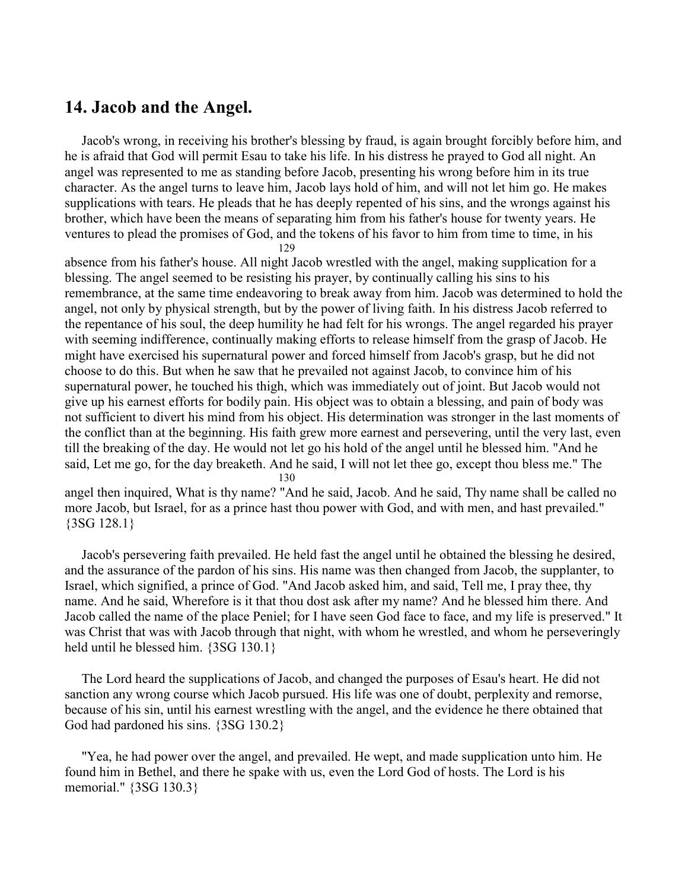## 14. Jacob and the Angel.

Jacob's wrong, in receiving his brother's blessing by fraud, is again brought forcibly before him, and he is afraid that God will permit Esau to take his life. In his distress he prayed to God all night. An angel was represented to me as standing before Jacob, presenting his wrong before him in its true character. As the angel turns to leave him, Jacob lays hold of him, and will not let him go. He makes supplications with tears. He pleads that he has deeply repented of his sins, and the wrongs against his brother, which have been the means of separating him from his father's house for twenty years. He ventures to plead the promises of God, and the tokens of his favor to him from time to time, in his absence from his father's house. All night Jacob wrestled with the angel, making supplication for a blessing. The angel seemed to be resisting his prayer, by continually calling his sins to his remembrance, at the same time endeavoring to break away from him. Jacob was determined to hold the angel, not only by physical strength, but by the power of living faith. In his distress Jacob referred to the repentance of his soul, the deep humility he had felt for his wrongs. The angel regarded his prayer with seeming indifference, continually making efforts to release himself from the grasp of Jacob. He might have exercised his supernatural power and forced himself from Jacob's grasp, but he did not choose to do this. But when he saw that he prevailed not against Jacob, to convince him of his supernatural power, he touched his thigh, which was immediately out of joint. But Jacob would not give up his earnest efforts for bodily pain. His object was to obtain a blessing, and pain of body was not sufficient to divert his mind from his object. His determination was stronger in the last moments of the conflict than at the beginning. His faith grew more earnest and persevering, until the very last, even till the breaking of the day. He would not let go his hold of the angel until he blessed him. "And he said, Let me go, for the day breaketh. And he said, I will not let thee go, except thou bless me." The angel then inquired, What is thy name? "And he said, Jacob. And he said, Thy name shall be called no more Jacob, but Israel, for as a prince hast thou power with God, and with men, and hast prevailed." {3SG 128.1}

Jacob's persevering faith prevailed. He held fast the angel until he obtained the blessing he desired, and the assurance of the pardon of his sins. His name was then changed from Jacob, the supplanter, to Israel, which signified, a prince of God. "And Jacob asked him, and said, Tell me, I pray thee, thy name. And he said, Wherefore is it that thou dost ask after my name? And he blessed him there. And Jacob called the name of the place Peniel; for I have seen God face to face, and my life is preserved." It was Christ that was with Jacob through that night, with whom he wrestled, and whom he perseveringly held until he blessed him. {3SG 130.1}

The Lord heard the supplications of Jacob, and changed the purposes of Esau's heart. He did not sanction any wrong course which Jacob pursued. His life was one of doubt, perplexity and remorse, because of his sin, until his earnest wrestling with the angel, and the evidence he there obtained that God had pardoned his sins. {3SG 130.2}

"Yea, he had power over the angel, and prevailed. He wept, and made supplication unto him. He found him in Bethel, and there he spake with us, even the Lord God of hosts. The Lord is his memorial." {3SG 130.3}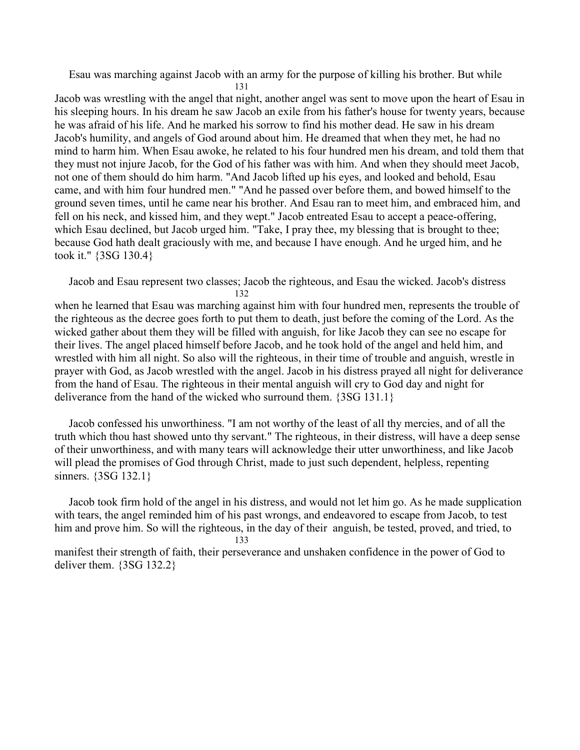Esau was marching against Jacob with an army for the purpose of killing his brother. But while Jacob was wrestling with the angel that night, another angel was sent to move upon the heart of Esau in his sleeping hours. In his dream he saw Jacob an exile from his father's house for twenty years, because he was afraid of his life. And he marked his sorrow to find his mother dead. He saw in his dream Jacob's humility, and angels of God around about him. He dreamed that when they met, he had no mind to harm him. When Esau awoke, he related to his four hundred men his dream, and told them that they must not injure Jacob, for the God of his father was with him. And when they should meet Jacob, not one of them should do him harm. "And Jacob lifted up his eyes, and looked and behold, Esau came, and with him four hundred men." "And he passed over before them, and bowed himself to the ground seven times, until he came near his brother. And Esau ran to meet him, and embraced him, and fell on his neck, and kissed him, and they wept." Jacob entreated Esau to accept a peace-offering, which Esau declined, but Jacob urged him. "Take, I pray thee, my blessing that is brought to thee; because God hath dealt graciously with me, and because I have enough. And he urged him, and he took it." {3SG 130.4}

Jacob and Esau represent two classes; Jacob the righteous, and Esau the wicked. Jacob's distress when he learned that Esau was marching against him with four hundred men, represents the trouble of the righteous as the decree goes forth to put them to death, just before the coming of the Lord. As the wicked gather about them they will be filled with anguish, for like Jacob they can see no escape for their lives. The angel placed himself before Jacob, and he took hold of the angel and held him, and wrestled with him all night. So also will the righteous, in their time of trouble and anguish, wrestle in prayer with God, as Jacob wrestled with the angel. Jacob in his distress prayed all night for deliverance from the hand of Esau. The righteous in their mental anguish will cry to God day and night for deliverance from the hand of the wicked who surround them. {3SG 131.1}

Jacob confessed his unworthiness. "I am not worthy of the least of all thy mercies, and of all the truth which thou hast showed unto thy servant." The righteous, in their distress, will have a deep sense of their unworthiness, and with many tears will acknowledge their utter unworthiness, and like Jacob will plead the promises of God through Christ, made to just such dependent, helpless, repenting sinners. {3SG 132.1}

Jacob took firm hold of the angel in his distress, and would not let him go. As he made supplication with tears, the angel reminded him of his past wrongs, and endeavored to escape from Jacob, to test him and prove him. So will the righteous, in the day of their anguish, be tested, proved, and tried, to manifest their strength of faith, their perseverance and unshaken confidence in the power of God to deliver them. {3SG 132.2}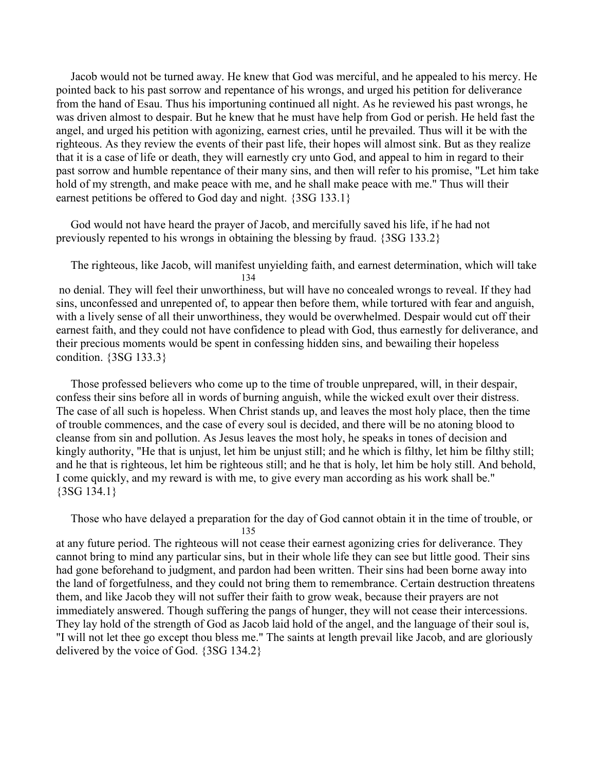Jacob would not be turned away. He knew that God was merciful, and he appealed to his mercy. He pointed back to his past sorrow and repentance of his wrongs, and urged his petition for deliverance from the hand of Esau. Thus his importuning continued all night. As he reviewed his past wrongs, he was driven almost to despair. But he knew that he must have help from God or perish. He held fast the angel, and urged his petition with agonizing, earnest cries, until he prevailed. Thus will it be with the righteous. As they review the events of their past life, their hopes will almost sink. But as they realize that it is a case of life or death, they will earnestly cry unto God, and appeal to him in regard to their past sorrow and humble repentance of their many sins, and then will refer to his promise, "Let him take hold of my strength, and make peace with me, and he shall make peace with me." Thus will their earnest petitions be offered to God day and night. {3SG 133.1}

God would not have heard the prayer of Jacob, and mercifully saved his life, if he had not previously repented to his wrongs in obtaining the blessing by fraud. {3SG 133.2}

The righteous, like Jacob, will manifest unyielding faith, and earnest determination, which will take no denial. They will feel their unworthiness, but will have no concealed wrongs to reveal. If they had sins, unconfessed and unrepented of, to appear then before them, while tortured with fear and anguish, with a lively sense of all their unworthiness, they would be overwhelmed. Despair would cut off their earnest faith, and they could not have confidence to plead with God, thus earnestly for deliverance, and their precious moments would be spent in confessing hidden sins, and bewailing their hopeless condition. {3SG 133.3}

Those professed believers who come up to the time of trouble unprepared, will, in their despair, confess their sins before all in words of burning anguish, while the wicked exult over their distress. The case of all such is hopeless. When Christ stands up, and leaves the most holy place, then the time of trouble commences, and the case of every soul is decided, and there will be no atoning blood to cleanse from sin and pollution. As Jesus leaves the most holy, he speaks in tones of decision and kingly authority, "He that is unjust, let him be unjust still; and he which is filthy, let him be filthy still; and he that is righteous, let him be righteous still; and he that is holy, let him be holy still. And behold, I come quickly, and my reward is with me, to give every man according as his work shall be." {3SG 134.1}

Those who have delayed a preparation for the day of God cannot obtain it in the time of trouble, or at any future period. The righteous will not cease their earnest agonizing cries for deliverance. They cannot bring to mind any particular sins, but in their whole life they can see but little good. Their sins had gone beforehand to judgment, and pardon had been written. Their sins had been borne away into the land of forgetfulness, and they could not bring them to remembrance. Certain destruction threatens them, and like Jacob they will not suffer their faith to grow weak, because their prayers are not immediately answered. Though suffering the pangs of hunger, they will not cease their intercessions. They lay hold of the strength of God as Jacob laid hold of the angel, and the language of their soul is, "I will not let thee go except thou bless me." The saints at length prevail like Jacob, and are gloriously delivered by the voice of God. {3SG 134.2}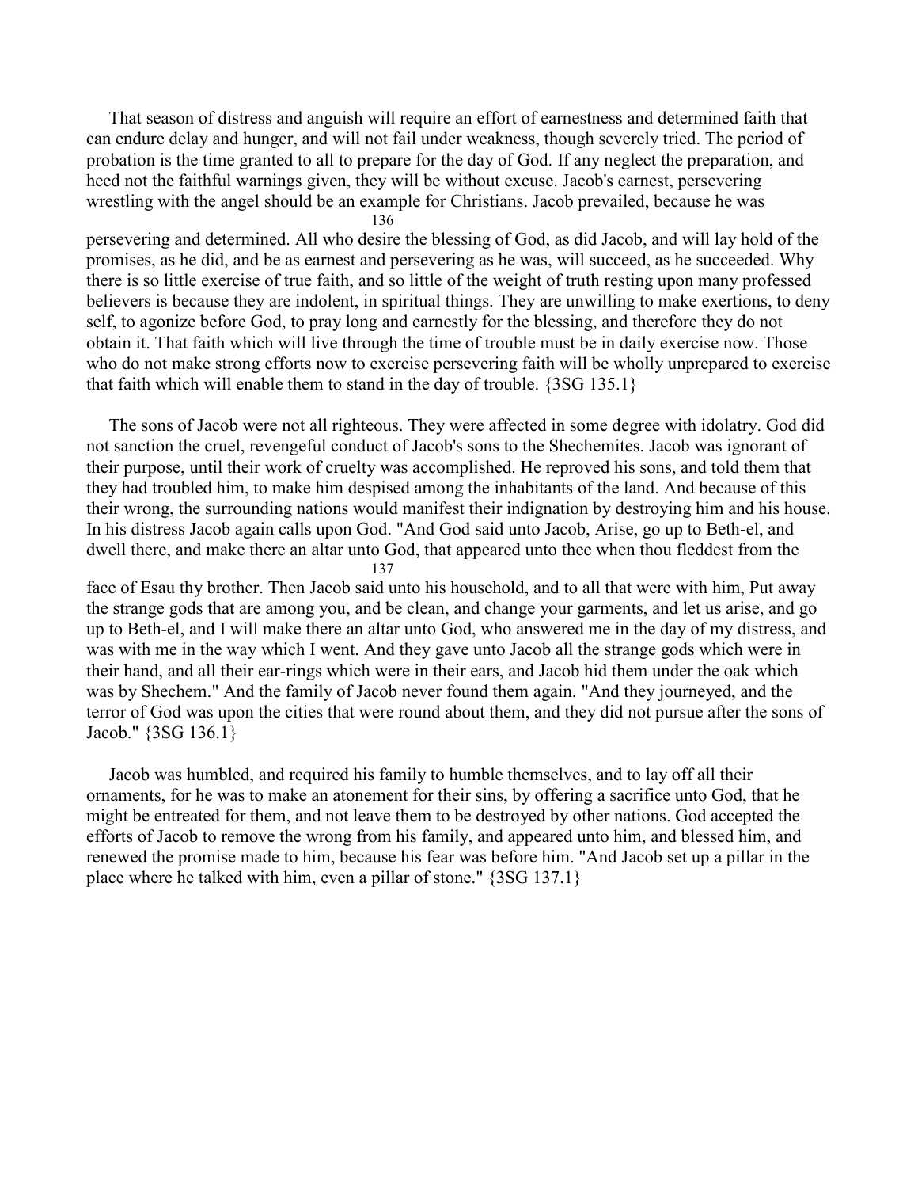That season of distress and anguish will require an effort of earnestness and determined faith that can endure delay and hunger, and will not fail under weakness, though severely tried. The period of probation is the time granted to all to prepare for the day of God. If any neglect the preparation, and heed not the faithful warnings given, they will be without excuse. Jacob's earnest, persevering wrestling with the angel should be an example for Christians. Jacob prevailed, because he was persevering and determined. All who desire the blessing of God, as did Jacob, and will lay hold of the promises, as he did, and be as earnest and persevering as he was, will succeed, as he succeeded. Why there is so little exercise of true faith, and so little of the weight of truth resting upon many professed believers is because they are indolent, in spiritual things. They are unwilling to make exertions, to deny self, to agonize before God, to pray long and earnestly for the blessing, and therefore they do not obtain it. That faith which will live through the time of trouble must be in daily exercise now. Those who do not make strong efforts now to exercise persevering faith will be wholly unprepared to exercise that faith which will enable them to stand in the day of trouble. {3SG 135.1}

The sons of Jacob were not all righteous. They were affected in some degree with idolatry. God did not sanction the cruel, revengeful conduct of Jacob's sons to the Shechemites. Jacob was ignorant of their purpose, until their work of cruelty was accomplished. He reproved his sons, and told them that they had troubled him, to make him despised among the inhabitants of the land. And because of this their wrong, the surrounding nations would manifest their indignation by destroying him and his house. In his distress Jacob again calls upon God. "And God said unto Jacob, Arise, go up to Beth-el, and dwell there, and make there an altar unto God, that appeared unto thee when thou fleddest from the face of Esau thy brother. Then Jacob said unto his household, and to all that were with him, Put away the strange gods that are among you, and be clean, and change your garments, and let us arise, and go up to Beth-el, and I will make there an altar unto God, who answered me in the day of my distress, and was with me in the way which I went. And they gave unto Jacob all the strange gods which were in their hand, and all their ear-rings which were in their ears, and Jacob hid them under the oak which was by Shechem." And the family of Jacob never found them again. "And they journeyed, and the terror of God was upon the cities that were round about them, and they did not pursue after the sons of Jacob." {3SG 136.1}

Jacob was humbled, and required his family to humble themselves, and to lay off all their ornaments, for he was to make an atonement for their sins, by offering a sacrifice unto God, that he might be entreated for them, and not leave them to be destroyed by other nations. God accepted the efforts of Jacob to remove the wrong from his family, and appeared unto him, and blessed him, and renewed the promise made to him, because his fear was before him. "And Jacob set up a pillar in the place where he talked with him, even a pillar of stone." {3SG 137.1}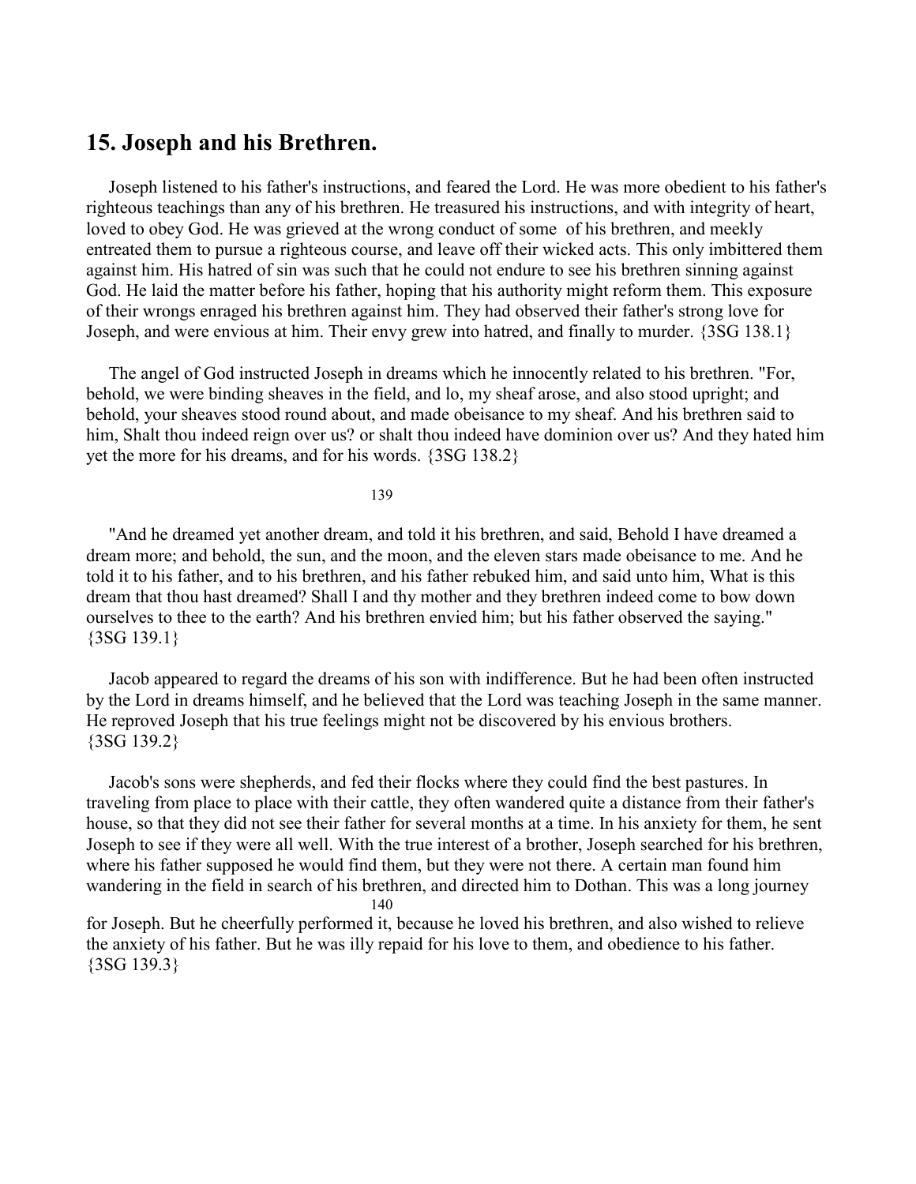## 15. Joseph and his Brethren.

Joseph listened to his father's instructions, and feared the Lord. He was more obedient to his father's righteous teachings than any of his brethren. He treasured his instructions, and with integrity of heart, loved to obey God. He was grieved at the wrong conduct of some of his brethren, and meekly entreated them to pursue a righteous course, and leave off their wicked acts. This only imbittered them against him. His hatred of sin was such that he could not endure to see his brethren sinning against God. He laid the matter before his father, hoping that his authority might reform them. This exposure of their wrongs enraged his brethren against him. They had observed their father's strong love for Joseph, and were envious at him. Their envy grew into hatred, and finally to murder. {3SG 138.1}

The angel of God instructed Joseph in dreams which he innocently related to his brethren. "For, behold, we were binding sheaves in the field, and lo, my sheaf arose, and also stood upright; and behold, your sheaves stood round about, and made obeisance to my sheaf. And his brethren said to him, Shalt thou indeed reign over us? or shalt thou indeed have dominion over us? And they hated him yet the more for his dreams, and for his words. {3SG 138.2}

"And he dreamed yet another dream, and told it his brethren, and said, Behold I have dreamed a dream more; and behold, the sun, and the moon, and the eleven stars made obeisance to me. And he told it to his father, and to his brethren, and his father rebuked him, and said unto him, What is this dream that thou hast dreamed? Shall I and thy mother and they brethren indeed come to bow down ourselves to thee to the earth? And his brethren envied him; but his father observed the saying." {3SG 139.1}

Jacob appeared to regard the dreams of his son with indifference. But he had been often instructed by the Lord in dreams himself, and he believed that the Lord was teaching Joseph in the same manner. He reproved Joseph that his true feelings might not be discovered by his envious brothers. {3SG 139.2}

Jacob's sons were shepherds, and fed their flocks where they could find the best pastures. In traveling from place to place with their cattle, they often wandered quite a distance from their father's house, so that they did not see their father for several months at a time. In his anxiety for them, he sent Joseph to see if they were all well. With the true interest of a brother, Joseph searched for his brethren, where his father supposed he would find them, but they were not there. A certain man found him wandering in the field in search of his brethren, and directed him to Dothan. This was a long journey for Joseph. But he cheerfully performed it, because he loved his brethren, and also wished to relieve the anxiety of his father. But he was illy repaid for his love to them, and obedience to his father. {3SG 139.3}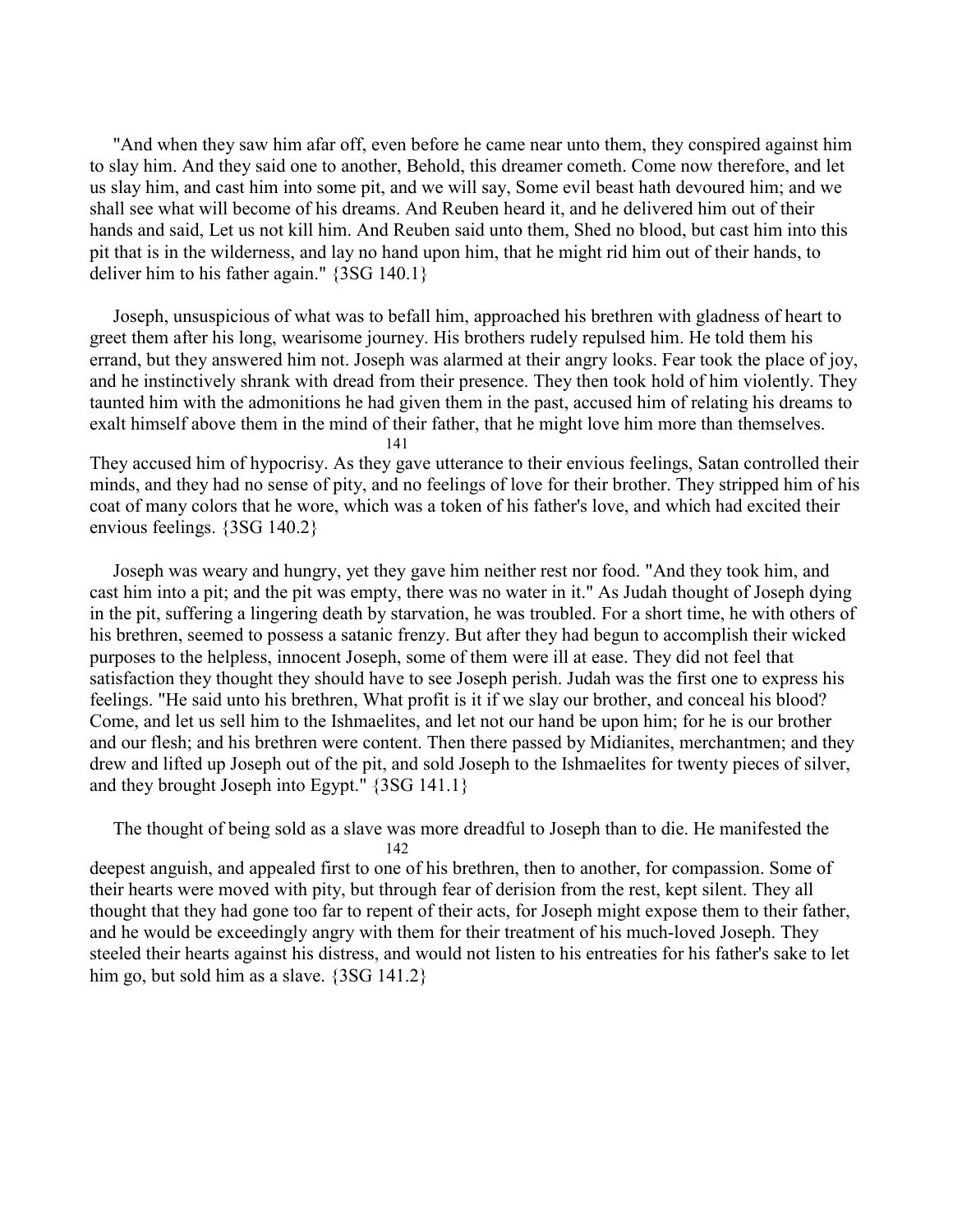"And when they saw him afar off, even before he came near unto them, they conspired against him to slay him. And they said one to another, Behold, this dreamer cometh. Come now therefore, and let us slay him, and cast him into some pit, and we will say, Some evil beast hath devoured him; and we shall see what will become of his dreams. And Reuben heard it, and he delivered him out of their hands and said, Let us not kill him. And Reuben said unto them, Shed no blood, but cast him into this pit that is in the wilderness, and lay no hand upon him, that he might rid him out of their hands, to deliver him to his father again." {3SG 140.1}

Joseph, unsuspicious of what was to befall him, approached his brethren with gladness of heart to greet them after his long, wearisome journey. His brothers rudely repulsed him. He told them his errand, but they answered him not. Joseph was alarmed at their angry looks. Fear took the place of joy, and he instinctively shrank with dread from their presence. They then took hold of him violently. They taunted him with the admonitions he had given them in the past, accused him of relating his dreams to exalt himself above them in the mind of their father, that he might love him more than themselves. They accused him of hypocrisy. As they gave utterance to their envious feelings, Satan controlled their minds, and they had no sense of pity, and no feelings of love for their brother. They stripped him of his coat of many colors that he wore, which was a token of his father's love, and which had excited their envious feelings. {3SG 140.2}

Joseph was weary and hungry, yet they gave him neither rest nor food. "And they took him, and cast him into a pit; and the pit was empty, there was no water in it." As Judah thought of Joseph dying in the pit, suffering a lingering death by starvation, he was troubled. For a short time, he with others of his brethren, seemed to possess a satanic frenzy. But after they had begun to accomplish their wicked purposes to the helpless, innocent Joseph, some of them were ill at ease. They did not feel that satisfaction they thought they should have to see Joseph perish. Judah was the first one to express his feelings. "He said unto his brethren, What profit is it if we slay our brother, and conceal his blood? Come, and let us sell him to the Ishmaelites, and let not our hand be upon him; for he is our brother and our flesh; and his brethren were content. Then there passed by Midianites, merchantmen; and they drew and lifted up Joseph out of the pit, and sold Joseph to the Ishmaelites for twenty pieces of silver, and they brought Joseph into Egypt." {3SG 141.1}

The thought of being sold as a slave was more dreadful to Joseph than to die. He manifested the deepest anguish, and appealed first to one of his brethren, then to another, for compassion. Some of their hearts were moved with pity, but through fear of derision from the rest, kept silent. They all thought that they had gone too far to repent of their acts, for Joseph might expose them to their father, and he would be exceedingly angry with them for their treatment of his much-loved Joseph. They steeled their hearts against his distress, and would not listen to his entreaties for his father's sake to let him go, but sold him as a slave. {3SG 141.2}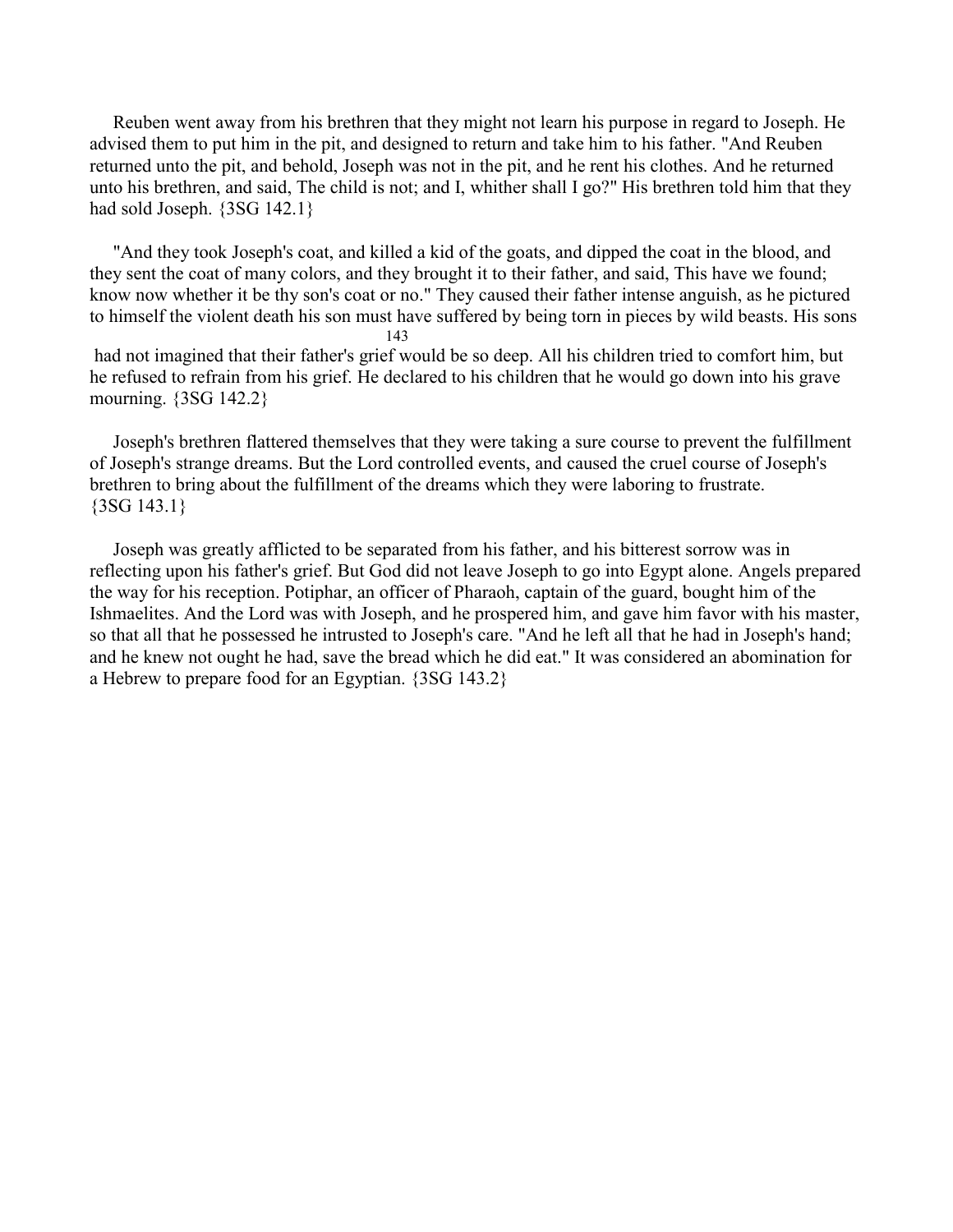Reuben went away from his brethren that they might not learn his purpose in regard to Joseph. He advised them to put him in the pit, and designed to return and take him to his father. "And Reuben returned unto the pit, and behold, Joseph was not in the pit, and he rent his clothes. And he returned unto his brethren, and said, The child is not; and I, whither shall I go?" His brethren told him that they had sold Joseph. {3SG 142.1}

"And they took Joseph's coat, and killed a kid of the goats, and dipped the coat in the blood, and they sent the coat of many colors, and they brought it to their father, and said, This have we found; know now whether it be thy son's coat or no." They caused their father intense anguish, as he pictured to himself the violent death his son must have suffered by being torn in pieces by wild beasts. His sons had not imagined that their father's grief would be so deep. All his children tried to comfort him, but he refused to refrain from his grief. He declared to his children that he would go down into his grave mourning. {3SG 142.2}

Joseph's brethren flattered themselves that they were taking a sure course to prevent the fulfillment of Joseph's strange dreams. But the Lord controlled events, and caused the cruel course of Joseph's brethren to bring about the fulfillment of the dreams which they were laboring to frustrate. {3SG 143.1}

Joseph was greatly afflicted to be separated from his father, and his bitterest sorrow was in reflecting upon his father's grief. But God did not leave Joseph to go into Egypt alone. Angels prepared the way for his reception. Potiphar, an officer of Pharaoh, captain of the guard, bought him of the Ishmaelites. And the Lord was with Joseph, and he prospered him, and gave him favor with his master, so that all that he possessed he intrusted to Joseph's care. "And he left all that he had in Joseph's hand; and he knew not ought he had, save the bread which he did eat." It was considered an abomination for a Hebrew to prepare food for an Egyptian. {3SG 143.2}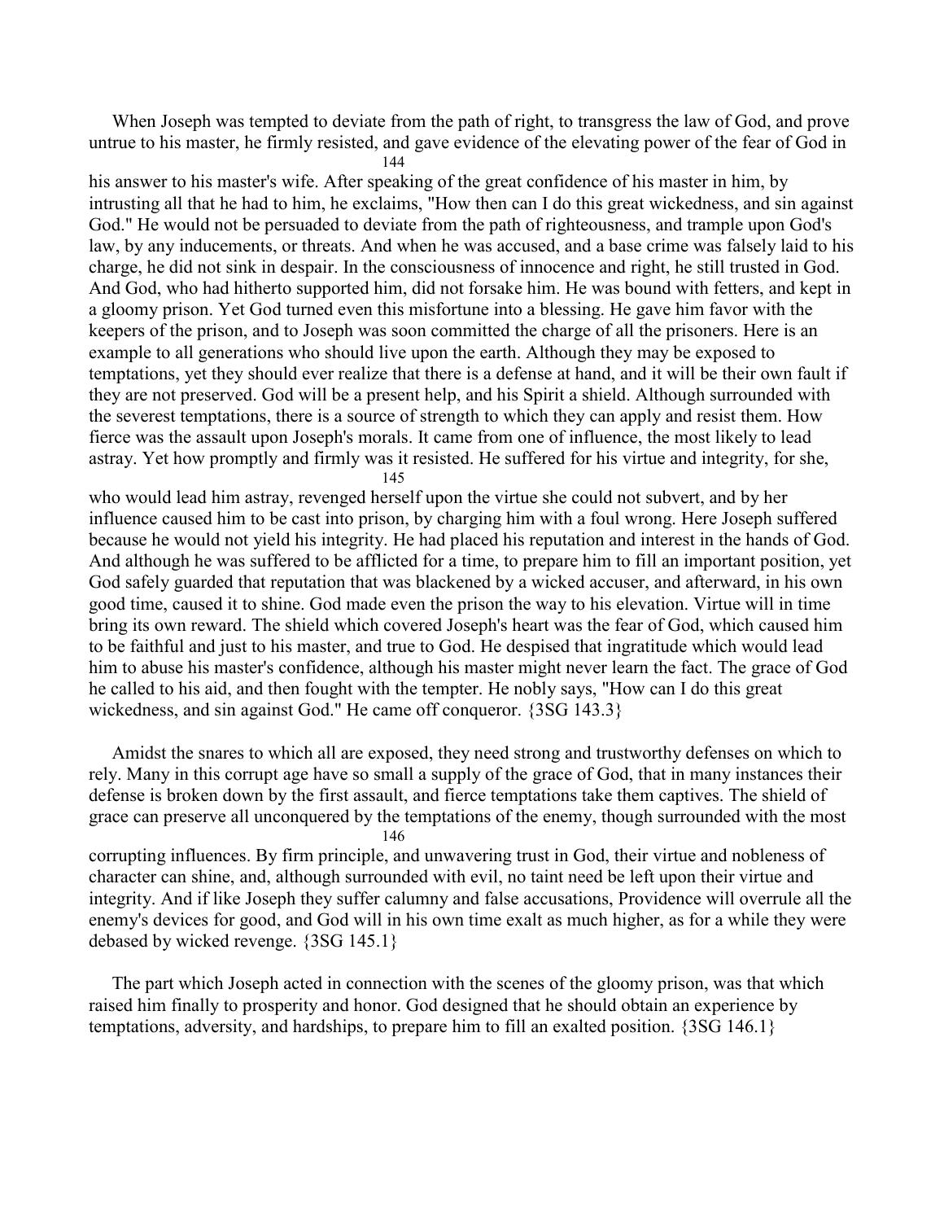When Joseph was tempted to deviate from the path of right, to transgress the law of God, and prove untrue to his master, he firmly resisted, and gave evidence of the elevating power of the fear of God in his answer to his master's wife. After speaking of the great confidence of his master in him, by intrusting all that he had to him, he exclaims, "How then can I do this great wickedness, and sin against God." He would not be persuaded to deviate from the path of righteousness, and trample upon God's law, by any inducements, or threats. And when he was accused, and a base crime was falsely laid to his charge, he did not sink in despair. In the consciousness of innocence and right, he still trusted in God. And God, who had hitherto supported him, did not forsake him. He was bound with fetters, and kept in a gloomy prison. Yet God turned even this misfortune into a blessing. He gave him favor with the keepers of the prison, and to Joseph was soon committed the charge of all the prisoners. Here is an example to all generations who should live upon the earth. Although they may be exposed to temptations, yet they should ever realize that there is a defense at hand, and it will be their own fault if they are not preserved. God will be a present help, and his Spirit a shield. Although surrounded with the severest temptations, there is a source of strength to which they can apply and resist them. How fierce was the assault upon Joseph's morals. It came from one of influence, the most likely to lead astray. Yet how promptly and firmly was it resisted. He suffered for his virtue and integrity, for she, who would lead him astray, revenged herself upon the virtue she could not subvert, and by her influence caused him to be cast into prison, by charging him with a foul wrong. Here Joseph suffered because he would not yield his integrity. He had placed his reputation and interest in the hands of God. And although he was suffered to be afflicted for a time, to prepare him to fill an important position, yet God safely guarded that reputation that was blackened by a wicked accuser, and afterward, in his own good time, caused it to shine. God made even the prison the way to his elevation. Virtue will in time bring its own reward. The shield which covered Joseph's heart was the fear of God, which caused him to be faithful and just to his master, and true to God. He despised that ingratitude which would lead him to abuse his master's confidence, although his master might never learn the fact. The grace of God he called to his aid, and then fought with the tempter. He nobly says, "How can I do this great wickedness, and sin against God." He came off conqueror. {3SG 143.3}

Amidst the snares to which all are exposed, they need strong and trustworthy defenses on which to rely. Many in this corrupt age have so small a supply of the grace of God, that in many instances their defense is broken down by the first assault, and fierce temptations take them captives. The shield of grace can preserve all unconquered by the temptations of the enemy, though surrounded with the most corrupting influences. By firm principle, and unwavering trust in God, their virtue and nobleness of character can shine, and, although surrounded with evil, no taint need be left upon their virtue and integrity. And if like Joseph they suffer calumny and false accusations, Providence will overrule all the enemy's devices for good, and God will in his own time exalt as much higher, as for a while they were debased by wicked revenge. {3SG 145.1}

The part which Joseph acted in connection with the scenes of the gloomy prison, was that which raised him finally to prosperity and honor. God designed that he should obtain an experience by temptations, adversity, and hardships, to prepare him to fill an exalted position. {3SG 146.1}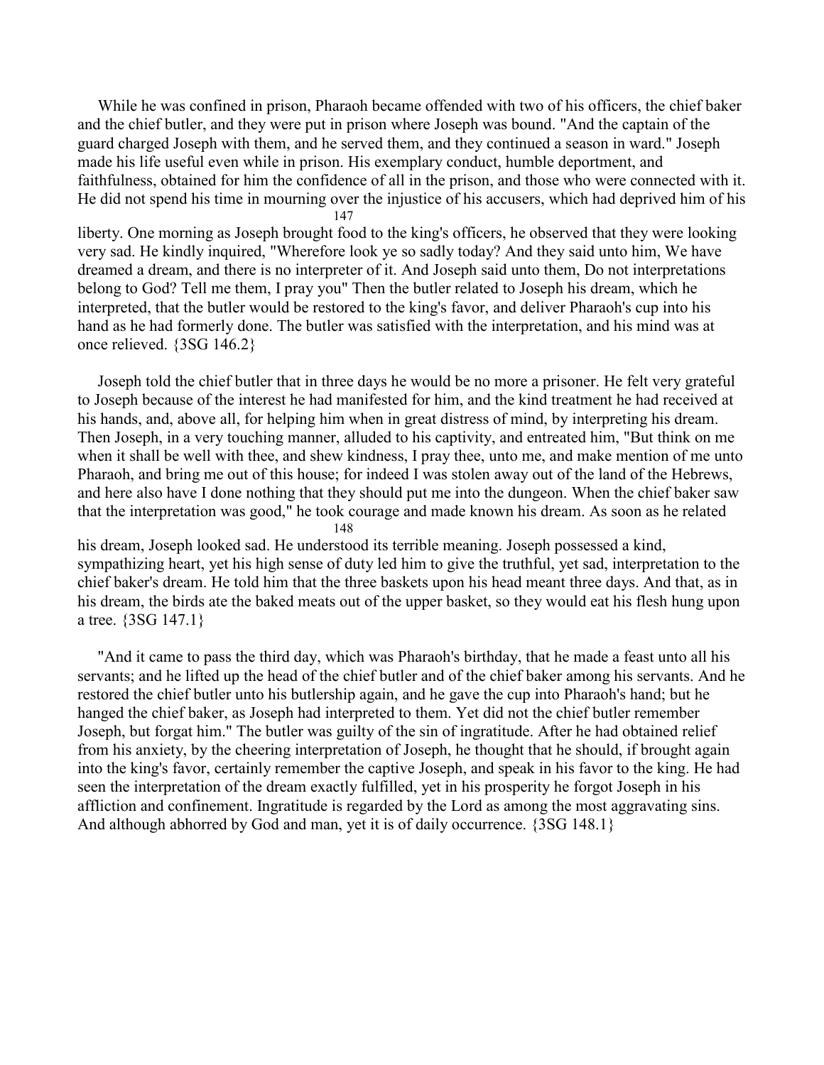While he was confined in prison, Pharaoh became offended with two of his officers, the chief baker and the chief butler, and they were put in prison where Joseph was bound. "And the captain of the guard charged Joseph with them, and he served them, and they continued a season in ward." Joseph made his life useful even while in prison. His exemplary conduct, humble deportment, and faithfulness, obtained for him the confidence of all in the prison, and those who were connected with it. He did not spend his time in mourning over the injustice of his accusers, which had deprived him of his liberty. One morning as Joseph brought food to the king's officers, he observed that they were looking very sad. He kindly inquired, "Wherefore look ye so sadly today? And they said unto him, We have dreamed a dream, and there is no interpreter of it. And Joseph said unto them, Do not interpretations belong to God? Tell me them, I pray you" Then the butler related to Joseph his dream, which he interpreted, that the butler would be restored to the king's favor, and deliver Pharaoh's cup into his hand as he had formerly done. The butler was satisfied with the interpretation, and his mind was at once relieved. {3SG 146.2}

Joseph told the chief butler that in three days he would be no more a prisoner. He felt very grateful to Joseph because of the interest he had manifested for him, and the kind treatment he had received at his hands, and, above all, for helping him when in great distress of mind, by interpreting his dream. Then Joseph, in a very touching manner, alluded to his captivity, and entreated him, "But think on me when it shall be well with thee, and shew kindness, I pray thee, unto me, and make mention of me unto Pharaoh, and bring me out of this house; for indeed I was stolen away out of the land of the Hebrews, and here also have I done nothing that they should put me into the dungeon. When the chief baker saw that the interpretation was good," he took courage and made known his dream. As soon as he related his dream, Joseph looked sad. He understood its terrible meaning. Joseph possessed a kind, sympathizing heart, yet his high sense of duty led him to give the truthful, yet sad, interpretation to the chief baker's dream. He told him that the three baskets upon his head meant three days. And that, as in his dream, the birds ate the baked meats out of the upper basket, so they would eat his flesh hung upon a tree. {3SG 147.1}

"And it came to pass the third day, which was Pharaoh's birthday, that he made a feast unto all his servants; and he lifted up the head of the chief butler and of the chief baker among his servants. And he restored the chief butler unto his butlership again, and he gave the cup into Pharaoh's hand; but he hanged the chief baker, as Joseph had interpreted to them. Yet did not the chief butler remember Joseph, but forgat him." The butler was guilty of the sin of ingratitude. After he had obtained relief from his anxiety, by the cheering interpretation of Joseph, he thought that he should, if brought again into the king's favor, certainly remember the captive Joseph, and speak in his favor to the king. He had seen the interpretation of the dream exactly fulfilled, yet in his prosperity he forgot Joseph in his affliction and confinement. Ingratitude is regarded by the Lord as among the most aggravating sins. And although abhorred by God and man, yet it is of daily occurrence. {3SG 148.1}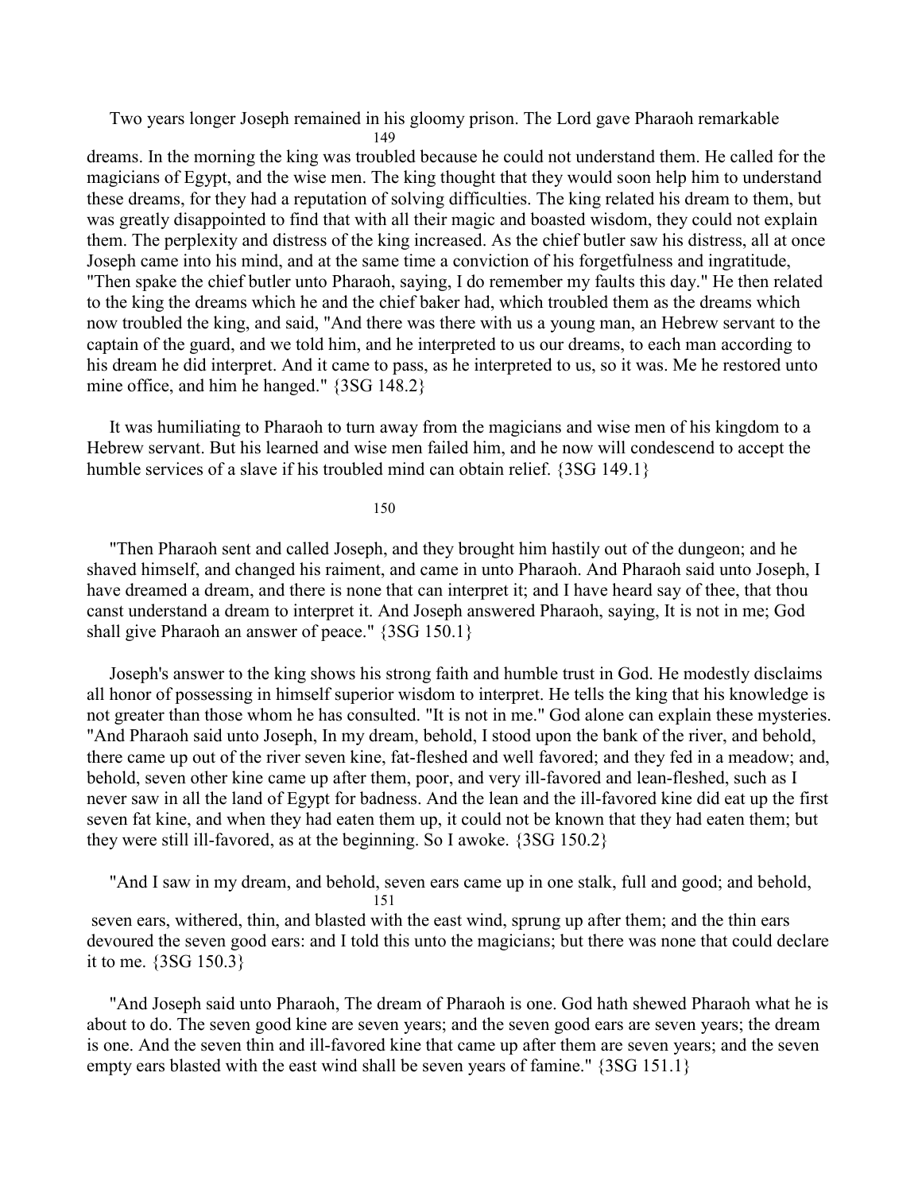Two years longer Joseph remained in his gloomy prison. The Lord gave Pharaoh remarkable dreams. In the morning the king was troubled because he could not understand them. He called for the magicians of Egypt, and the wise men. The king thought that they would soon help him to understand these dreams, for they had a reputation of solving difficulties. The king related his dream to them, but was greatly disappointed to find that with all their magic and boasted wisdom, they could not explain them. The perplexity and distress of the king increased. As the chief butler saw his distress, all at once Joseph came into his mind, and at the same time a conviction of his forgetfulness and ingratitude, "Then spake the chief butler unto Pharaoh, saying, I do remember my faults this day." He then related to the king the dreams which he and the chief baker had, which troubled them as the dreams which now troubled the king, and said, "And there was there with us a young man, an Hebrew servant to the captain of the guard, and we told him, and he interpreted to us our dreams, to each man according to his dream he did interpret. And it came to pass, as he interpreted to us, so it was. Me he restored unto mine office, and him he hanged." {3SG 148.2}

It was humiliating to Pharaoh to turn away from the magicians and wise men of his kingdom to a Hebrew servant. But his learned and wise men failed him, and he now will condescend to accept the humble services of a slave if his troubled mind can obtain relief. {3SG 149.1}

"Then Pharaoh sent and called Joseph, and they brought him hastily out of the dungeon; and he shaved himself, and changed his raiment, and came in unto Pharaoh. And Pharaoh said unto Joseph, I have dreamed a dream, and there is none that can interpret it; and I have heard say of thee, that thou canst understand a dream to interpret it. And Joseph answered Pharaoh, saying, It is not in me; God shall give Pharaoh an answer of peace." {3SG 150.1}

Joseph's answer to the king shows his strong faith and humble trust in God. He modestly disclaims all honor of possessing in himself superior wisdom to interpret. He tells the king that his knowledge is not greater than those whom he has consulted. "It is not in me." God alone can explain these mysteries. "And Pharaoh said unto Joseph, In my dream, behold, I stood upon the bank of the river, and behold, there came up out of the river seven kine, fat-fleshed and well favored; and they fed in a meadow; and, behold, seven other kine came up after them, poor, and very ill-favored and lean-fleshed, such as I never saw in all the land of Egypt for badness. And the lean and the ill-favored kine did eat up the first seven fat kine, and when they had eaten them up, it could not be known that they had eaten them; but they were still ill-favored, as at the beginning. So I awoke. {3SG 150.2}

"And I saw in my dream, and behold, seven ears came up in one stalk, full and good; and behold, seven ears, withered, thin, and blasted with the east wind, sprung up after them; and the thin ears devoured the seven good ears: and I told this unto the magicians; but there was none that could declare it to me. {3SG 150.3}

"And Joseph said unto Pharaoh, The dream of Pharaoh is one. God hath shewed Pharaoh what he is about to do. The seven good kine are seven years; and the seven good ears are seven years; the dream is one. And the seven thin and ill-favored kine that came up after them are seven years; and the seven empty ears blasted with the east wind shall be seven years of famine." {3SG 151.1}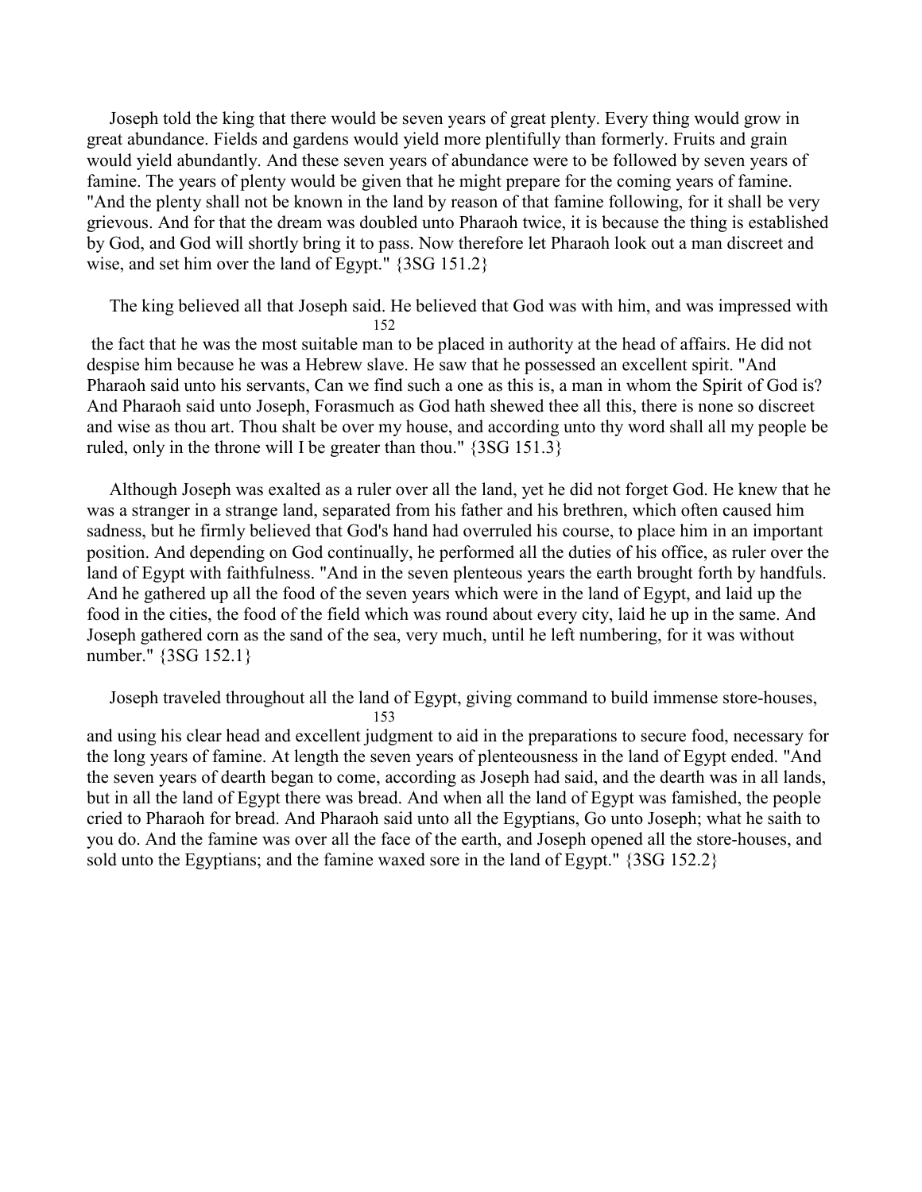Joseph told the king that there would be seven years of great plenty. Every thing would grow in great abundance. Fields and gardens would yield more plentifully than formerly. Fruits and grain would yield abundantly. And these seven years of abundance were to be followed by seven years of famine. The years of plenty would be given that he might prepare for the coming years of famine. "And the plenty shall not be known in the land by reason of that famine following, for it shall be very grievous. And for that the dream was doubled unto Pharaoh twice, it is because the thing is established by God, and God will shortly bring it to pass. Now therefore let Pharaoh look out a man discreet and wise, and set him over the land of Egypt." {3SG 151.2}

The king believed all that Joseph said. He believed that God was with him, and was impressed with the fact that he was the most suitable man to be placed in authority at the head of affairs. He did not despise him because he was a Hebrew slave. He saw that he possessed an excellent spirit. "And Pharaoh said unto his servants, Can we find such a one as this is, a man in whom the Spirit of God is? And Pharaoh said unto Joseph, Forasmuch as God hath shewed thee all this, there is none so discreet and wise as thou art. Thou shalt be over my house, and according unto thy word shall all my people be ruled, only in the throne will I be greater than thou." {3SG 151.3}

Although Joseph was exalted as a ruler over all the land, yet he did not forget God. He knew that he was a stranger in a strange land, separated from his father and his brethren, which often caused him sadness, but he firmly believed that God's hand had overruled his course, to place him in an important position. And depending on God continually, he performed all the duties of his office, as ruler over the land of Egypt with faithfulness. "And in the seven plenteous years the earth brought forth by handfuls. And he gathered up all the food of the seven years which were in the land of Egypt, and laid up the food in the cities, the food of the field which was round about every city, laid he up in the same. And Joseph gathered corn as the sand of the sea, very much, until he left numbering, for it was without number." {3SG 152.1}

Joseph traveled throughout all the land of Egypt, giving command to build immense store-houses, and using his clear head and excellent judgment to aid in the preparations to secure food, necessary for the long years of famine. At length the seven years of plenteousness in the land of Egypt ended. "And the seven years of dearth began to come, according as Joseph had said, and the dearth was in all lands, but in all the land of Egypt there was bread. And when all the land of Egypt was famished, the people cried to Pharaoh for bread. And Pharaoh said unto all the Egyptians, Go unto Joseph; what he saith to you do. And the famine was over all the face of the earth, and Joseph opened all the store-houses, and sold unto the Egyptians; and the famine waxed sore in the land of Egypt." {3SG 152.2}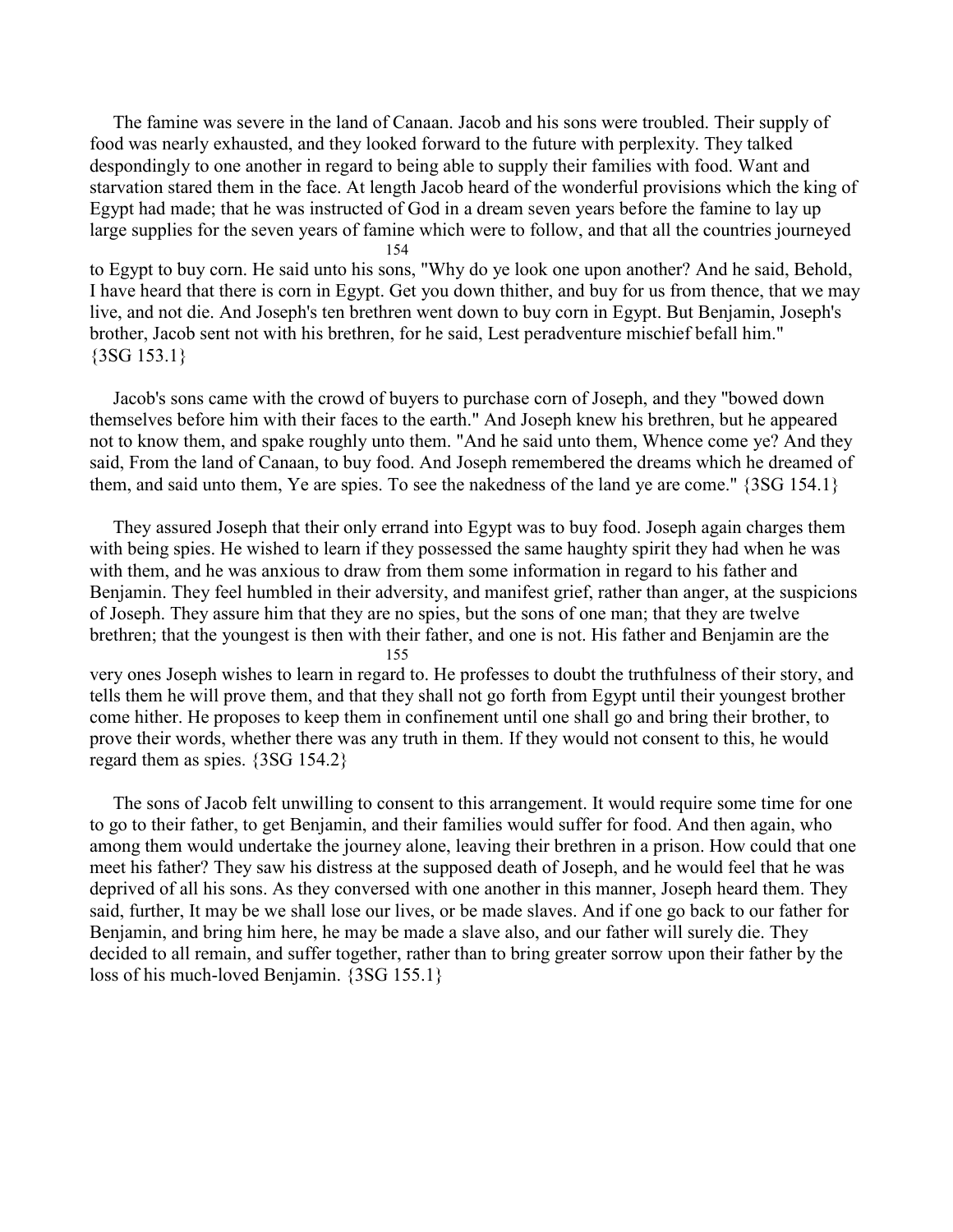The famine was severe in the land of Canaan. Jacob and his sons were troubled. Their supply of food was nearly exhausted, and they looked forward to the future with perplexity. They talked despondingly to one another in regard to being able to supply their families with food. Want and starvation stared them in the face. At length Jacob heard of the wonderful provisions which the king of Egypt had made; that he was instructed of God in a dream seven years before the famine to lay up large supplies for the seven years of famine which were to follow, and that all the countries journeyed to Egypt to buy corn. He said unto his sons, "Why do ye look one upon another? And he said, Behold, I have heard that there is corn in Egypt. Get you down thither, and buy for us from thence, that we may live, and not die. And Joseph's ten brethren went down to buy corn in Egypt. But Benjamin, Joseph's brother, Jacob sent not with his brethren, for he said, Lest peradventure mischief befall him." {3SG 153.1}

Jacob's sons came with the crowd of buyers to purchase corn of Joseph, and they "bowed down themselves before him with their faces to the earth." And Joseph knew his brethren, but he appeared not to know them, and spake roughly unto them. "And he said unto them, Whence come ye? And they said, From the land of Canaan, to buy food. And Joseph remembered the dreams which he dreamed of them, and said unto them, Ye are spies. To see the nakedness of the land ye are come." {3SG 154.1}

They assured Joseph that their only errand into Egypt was to buy food. Joseph again charges them with being spies. He wished to learn if they possessed the same haughty spirit they had when he was with them, and he was anxious to draw from them some information in regard to his father and Benjamin. They feel humbled in their adversity, and manifest grief, rather than anger, at the suspicions of Joseph. They assure him that they are no spies, but the sons of one man; that they are twelve brethren; that the youngest is then with their father, and one is not. His father and Benjamin are the very ones Joseph wishes to learn in regard to. He professes to doubt the truthfulness of their story, and tells them he will prove them, and that they shall not go forth from Egypt until their youngest brother come hither. He proposes to keep them in confinement until one shall go and bring their brother, to prove their words, whether there was any truth in them. If they would not consent to this, he would regard them as spies. {3SG 154.2}

The sons of Jacob felt unwilling to consent to this arrangement. It would require some time for one to go to their father, to get Benjamin, and their families would suffer for food. And then again, who among them would undertake the journey alone, leaving their brethren in a prison. How could that one meet his father? They saw his distress at the supposed death of Joseph, and he would feel that he was deprived of all his sons. As they conversed with one another in this manner, Joseph heard them. They said, further, It may be we shall lose our lives, or be made slaves. And if one go back to our father for Benjamin, and bring him here, he may be made a slave also, and our father will surely die. They decided to all remain, and suffer together, rather than to bring greater sorrow upon their father by the loss of his much-loved Benjamin. {3SG 155.1}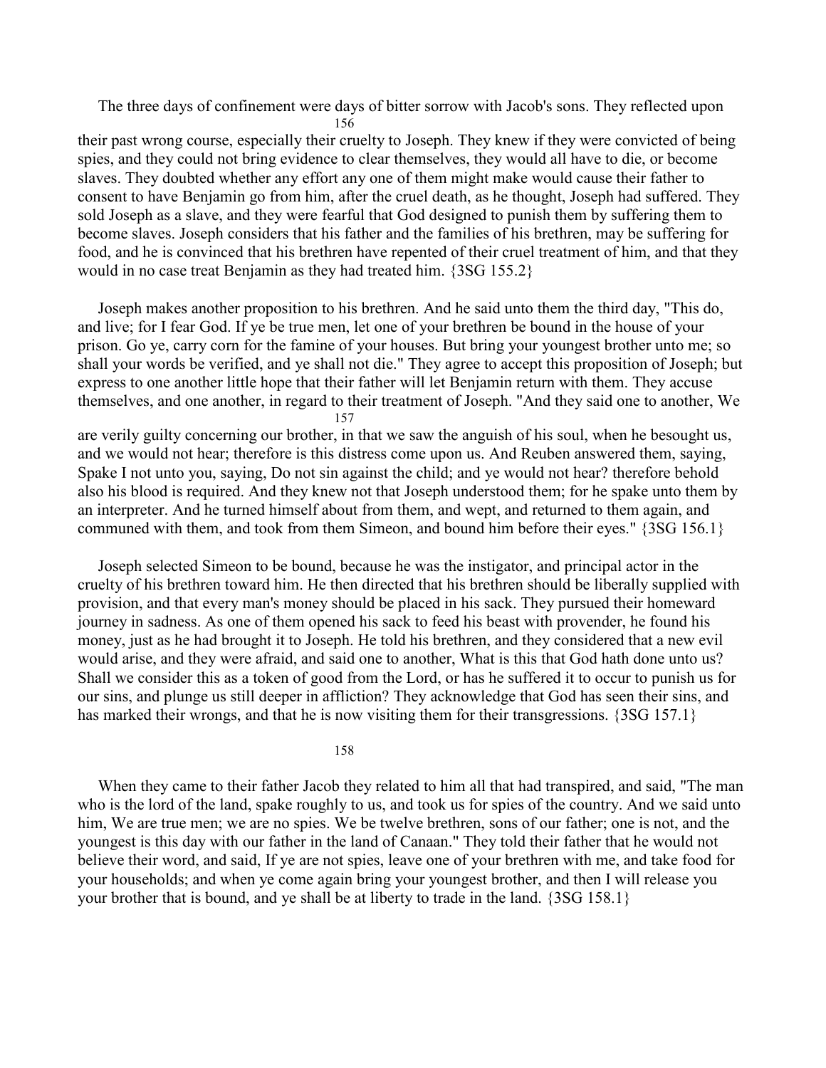The three days of confinement were days of bitter sorrow with Jacob's sons. They reflected upon their past wrong course, especially their cruelty to Joseph. They knew if they were convicted of being spies, and they could not bring evidence to clear themselves, they would all have to die, or become slaves. They doubted whether any effort any one of them might make would cause their father to consent to have Benjamin go from him, after the cruel death, as he thought, Joseph had suffered. They sold Joseph as a slave, and they were fearful that God designed to punish them by suffering them to become slaves. Joseph considers that his father and the families of his brethren, may be suffering for food, and he is convinced that his brethren have repented of their cruel treatment of him, and that they would in no case treat Benjamin as they had treated him. {3SG 155.2}

Joseph makes another proposition to his brethren. And he said unto them the third day, "This do, and live; for I fear God. If ye be true men, let one of your brethren be bound in the house of your prison. Go ye, carry corn for the famine of your houses. But bring your youngest brother unto me; so shall your words be verified, and ye shall not die." They agree to accept this proposition of Joseph; but express to one another little hope that their father will let Benjamin return with them. They accuse themselves, and one another, in regard to their treatment of Joseph. "And they said one to another, We are verily guilty concerning our brother, in that we saw the anguish of his soul, when he besought us, and we would not hear; therefore is this distress come upon us. And Reuben answered them, saying, Spake I not unto you, saying, Do not sin against the child; and ye would not hear? therefore behold also his blood is required. And they knew not that Joseph understood them; for he spake unto them by an interpreter. And he turned himself about from them, and wept, and returned to them again, and communed with them, and took from them Simeon, and bound him before their eyes." {3SG 156.1}

Joseph selected Simeon to be bound, because he was the instigator, and principal actor in the cruelty of his brethren toward him. He then directed that his brethren should be liberally supplied with provision, and that every man's money should be placed in his sack. They pursued their homeward journey in sadness. As one of them opened his sack to feed his beast with provender, he found his money, just as he had brought it to Joseph. He told his brethren, and they considered that a new evil would arise, and they were afraid, and said one to another, What is this that God hath done unto us? Shall we consider this as a token of good from the Lord, or has he suffered it to occur to punish us for our sins, and plunge us still deeper in affliction? They acknowledge that God has seen their sins, and has marked their wrongs, and that he is now visiting them for their transgressions. {3SG 157.1}

When they came to their father Jacob they related to him all that had transpired, and said, "The man who is the lord of the land, spake roughly to us, and took us for spies of the country. And we said unto him, We are true men; we are no spies. We be twelve brethren, sons of our father; one is not, and the youngest is this day with our father in the land of Canaan." They told their father that he would not believe their word, and said, If ye are not spies, leave one of your brethren with me, and take food for your households; and when ye come again bring your youngest brother, and then I will release you your brother that is bound, and ye shall be at liberty to trade in the land. {3SG 158.1}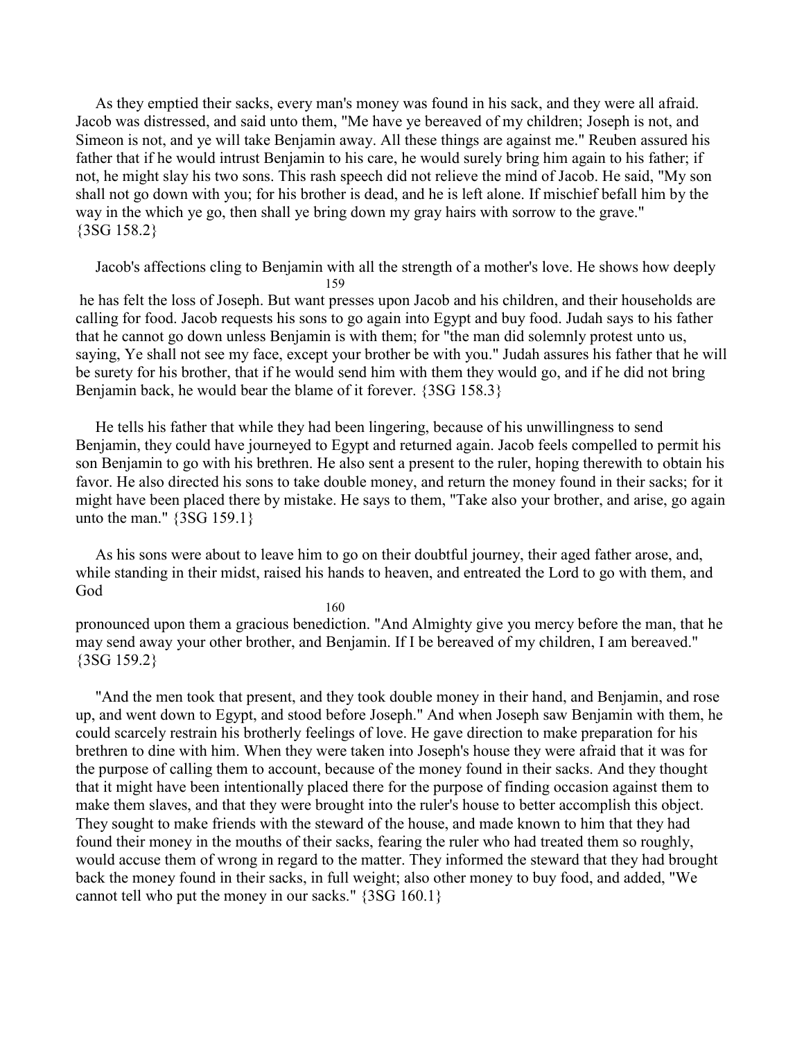As they emptied their sacks, every man's money was found in his sack, and they were all afraid. Jacob was distressed, and said unto them, "Me have ye bereaved of my children; Joseph is not, and Simeon is not, and ye will take Benjamin away. All these things are against me." Reuben assured his father that if he would intrust Benjamin to his care, he would surely bring him again to his father; if not, he might slay his two sons. This rash speech did not relieve the mind of Jacob. He said, "My son shall not go down with you; for his brother is dead, and he is left alone. If mischief befall him by the way in the which ye go, then shall ye bring down my gray hairs with sorrow to the grave." {3SG 158.2}

Jacob's affections cling to Benjamin with all the strength of a mother's love. He shows how deeply he has felt the loss of Joseph. But want presses upon Jacob and his children, and their households are calling for food. Jacob requests his sons to go again into Egypt and buy food. Judah says to his father that he cannot go down unless Benjamin is with them; for "the man did solemnly protest unto us, saying, Ye shall not see my face, except your brother be with you." Judah assures his father that he will be surety for his brother, that if he would send him with them they would go, and if he did not bring Benjamin back, he would bear the blame of it forever. {3SG 158.3}

He tells his father that while they had been lingering, because of his unwillingness to send Benjamin, they could have journeyed to Egypt and returned again. Jacob feels compelled to permit his son Benjamin to go with his brethren. He also sent a present to the ruler, hoping therewith to obtain his favor. He also directed his sons to take double money, and return the money found in their sacks; for it might have been placed there by mistake. He says to them, "Take also your brother, and arise, go again unto the man." {3SG 159.1}

As his sons were about to leave him to go on their doubtful journey, their aged father arose, and, while standing in their midst, raised his hands to heaven, and entreated the Lord to go with them, and God pronounced upon them a gracious benediction. "And Almighty give you mercy before the man, that he may send away your other brother, and Benjamin. If I be bereaved of my children, I am bereaved." {3SG 159.2}

"And the men took that present, and they took double money in their hand, and Benjamin, and rose up, and went down to Egypt, and stood before Joseph." And when Joseph saw Benjamin with them, he could scarcely restrain his brotherly feelings of love. He gave direction to make preparation for his brethren to dine with him. When they were taken into Joseph's house they were afraid that it was for the purpose of calling them to account, because of the money found in their sacks. And they thought that it might have been intentionally placed there for the purpose of finding occasion against them to make them slaves, and that they were brought into the ruler's house to better accomplish this object. They sought to make friends with the steward of the house, and made known to him that they had found their money in the mouths of their sacks, fearing the ruler who had treated them so roughly, would accuse them of wrong in regard to the matter. They informed the steward that they had brought back the money found in their sacks, in full weight; also other money to buy food, and added, "We cannot tell who put the money in our sacks." {3SG 160.1}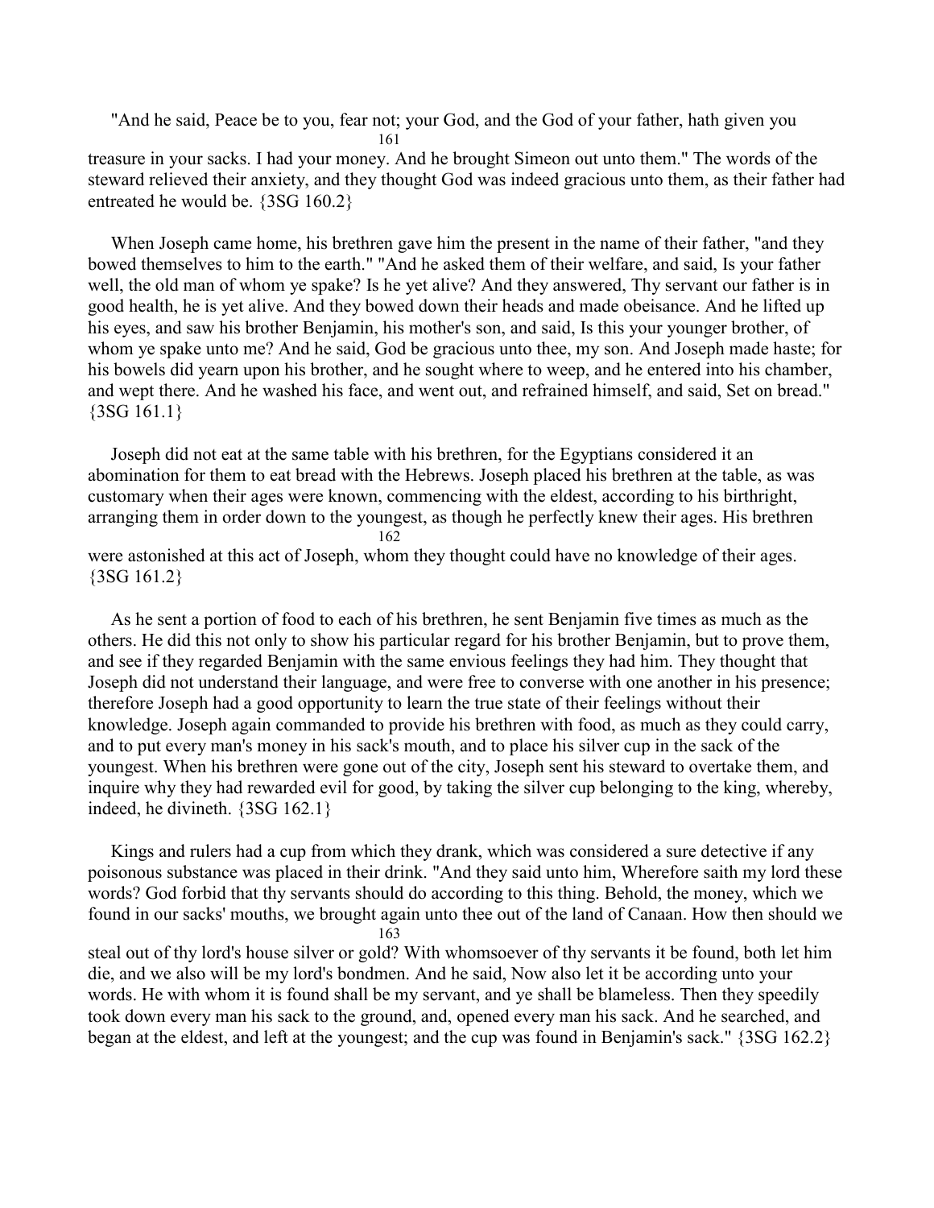"And he said, Peace be to you, fear not; your God, and the God of your father, hath given you treasure in your sacks. I had your money. And he brought Simeon out unto them." The words of the steward relieved their anxiety, and they thought God was indeed gracious unto them, as their father had entreated he would be. {3SG 160.2}

When Joseph came home, his brethren gave him the present in the name of their father, "and they bowed themselves to him to the earth." "And he asked them of their welfare, and said, Is your father well, the old man of whom ye spake? Is he yet alive? And they answered, Thy servant our father is in good health, he is yet alive. And they bowed down their heads and made obeisance. And he lifted up his eyes, and saw his brother Benjamin, his mother's son, and said, Is this your younger brother, of whom ye spake unto me? And he said, God be gracious unto thee, my son. And Joseph made haste; for his bowels did yearn upon his brother, and he sought where to weep, and he entered into his chamber, and wept there. And he washed his face, and went out, and refrained himself, and said, Set on bread." {3SG 161.1}

Joseph did not eat at the same table with his brethren, for the Egyptians considered it an abomination for them to eat bread with the Hebrews. Joseph placed his brethren at the table, as was customary when their ages were known, commencing with the eldest, according to his birthright, arranging them in order down to the youngest, as though he perfectly knew their ages. His brethren were astonished at this act of Joseph, whom they thought could have no knowledge of their ages. {3SG 161.2}

As he sent a portion of food to each of his brethren, he sent Benjamin five times as much as the others. He did this not only to show his particular regard for his brother Benjamin, but to prove them, and see if they regarded Benjamin with the same envious feelings they had him. They thought that Joseph did not understand their language, and were free to converse with one another in his presence; therefore Joseph had a good opportunity to learn the true state of their feelings without their knowledge. Joseph again commanded to provide his brethren with food, as much as they could carry, and to put every man's money in his sack's mouth, and to place his silver cup in the sack of the youngest. When his brethren were gone out of the city, Joseph sent his steward to overtake them, and inquire why they had rewarded evil for good, by taking the silver cup belonging to the king, whereby, indeed, he divineth. {3SG 162.1}

Kings and rulers had a cup from which they drank, which was considered a sure detective if any poisonous substance was placed in their drink. "And they said unto him, Wherefore saith my lord these words? God forbid that thy servants should do according to this thing. Behold, the money, which we found in our sacks' mouths, we brought again unto thee out of the land of Canaan. How then should we steal out of thy lord's house silver or gold? With whomsoever of thy servants it be found, both let him die, and we also will be my lord's bondmen. And he said, Now also let it be according unto your words. He with whom it is found shall be my servant, and ye shall be blameless. Then they speedily took down every man his sack to the ground, and, opened every man his sack. And he searched, and began at the eldest, and left at the youngest; and the cup was found in Benjamin's sack." {3SG 162.2}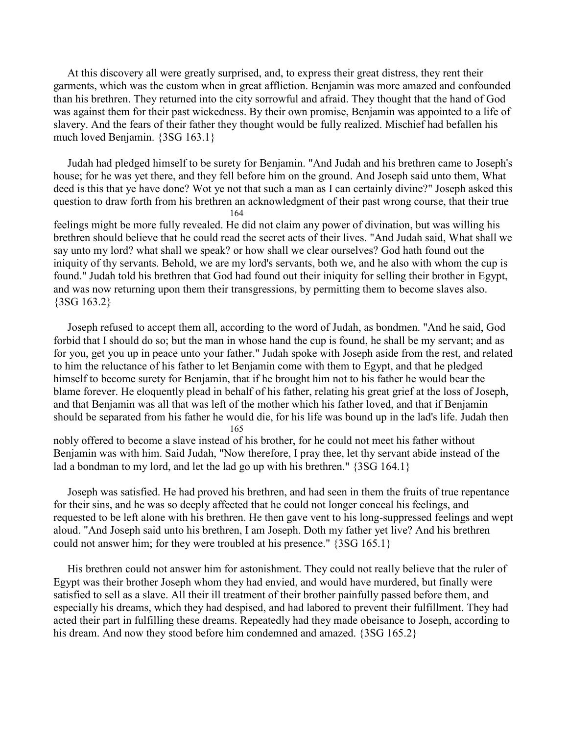At this discovery all were greatly surprised, and, to express their great distress, they rent their garments, which was the custom when in great affliction. Benjamin was more amazed and confounded than his brethren. They returned into the city sorrowful and afraid. They thought that the hand of God was against them for their past wickedness. By their own promise, Benjamin was appointed to a life of slavery. And the fears of their father they thought would be fully realized. Mischief had befallen his much loved Benjamin. {3SG 163.1}

Judah had pledged himself to be surety for Benjamin. "And Judah and his brethren came to Joseph's house; for he was yet there, and they fell before him on the ground. And Joseph said unto them, What deed is this that ye have done? Wot ye not that such a man as I can certainly divine?" Joseph asked this question to draw forth from his brethren an acknowledgment of their past wrong course, that their true feelings might be more fully revealed. He did not claim any power of divination, but was willing his brethren should believe that he could read the secret acts of their lives. "And Judah said, What shall we say unto my lord? what shall we speak? or how shall we clear ourselves? God hath found out the iniquity of thy servants. Behold, we are my lord's servants, both we, and he also with whom the cup is found." Judah told his brethren that God had found out their iniquity for selling their brother in Egypt, and was now returning upon them their transgressions, by permitting them to become slaves also. {3SG 163.2}

Joseph refused to accept them all, according to the word of Judah, as bondmen. "And he said, God forbid that I should do so; but the man in whose hand the cup is found, he shall be my servant; and as for you, get you up in peace unto your father." Judah spoke with Joseph aside from the rest, and related to him the reluctance of his father to let Benjamin come with them to Egypt, and that he pledged himself to become surety for Benjamin, that if he brought him not to his father he would bear the blame forever. He eloquently plead in behalf of his father, relating his great grief at the loss of Joseph, and that Benjamin was all that was left of the mother which his father loved, and that if Benjamin should be separated from his father he would die, for his life was bound up in the lad's life. Judah then nobly offered to become a slave instead of his brother, for he could not meet his father without Benjamin was with him. Said Judah, "Now therefore, I pray thee, let thy servant abide instead of the lad a bondman to my lord, and let the lad go up with his brethren." {3SG 164.1}

Joseph was satisfied. He had proved his brethren, and had seen in them the fruits of true repentance for their sins, and he was so deeply affected that he could not longer conceal his feelings, and requested to be left alone with his brethren. He then gave vent to his long-suppressed feelings and wept aloud. "And Joseph said unto his brethren, I am Joseph. Doth my father yet live? And his brethren could not answer him; for they were troubled at his presence." {3SG 165.1}

His brethren could not answer him for astonishment. They could not really believe that the ruler of Egypt was their brother Joseph whom they had envied, and would have murdered, but finally were satisfied to sell as a slave. All their ill treatment of their brother painfully passed before them, and especially his dreams, which they had despised, and had labored to prevent their fulfillment. They had acted their part in fulfilling these dreams. Repeatedly had they made obeisance to Joseph, according to his dream. And now they stood before him condemned and amazed. {3SG 165.2}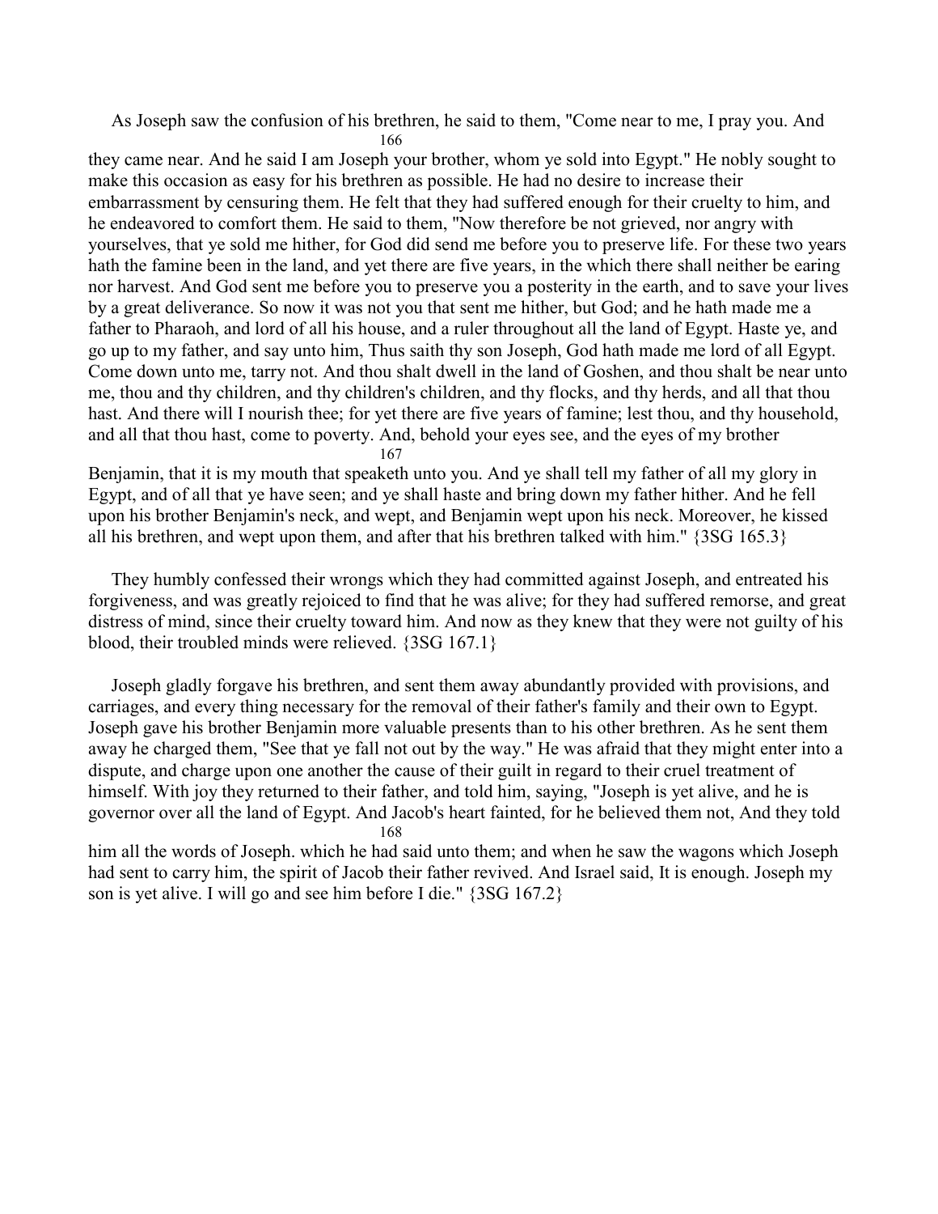As Joseph saw the confusion of his brethren, he said to them, "Come near to me, I pray you. And they came near. And he said I am Joseph your brother, whom ye sold into Egypt." He nobly sought to make this occasion as easy for his brethren as possible. He had no desire to increase their embarrassment by censuring them. He felt that they had suffered enough for their cruelty to him, and he endeavored to comfort them. He said to them, "Now therefore be not grieved, nor angry with yourselves, that ye sold me hither, for God did send me before you to preserve life. For these two years hath the famine been in the land, and yet there are five years, in the which there shall neither be earing nor harvest. And God sent me before you to preserve you a posterity in the earth, and to save your lives by a great deliverance. So now it was not you that sent me hither, but God; and he hath made me a father to Pharaoh, and lord of all his house, and a ruler throughout all the land of Egypt. Haste ye, and go up to my father, and say unto him, Thus saith thy son Joseph, God hath made me lord of all Egypt. Come down unto me, tarry not. And thou shalt dwell in the land of Goshen, and thou shalt be near unto me, thou and thy children, and thy children's children, and thy flocks, and thy herds, and all that thou hast. And there will I nourish thee; for yet there are five years of famine; lest thou, and thy household, and all that thou hast, come to poverty. And, behold your eyes see, and the eyes of my brother Benjamin, that it is my mouth that speaketh unto you. And ye shall tell my father of all my glory in Egypt, and of all that ye have seen; and ye shall haste and bring down my father hither. And he fell upon his brother Benjamin's neck, and wept, and Benjamin wept upon his neck. Moreover, he kissed all his brethren, and wept upon them, and after that his brethren talked with him." {3SG 165.3}

They humbly confessed their wrongs which they had committed against Joseph, and entreated his forgiveness, and was greatly rejoiced to find that he was alive; for they had suffered remorse, and great distress of mind, since their cruelty toward him. And now as they knew that they were not guilty of his blood, their troubled minds were relieved. {3SG 167.1}

Joseph gladly forgave his brethren, and sent them away abundantly provided with provisions, and carriages, and every thing necessary for the removal of their father's family and their own to Egypt. Joseph gave his brother Benjamin more valuable presents than to his other brethren. As he sent them away he charged them, "See that ye fall not out by the way." He was afraid that they might enter into a dispute, and charge upon one another the cause of their guilt in regard to their cruel treatment of himself. With joy they returned to their father, and told him, saying, "Joseph is yet alive, and he is governor over all the land of Egypt. And Jacob's heart fainted, for he believed them not, And they told him all the words of Joseph. which he had said unto them; and when he saw the wagons which Joseph had sent to carry him, the spirit of Jacob their father revived. And Israel said, It is enough. Joseph my son is yet alive. I will go and see him before I die." {3SG 167.2}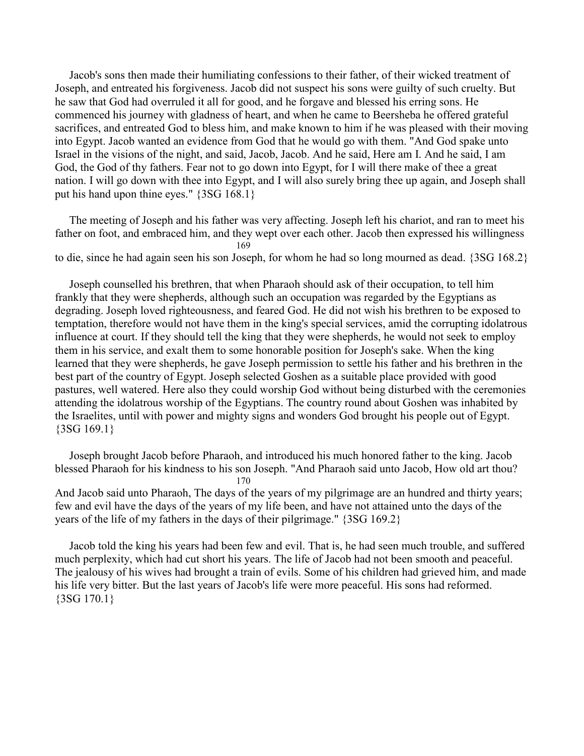Jacob's sons then made their humiliating confessions to their father, of their wicked treatment of Joseph, and entreated his forgiveness. Jacob did not suspect his sons were guilty of such cruelty. But he saw that God had overruled it all for good, and he forgave and blessed his erring sons. He commenced his journey with gladness of heart, and when he came to Beersheba he offered grateful sacrifices, and entreated God to bless him, and make known to him if he was pleased with their moving into Egypt. Jacob wanted an evidence from God that he would go with them. "And God spake unto Israel in the visions of the night, and said, Jacob, Jacob. And he said, Here am I. And he said, I am God, the God of thy fathers. Fear not to go down into Egypt, for I will there make of thee a great nation. I will go down with thee into Egypt, and I will also surely bring thee up again, and Joseph shall put his hand upon thine eyes." {3SG 168.1}

The meeting of Joseph and his father was very affecting. Joseph left his chariot, and ran to meet his father on foot, and embraced him, and they wept over each other. Jacob then expressed his willingness to die, since he had again seen his son Joseph, for whom he had so long mourned as dead. {3SG 168.2}

Joseph counselled his brethren, that when Pharaoh should ask of their occupation, to tell him frankly that they were shepherds, although such an occupation was regarded by the Egyptians as degrading. Joseph loved righteousness, and feared God. He did not wish his brethren to be exposed to temptation, therefore would not have them in the king's special services, amid the corrupting idolatrous influence at court. If they should tell the king that they were shepherds, he would not seek to employ them in his service, and exalt them to some honorable position for Joseph's sake. When the king learned that they were shepherds, he gave Joseph permission to settle his father and his brethren in the best part of the country of Egypt. Joseph selected Goshen as a suitable place provided with good pastures, well watered. Here also they could worship God without being disturbed with the ceremonies attending the idolatrous worship of the Egyptians. The country round about Goshen was inhabited by the Israelites, until with power and mighty signs and wonders God brought his people out of Egypt. {3SG 169.1}

Joseph brought Jacob before Pharaoh, and introduced his much honored father to the king. Jacob blessed Pharaoh for his kindness to his son Joseph. "And Pharaoh said unto Jacob, How old art thou? And Jacob said unto Pharaoh, The days of the years of my pilgrimage are an hundred and thirty years; few and evil have the days of the years of my life been, and have not attained unto the days of the years of the life of my fathers in the days of their pilgrimage." {3SG 169.2}

Jacob told the king his years had been few and evil. That is, he had seen much trouble, and suffered much perplexity, which had cut short his years. The life of Jacob had not been smooth and peaceful. The jealousy of his wives had brought a train of evils. Some of his children had grieved him, and made his life very bitter. But the last years of Jacob's life were more peaceful. His sons had reformed. {3SG 170.1}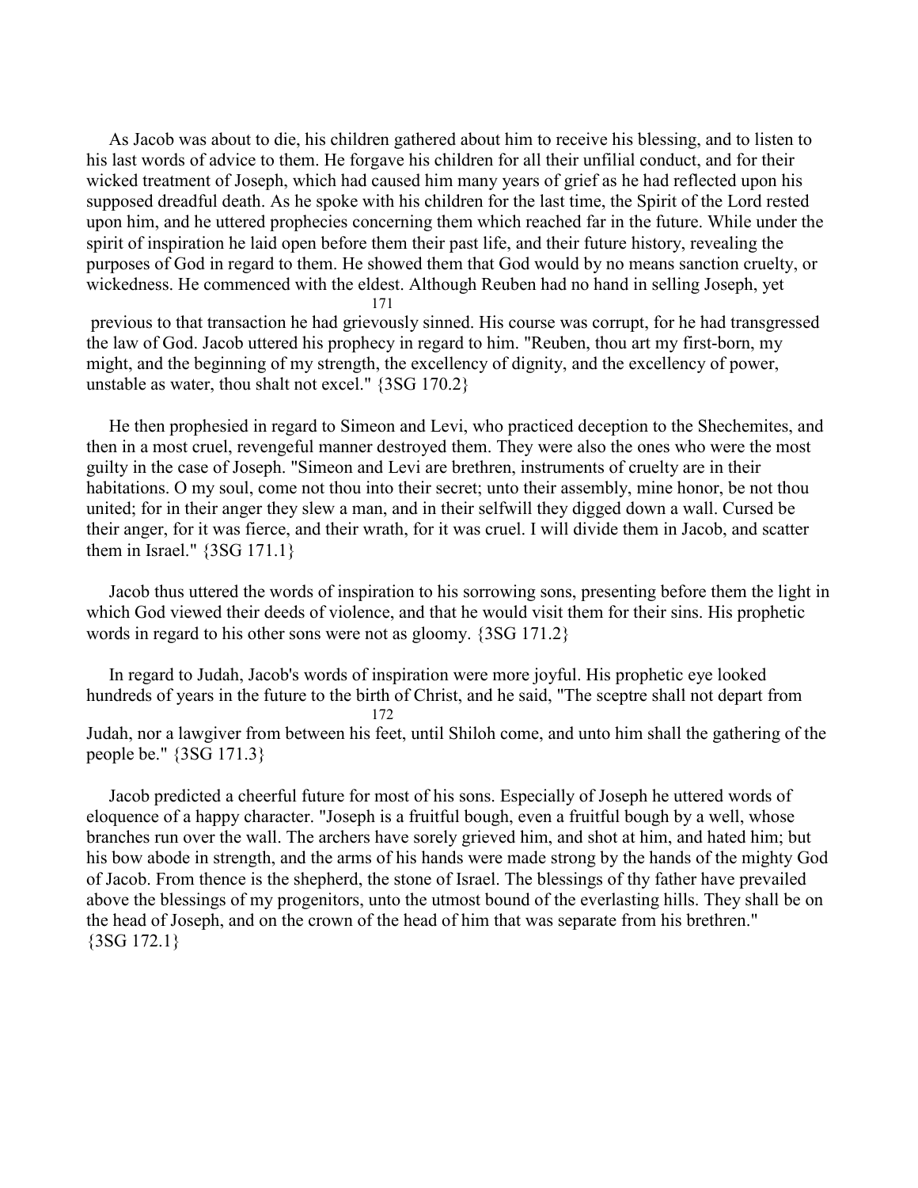As Jacob was about to die, his children gathered about him to receive his blessing, and to listen to his last words of advice to them. He forgave his children for all their unfilial conduct, and for their wicked treatment of Joseph, which had caused him many years of grief as he had reflected upon his supposed dreadful death. As he spoke with his children for the last time, the Spirit of the Lord rested upon him, and he uttered prophecies concerning them which reached far in the future. While under the spirit of inspiration he laid open before them their past life, and their future history, revealing the purposes of God in regard to them. He showed them that God would by no means sanction cruelty, or wickedness. He commenced with the eldest. Although Reuben had no hand in selling Joseph, yet previous to that transaction he had grievously sinned. His course was corrupt, for he had transgressed the law of God. Jacob uttered his prophecy in regard to him. "Reuben, thou art my first-born, my might, and the beginning of my strength, the excellency of dignity, and the excellency of power, unstable as water, thou shalt not excel." {3SG 170.2}

He then prophesied in regard to Simeon and Levi, who practiced deception to the Shechemites, and then in a most cruel, revengeful manner destroyed them. They were also the ones who were the most guilty in the case of Joseph. "Simeon and Levi are brethren, instruments of cruelty are in their habitations. O my soul, come not thou into their secret; unto their assembly, mine honor, be not thou united; for in their anger they slew a man, and in their selfwill they digged down a wall. Cursed be their anger, for it was fierce, and their wrath, for it was cruel. I will divide them in Jacob, and scatter them in Israel." {3SG 171.1}

Jacob thus uttered the words of inspiration to his sorrowing sons, presenting before them the light in which God viewed their deeds of violence, and that he would visit them for their sins. His prophetic words in regard to his other sons were not as gloomy. {3SG 171.2}

In regard to Judah, Jacob's words of inspiration were more joyful. His prophetic eye looked hundreds of years in the future to the birth of Christ, and he said, "The sceptre shall not depart from Judah, nor a lawgiver from between his feet, until Shiloh come, and unto him shall the gathering of the people be." {3SG 171.3}

Jacob predicted a cheerful future for most of his sons. Especially of Joseph he uttered words of eloquence of a happy character. "Joseph is a fruitful bough, even a fruitful bough by a well, whose branches run over the wall. The archers have sorely grieved him, and shot at him, and hated him; but his bow abode in strength, and the arms of his hands were made strong by the hands of the mighty God of Jacob. From thence is the shepherd, the stone of Israel. The blessings of thy father have prevailed above the blessings of my progenitors, unto the utmost bound of the everlasting hills. They shall be on the head of Joseph, and on the crown of the head of him that was separate from his brethren." {3SG 172.1}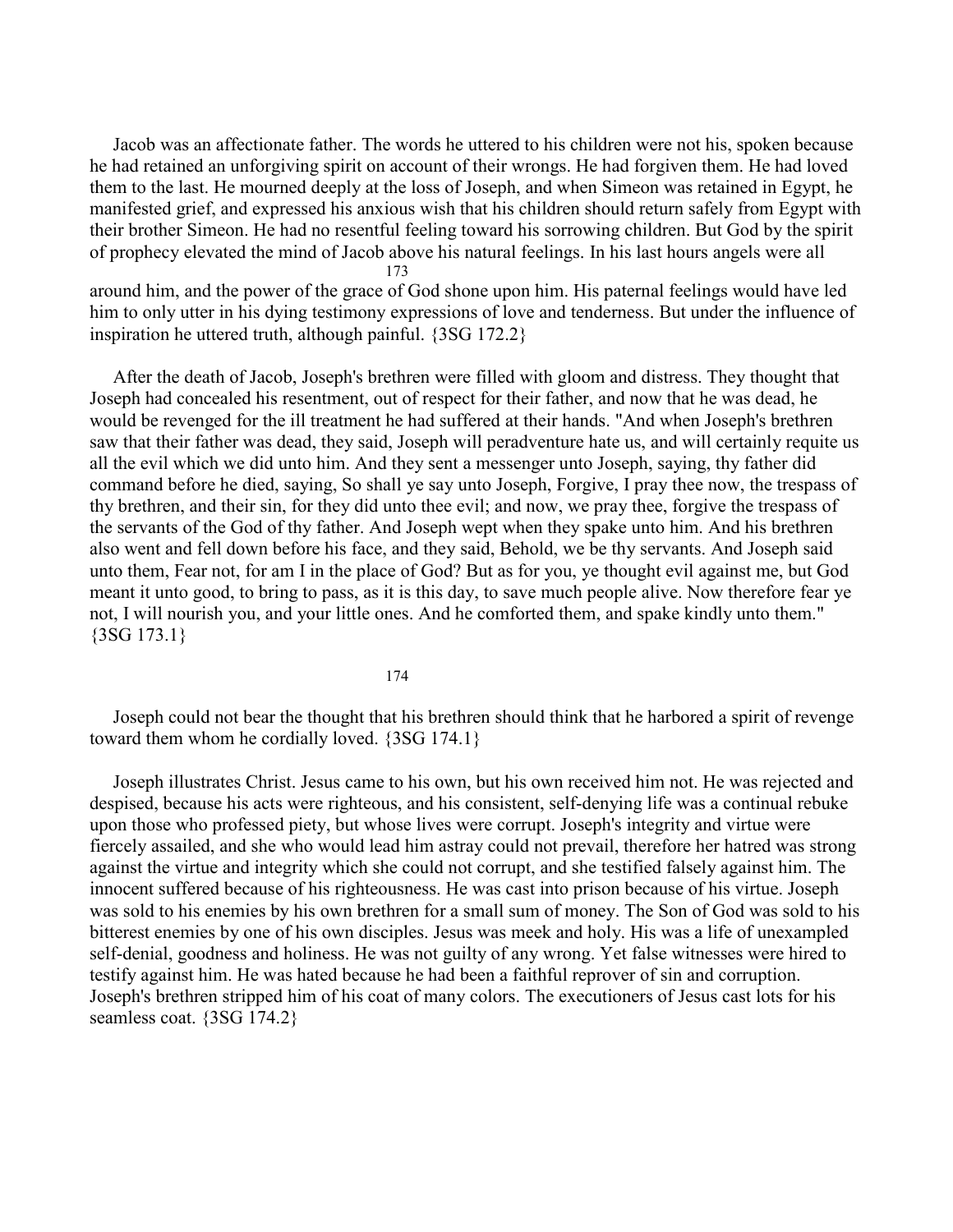Jacob was an affectionate father. The words he uttered to his children were not his, spoken because he had retained an unforgiving spirit on account of their wrongs. He had forgiven them. He had loved them to the last. He mourned deeply at the loss of Joseph, and when Simeon was retained in Egypt, he manifested grief, and expressed his anxious wish that his children should return safely from Egypt with their brother Simeon. He had no resentful feeling toward his sorrowing children. But God by the spirit of prophecy elevated the mind of Jacob above his natural feelings. In his last hours angels were all around him, and the power of the grace of God shone upon him. His paternal feelings would have led him to only utter in his dying testimony expressions of love and tenderness. But under the influence of inspiration he uttered truth, although painful. {3SG 172.2}

After the death of Jacob, Joseph's brethren were filled with gloom and distress. They thought that Joseph had concealed his resentment, out of respect for their father, and now that he was dead, he would be revenged for the ill treatment he had suffered at their hands. "And when Joseph's brethren saw that their father was dead, they said, Joseph will peradventure hate us, and will certainly requite us all the evil which we did unto him. And they sent a messenger unto Joseph, saying, thy father did command before he died, saying, So shall ye say unto Joseph, Forgive, I pray thee now, the trespass of thy brethren, and their sin, for they did unto thee evil; and now, we pray thee, forgive the trespass of the servants of the God of thy father. And Joseph wept when they spake unto him. And his brethren also went and fell down before his face, and they said, Behold, we be thy servants. And Joseph said unto them, Fear not, for am I in the place of God? But as for you, ye thought evil against me, but God meant it unto good, to bring to pass, as it is this day, to save much people alive. Now therefore fear ye not, I will nourish you, and your little ones. And he comforted them, and spake kindly unto them." {3SG 173.1}

Joseph could not bear the thought that his brethren should think that he harbored a spirit of revenge toward them whom he cordially loved. {3SG 174.1}

Joseph illustrates Christ. Jesus came to his own, but his own received him not. He was rejected and despised, because his acts were righteous, and his consistent, self-denying life was a continual rebuke upon those who professed piety, but whose lives were corrupt. Joseph's integrity and virtue were fiercely assailed, and she who would lead him astray could not prevail, therefore her hatred was strong against the virtue and integrity which she could not corrupt, and she testified falsely against him. The innocent suffered because of his righteousness. He was cast into prison because of his virtue. Joseph was sold to his enemies by his own brethren for a small sum of money. The Son of God was sold to his bitterest enemies by one of his own disciples. Jesus was meek and holy. His was a life of unexampled self-denial, goodness and holiness. He was not guilty of any wrong. Yet false witnesses were hired to testify against him. He was hated because he had been a faithful reprover of sin and corruption. Joseph's brethren stripped him of his coat of many colors. The executioners of Jesus cast lots for his seamless coat. {3SG 174.2}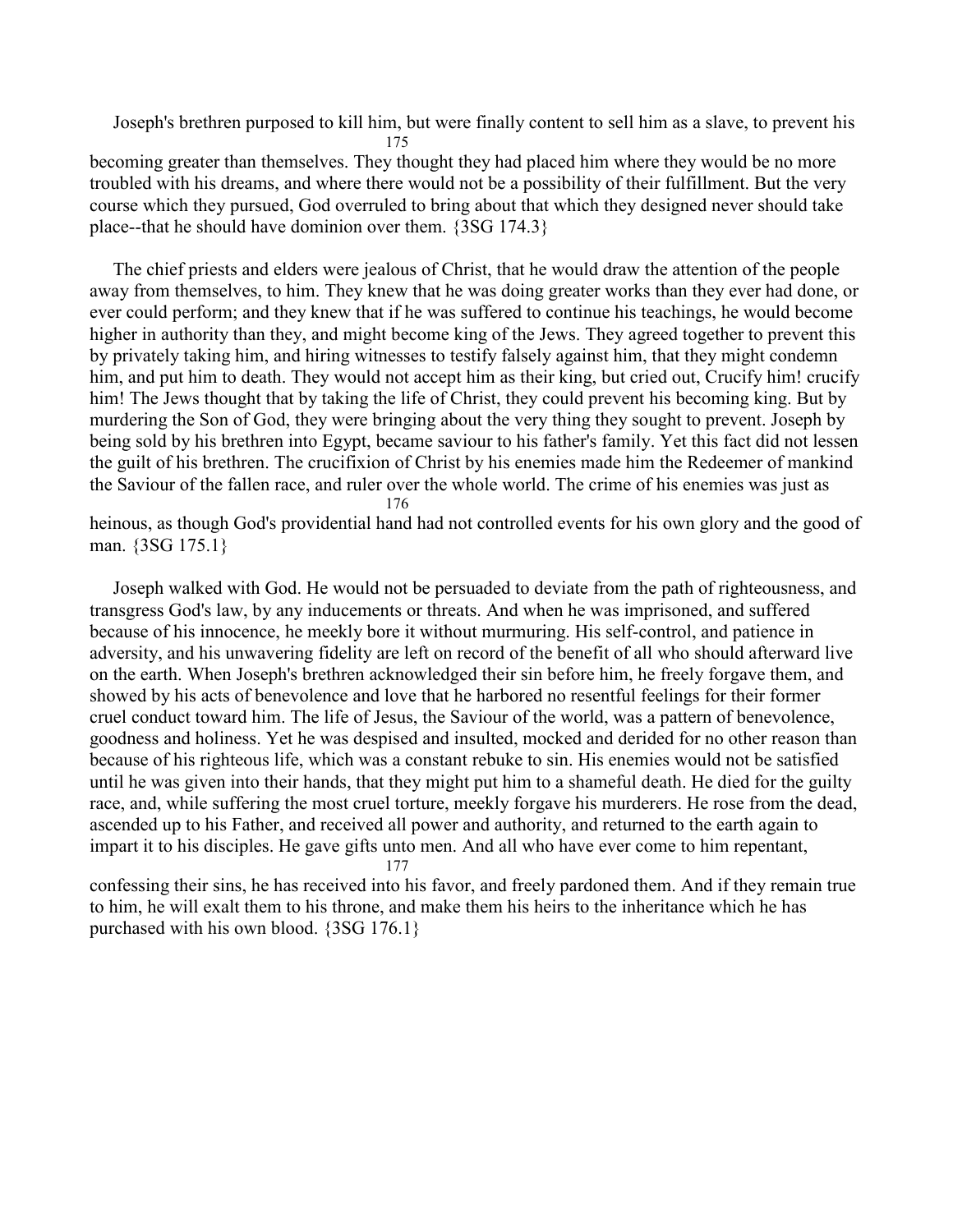Joseph's brethren purposed to kill him, but were finally content to sell him as a slave, to prevent his becoming greater than themselves. They thought they had placed him where they would be no more troubled with his dreams, and where there would not be a possibility of their fulfillment. But the very course which they pursued, God overruled to bring about that which they designed never should take place--that he should have dominion over them. {3SG 174.3}

The chief priests and elders were jealous of Christ, that he would draw the attention of the people away from themselves, to him. They knew that he was doing greater works than they ever had done, or ever could perform; and they knew that if he was suffered to continue his teachings, he would become higher in authority than they, and might become king of the Jews. They agreed together to prevent this by privately taking him, and hiring witnesses to testify falsely against him, that they might condemn him, and put him to death. They would not accept him as their king, but cried out, Crucify him! crucify him! The Jews thought that by taking the life of Christ, they could prevent his becoming king. But by murdering the Son of God, they were bringing about the very thing they sought to prevent. Joseph by being sold by his brethren into Egypt, became saviour to his father's family. Yet this fact did not lessen the guilt of his brethren. The crucifixion of Christ by his enemies made him the Redeemer of mankind the Saviour of the fallen race, and ruler over the whole world. The crime of his enemies was just as heinous, as though God's providential hand had not controlled events for his own glory and the good of man. {3SG 175.1}

Joseph walked with God. He would not be persuaded to deviate from the path of righteousness, and transgress God's law, by any inducements or threats. And when he was imprisoned, and suffered because of his innocence, he meekly bore it without murmuring. His self-control, and patience in adversity, and his unwavering fidelity are left on record of the benefit of all who should afterward live on the earth. When Joseph's brethren acknowledged their sin before him, he freely forgave them, and showed by his acts of benevolence and love that he harbored no resentful feelings for their former cruel conduct toward him. The life of Jesus, the Saviour of the world, was a pattern of benevolence, goodness and holiness. Yet he was despised and insulted, mocked and derided for no other reason than because of his righteous life, which was a constant rebuke to sin. His enemies would not be satisfied until he was given into their hands, that they might put him to a shameful death. He died for the guilty race, and, while suffering the most cruel torture, meekly forgave his murderers. He rose from the dead, ascended up to his Father, and received all power and authority, and returned to the earth again to impart it to his disciples. He gave gifts unto men. And all who have ever come to him repentant, confessing their sins, he has received into his favor, and freely pardoned them. And if they remain true to him, he will exalt them to his throne, and make them his heirs to the inheritance which he has purchased with his own blood. {3SG 176.1}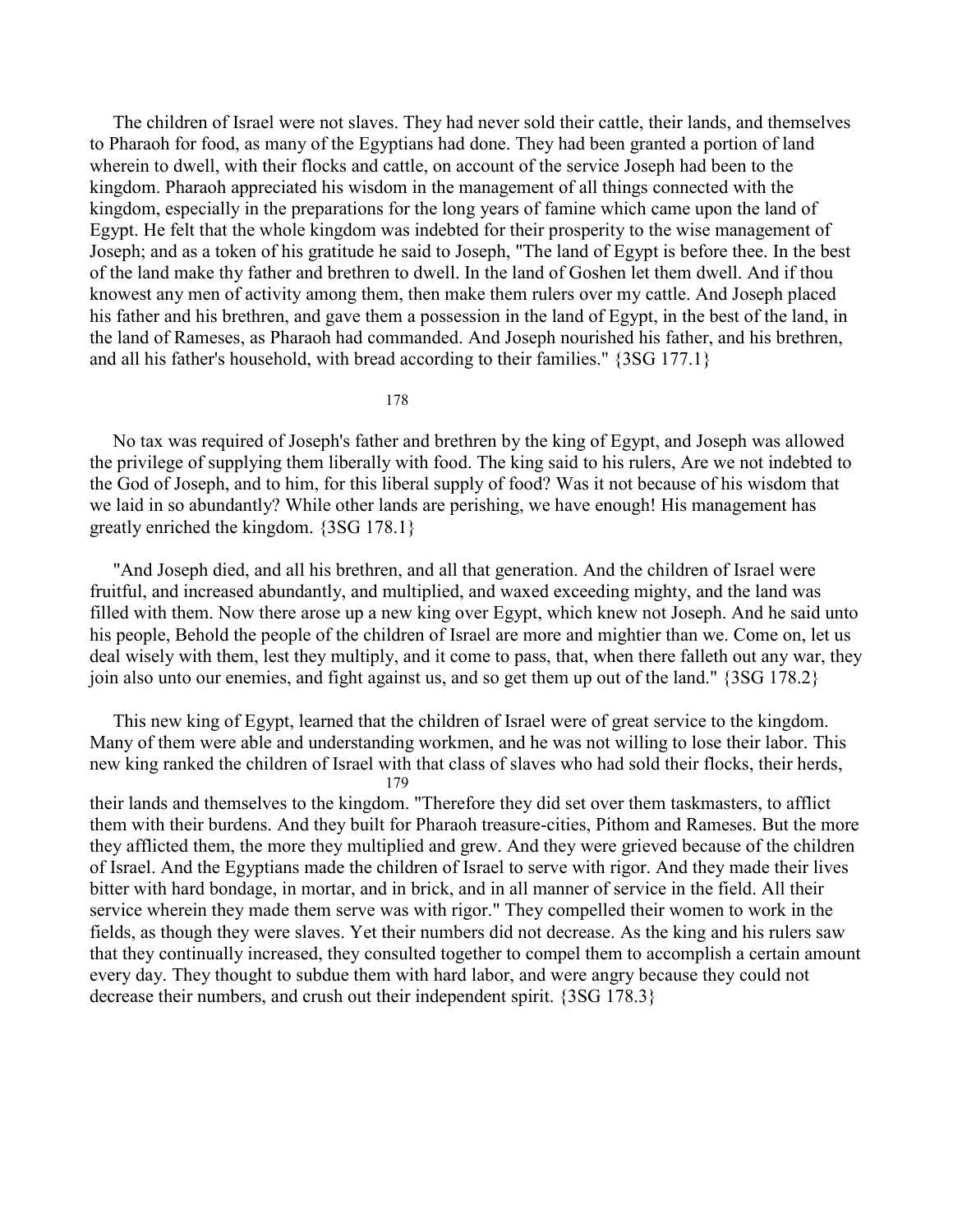The children of Israel were not slaves. They had never sold their cattle, their lands, and themselves to Pharaoh for food, as many of the Egyptians had done. They had been granted a portion of land wherein to dwell, with their flocks and cattle, on account of the service Joseph had been to the kingdom. Pharaoh appreciated his wisdom in the management of all things connected with the kingdom, especially in the preparations for the long years of famine which came upon the land of Egypt. He felt that the whole kingdom was indebted for their prosperity to the wise management of Joseph; and as a token of his gratitude he said to Joseph, "The land of Egypt is before thee. In the best of the land make thy father and brethren to dwell. In the land of Goshen let them dwell. And if thou knowest any men of activity among them, then make them rulers over my cattle. And Joseph placed his father and his brethren, and gave them a possession in the land of Egypt, in the best of the land, in the land of Rameses, as Pharaoh had commanded. And Joseph nourished his father, and his brethren, and all his father's household, with bread according to their families." {3SG 177.1}

No tax was required of Joseph's father and brethren by the king of Egypt, and Joseph was allowed the privilege of supplying them liberally with food. The king said to his rulers, Are we not indebted to the God of Joseph, and to him, for this liberal supply of food? Was it not because of his wisdom that we laid in so abundantly? While other lands are perishing, we have enough! His management has greatly enriched the kingdom. {3SG 178.1}

"And Joseph died, and all his brethren, and all that generation. And the children of Israel were fruitful, and increased abundantly, and multiplied, and waxed exceeding mighty, and the land was filled with them. Now there arose up a new king over Egypt, which knew not Joseph. And he said unto his people, Behold the people of the children of Israel are more and mightier than we. Come on, let us deal wisely with them, lest they multiply, and it come to pass, that, when there falleth out any war, they join also unto our enemies, and fight against us, and so get them up out of the land." {3SG 178.2}

This new king of Egypt, learned that the children of Israel were of great service to the kingdom. Many of them were able and understanding workmen, and he was not willing to lose their labor. This new king ranked the children of Israel with that class of slaves who had sold their flocks, their herds, their lands and themselves to the kingdom. "Therefore they did set over them taskmasters, to afflict them with their burdens. And they built for Pharaoh treasure-cities, Pithom and Rameses. But the more they afflicted them, the more they multiplied and grew. And they were grieved because of the children of Israel. And the Egyptians made the children of Israel to serve with rigor. And they made their lives bitter with hard bondage, in mortar, and in brick, and in all manner of service in the field. All their service wherein they made them serve was with rigor." They compelled their women to work in the fields, as though they were slaves. Yet their numbers did not decrease. As the king and his rulers saw that they continually increased, they consulted together to compel them to accomplish a certain amount every day. They thought to subdue them with hard labor, and were angry because they could not decrease their numbers, and crush out their independent spirit. {3SG 178.3}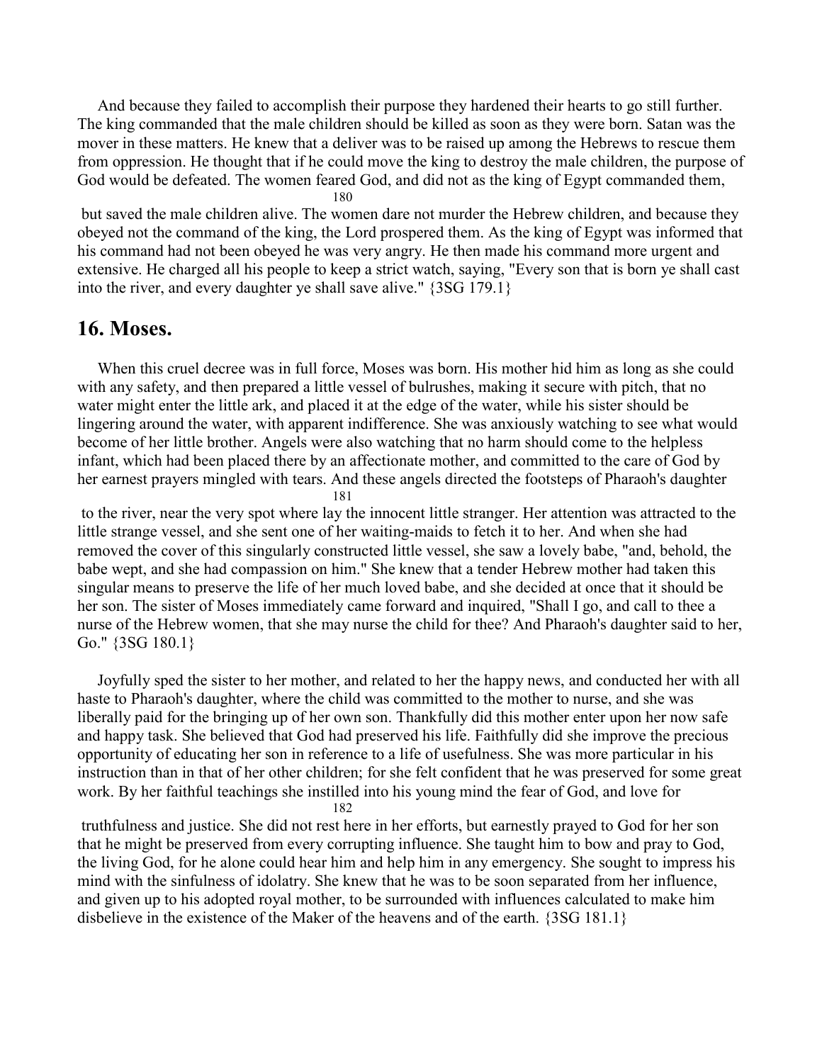And because they failed to accomplish their purpose they hardened their hearts to go still further. The king commanded that the male children should be killed as soon as they were born. Satan was the mover in these matters. He knew that a deliver was to be raised up among the Hebrews to rescue them from oppression. He thought that if he could move the king to destroy the male children, the purpose of God would be defeated. The women feared God, and did not as the king of Egypt commanded them, but saved the male children alive. The women dare not murder the Hebrew children, and because they obeyed not the command of the king, the Lord prospered them. As the king of Egypt was informed that his command had not been obeyed he was very angry. He then made his command more urgent and extensive. He charged all his people to keep a strict watch, saying, "Every son that is born ye shall cast into the river, and every daughter ye shall save alive." {3SG 179.1}

## 16. Moses.

When this cruel decree was in full force, Moses was born. His mother hid him as long as she could with any safety, and then prepared a little vessel of bulrushes, making it secure with pitch, that no water might enter the little ark, and placed it at the edge of the water, while his sister should be lingering around the water, with apparent indifference. She was anxiously watching to see what would become of her little brother. Angels were also watching that no harm should come to the helpless infant, which had been placed there by an affectionate mother, and committed to the care of God by her earnest prayers mingled with tears. And these angels directed the footsteps of Pharaoh's daughter to the river, near the very spot where lay the innocent little stranger. Her attention was attracted to the little strange vessel, and she sent one of her waiting-maids to fetch it to her. And when she had removed the cover of this singularly constructed little vessel, she saw a lovely babe, "and, behold, the babe wept, and she had compassion on him." She knew that a tender Hebrew mother had taken this singular means to preserve the life of her much loved babe, and she decided at once that it should be her son. The sister of Moses immediately came forward and inquired, "Shall I go, and call to thee a nurse of the Hebrew women, that she may nurse the child for thee? And Pharaoh's daughter said to her, Go." {3SG 180.1}

Joyfully sped the sister to her mother, and related to her the happy news, and conducted her with all haste to Pharaoh's daughter, where the child was committed to the mother to nurse, and she was liberally paid for the bringing up of her own son. Thankfully did this mother enter upon her now safe and happy task. She believed that God had preserved his life. Faithfully did she improve the precious opportunity of educating her son in reference to a life of usefulness. She was more particular in his instruction than in that of her other children; for she felt confident that he was preserved for some great work. By her faithful teachings she instilled into his young mind the fear of God, and love for truthfulness and justice. She did not rest here in her efforts, but earnestly prayed to God for her son that he might be preserved from every corrupting influence. She taught him to bow and pray to God, the living God, for he alone could hear him and help him in any emergency. She sought to impress his mind with the sinfulness of idolatry. She knew that he was to be soon separated from her influence, and given up to his adopted royal mother, to be surrounded with influences calculated to make him disbelieve in the existence of the Maker of the heavens and of the earth. {3SG 181.1}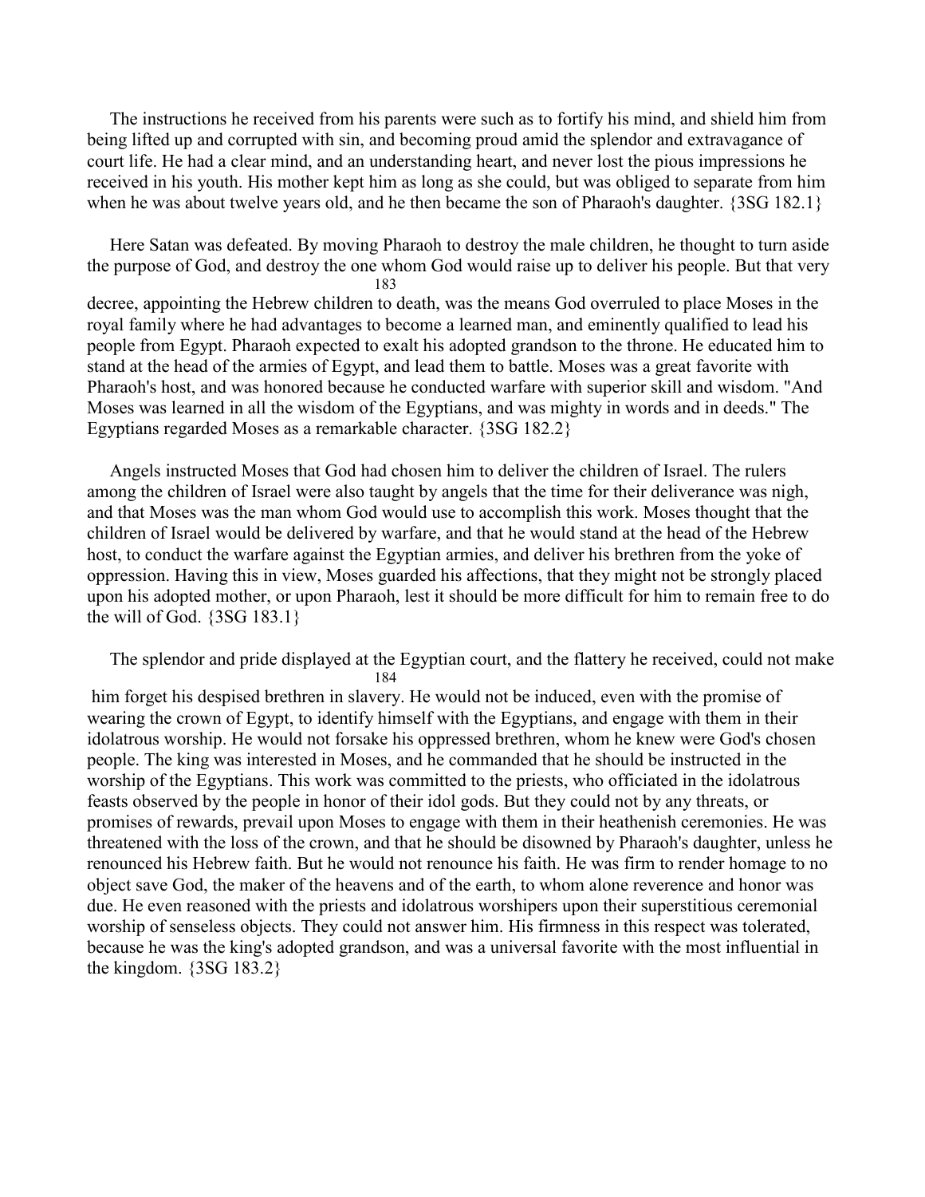The instructions he received from his parents were such as to fortify his mind, and shield him from being lifted up and corrupted with sin, and becoming proud amid the splendor and extravagance of court life. He had a clear mind, and an understanding heart, and never lost the pious impressions he received in his youth. His mother kept him as long as she could, but was obliged to separate from him when he was about twelve years old, and he then became the son of Pharaoh's daughter. {3SG 182.1}

Here Satan was defeated. By moving Pharaoh to destroy the male children, he thought to turn aside the purpose of God, and destroy the one whom God would raise up to deliver his people. But that very decree, appointing the Hebrew children to death, was the means God overruled to place Moses in the royal family where he had advantages to become a learned man, and eminently qualified to lead his people from Egypt. Pharaoh expected to exalt his adopted grandson to the throne. He educated him to stand at the head of the armies of Egypt, and lead them to battle. Moses was a great favorite with Pharaoh's host, and was honored because he conducted warfare with superior skill and wisdom. "And Moses was learned in all the wisdom of the Egyptians, and was mighty in words and in deeds." The Egyptians regarded Moses as a remarkable character. {3SG 182.2}

Angels instructed Moses that God had chosen him to deliver the children of Israel. The rulers among the children of Israel were also taught by angels that the time for their deliverance was nigh, and that Moses was the man whom God would use to accomplish this work. Moses thought that the children of Israel would be delivered by warfare, and that he would stand at the head of the Hebrew host, to conduct the warfare against the Egyptian armies, and deliver his brethren from the yoke of oppression. Having this in view, Moses guarded his affections, that they might not be strongly placed upon his adopted mother, or upon Pharaoh, lest it should be more difficult for him to remain free to do the will of God. {3SG 183.1}

The splendor and pride displayed at the Egyptian court, and the flattery he received, could not make him forget his despised brethren in slavery. He would not be induced, even with the promise of wearing the crown of Egypt, to identify himself with the Egyptians, and engage with them in their idolatrous worship. He would not forsake his oppressed brethren, whom he knew were God's chosen people. The king was interested in Moses, and he commanded that he should be instructed in the worship of the Egyptians. This work was committed to the priests, who officiated in the idolatrous feasts observed by the people in honor of their idol gods. But they could not by any threats, or promises of rewards, prevail upon Moses to engage with them in their heathenish ceremonies. He was threatened with the loss of the crown, and that he should be disowned by Pharaoh's daughter, unless he renounced his Hebrew faith. But he would not renounce his faith. He was firm to render homage to no object save God, the maker of the heavens and of the earth, to whom alone reverence and honor was due. He even reasoned with the priests and idolatrous worshipers upon their superstitious ceremonial worship of senseless objects. They could not answer him. His firmness in this respect was tolerated, because he was the king's adopted grandson, and was a universal favorite with the most influential in the kingdom. {3SG 183.2}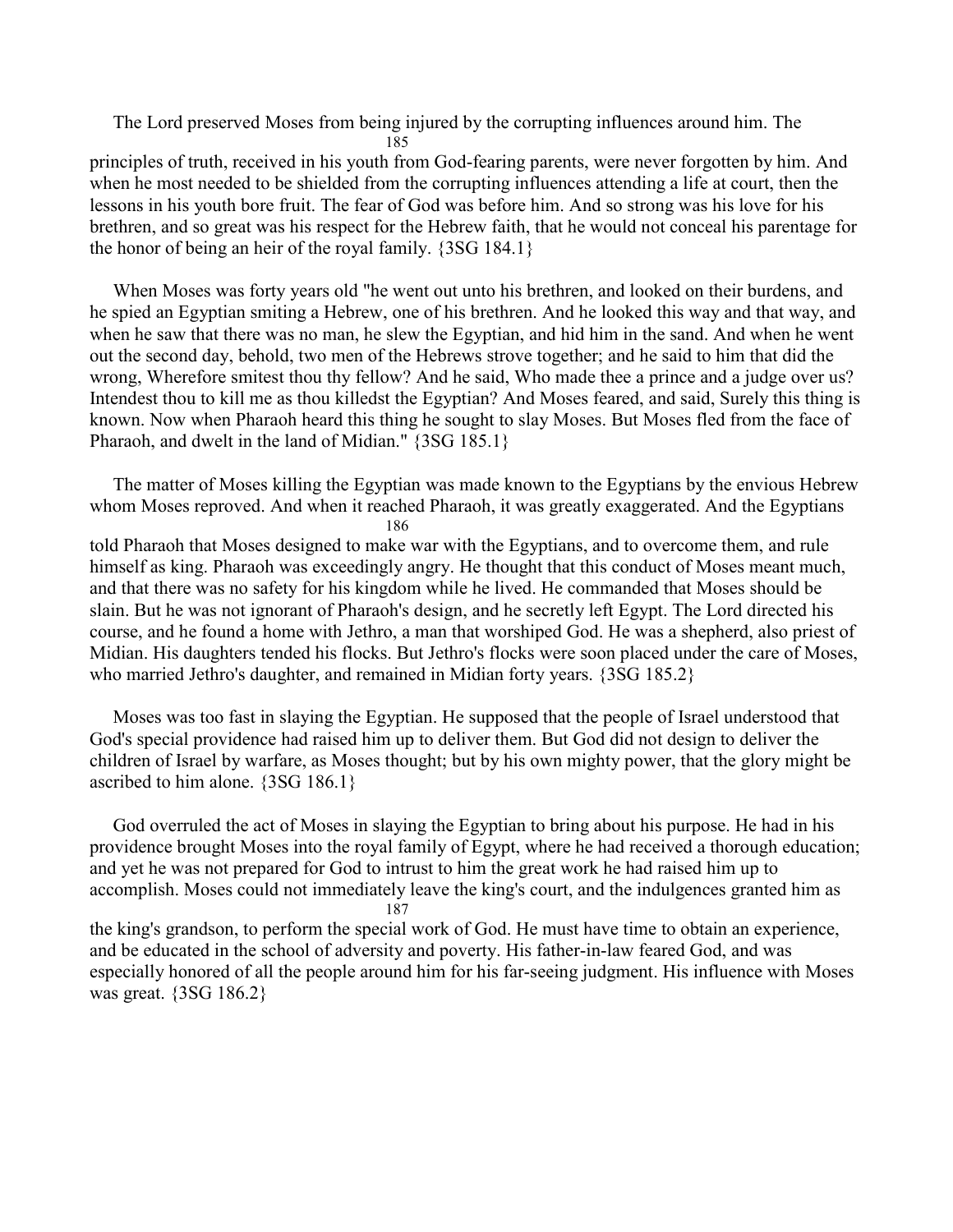The Lord preserved Moses from being injured by the corrupting influences around him. The principles of truth, received in his youth from God-fearing parents, were never forgotten by him. And when he most needed to be shielded from the corrupting influences attending a life at court, then the lessons in his youth bore fruit. The fear of God was before him. And so strong was his love for his brethren, and so great was his respect for the Hebrew faith, that he would not conceal his parentage for the honor of being an heir of the royal family. {3SG 184.1}

When Moses was forty years old "he went out unto his brethren, and looked on their burdens, and he spied an Egyptian smiting a Hebrew, one of his brethren. And he looked this way and that way, and when he saw that there was no man, he slew the Egyptian, and hid him in the sand. And when he went out the second day, behold, two men of the Hebrews strove together; and he said to him that did the wrong, Wherefore smitest thou thy fellow? And he said, Who made thee a prince and a judge over us? Intendest thou to kill me as thou killedst the Egyptian? And Moses feared, and said, Surely this thing is known. Now when Pharaoh heard this thing he sought to slay Moses. But Moses fled from the face of Pharaoh, and dwelt in the land of Midian." {3SG 185.1}

The matter of Moses killing the Egyptian was made known to the Egyptians by the envious Hebrew whom Moses reproved. And when it reached Pharaoh, it was greatly exaggerated. And the Egyptians told Pharaoh that Moses designed to make war with the Egyptians, and to overcome them, and rule himself as king. Pharaoh was exceedingly angry. He thought that this conduct of Moses meant much, and that there was no safety for his kingdom while he lived. He commanded that Moses should be slain. But he was not ignorant of Pharaoh's design, and he secretly left Egypt. The Lord directed his course, and he found a home with Jethro, a man that worshiped God. He was a shepherd, also priest of Midian. His daughters tended his flocks. But Jethro's flocks were soon placed under the care of Moses, who married Jethro's daughter, and remained in Midian forty years. {3SG 185.2}

Moses was too fast in slaying the Egyptian. He supposed that the people of Israel understood that God's special providence had raised him up to deliver them. But God did not design to deliver the children of Israel by warfare, as Moses thought; but by his own mighty power, that the glory might be ascribed to him alone. {3SG 186.1}

God overruled the act of Moses in slaying the Egyptian to bring about his purpose. He had in his providence brought Moses into the royal family of Egypt, where he had received a thorough education; and yet he was not prepared for God to intrust to him the great work he had raised him up to accomplish. Moses could not immediately leave the king's court, and the indulgences granted him as the king's grandson, to perform the special work of God. He must have time to obtain an experience, and be educated in the school of adversity and poverty. His father-in-law feared God, and was especially honored of all the people around him for his far-seeing judgment. His influence with Moses was great. {3SG 186.2}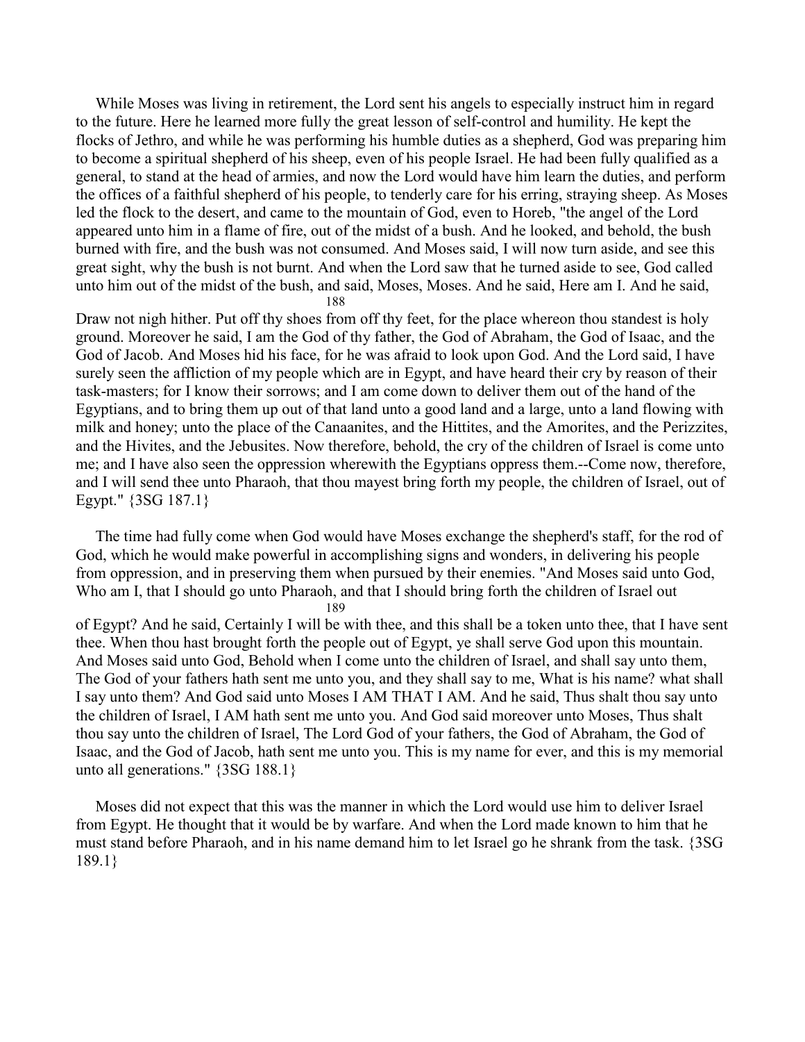While Moses was living in retirement, the Lord sent his angels to especially instruct him in regard to the future. Here he learned more fully the great lesson of self-control and humility. He kept the flocks of Jethro, and while he was performing his humble duties as a shepherd, God was preparing him to become a spiritual shepherd of his sheep, even of his people Israel. He had been fully qualified as a general, to stand at the head of armies, and now the Lord would have him learn the duties, and perform the offices of a faithful shepherd of his people, to tenderly care for his erring, straying sheep. As Moses led the flock to the desert, and came to the mountain of God, even to Horeb, "the angel of the Lord appeared unto him in a flame of fire, out of the midst of a bush. And he looked, and behold, the bush burned with fire, and the bush was not consumed. And Moses said, I will now turn aside, and see this great sight, why the bush is not burnt. And when the Lord saw that he turned aside to see, God called unto him out of the midst of the bush, and said, Moses, Moses. And he said, Here am I. And he said, Draw not nigh hither. Put off thy shoes from off thy feet, for the place whereon thou standest is holy ground. Moreover he said, I am the God of thy father, the God of Abraham, the God of Isaac, and the God of Jacob. And Moses hid his face, for he was afraid to look upon God. And the Lord said, I have surely seen the affliction of my people which are in Egypt, and have heard their cry by reason of their task-masters; for I know their sorrows; and I am come down to deliver them out of the hand of the Egyptians, and to bring them up out of that land unto a good land and a large, unto a land flowing with milk and honey; unto the place of the Canaanites, and the Hittites, and the Amorites, and the Perizzites, and the Hivites, and the Jebusites. Now therefore, behold, the cry of the children of Israel is come unto me; and I have also seen the oppression wherewith the Egyptians oppress them.--Come now, therefore, and I will send thee unto Pharaoh, that thou mayest bring forth my people, the children of Israel, out of Egypt." {3SG 187.1}

The time had fully come when God would have Moses exchange the shepherd's staff, for the rod of God, which he would make powerful in accomplishing signs and wonders, in delivering his people from oppression, and in preserving them when pursued by their enemies. "And Moses said unto God, Who am I, that I should go unto Pharaoh, and that I should bring forth the children of Israel out of Egypt? And he said, Certainly I will be with thee, and this shall be a token unto thee, that I have sent thee. When thou hast brought forth the people out of Egypt, ye shall serve God upon this mountain. And Moses said unto God, Behold when I come unto the children of Israel, and shall say unto them, The God of your fathers hath sent me unto you, and they shall say to me, What is his name? what shall I say unto them? And God said unto Moses I AM THAT I AM. And he said, Thus shalt thou say unto the children of Israel, I AM hath sent me unto you. And God said moreover unto Moses, Thus shalt thou say unto the children of Israel, The Lord God of your fathers, the God of Abraham, the God of Isaac, and the God of Jacob, hath sent me unto you. This is my name for ever, and this is my memorial unto all generations." {3SG 188.1}

Moses did not expect that this was the manner in which the Lord would use him to deliver Israel from Egypt. He thought that it would be by warfare. And when the Lord made known to him that he must stand before Pharaoh, and in his name demand him to let Israel go he shrank from the task. {3SG 189.1}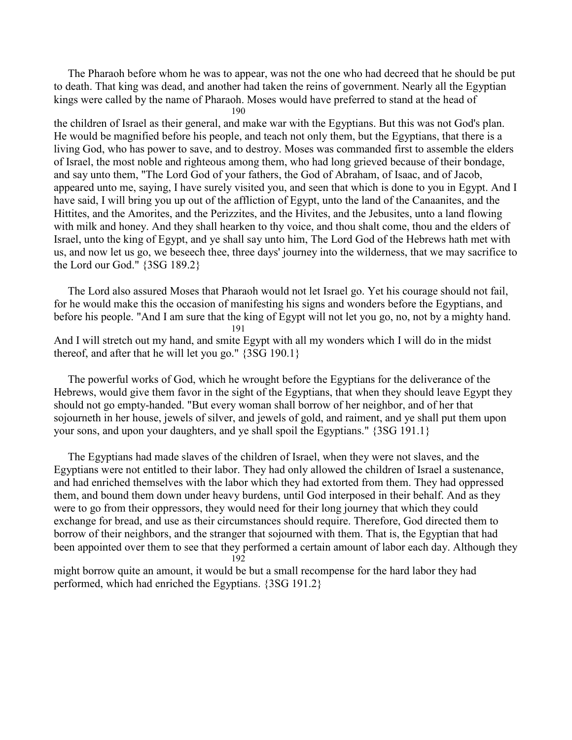The Pharaoh before whom he was to appear, was not the one who had decreed that he should be put to death. That king was dead, and another had taken the reins of government. Nearly all the Egyptian kings were called by the name of Pharaoh. Moses would have preferred to stand at the head of the children of Israel as their general, and make war with the Egyptians. But this was not God's plan. He would be magnified before his people, and teach not only them, but the Egyptians, that there is a living God, who has power to save, and to destroy. Moses was commanded first to assemble the elders of Israel, the most noble and righteous among them, who had long grieved because of their bondage, and say unto them, "The Lord God of your fathers, the God of Abraham, of Isaac, and of Jacob, appeared unto me, saying, I have surely visited you, and seen that which is done to you in Egypt. And I have said, I will bring you up out of the affliction of Egypt, unto the land of the Canaanites, and the Hittites, and the Amorites, and the Perizzites, and the Hivites, and the Jebusites, unto a land flowing with milk and honey. And they shall hearken to thy voice, and thou shalt come, thou and the elders of Israel, unto the king of Egypt, and ye shall say unto him, The Lord God of the Hebrews hath met with us, and now let us go, we beseech thee, three days' journey into the wilderness, that we may sacrifice to the Lord our God." {3SG 189.2}

The Lord also assured Moses that Pharaoh would not let Israel go. Yet his courage should not fail, for he would make this the occasion of manifesting his signs and wonders before the Egyptians, and before his people. "And I am sure that the king of Egypt will not let you go, no, not by a mighty hand. And I will stretch out my hand, and smite Egypt with all my wonders which I will do in the midst thereof, and after that he will let you go." {3SG 190.1}

The powerful works of God, which he wrought before the Egyptians for the deliverance of the Hebrews, would give them favor in the sight of the Egyptians, that when they should leave Egypt they should not go empty-handed. "But every woman shall borrow of her neighbor, and of her that sojourneth in her house, jewels of silver, and jewels of gold, and raiment, and ye shall put them upon your sons, and upon your daughters, and ye shall spoil the Egyptians." {3SG 191.1}

The Egyptians had made slaves of the children of Israel, when they were not slaves, and the Egyptians were not entitled to their labor. They had only allowed the children of Israel a sustenance, and had enriched themselves with the labor which they had extorted from them. They had oppressed them, and bound them down under heavy burdens, until God interposed in their behalf. And as they were to go from their oppressors, they would need for their long journey that which they could exchange for bread, and use as their circumstances should require. Therefore, God directed them to borrow of their neighbors, and the stranger that sojourned with them. That is, the Egyptian that had been appointed over them to see that they performed a certain amount of labor each day. Although they might borrow quite an amount, it would be but a small recompense for the hard labor they had performed, which had enriched the Egyptians. {3SG 191.2}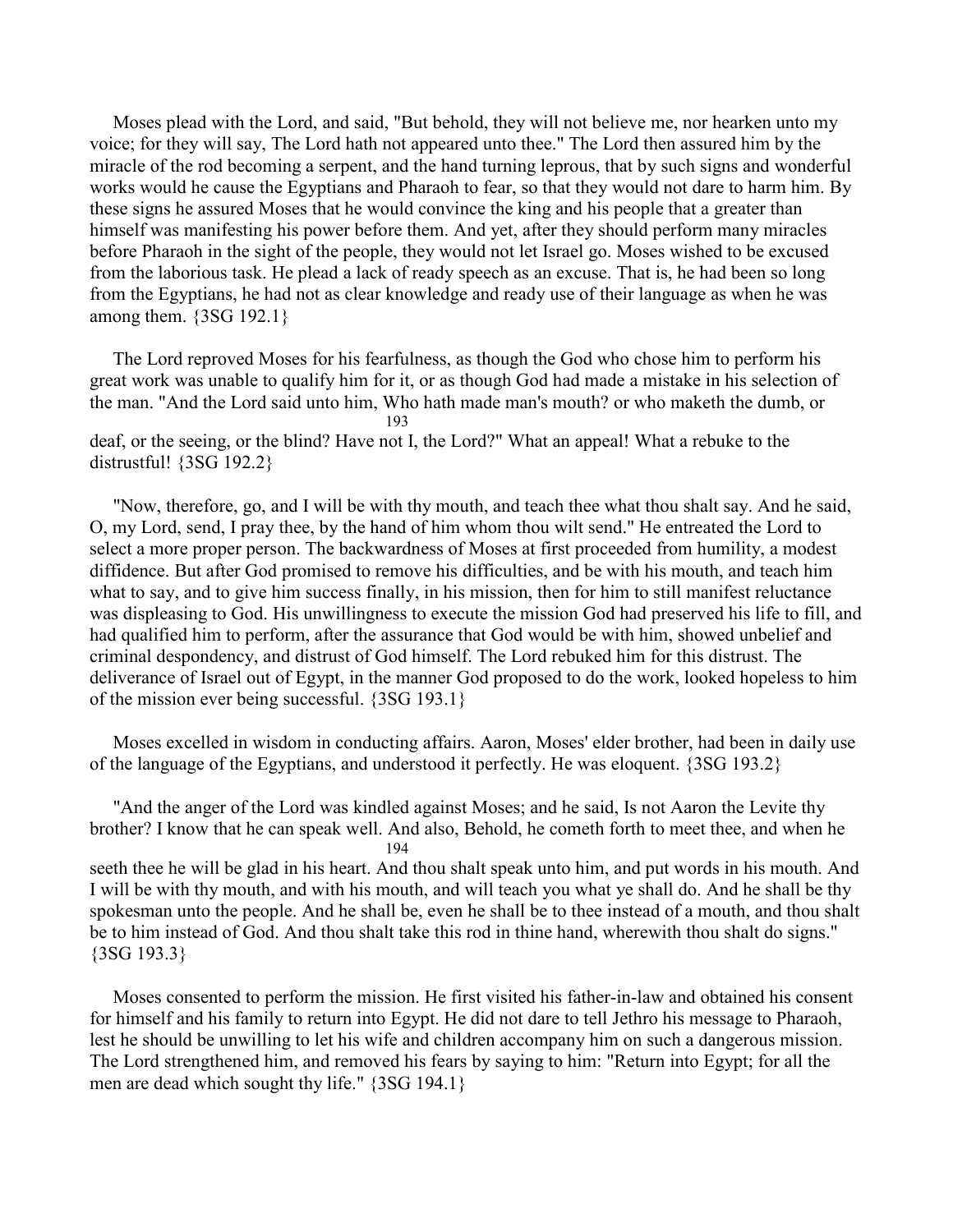Moses plead with the Lord, and said, "But behold, they will not believe me, nor hearken unto my voice; for they will say, The Lord hath not appeared unto thee." The Lord then assured him by the miracle of the rod becoming a serpent, and the hand turning leprous, that by such signs and wonderful works would he cause the Egyptians and Pharaoh to fear, so that they would not dare to harm him. By these signs he assured Moses that he would convince the king and his people that a greater than himself was manifesting his power before them. And yet, after they should perform many miracles before Pharaoh in the sight of the people, they would not let Israel go. Moses wished to be excused from the laborious task. He plead a lack of ready speech as an excuse. That is, he had been so long from the Egyptians, he had not as clear knowledge and ready use of their language as when he was among them. {3SG 192.1}

The Lord reproved Moses for his fearfulness, as though the God who chose him to perform his great work was unable to qualify him for it, or as though God had made a mistake in his selection of the man. "And the Lord said unto him, Who hath made man's mouth? or who maketh the dumb, or deaf, or the seeing, or the blind? Have not I, the Lord?" What an appeal! What a rebuke to the distrustful! {3SG 192.2}

"Now, therefore, go, and I will be with thy mouth, and teach thee what thou shalt say. And he said, O, my Lord, send, I pray thee, by the hand of him whom thou wilt send." He entreated the Lord to select a more proper person. The backwardness of Moses at first proceeded from humility, a modest diffidence. But after God promised to remove his difficulties, and be with his mouth, and teach him what to say, and to give him success finally, in his mission, then for him to still manifest reluctance was displeasing to God. His unwillingness to execute the mission God had preserved his life to fill, and had qualified him to perform, after the assurance that God would be with him, showed unbelief and criminal despondency, and distrust of God himself. The Lord rebuked him for this distrust. The deliverance of Israel out of Egypt, in the manner God proposed to do the work, looked hopeless to him of the mission ever being successful. {3SG 193.1}

Moses excelled in wisdom in conducting affairs. Aaron, Moses' elder brother, had been in daily use of the language of the Egyptians, and understood it perfectly. He was eloquent. {3SG 193.2}

"And the anger of the Lord was kindled against Moses; and he said, Is not Aaron the Levite thy brother? I know that he can speak well. And also, Behold, he cometh forth to meet thee, and when he seeth thee he will be glad in his heart. And thou shalt speak unto him, and put words in his mouth. And I will be with thy mouth, and with his mouth, and will teach you what ye shall do. And he shall be thy spokesman unto the people. And he shall be, even he shall be to thee instead of a mouth, and thou shalt be to him instead of God. And thou shalt take this rod in thine hand, wherewith thou shalt do signs." {3SG 193.3}

Moses consented to perform the mission. He first visited his father-in-law and obtained his consent for himself and his family to return into Egypt. He did not dare to tell Jethro his message to Pharaoh, lest he should be unwilling to let his wife and children accompany him on such a dangerous mission. The Lord strengthened him, and removed his fears by saying to him: "Return into Egypt; for all the men are dead which sought thy life." {3SG 194.1}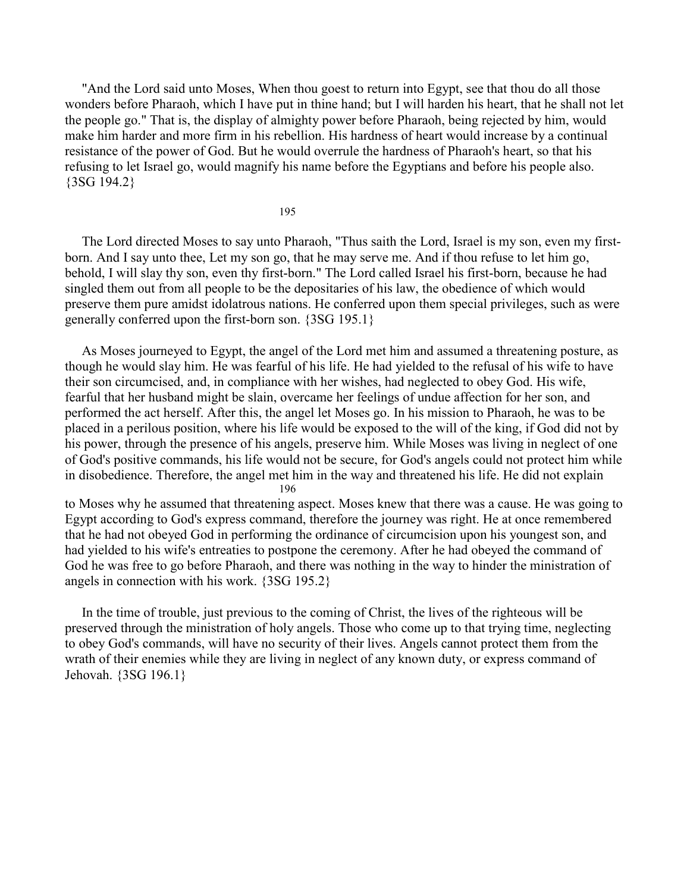"And the Lord said unto Moses, When thou goest to return into Egypt, see that thou do all those wonders before Pharaoh, which I have put in thine hand; but I will harden his heart, that he shall not let the people go." That is, the display of almighty power before Pharaoh, being rejected by him, would make him harder and more firm in his rebellion. His hardness of heart would increase by a continual resistance of the power of God. But he would overrule the hardness of Pharaoh's heart, so that his refusing to let Israel go, would magnify his name before the Egyptians and before his people also. {3SG 194.2}

The Lord directed Moses to say unto Pharaoh, "Thus saith the Lord, Israel is my son, even my first-born. And I say unto thee, Let my son go, that he may serve me. And if thou refuse to let him go, behold, I will slay thy son, even thy first-born." The Lord called Israel his first-born, because he had singled them out from all people to be the depositaries of his law, the obedience of which would preserve them pure amidst idolatrous nations. He conferred upon them special privileges, such as were generally conferred upon the first-born son. {3SG 195.1}

As Moses journeyed to Egypt, the angel of the Lord met him and assumed a threatening posture, as though he would slay him. He was fearful of his life. He had yielded to the refusal of his wife to have their son circumcised, and, in compliance with her wishes, had neglected to obey God. His wife, fearful that her husband might be slain, overcame her feelings of undue affection for her son, and performed the act herself. After this, the angel let Moses go. In his mission to Pharaoh, he was to be placed in a perilous position, where his life would be exposed to the will of the king, if God did not by his power, through the presence of his angels, preserve him. While Moses was living in neglect of one of God's positive commands, his life would not be secure, for God's angels could not protect him while in disobedience. Therefore, the angel met him in the way and threatened his life. He did not explain to Moses why he assumed that threatening aspect. Moses knew that there was a cause. He was going to Egypt according to God's express command, therefore the journey was right. He at once remembered that he had not obeyed God in performing the ordinance of circumcision upon his youngest son, and had yielded to his wife's entreaties to postpone the ceremony. After he had obeyed the command of God he was free to go before Pharaoh, and there was nothing in the way to hinder the ministration of angels in connection with his work. {3SG 195.2}

In the time of trouble, just previous to the coming of Christ, the lives of the righteous will be preserved through the ministration of holy angels. Those who come up to that trying time, neglecting to obey God's commands, will have no security of their lives. Angels cannot protect them from the wrath of their enemies while they are living in neglect of any known duty, or express command of Jehovah. {3SG 196.1}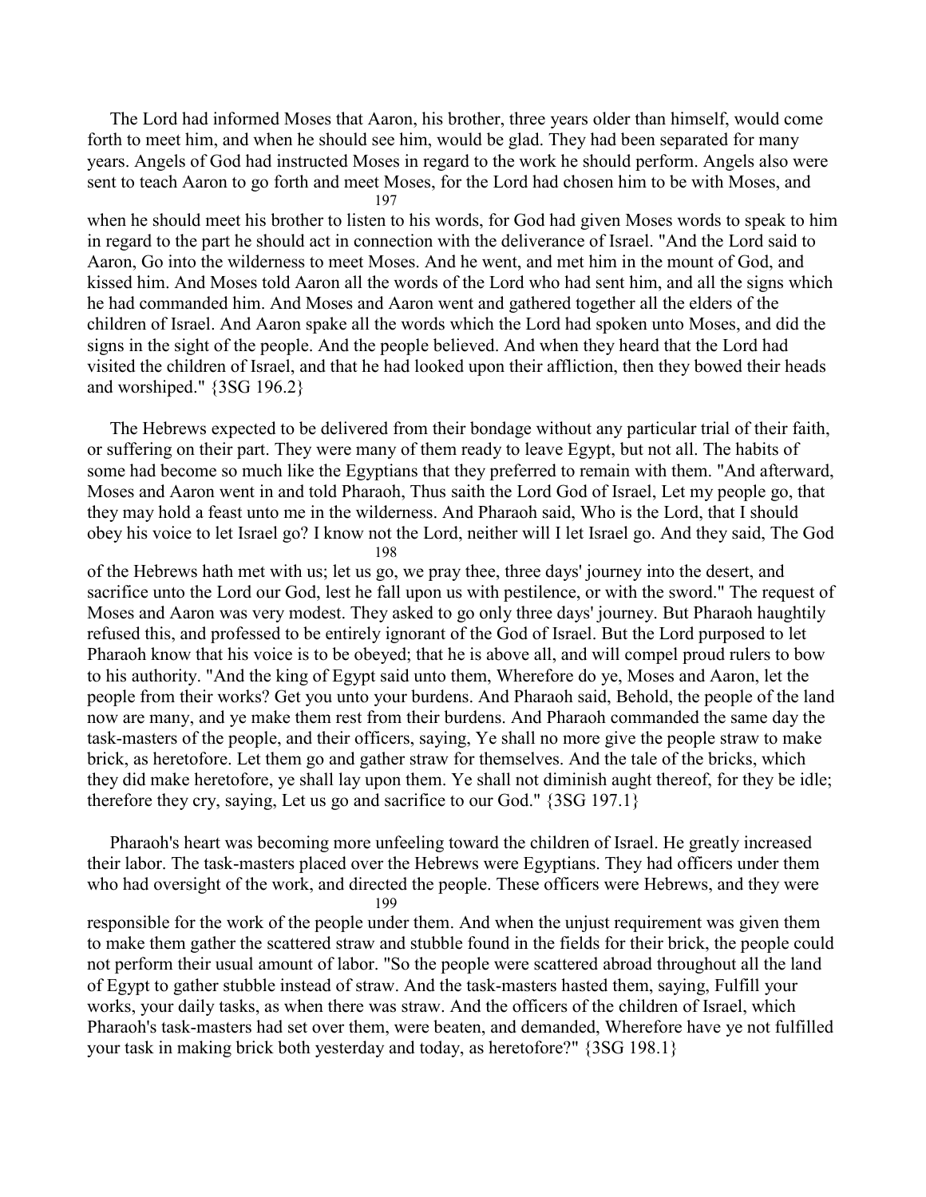The Lord had informed Moses that Aaron, his brother, three years older than himself, would come forth to meet him, and when he should see him, would be glad. They had been separated for many years. Angels of God had instructed Moses in regard to the work he should perform. Angels also were sent to teach Aaron to go forth and meet Moses, for the Lord had chosen him to be with Moses, and when he should meet his brother to listen to his words, for God had given Moses words to speak to him in regard to the part he should act in connection with the deliverance of Israel. "And the Lord said to Aaron, Go into the wilderness to meet Moses. And he went, and met him in the mount of God, and kissed him. And Moses told Aaron all the words of the Lord who had sent him, and all the signs which he had commanded him. And Moses and Aaron went and gathered together all the elders of the children of Israel. And Aaron spake all the words which the Lord had spoken unto Moses, and did the signs in the sight of the people. And the people believed. And when they heard that the Lord had visited the children of Israel, and that he had looked upon their affliction, then they bowed their heads and worshiped." {3SG 196.2}

The Hebrews expected to be delivered from their bondage without any particular trial of their faith, or suffering on their part. They were many of them ready to leave Egypt, but not all. The habits of some had become so much like the Egyptians that they preferred to remain with them. "And afterward, Moses and Aaron went in and told Pharaoh, Thus saith the Lord God of Israel, Let my people go, that they may hold a feast unto me in the wilderness. And Pharaoh said, Who is the Lord, that I should obey his voice to let Israel go? I know not the Lord, neither will I let Israel go. And they said, The God of the Hebrews hath met with us; let us go, we pray thee, three days' journey into the desert, and sacrifice unto the Lord our God, lest he fall upon us with pestilence, or with the sword." The request of Moses and Aaron was very modest. They asked to go only three days' journey. But Pharaoh haughtily refused this, and professed to be entirely ignorant of the God of Israel. But the Lord purposed to let Pharaoh know that his voice is to be obeyed; that he is above all, and will compel proud rulers to bow to his authority. "And the king of Egypt said unto them, Wherefore do ye, Moses and Aaron, let the people from their works? Get you unto your burdens. And Pharaoh said, Behold, the people of the land now are many, and ye make them rest from their burdens. And Pharaoh commanded the same day the task-masters of the people, and their officers, saying, Ye shall no more give the people straw to make brick, as heretofore. Let them go and gather straw for themselves. And the tale of the bricks, which they did make heretofore, ye shall lay upon them. Ye shall not diminish aught thereof, for they be idle; therefore they cry, saying, Let us go and sacrifice to our God." {3SG 197.1}

Pharaoh's heart was becoming more unfeeling toward the children of Israel. He greatly increased their labor. The task-masters placed over the Hebrews were Egyptians. They had officers under them who had oversight of the work, and directed the people. These officers were Hebrews, and they were responsible for the work of the people under them. And when the unjust requirement was given them to make them gather the scattered straw and stubble found in the fields for their brick, the people could not perform their usual amount of labor. "So the people were scattered abroad throughout all the land of Egypt to gather stubble instead of straw. And the task-masters hasted them, saying, Fulfill your works, your daily tasks, as when there was straw. And the officers of the children of Israel, which Pharaoh's task-masters had set over them, were beaten, and demanded, Wherefore have ye not fulfilled your task in making brick both yesterday and today, as heretofore?" {3SG 198.1}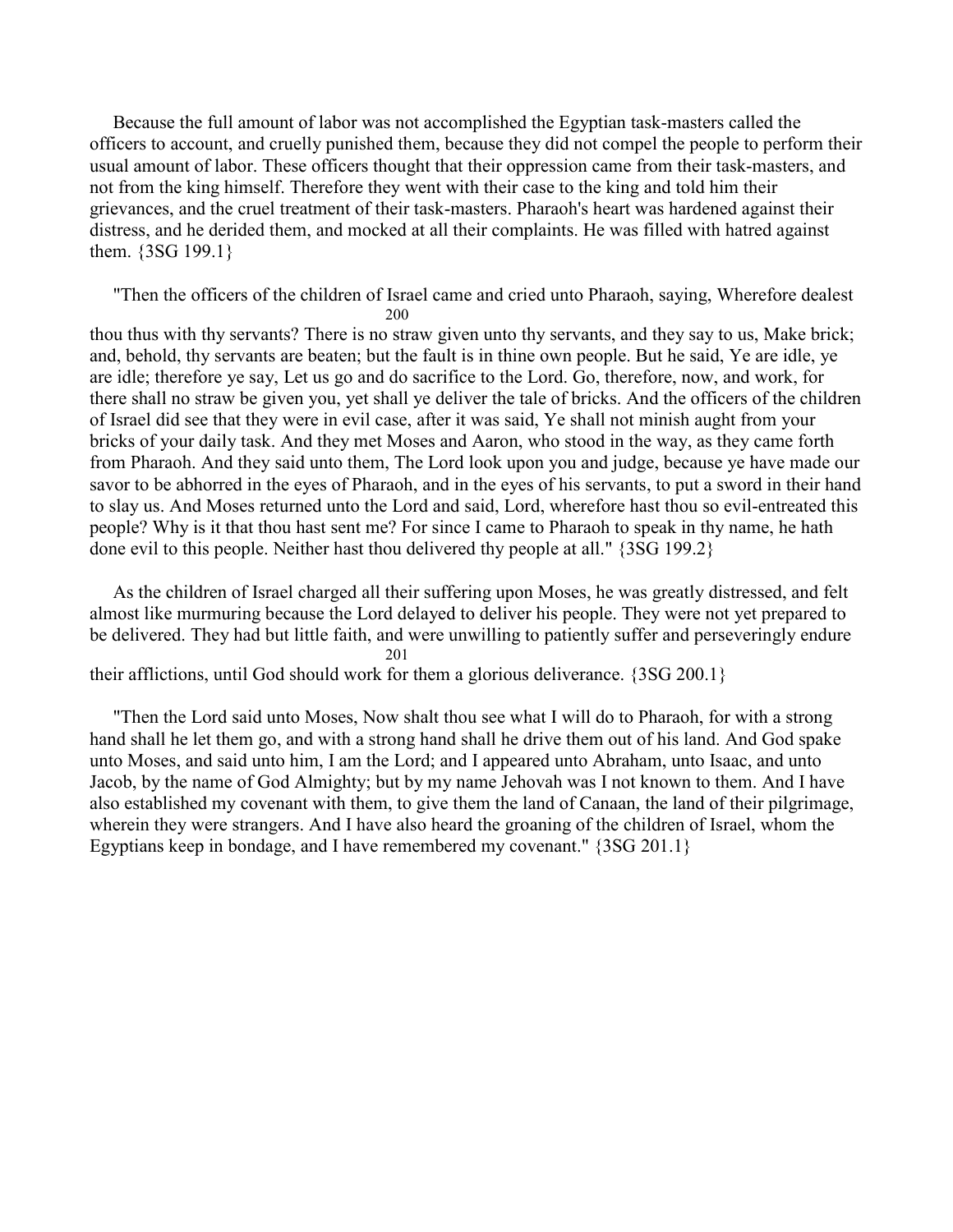Because the full amount of labor was not accomplished the Egyptian task-masters called the officers to account, and cruelly punished them, because they did not compel the people to perform their usual amount of labor. These officers thought that their oppression came from their task-masters, and not from the king himself. Therefore they went with their case to the king and told him their grievances, and the cruel treatment of their task-masters. Pharaoh's heart was hardened against their distress, and he derided them, and mocked at all their complaints. He was filled with hatred against them. {3SG 199.1}

"Then the officers of the children of Israel came and cried unto Pharaoh, saying, Wherefore dealest thou thus with thy servants? There is no straw given unto thy servants, and they say to us, Make brick; and, behold, thy servants are beaten; but the fault is in thine own people. But he said, Ye are idle, ye are idle; therefore ye say, Let us go and do sacrifice to the Lord. Go, therefore, now, and work, for there shall no straw be given you, yet shall ye deliver the tale of bricks. And the officers of the children of Israel did see that they were in evil case, after it was said, Ye shall not minish aught from your bricks of your daily task. And they met Moses and Aaron, who stood in the way, as they came forth from Pharaoh. And they said unto them, The Lord look upon you and judge, because ye have made our savor to be abhorred in the eyes of Pharaoh, and in the eyes of his servants, to put a sword in their hand to slay us. And Moses returned unto the Lord and said, Lord, wherefore hast thou so evil-entreated this people? Why is it that thou hast sent me? For since I came to Pharaoh to speak in thy name, he hath done evil to this people. Neither hast thou delivered thy people at all." {3SG 199.2}

As the children of Israel charged all their suffering upon Moses, he was greatly distressed, and felt almost like murmuring because the Lord delayed to deliver his people. They were not yet prepared to be delivered. They had but little faith, and were unwilling to patiently suffer and perseveringly endure their afflictions, until God should work for them a glorious deliverance. {3SG 200.1}

"Then the Lord said unto Moses, Now shalt thou see what I will do to Pharaoh, for with a strong hand shall he let them go, and with a strong hand shall he drive them out of his land. And God spake unto Moses, and said unto him, I am the Lord; and I appeared unto Abraham, unto Isaac, and unto Jacob, by the name of God Almighty; but by my name Jehovah was I not known to them. And I have also established my covenant with them, to give them the land of Canaan, the land of their pilgrimage, wherein they were strangers. And I have also heard the groaning of the children of Israel, whom the Egyptians keep in bondage, and I have remembered my covenant." {3SG 201.1}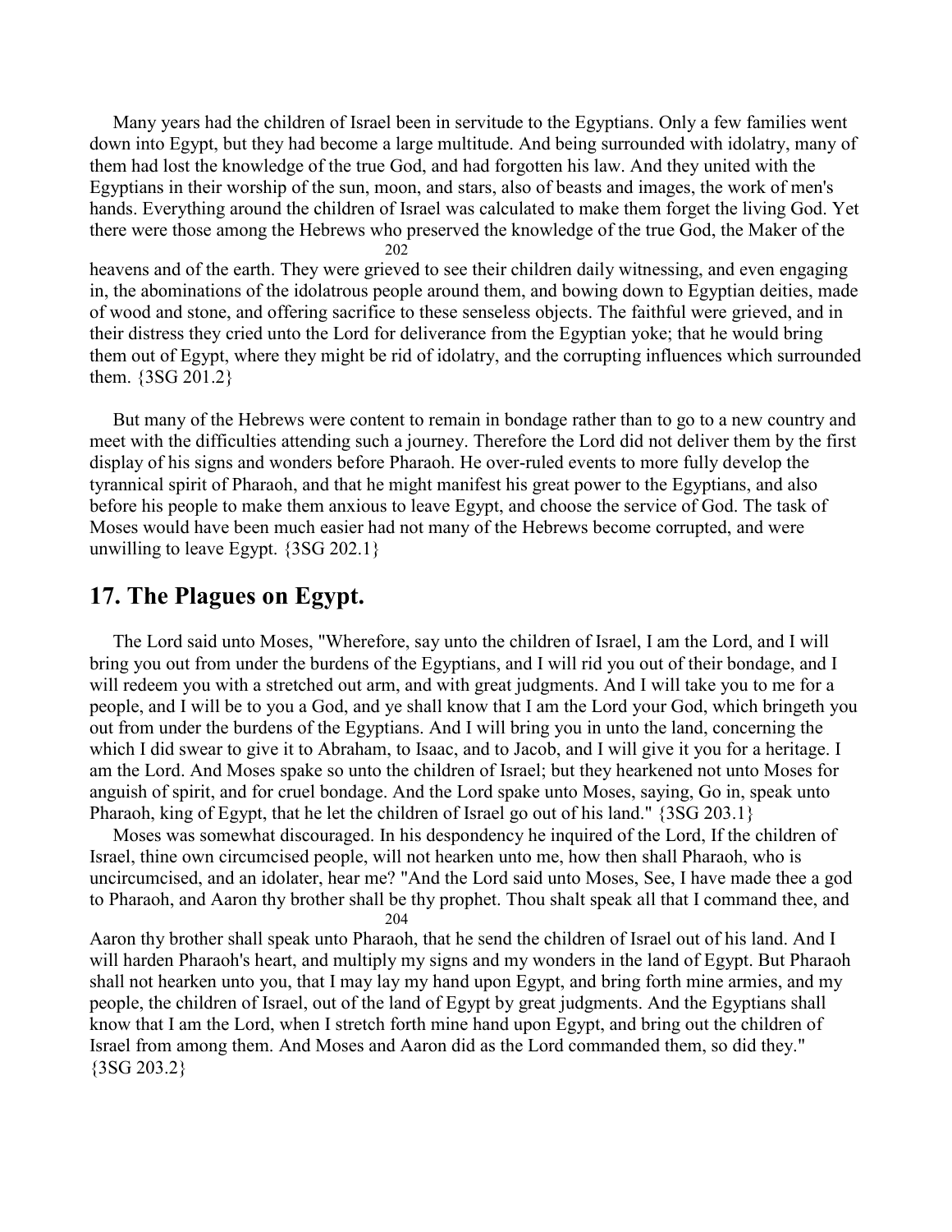Many years had the children of Israel been in servitude to the Egyptians. Only a few families went down into Egypt, but they had become a large multitude. And being surrounded with idolatry, many of them had lost the knowledge of the true God, and had forgotten his law. And they united with the Egyptians in their worship of the sun, moon, and stars, also of beasts and images, the work of men's hands. Everything around the children of Israel was calculated to make them forget the living God. Yet there were those among the Hebrews who preserved the knowledge of the true God, the Maker of the heavens and of the earth. They were grieved to see their children daily witnessing, and even engaging in, the abominations of the idolatrous people around them, and bowing down to Egyptian deities, made of wood and stone, and offering sacrifice to these senseless objects. The faithful were grieved, and in their distress they cried unto the Lord for deliverance from the Egyptian yoke; that he would bring them out of Egypt, where they might be rid of idolatry, and the corrupting influences which surrounded them. {3SG 201.2}

But many of the Hebrews were content to remain in bondage rather than to go to a new country and meet with the difficulties attending such a journey. Therefore the Lord did not deliver them by the first display of his signs and wonders before Pharaoh. He over-ruled events to more fully develop the tyrannical spirit of Pharaoh, and that he might manifest his great power to the Egyptians, and also before his people to make them anxious to leave Egypt, and choose the service of God. The task of Moses would have been much easier had not many of the Hebrews become corrupted, and were unwilling to leave Egypt. {3SG 202.1}

## 17. The Plagues on Egypt.

The Lord said unto Moses, "Wherefore, say unto the children of Israel, I am the Lord, and I will bring you out from under the burdens of the Egyptians, and I will rid you out of their bondage, and I will redeem you with a stretched out arm, and with great judgments. And I will take you to me for a people, and I will be to you a God, and ye shall know that I am the Lord your God, which bringeth you out from under the burdens of the Egyptians. And I will bring you in unto the land, concerning the which I did swear to give it to Abraham, to Isaac, and to Jacob, and I will give it you for a heritage. I am the Lord. And Moses spake so unto the children of Israel; but they hearkened not unto Moses for anguish of spirit, and for cruel bondage. And the Lord spake unto Moses, saying, Go in, speak unto Pharaoh, king of Egypt, that he let the children of Israel go out of his land." {3SG 203.1}

Moses was somewhat discouraged. In his despondency he inquired of the Lord, If the children of Israel, thine own circumcised people, will not hearken unto me, how then shall Pharaoh, who is uncircumcised, and an idolater, hear me? "And the Lord said unto Moses, See, I have made thee a god to Pharaoh, and Aaron thy brother shall be thy prophet. Thou shalt speak all that I command thee, and Aaron thy brother shall speak unto Pharaoh, that he send the children of Israel out of his land. And I will harden Pharaoh's heart, and multiply my signs and my wonders in the land of Egypt. But Pharaoh shall not hearken unto you, that I may lay my hand upon Egypt, and bring forth mine armies, and my people, the children of Israel, out of the land of Egypt by great judgments. And the Egyptians shall know that I am the Lord, when I stretch forth mine hand upon Egypt, and bring out the children of Israel from among them. And Moses and Aaron did as the Lord commanded them, so did they." {3SG 203.2}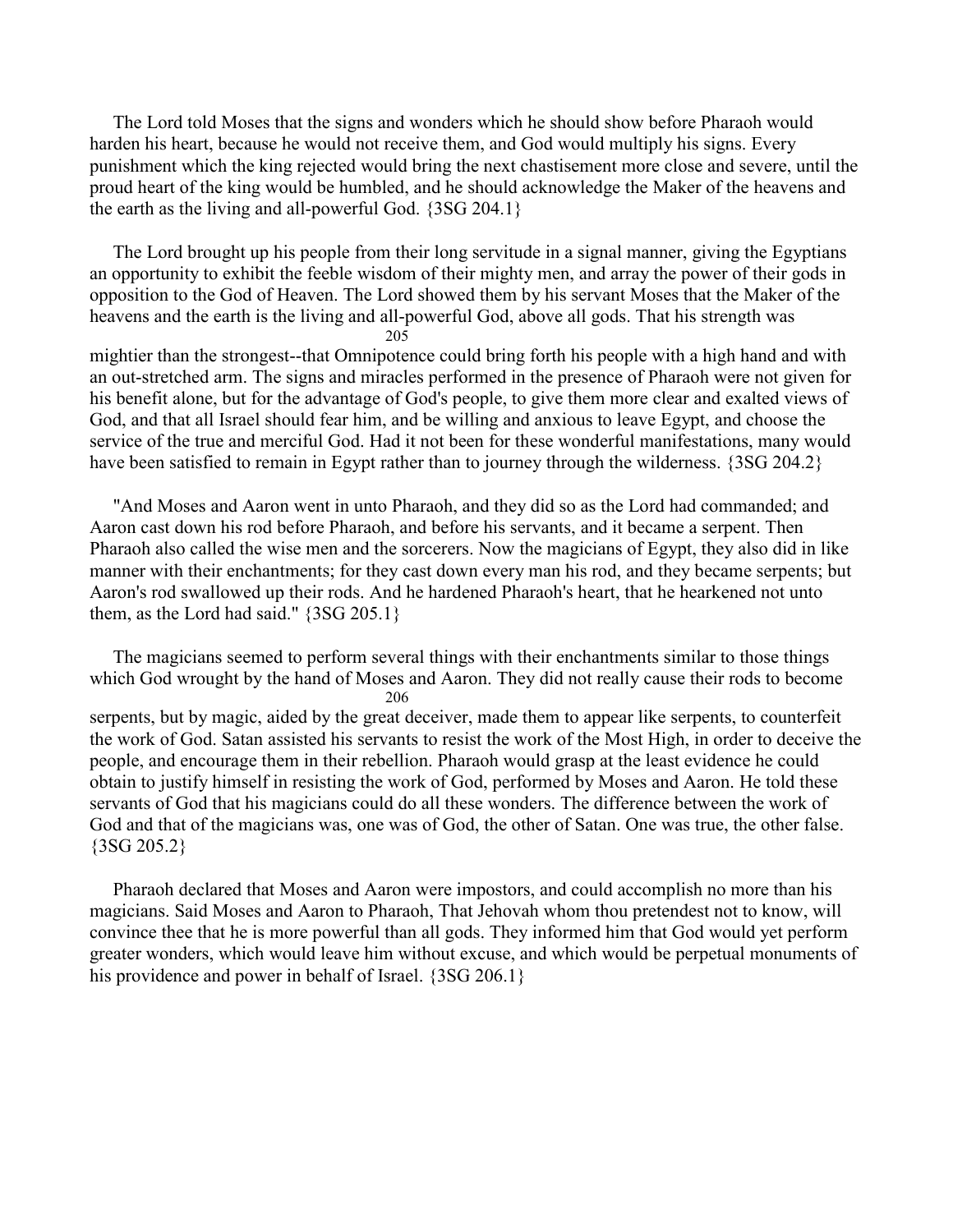The Lord told Moses that the signs and wonders which he should show before Pharaoh would harden his heart, because he would not receive them, and God would multiply his signs. Every punishment which the king rejected would bring the next chastisement more close and severe, until the proud heart of the king would be humbled, and he should acknowledge the Maker of the heavens and the earth as the living and all-powerful God. {3SG 204.1}

The Lord brought up his people from their long servitude in a signal manner, giving the Egyptians an opportunity to exhibit the feeble wisdom of their mighty men, and array the power of their gods in opposition to the God of Heaven. The Lord showed them by his servant Moses that the Maker of the heavens and the earth is the living and all-powerful God, above all gods. That his strength was mightier than the strongest--that Omnipotence could bring forth his people with a high hand and with an out-stretched arm. The signs and miracles performed in the presence of Pharaoh were not given for his benefit alone, but for the advantage of God's people, to give them more clear and exalted views of God, and that all Israel should fear him, and be willing and anxious to leave Egypt, and choose the service of the true and merciful God. Had it not been for these wonderful manifestations, many would have been satisfied to remain in Egypt rather than to journey through the wilderness. {3SG 204.2}

"And Moses and Aaron went in unto Pharaoh, and they did so as the Lord had commanded; and Aaron cast down his rod before Pharaoh, and before his servants, and it became a serpent. Then Pharaoh also called the wise men and the sorcerers. Now the magicians of Egypt, they also did in like manner with their enchantments; for they cast down every man his rod, and they became serpents; but Aaron's rod swallowed up their rods. And he hardened Pharaoh's heart, that he hearkened not unto them, as the Lord had said." {3SG 205.1}

The magicians seemed to perform several things with their enchantments similar to those things which God wrought by the hand of Moses and Aaron. They did not really cause their rods to become serpents, but by magic, aided by the great deceiver, made them to appear like serpents, to counterfeit the work of God. Satan assisted his servants to resist the work of the Most High, in order to deceive the people, and encourage them in their rebellion. Pharaoh would grasp at the least evidence he could obtain to justify himself in resisting the work of God, performed by Moses and Aaron. He told these servants of God that his magicians could do all these wonders. The difference between the work of God and that of the magicians was, one was of God, the other of Satan. One was true, the other false. {3SG 205.2}

Pharaoh declared that Moses and Aaron were impostors, and could accomplish no more than his magicians. Said Moses and Aaron to Pharaoh, That Jehovah whom thou pretendest not to know, will convince thee that he is more powerful than all gods. They informed him that God would yet perform greater wonders, which would leave him without excuse, and which would be perpetual monuments of his providence and power in behalf of Israel. {3SG 206.1}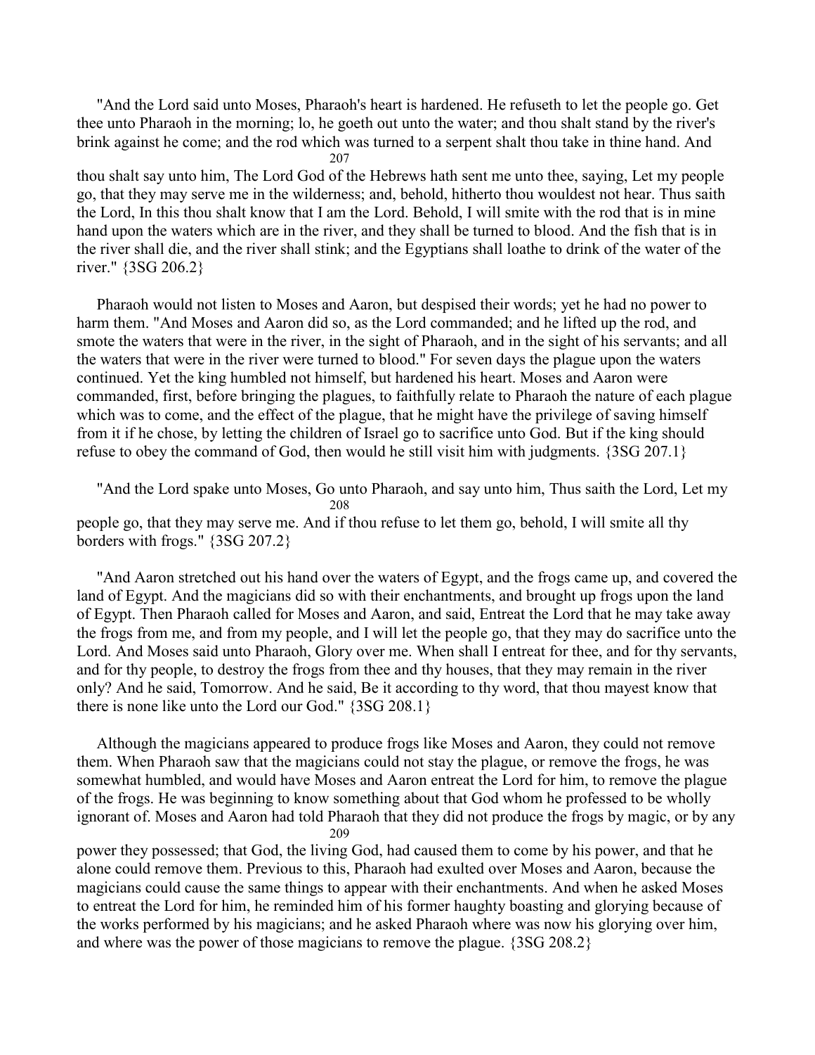"And the Lord said unto Moses, Pharaoh's heart is hardened. He refuseth to let the people go. Get thee unto Pharaoh in the morning; lo, he goeth out unto the water; and thou shalt stand by the river's brink against he come; and the rod which was turned to a serpent shalt thou take in thine hand. And thou shalt say unto him, The Lord God of the Hebrews hath sent me unto thee, saying, Let my people go, that they may serve me in the wilderness; and, behold, hitherto thou wouldest not hear. Thus saith the Lord, In this thou shalt know that I am the Lord. Behold, I will smite with the rod that is in mine hand upon the waters which are in the river, and they shall be turned to blood. And the fish that is in the river shall die, and the river shall stink; and the Egyptians shall loathe to drink of the water of the river." {3SG 206.2}

Pharaoh would not listen to Moses and Aaron, but despised their words; yet he had no power to harm them. "And Moses and Aaron did so, as the Lord commanded; and he lifted up the rod, and smote the waters that were in the river, in the sight of Pharaoh, and in the sight of his servants; and all the waters that were in the river were turned to blood." For seven days the plague upon the waters continued. Yet the king humbled not himself, but hardened his heart. Moses and Aaron were commanded, first, before bringing the plagues, to faithfully relate to Pharaoh the nature of each plague which was to come, and the effect of the plague, that he might have the privilege of saving himself from it if he chose, by letting the children of Israel go to sacrifice unto God. But if the king should refuse to obey the command of God, then would he still visit him with judgments. {3SG 207.1}

"And the Lord spake unto Moses, Go unto Pharaoh, and say unto him, Thus saith the Lord, Let my people go, that they may serve me. And if thou refuse to let them go, behold, I will smite all thy borders with frogs." {3SG 207.2}

"And Aaron stretched out his hand over the waters of Egypt, and the frogs came up, and covered the land of Egypt. And the magicians did so with their enchantments, and brought up frogs upon the land of Egypt. Then Pharaoh called for Moses and Aaron, and said, Entreat the Lord that he may take away the frogs from me, and from my people, and I will let the people go, that they may do sacrifice unto the Lord. And Moses said unto Pharaoh, Glory over me. When shall I entreat for thee, and for thy servants, and for thy people, to destroy the frogs from thee and thy houses, that they may remain in the river only? And he said, Tomorrow. And he said, Be it according to thy word, that thou mayest know that there is none like unto the Lord our God." {3SG 208.1}

Although the magicians appeared to produce frogs like Moses and Aaron, they could not remove them. When Pharaoh saw that the magicians could not stay the plague, or remove the frogs, he was somewhat humbled, and would have Moses and Aaron entreat the Lord for him, to remove the plague of the frogs. He was beginning to know something about that God whom he professed to be wholly ignorant of. Moses and Aaron had told Pharaoh that they did not produce the frogs by magic, or by any power they possessed; that God, the living God, had caused them to come by his power, and that he alone could remove them. Previous to this, Pharaoh had exulted over Moses and Aaron, because the magicians could cause the same things to appear with their enchantments. And when he asked Moses to entreat the Lord for him, he reminded him of his former haughty boasting and glorying because of the works performed by his magicians; and he asked Pharaoh where was now his glorying over him, and where was the power of those magicians to remove the plague. {3SG 208.2}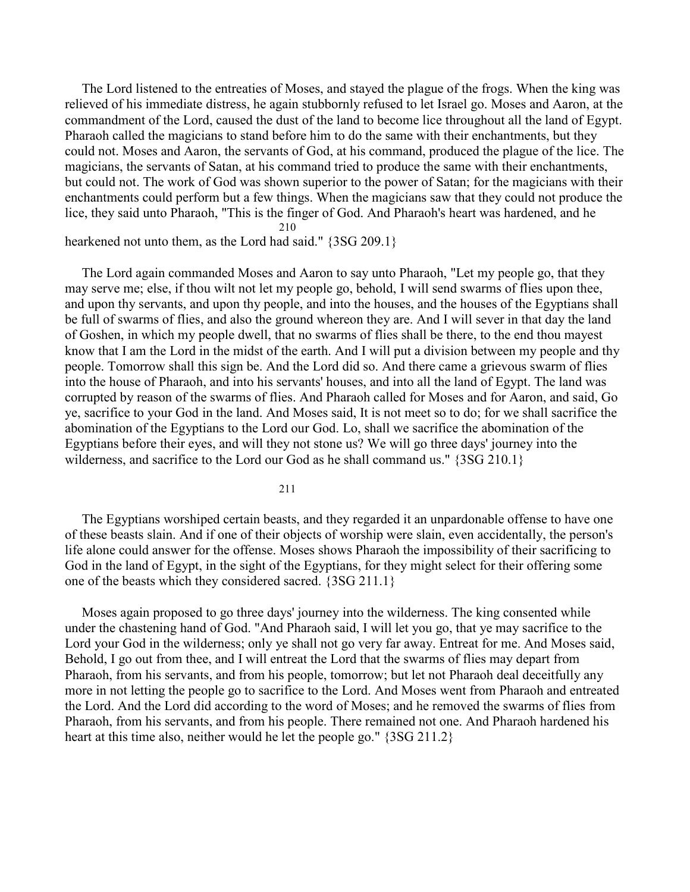The Lord listened to the entreaties of Moses, and stayed the plague of the frogs. When the king was relieved of his immediate distress, he again stubbornly refused to let Israel go. Moses and Aaron, at the commandment of the Lord, caused the dust of the land to become lice throughout all the land of Egypt. Pharaoh called the magicians to stand before him to do the same with their enchantments, but they could not. Moses and Aaron, the servants of God, at his command, produced the plague of the lice. The magicians, the servants of Satan, at his command tried to produce the same with their enchantments, but could not. The work of God was shown superior to the power of Satan; for the magicians with their enchantments could perform but a few things. When the magicians saw that they could not produce the lice, they said unto Pharaoh, "This is the finger of God. And Pharaoh's heart was hardened, and he hearkened not unto them, as the Lord had said." {3SG 209.1}

The Lord again commanded Moses and Aaron to say unto Pharaoh, "Let my people go, that they may serve me; else, if thou wilt not let my people go, behold, I will send swarms of flies upon thee, and upon thy servants, and upon thy people, and into the houses, and the houses of the Egyptians shall be full of swarms of flies, and also the ground whereon they are. And I will sever in that day the land of Goshen, in which my people dwell, that no swarms of flies shall be there, to the end thou mayest know that I am the Lord in the midst of the earth. And I will put a division between my people and thy people. Tomorrow shall this sign be. And the Lord did so. And there came a grievous swarm of flies into the house of Pharaoh, and into his servants' houses, and into all the land of Egypt. The land was corrupted by reason of the swarms of flies. And Pharaoh called for Moses and for Aaron, and said, Go ye, sacrifice to your God in the land. And Moses said, It is not meet so to do; for we shall sacrifice the abomination of the Egyptians to the Lord our God. Lo, shall we sacrifice the abomination of the Egyptians before their eyes, and will they not stone us? We will go three days' journey into the wilderness, and sacrifice to the Lord our God as he shall command us." {3SG 210.1}

The Egyptians worshiped certain beasts, and they regarded it an unpardonable offense to have one of these beasts slain. And if one of their objects of worship were slain, even accidentally, the person's life alone could answer for the offense. Moses shows Pharaoh the impossibility of their sacrificing to God in the land of Egypt, in the sight of the Egyptians, for they might select for their offering some one of the beasts which they considered sacred. {3SG 211.1}

Moses again proposed to go three days' journey into the wilderness. The king consented while under the chastening hand of God. "And Pharaoh said, I will let you go, that ye may sacrifice to the Lord your God in the wilderness; only ye shall not go very far away. Entreat for me. And Moses said, Behold, I go out from thee, and I will entreat the Lord that the swarms of flies may depart from Pharaoh, from his servants, and from his people, tomorrow; but let not Pharaoh deal deceitfully any more in not letting the people go to sacrifice to the Lord. And Moses went from Pharaoh and entreated the Lord. And the Lord did according to the word of Moses; and he removed the swarms of flies from Pharaoh, from his servants, and from his people. There remained not one. And Pharaoh hardened his heart at this time also, neither would he let the people go." {3SG 211.2}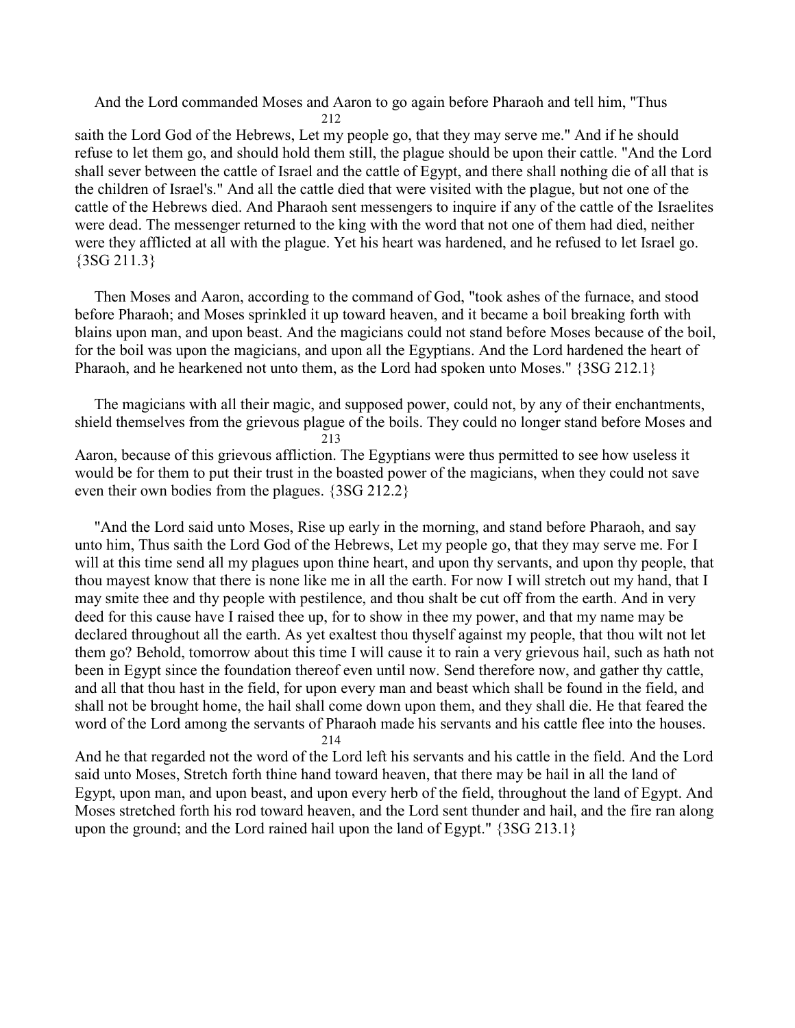And the Lord commanded Moses and Aaron to go again before Pharaoh and tell him, "Thus saith the Lord God of the Hebrews, Let my people go, that they may serve me." And if he should refuse to let them go, and should hold them still, the plague should be upon their cattle. "And the Lord shall sever between the cattle of Israel and the cattle of Egypt, and there shall nothing die of all that is the children of Israel's." And all the cattle died that were visited with the plague, but not one of the cattle of the Hebrews died. And Pharaoh sent messengers to inquire if any of the cattle of the Israelites were dead. The messenger returned to the king with the word that not one of them had died, neither were they afflicted at all with the plague. Yet his heart was hardened, and he refused to let Israel go. {3SG 211.3}

Then Moses and Aaron, according to the command of God, "took ashes of the furnace, and stood before Pharaoh; and Moses sprinkled it up toward heaven, and it became a boil breaking forth with blains upon man, and upon beast. And the magicians could not stand before Moses because of the boil, for the boil was upon the magicians, and upon all the Egyptians. And the Lord hardened the heart of Pharaoh, and he hearkened not unto them, as the Lord had spoken unto Moses." {3SG 212.1}

The magicians with all their magic, and supposed power, could not, by any of their enchantments, shield themselves from the grievous plague of the boils. They could no longer stand before Moses and Aaron, because of this grievous affliction. The Egyptians were thus permitted to see how useless it would be for them to put their trust in the boasted power of the magicians, when they could not save even their own bodies from the plagues. {3SG 212.2}

"And the Lord said unto Moses, Rise up early in the morning, and stand before Pharaoh, and say unto him, Thus saith the Lord God of the Hebrews, Let my people go, that they may serve me. For I will at this time send all my plagues upon thine heart, and upon thy servants, and upon thy people, that thou mayest know that there is none like me in all the earth. For now I will stretch out my hand, that I may smite thee and thy people with pestilence, and thou shalt be cut off from the earth. And in very deed for this cause have I raised thee up, for to show in thee my power, and that my name may be declared throughout all the earth. As yet exaltest thou thyself against my people, that thou wilt not let them go? Behold, tomorrow about this time I will cause it to rain a very grievous hail, such as hath not been in Egypt since the foundation thereof even until now. Send therefore now, and gather thy cattle, and all that thou hast in the field, for upon every man and beast which shall be found in the field, and shall not be brought home, the hail shall come down upon them, and they shall die. He that feared the word of the Lord among the servants of Pharaoh made his servants and his cattle flee into the houses. And he that regarded not the word of the Lord left his servants and his cattle in the field. And the Lord said unto Moses, Stretch forth thine hand toward heaven, that there may be hail in all the land of Egypt, upon man, and upon beast, and upon every herb of the field, throughout the land of Egypt. And Moses stretched forth his rod toward heaven, and the Lord sent thunder and hail, and the fire ran along upon the ground; and the Lord rained hail upon the land of Egypt." {3SG 213.1}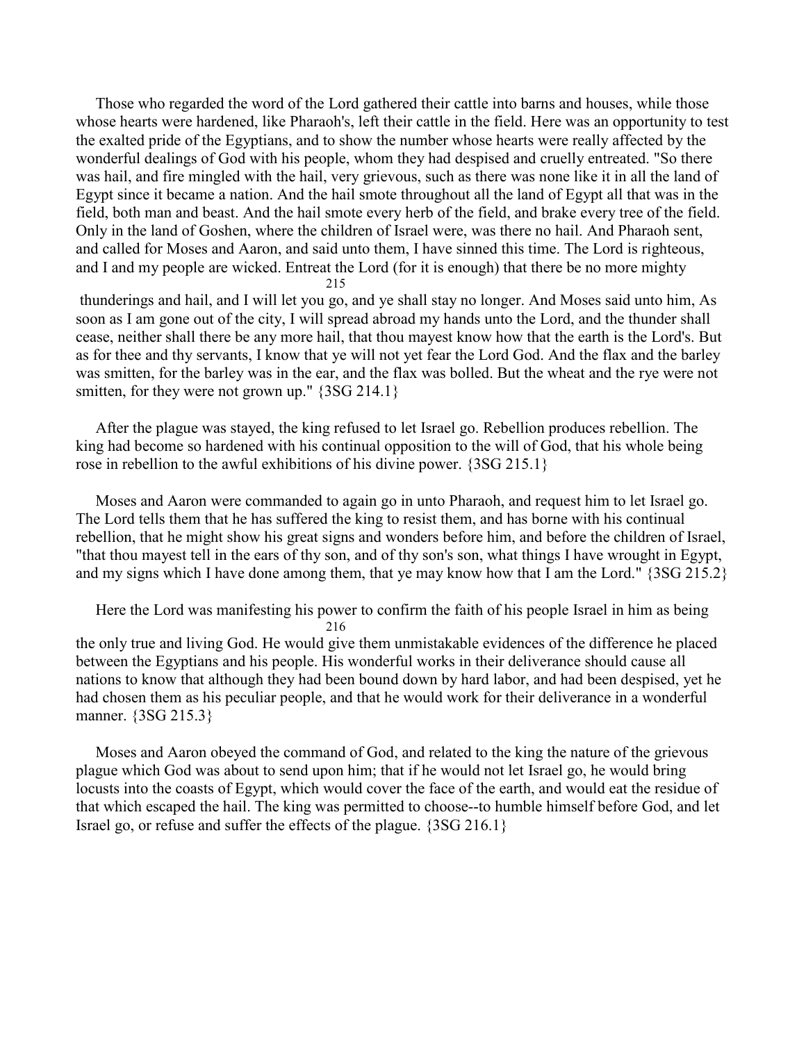Those who regarded the word of the Lord gathered their cattle into barns and houses, while those whose hearts were hardened, like Pharaoh's, left their cattle in the field. Here was an opportunity to test the exalted pride of the Egyptians, and to show the number whose hearts were really affected by the wonderful dealings of God with his people, whom they had despised and cruelly entreated. "So there was hail, and fire mingled with the hail, very grievous, such as there was none like it in all the land of Egypt since it became a nation. And the hail smote throughout all the land of Egypt all that was in the field, both man and beast. And the hail smote every herb of the field, and brake every tree of the field. Only in the land of Goshen, where the children of Israel were, was there no hail. And Pharaoh sent, and called for Moses and Aaron, and said unto them, I have sinned this time. The Lord is righteous, and I and my people are wicked. Entreat the Lord (for it is enough) that there be no more mighty thunderings and hail, and I will let you go, and ye shall stay no longer. And Moses said unto him, As soon as I am gone out of the city, I will spread abroad my hands unto the Lord, and the thunder shall cease, neither shall there be any more hail, that thou mayest know how that the earth is the Lord's. But as for thee and thy servants, I know that ye will not yet fear the Lord God. And the flax and the barley was smitten, for the barley was in the ear, and the flax was bolled. But the wheat and the rye were not smitten, for they were not grown up." {3SG 214.1}

After the plague was stayed, the king refused to let Israel go. Rebellion produces rebellion. The king had become so hardened with his continual opposition to the will of God, that his whole being rose in rebellion to the awful exhibitions of his divine power. {3SG 215.1}

Moses and Aaron were commanded to again go in unto Pharaoh, and request him to let Israel go. The Lord tells them that he has suffered the king to resist them, and has borne with his continual rebellion, that he might show his great signs and wonders before him, and before the children of Israel, "that thou mayest tell in the ears of thy son, and of thy son's son, what things I have wrought in Egypt, and my signs which I have done among them, that ye may know how that I am the Lord." {3SG 215.2}

Here the Lord was manifesting his power to confirm the faith of his people Israel in him as being the only true and living God. He would give them unmistakable evidences of the difference he placed between the Egyptians and his people. His wonderful works in their deliverance should cause all nations to know that although they had been bound down by hard labor, and had been despised, yet he had chosen them as his peculiar people, and that he would work for their deliverance in a wonderful manner. {3SG 215.3}

Moses and Aaron obeyed the command of God, and related to the king the nature of the grievous plague which God was about to send upon him; that if he would not let Israel go, he would bring locusts into the coasts of Egypt, which would cover the face of the earth, and would eat the residue of that which escaped the hail. The king was permitted to choose--to humble himself before God, and let Israel go, or refuse and suffer the effects of the plague. {3SG 216.1}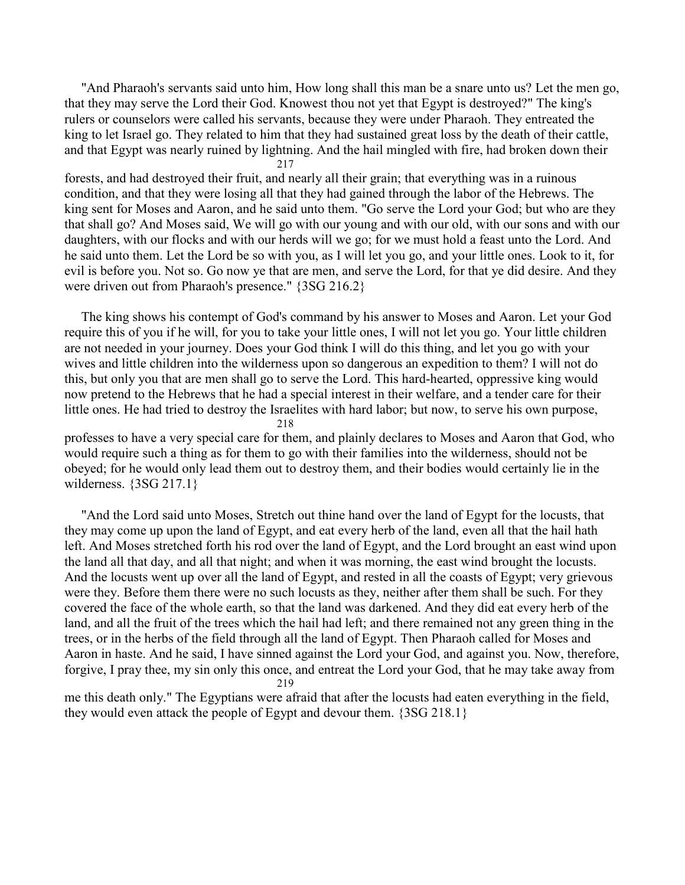"And Pharaoh's servants said unto him, How long shall this man be a snare unto us? Let the men go, that they may serve the Lord their God. Knowest thou not yet that Egypt is destroyed?" The king's rulers or counselors were called his servants, because they were under Pharaoh. They entreated the king to let Israel go. They related to him that they had sustained great loss by the death of their cattle, and that Egypt was nearly ruined by lightning. And the hail mingled with fire, had broken down their forests, and had destroyed their fruit, and nearly all their grain; that everything was in a ruinous condition, and that they were losing all that they had gained through the labor of the Hebrews. The king sent for Moses and Aaron, and he said unto them. "Go serve the Lord your God; but who are they that shall go? And Moses said, We will go with our young and with our old, with our sons and with our daughters, with our flocks and with our herds will we go; for we must hold a feast unto the Lord. And he said unto them. Let the Lord be so with you, as I will let you go, and your little ones. Look to it, for evil is before you. Not so. Go now ye that are men, and serve the Lord, for that ye did desire. And they were driven out from Pharaoh's presence." {3SG 216.2}

The king shows his contempt of God's command by his answer to Moses and Aaron. Let your God require this of you if he will, for you to take your little ones, I will not let you go. Your little children are not needed in your journey. Does your God think I will do this thing, and let you go with your wives and little children into the wilderness upon so dangerous an expedition to them? I will not do this, but only you that are men shall go to serve the Lord. This hard-hearted, oppressive king would now pretend to the Hebrews that he had a special interest in their welfare, and a tender care for their little ones. He had tried to destroy the Israelites with hard labor; but now, to serve his own purpose, professes to have a very special care for them, and plainly declares to Moses and Aaron that God, who would require such a thing as for them to go with their families into the wilderness, should not be obeyed; for he would only lead them out to destroy them, and their bodies would certainly lie in the wilderness. {3SG 217.1}

"And the Lord said unto Moses, Stretch out thine hand over the land of Egypt for the locusts, that they may come up upon the land of Egypt, and eat every herb of the land, even all that the hail hath left. And Moses stretched forth his rod over the land of Egypt, and the Lord brought an east wind upon the land all that day, and all that night; and when it was morning, the east wind brought the locusts. And the locusts went up over all the land of Egypt, and rested in all the coasts of Egypt; very grievous were they. Before them there were no such locusts as they, neither after them shall be such. For they covered the face of the whole earth, so that the land was darkened. And they did eat every herb of the land, and all the fruit of the trees which the hail had left; and there remained not any green thing in the trees, or in the herbs of the field through all the land of Egypt. Then Pharaoh called for Moses and Aaron in haste. And he said, I have sinned against the Lord your God, and against you. Now, therefore, forgive, I pray thee, my sin only this once, and entreat the Lord your God, that he may take away from me this death only." The Egyptians were afraid that after the locusts had eaten everything in the field, they would even attack the people of Egypt and devour them. {3SG 218.1}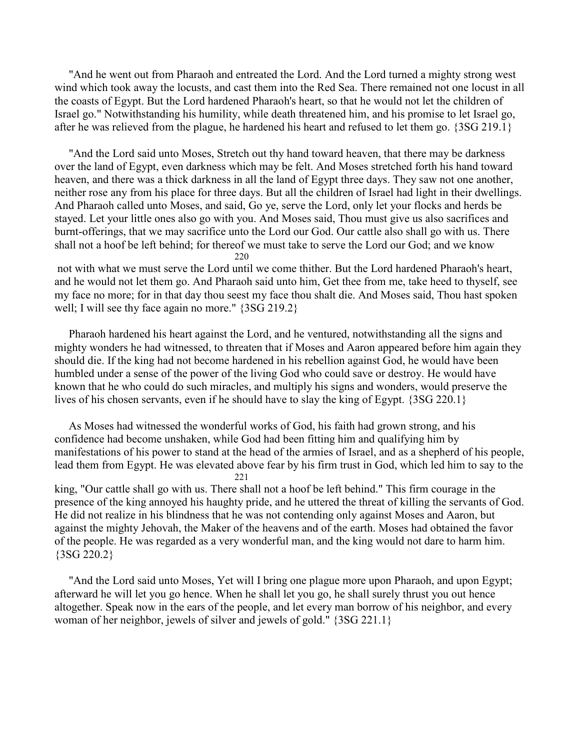"And he went out from Pharaoh and entreated the Lord. And the Lord turned a mighty strong west wind which took away the locusts, and cast them into the Red Sea. There remained not one locust in all the coasts of Egypt. But the Lord hardened Pharaoh's heart, so that he would not let the children of Israel go." Notwithstanding his humility, while death threatened him, and his promise to let Israel go, after he was relieved from the plague, he hardened his heart and refused to let them go. {3SG 219.1}

"And the Lord said unto Moses, Stretch out thy hand toward heaven, that there may be darkness over the land of Egypt, even darkness which may be felt. And Moses stretched forth his hand toward heaven, and there was a thick darkness in all the land of Egypt three days. They saw not one another, neither rose any from his place for three days. But all the children of Israel had light in their dwellings. And Pharaoh called unto Moses, and said, Go ye, serve the Lord, only let your flocks and herds be stayed. Let your little ones also go with you. And Moses said, Thou must give us also sacrifices and burnt-offerings, that we may sacrifice unto the Lord our God. Our cattle also shall go with us. There shall not a hoof be left behind; for thereof we must take to serve the Lord our God; and we know not with what we must serve the Lord until we come thither. But the Lord hardened Pharaoh's heart, and he would not let them go. And Pharaoh said unto him, Get thee from me, take heed to thyself, see my face no more; for in that day thou seest my face thou shalt die. And Moses said, Thou hast spoken well; I will see thy face again no more." {3SG 219.2}

Pharaoh hardened his heart against the Lord, and he ventured, notwithstanding all the signs and mighty wonders he had witnessed, to threaten that if Moses and Aaron appeared before him again they should die. If the king had not become hardened in his rebellion against God, he would have been humbled under a sense of the power of the living God who could save or destroy. He would have known that he who could do such miracles, and multiply his signs and wonders, would preserve the lives of his chosen servants, even if he should have to slay the king of Egypt. {3SG 220.1}

As Moses had witnessed the wonderful works of God, his faith had grown strong, and his confidence had become unshaken, while God had been fitting him and qualifying him by manifestations of his power to stand at the head of the armies of Israel, and as a shepherd of his people, lead them from Egypt. He was elevated above fear by his firm trust in God, which led him to say to the king, "Our cattle shall go with us. There shall not a hoof be left behind." This firm courage in the presence of the king annoyed his haughty pride, and he uttered the threat of killing the servants of God. He did not realize in his blindness that he was not contending only against Moses and Aaron, but against the mighty Jehovah, the Maker of the heavens and of the earth. Moses had obtained the favor of the people. He was regarded as a very wonderful man, and the king would not dare to harm him. {3SG 220.2}

"And the Lord said unto Moses, Yet will I bring one plague more upon Pharaoh, and upon Egypt; afterward he will let you go hence. When he shall let you go, he shall surely thrust you out hence altogether. Speak now in the ears of the people, and let every man borrow of his neighbor, and every woman of her neighbor, jewels of silver and jewels of gold." {3SG 221.1}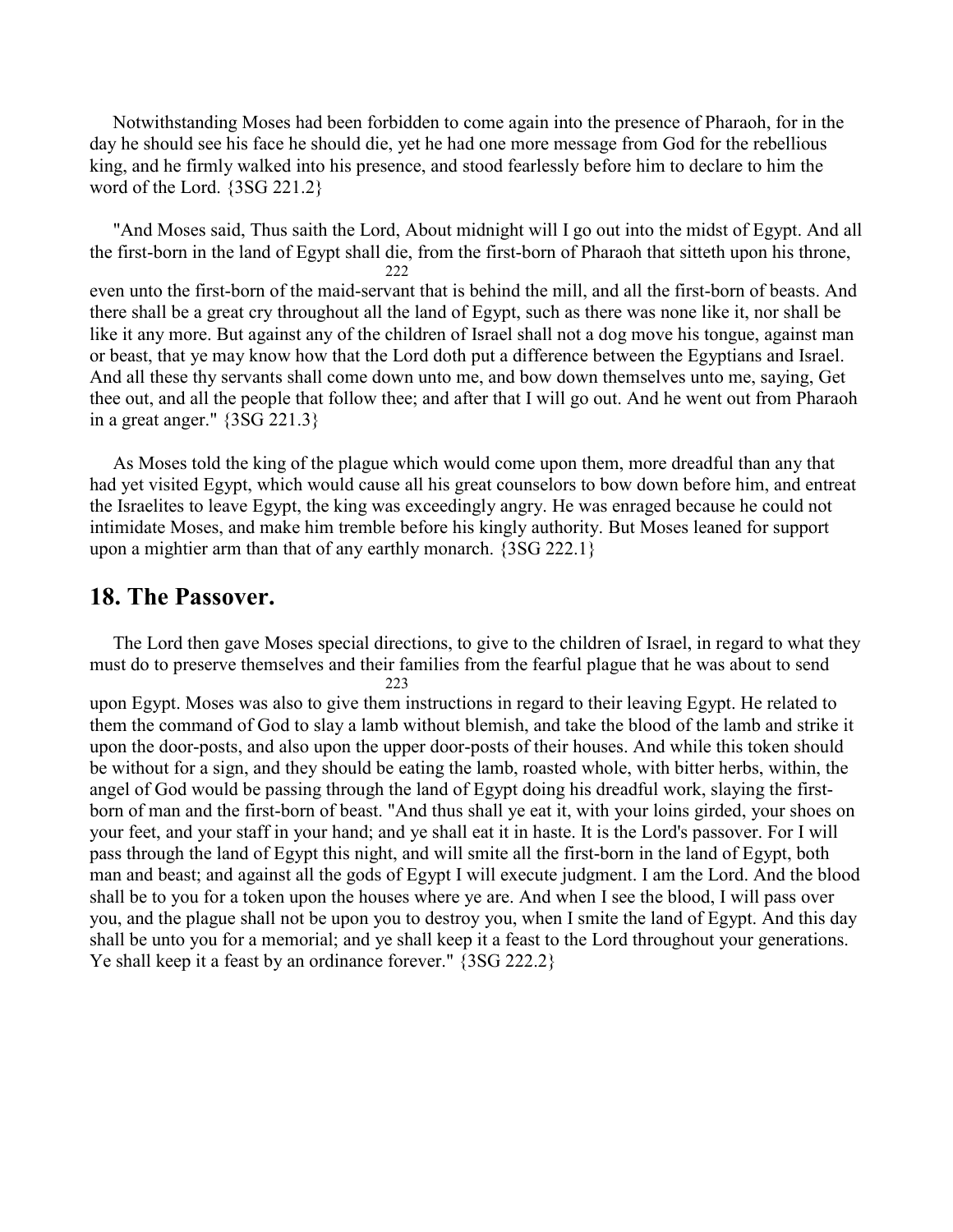Notwithstanding Moses had been forbidden to come again into the presence of Pharaoh, for in the day he should see his face he should die, yet he had one more message from God for the rebellious king, and he firmly walked into his presence, and stood fearlessly before him to declare to him the word of the Lord. {3SG 221.2}

"And Moses said, Thus saith the Lord, About midnight will I go out into the midst of Egypt. And all the first-born in the land of Egypt shall die, from the first-born of Pharaoh that sitteth upon his throne, even unto the first-born of the maid-servant that is behind the mill, and all the first-born of beasts. And there shall be a great cry throughout all the land of Egypt, such as there was none like it, nor shall be like it any more. But against any of the children of Israel shall not a dog move his tongue, against man or beast, that ye may know how that the Lord doth put a difference between the Egyptians and Israel. And all these thy servants shall come down unto me, and bow down themselves unto me, saying, Get thee out, and all the people that follow thee; and after that I will go out. And he went out from Pharaoh in a great anger." {3SG 221.3}

As Moses told the king of the plague which would come upon them, more dreadful than any that had yet visited Egypt, which would cause all his great counselors to bow down before him, and entreat the Israelites to leave Egypt, the king was exceedingly angry. He was enraged because he could not intimidate Moses, and make him tremble before his kingly authority. But Moses leaned for support upon a mightier arm than that of any earthly monarch. {3SG 222.1}

## 18. The Passover.

The Lord then gave Moses special directions, to give to the children of Israel, in regard to what they must do to preserve themselves and their families from the fearful plague that he was about to send upon Egypt. Moses was also to give them instructions in regard to their leaving Egypt. He related to them the command of God to slay a lamb without blemish, and take the blood of the lamb and strike it upon the door-posts, and also upon the upper door-posts of their houses. And while this token should be without for a sign, and they should be eating the lamb, roasted whole, with bitter herbs, within, the angel of God would be passing through the land of Egypt doing his dreadful work, slaying the first-born of man and the first-born of beast. "And thus shall ye eat it, with your loins girded, your shoes on your feet, and your staff in your hand; and ye shall eat it in haste. It is the Lord's passover. For I will pass through the land of Egypt this night, and will smite all the first-born in the land of Egypt, both man and beast; and against all the gods of Egypt I will execute judgment. I am the Lord. And the blood shall be to you for a token upon the houses where ye are. And when I see the blood, I will pass over you, and the plague shall not be upon you to destroy you, when I smite the land of Egypt. And this day shall be unto you for a memorial; and ye shall keep it a feast to the Lord throughout your generations. Ye shall keep it a feast by an ordinance forever." {3SG 222.2}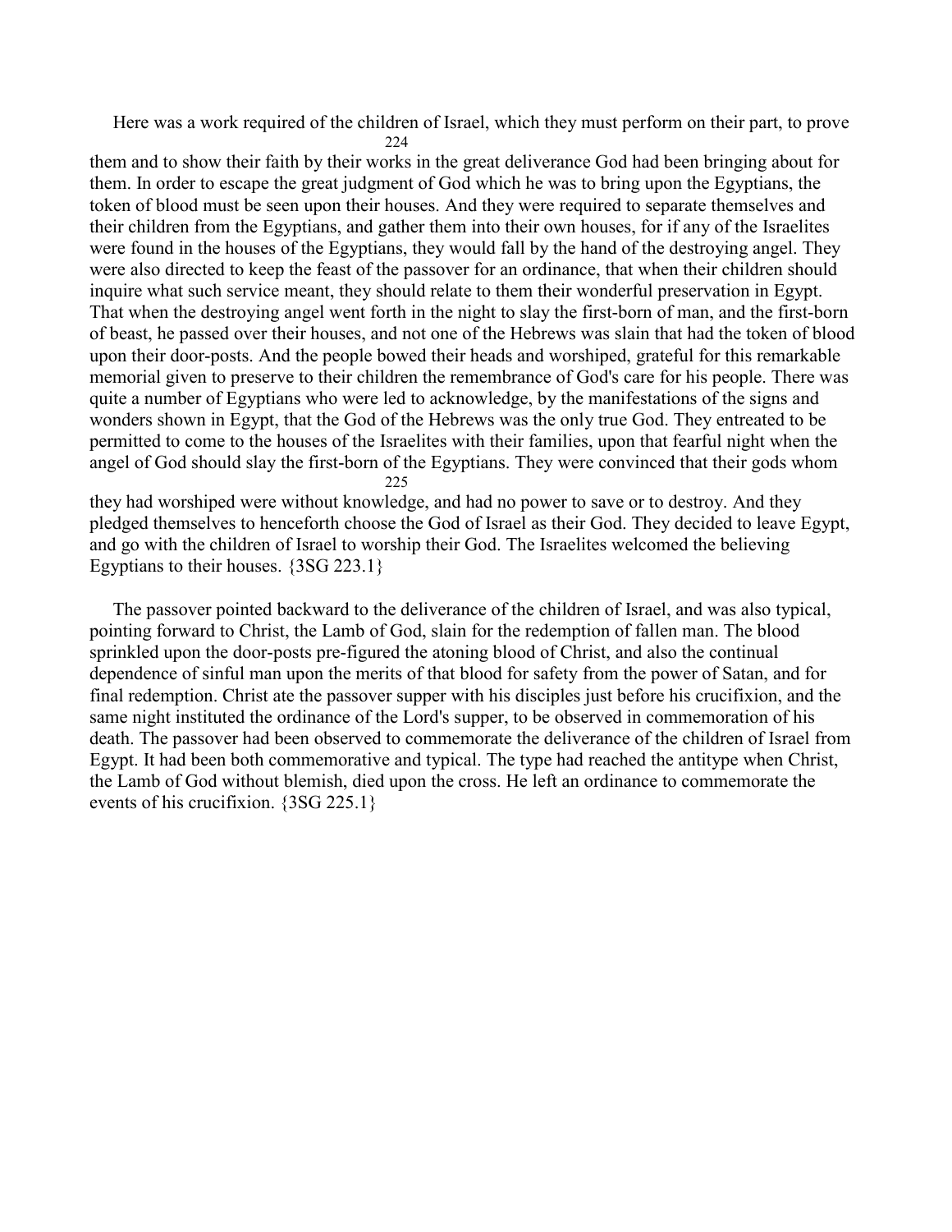Here was a work required of the children of Israel, which they must perform on their part, to prove them and to show their faith by their works in the great deliverance God had been bringing about for them. In order to escape the great judgment of God which he was to bring upon the Egyptians, the token of blood must be seen upon their houses. And they were required to separate themselves and their children from the Egyptians, and gather them into their own houses, for if any of the Israelites were found in the houses of the Egyptians, they would fall by the hand of the destroying angel. They were also directed to keep the feast of the passover for an ordinance, that when their children should inquire what such service meant, they should relate to them their wonderful preservation in Egypt. That when the destroying angel went forth in the night to slay the first-born of man, and the first-born of beast, he passed over their houses, and not one of the Hebrews was slain that had the token of blood upon their door-posts. And the people bowed their heads and worshiped, grateful for this remarkable memorial given to preserve to their children the remembrance of God's care for his people. There was quite a number of Egyptians who were led to acknowledge, by the manifestations of the signs and wonders shown in Egypt, that the God of the Hebrews was the only true God. They entreated to be permitted to come to the houses of the Israelites with their families, upon that fearful night when the angel of God should slay the first-born of the Egyptians. They were convinced that their gods whom they had worshiped were without knowledge, and had no power to save or to destroy. And they pledged themselves to henceforth choose the God of Israel as their God. They decided to leave Egypt, and go with the children of Israel to worship their God. The Israelites welcomed the believing Egyptians to their houses. {3SG 223.1}

The passover pointed backward to the deliverance of the children of Israel, and was also typical, pointing forward to Christ, the Lamb of God, slain for the redemption of fallen man. The blood sprinkled upon the door-posts pre-figured the atoning blood of Christ, and also the continual dependence of sinful man upon the merits of that blood for safety from the power of Satan, and for final redemption. Christ ate the passover supper with his disciples just before his crucifixion, and the same night instituted the ordinance of the Lord's supper, to be observed in commemoration of his death. The passover had been observed to commemorate the deliverance of the children of Israel from Egypt. It had been both commemorative and typical. The type had reached the antitype when Christ, the Lamb of God without blemish, died upon the cross. He left an ordinance to commemorate the events of his crucifixion. {3SG 225.1}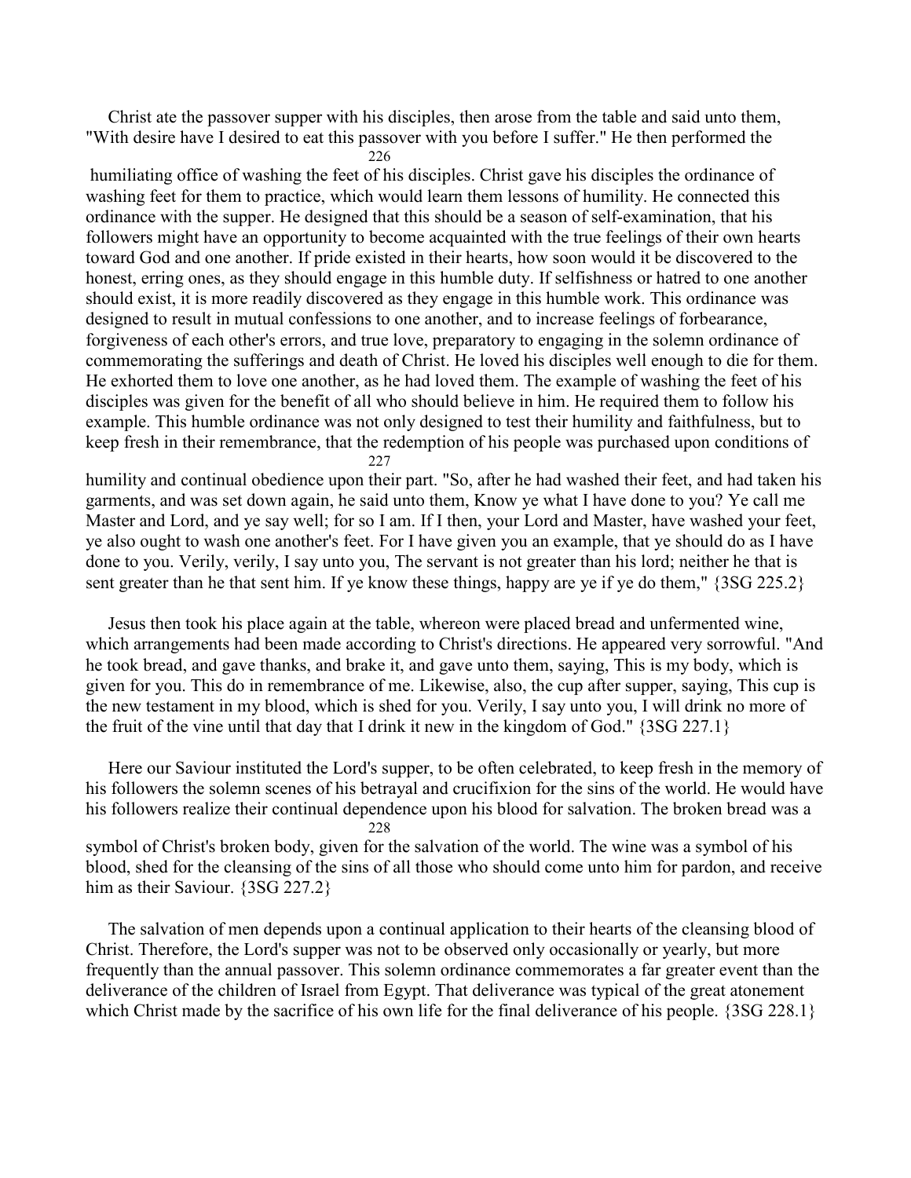Christ ate the passover supper with his disciples, then arose from the table and said unto them, "With desire have I desired to eat this passover with you before I suffer." He then performed the humiliating office of washing the feet of his disciples. Christ gave his disciples the ordinance of washing feet for them to practice, which would learn them lessons of humility. He connected this ordinance with the supper. He designed that this should be a season of self-examination, that his followers might have an opportunity to become acquainted with the true feelings of their own hearts toward God and one another. If pride existed in their hearts, how soon would it be discovered to the honest, erring ones, as they should engage in this humble duty. If selfishness or hatred to one another should exist, it is more readily discovered as they engage in this humble work. This ordinance was designed to result in mutual confessions to one another, and to increase feelings of forbearance, forgiveness of each other's errors, and true love, preparatory to engaging in the solemn ordinance of commemorating the sufferings and death of Christ. He loved his disciples well enough to die for them. He exhorted them to love one another, as he had loved them. The example of washing the feet of his disciples was given for the benefit of all who should believe in him. He required them to follow his example. This humble ordinance was not only designed to test their humility and faithfulness, but to keep fresh in their remembrance, that the redemption of his people was purchased upon conditions of humility and continual obedience upon their part. "So, after he had washed their feet, and had taken his garments, and was set down again, he said unto them, Know ye what I have done to you? Ye call me Master and Lord, and ye say well; for so I am. If I then, your Lord and Master, have washed your feet, ye also ought to wash one another's feet. For I have given you an example, that ye should do as I have done to you. Verily, verily, I say unto you, The servant is not greater than his lord; neither he that is sent greater than he that sent him. If ye know these things, happy are ye if ye do them," {3SG 225.2}

Jesus then took his place again at the table, whereon were placed bread and unfermented wine, which arrangements had been made according to Christ's directions. He appeared very sorrowful. "And he took bread, and gave thanks, and brake it, and gave unto them, saying, This is my body, which is given for you. This do in remembrance of me. Likewise, also, the cup after supper, saying, This cup is the new testament in my blood, which is shed for you. Verily, I say unto you, I will drink no more of the fruit of the vine until that day that I drink it new in the kingdom of God." {3SG 227.1}

Here our Saviour instituted the Lord's supper, to be often celebrated, to keep fresh in the memory of his followers the solemn scenes of his betrayal and crucifixion for the sins of the world. He would have his followers realize their continual dependence upon his blood for salvation. The broken bread was a symbol of Christ's broken body, given for the salvation of the world. The wine was a symbol of his blood, shed for the cleansing of the sins of all those who should come unto him for pardon, and receive him as their Saviour. {3SG 227.2}

The salvation of men depends upon a continual application to their hearts of the cleansing blood of Christ. Therefore, the Lord's supper was not to be observed only occasionally or yearly, but more frequently than the annual passover. This solemn ordinance commemorates a far greater event than the deliverance of the children of Israel from Egypt. That deliverance was typical of the great atonement which Christ made by the sacrifice of his own life for the final deliverance of his people. {3SG 228.1}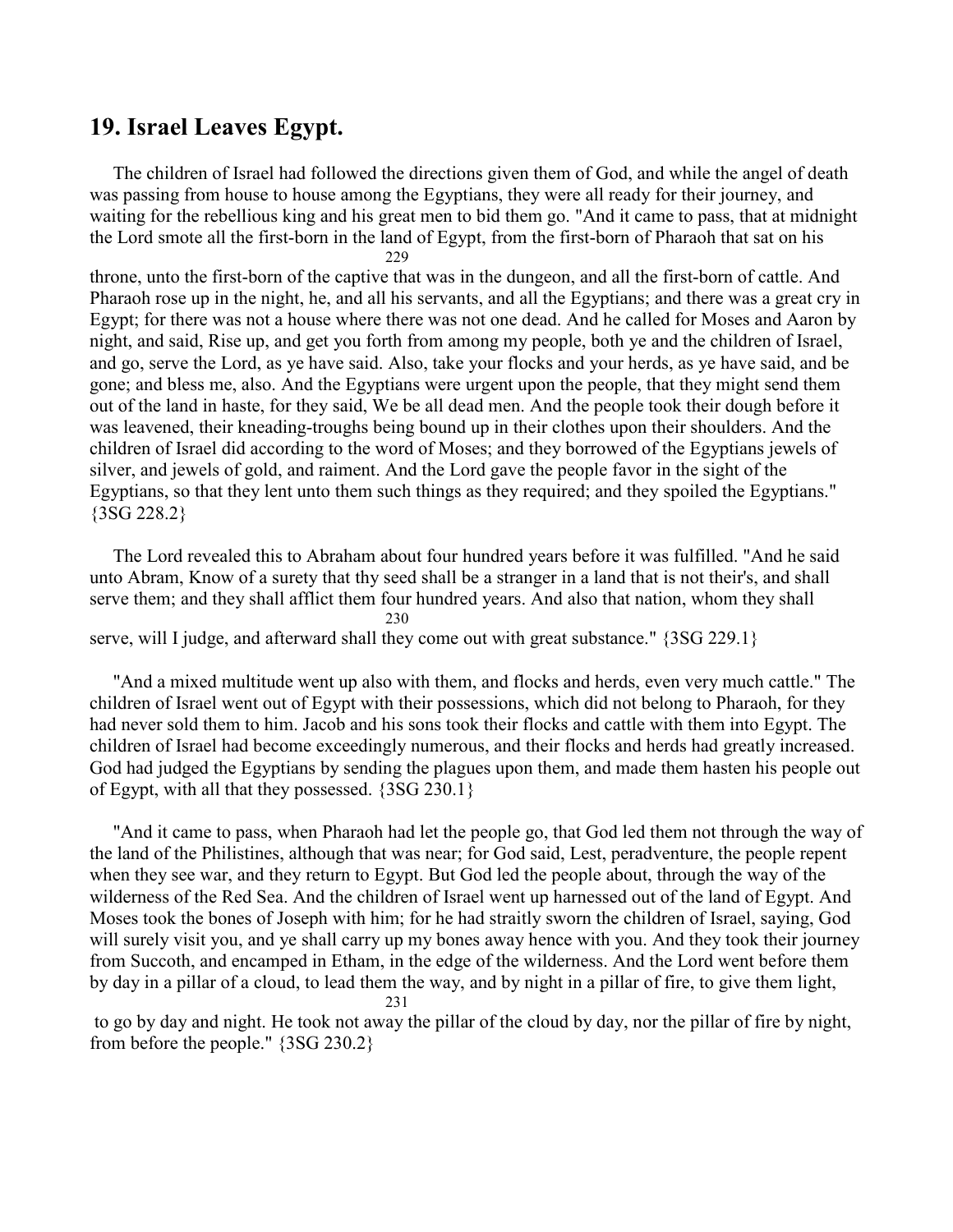## 19. Israel Leaves Egypt.

The children of Israel had followed the directions given them of God, and while the angel of death was passing from house to house among the Egyptians, they were all ready for their journey, and waiting for the rebellious king and his great men to bid them go. "And it came to pass, that at midnight the Lord smote all the first-born in the land of Egypt, from the first-born of Pharaoh that sat on his throne, unto the first-born of the captive that was in the dungeon, and all the first-born of cattle. And Pharaoh rose up in the night, he, and all his servants, and all the Egyptians; and there was a great cry in Egypt; for there was not a house where there was not one dead. And he called for Moses and Aaron by night, and said, Rise up, and get you forth from among my people, both ye and the children of Israel, and go, serve the Lord, as ye have said. Also, take your flocks and your herds, as ye have said, and be gone; and bless me, also. And the Egyptians were urgent upon the people, that they might send them out of the land in haste, for they said, We be all dead men. And the people took their dough before it was leavened, their kneading-troughs being bound up in their clothes upon their shoulders. And the children of Israel did according to the word of Moses; and they borrowed of the Egyptians jewels of silver, and jewels of gold, and raiment. And the Lord gave the people favor in the sight of the Egyptians, so that they lent unto them such things as they required; and they spoiled the Egyptians." {3SG 228.2}

The Lord revealed this to Abraham about four hundred years before it was fulfilled. "And he said unto Abram, Know of a surety that thy seed shall be a stranger in a land that is not their's, and shall serve them; and they shall afflict them four hundred years. And also that nation, whom they shall serve, will I judge, and afterward shall they come out with great substance." {3SG 229.1}

"And a mixed multitude went up also with them, and flocks and herds, even very much cattle." The children of Israel went out of Egypt with their possessions, which did not belong to Pharaoh, for they had never sold them to him. Jacob and his sons took their flocks and cattle with them into Egypt. The children of Israel had become exceedingly numerous, and their flocks and herds had greatly increased. God had judged the Egyptians by sending the plagues upon them, and made them hasten his people out of Egypt, with all that they possessed. {3SG 230.1}

"And it came to pass, when Pharaoh had let the people go, that God led them not through the way of the land of the Philistines, although that was near; for God said, Lest, peradventure, the people repent when they see war, and they return to Egypt. But God led the people about, through the way of the wilderness of the Red Sea. And the children of Israel went up harnessed out of the land of Egypt. And Moses took the bones of Joseph with him; for he had straitly sworn the children of Israel, saying, God will surely visit you, and ye shall carry up my bones away hence with you. And they took their journey from Succoth, and encamped in Etham, in the edge of the wilderness. And the Lord went before them by day in a pillar of a cloud, to lead them the way, and by night in a pillar of fire, to give them light, to go by day and night. He took not away the pillar of the cloud by day, nor the pillar of fire by night, from before the people." {3SG 230.2}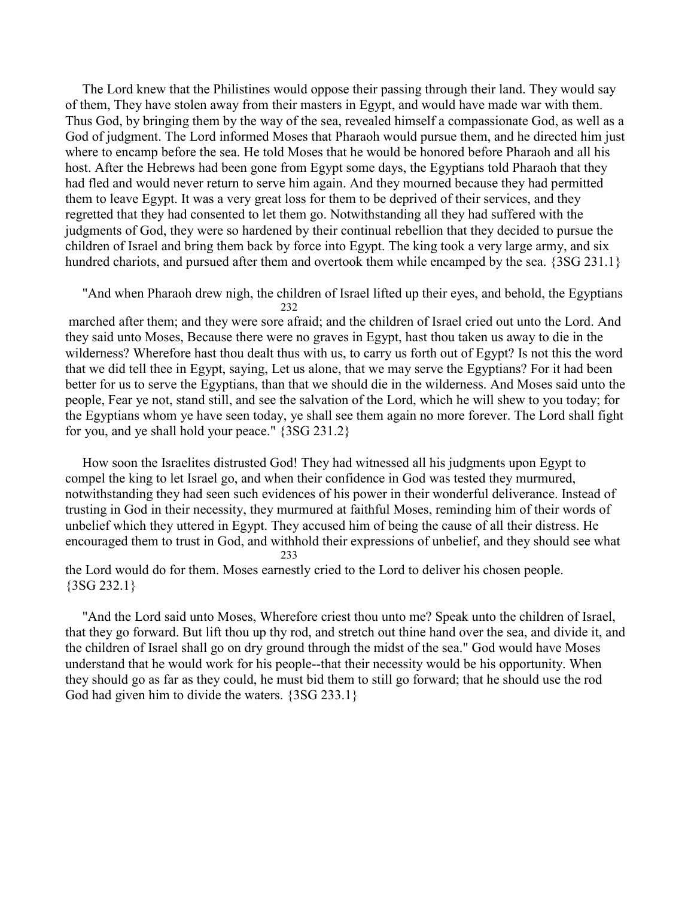The Lord knew that the Philistines would oppose their passing through their land. They would say of them, They have stolen away from their masters in Egypt, and would have made war with them. Thus God, by bringing them by the way of the sea, revealed himself a compassionate God, as well as a God of judgment. The Lord informed Moses that Pharaoh would pursue them, and he directed him just where to encamp before the sea. He told Moses that he would be honored before Pharaoh and all his host. After the Hebrews had been gone from Egypt some days, the Egyptians told Pharaoh that they had fled and would never return to serve him again. And they mourned because they had permitted them to leave Egypt. It was a very great loss for them to be deprived of their services, and they regretted that they had consented to let them go. Notwithstanding all they had suffered with the judgments of God, they were so hardened by their continual rebellion that they decided to pursue the children of Israel and bring them back by force into Egypt. The king took a very large army, and six hundred chariots, and pursued after them and overtook them while encamped by the sea. {3SG 231.1}

"And when Pharaoh drew nigh, the children of Israel lifted up their eyes, and behold, the Egyptians marched after them; and they were sore afraid; and the children of Israel cried out unto the Lord. And they said unto Moses, Because there were no graves in Egypt, hast thou taken us away to die in the wilderness? Wherefore hast thou dealt thus with us, to carry us forth out of Egypt? Is not this the word that we did tell thee in Egypt, saying, Let us alone, that we may serve the Egyptians? For it had been better for us to serve the Egyptians, than that we should die in the wilderness. And Moses said unto the people, Fear ye not, stand still, and see the salvation of the Lord, which he will shew to you today; for the Egyptians whom ye have seen today, ye shall see them again no more forever. The Lord shall fight for you, and ye shall hold your peace." {3SG 231.2}

How soon the Israelites distrusted God! They had witnessed all his judgments upon Egypt to compel the king to let Israel go, and when their confidence in God was tested they murmured, notwithstanding they had seen such evidences of his power in their wonderful deliverance. Instead of trusting in God in their necessity, they murmured at faithful Moses, reminding him of their words of unbelief which they uttered in Egypt. They accused him of being the cause of all their distress. He encouraged them to trust in God, and withhold their expressions of unbelief, and they should see what the Lord would do for them. Moses earnestly cried to the Lord to deliver his chosen people. {3SG 232.1}

"And the Lord said unto Moses, Wherefore criest thou unto me? Speak unto the children of Israel, that they go forward. But lift thou up thy rod, and stretch out thine hand over the sea, and divide it, and the children of Israel shall go on dry ground through the midst of the sea." God would have Moses understand that he would work for his people--that their necessity would be his opportunity. When they should go as far as they could, he must bid them to still go forward; that he should use the rod God had given him to divide the waters. {3SG 233.1}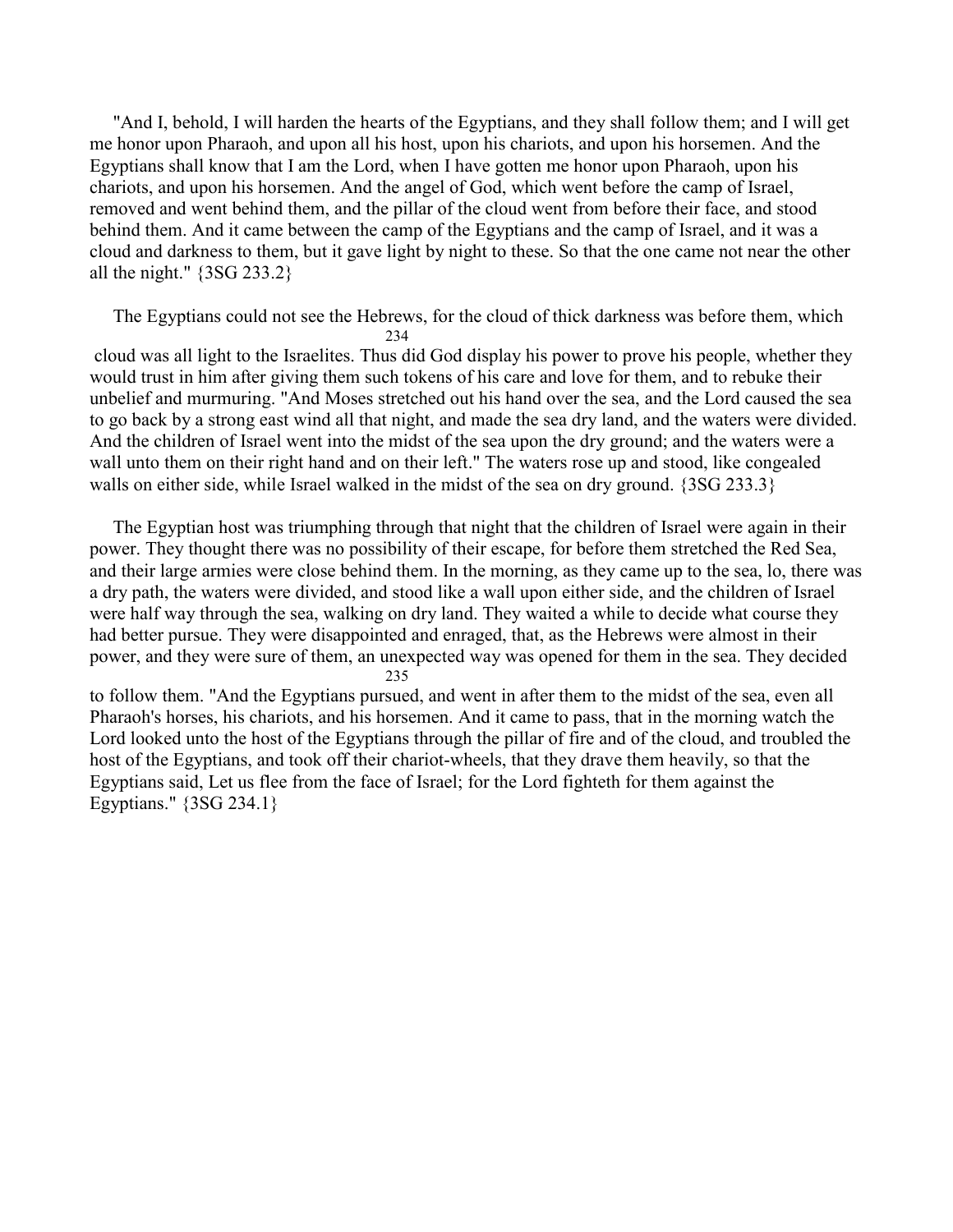"And I, behold, I will harden the hearts of the Egyptians, and they shall follow them; and I will get me honor upon Pharaoh, and upon all his host, upon his chariots, and upon his horsemen. And the Egyptians shall know that I am the Lord, when I have gotten me honor upon Pharaoh, upon his chariots, and upon his horsemen. And the angel of God, which went before the camp of Israel, removed and went behind them, and the pillar of the cloud went from before their face, and stood behind them. And it came between the camp of the Egyptians and the camp of Israel, and it was a cloud and darkness to them, but it gave light by night to these. So that the one came not near the other all the night." {3SG 233.2}

The Egyptians could not see the Hebrews, for the cloud of thick darkness was before them, which cloud was all light to the Israelites. Thus did God display his power to prove his people, whether they would trust in him after giving them such tokens of his care and love for them, and to rebuke their unbelief and murmuring. "And Moses stretched out his hand over the sea, and the Lord caused the sea to go back by a strong east wind all that night, and made the sea dry land, and the waters were divided. And the children of Israel went into the midst of the sea upon the dry ground; and the waters were a wall unto them on their right hand and on their left." The waters rose up and stood, like congealed walls on either side, while Israel walked in the midst of the sea on dry ground. {3SG 233.3}

The Egyptian host was triumphing through that night that the children of Israel were again in their power. They thought there was no possibility of their escape, for before them stretched the Red Sea, and their large armies were close behind them. In the morning, as they came up to the sea, lo, there was a dry path, the waters were divided, and stood like a wall upon either side, and the children of Israel were half way through the sea, walking on dry land. They waited a while to decide what course they had better pursue. They were disappointed and enraged, that, as the Hebrews were almost in their power, and they were sure of them, an unexpected way was opened for them in the sea. They decided to follow them. "And the Egyptians pursued, and went in after them to the midst of the sea, even all Pharaoh's horses, his chariots, and his horsemen. And it came to pass, that in the morning watch the Lord looked unto the host of the Egyptians through the pillar of fire and of the cloud, and troubled the host of the Egyptians, and took off their chariot-wheels, that they drave them heavily, so that the Egyptians said, Let us flee from the face of Israel; for the Lord fighteth for them against the Egyptians." {3SG 234.1}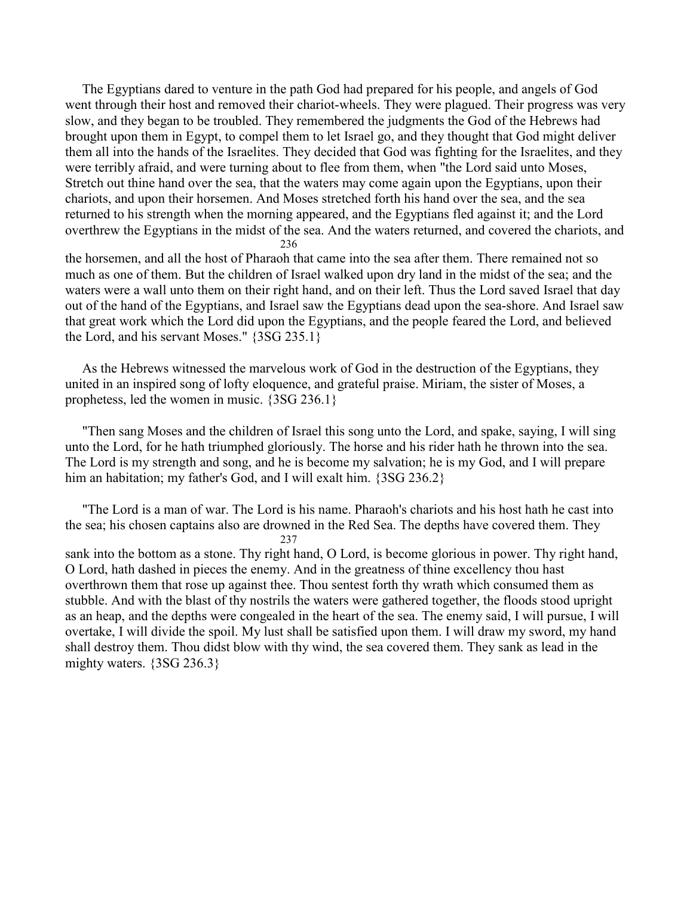The Egyptians dared to venture in the path God had prepared for his people, and angels of God went through their host and removed their chariot-wheels. They were plagued. Their progress was very slow, and they began to be troubled. They remembered the judgments the God of the Hebrews had brought upon them in Egypt, to compel them to let Israel go, and they thought that God might deliver them all into the hands of the Israelites. They decided that God was fighting for the Israelites, and they were terribly afraid, and were turning about to flee from them, when "the Lord said unto Moses, Stretch out thine hand over the sea, that the waters may come again upon the Egyptians, upon their chariots, and upon their horsemen. And Moses stretched forth his hand over the sea, and the sea returned to his strength when the morning appeared, and the Egyptians fled against it; and the Lord overthrew the Egyptians in the midst of the sea. And the waters returned, and covered the chariots, and the horsemen, and all the host of Pharaoh that came into the sea after them. There remained not so much as one of them. But the children of Israel walked upon dry land in the midst of the sea; and the waters were a wall unto them on their right hand, and on their left. Thus the Lord saved Israel that day out of the hand of the Egyptians, and Israel saw the Egyptians dead upon the sea-shore. And Israel saw that great work which the Lord did upon the Egyptians, and the people feared the Lord, and believed the Lord, and his servant Moses." {3SG 235.1}

As the Hebrews witnessed the marvelous work of God in the destruction of the Egyptians, they united in an inspired song of lofty eloquence, and grateful praise. Miriam, the sister of Moses, a prophetess, led the women in music. {3SG 236.1}

"Then sang Moses and the children of Israel this song unto the Lord, and spake, saying, I will sing unto the Lord, for he hath triumphed gloriously. The horse and his rider hath he thrown into the sea. The Lord is my strength and song, and he is become my salvation; he is my God, and I will prepare him an habitation; my father's God, and I will exalt him. {3SG 236.2}

"The Lord is a man of war. The Lord is his name. Pharaoh's chariots and his host hath he cast into the sea; his chosen captains also are drowned in the Red Sea. The depths have covered them. They sank into the bottom as a stone. Thy right hand, O Lord, is become glorious in power. Thy right hand, O Lord, hath dashed in pieces the enemy. And in the greatness of thine excellency thou hast overthrown them that rose up against thee. Thou sentest forth thy wrath which consumed them as stubble. And with the blast of thy nostrils the waters were gathered together, the floods stood upright as an heap, and the depths were congealed in the heart of the sea. The enemy said, I will pursue, I will overtake, I will divide the spoil. My lust shall be satisfied upon them. I will draw my sword, my hand shall destroy them. Thou didst blow with thy wind, the sea covered them. They sank as lead in the mighty waters. {3SG 236.3}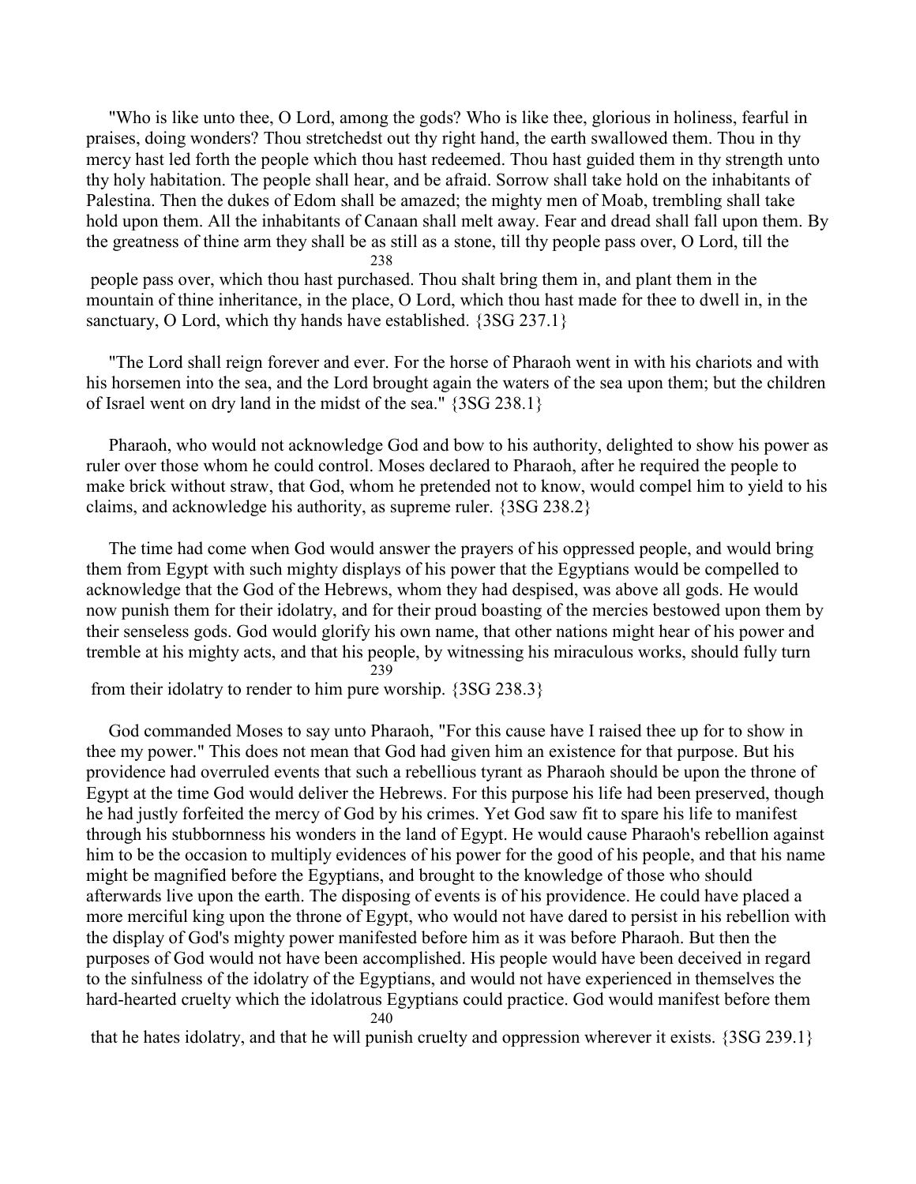"Who is like unto thee, O Lord, among the gods? Who is like thee, glorious in holiness, fearful in praises, doing wonders? Thou stretchedst out thy right hand, the earth swallowed them. Thou in thy mercy hast led forth the people which thou hast redeemed. Thou hast guided them in thy strength unto thy holy habitation. The people shall hear, and be afraid. Sorrow shall take hold on the inhabitants of Palestina. Then the dukes of Edom shall be amazed; the mighty men of Moab, trembling shall take hold upon them. All the inhabitants of Canaan shall melt away. Fear and dread shall fall upon them. By the greatness of thine arm they shall be as still as a stone, till thy people pass over, O Lord, till the people pass over, which thou hast purchased. Thou shalt bring them in, and plant them in the mountain of thine inheritance, in the place, O Lord, which thou hast made for thee to dwell in, in the sanctuary, O Lord, which thy hands have established. {3SG 237.1}

"The Lord shall reign forever and ever. For the horse of Pharaoh went in with his chariots and with his horsemen into the sea, and the Lord brought again the waters of the sea upon them; but the children of Israel went on dry land in the midst of the sea." {3SG 238.1}

Pharaoh, who would not acknowledge God and bow to his authority, delighted to show his power as ruler over those whom he could control. Moses declared to Pharaoh, after he required the people to make brick without straw, that God, whom he pretended not to know, would compel him to yield to his claims, and acknowledge his authority, as supreme ruler. {3SG 238.2}

The time had come when God would answer the prayers of his oppressed people, and would bring them from Egypt with such mighty displays of his power that the Egyptians would be compelled to acknowledge that the God of the Hebrews, whom they had despised, was above all gods. He would now punish them for their idolatry, and for their proud boasting of the mercies bestowed upon them by their senseless gods. God would glorify his own name, that other nations might hear of his power and tremble at his mighty acts, and that his people, by witnessing his miraculous works, should fully turn from their idolatry to render to him pure worship. {3SG 238.3}

God commanded Moses to say unto Pharaoh, "For this cause have I raised thee up for to show in thee my power." This does not mean that God had given him an existence for that purpose. But his providence had overruled events that such a rebellious tyrant as Pharaoh should be upon the throne of Egypt at the time God would deliver the Hebrews. For this purpose his life had been preserved, though he had justly forfeited the mercy of God by his crimes. Yet God saw fit to spare his life to manifest through his stubbornness his wonders in the land of Egypt. He would cause Pharaoh's rebellion against him to be the occasion to multiply evidences of his power for the good of his people, and that his name might be magnified before the Egyptians, and brought to the knowledge of those who should afterwards live upon the earth. The disposing of events is of his providence. He could have placed a more merciful king upon the throne of Egypt, who would not have dared to persist in his rebellion with the display of God's mighty power manifested before him as it was before Pharaoh. But then the purposes of God would not have been accomplished. His people would have been deceived in regard to the sinfulness of the idolatry of the Egyptians, and would not have experienced in themselves the hard-hearted cruelty which the idolatrous Egyptians could practice. God would manifest before them that he hates idolatry, and that he will punish cruelty and oppression wherever it exists. {3SG 239.1}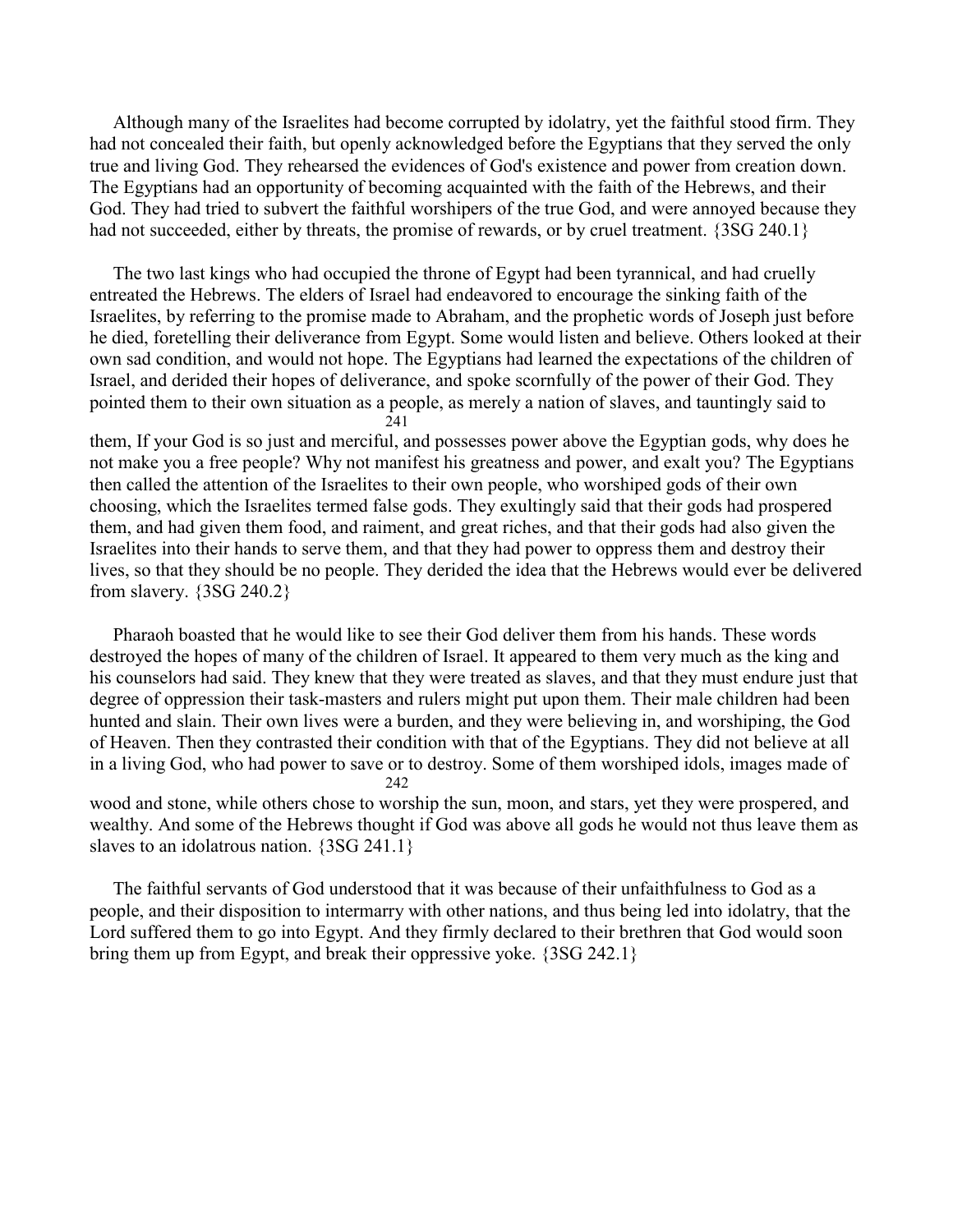Although many of the Israelites had become corrupted by idolatry, yet the faithful stood firm. They had not concealed their faith, but openly acknowledged before the Egyptians that they served the only true and living God. They rehearsed the evidences of God's existence and power from creation down. The Egyptians had an opportunity of becoming acquainted with the faith of the Hebrews, and their God. They had tried to subvert the faithful worshipers of the true God, and were annoyed because they had not succeeded, either by threats, the promise of rewards, or by cruel treatment. {3SG 240.1}

The two last kings who had occupied the throne of Egypt had been tyrannical, and had cruelly entreated the Hebrews. The elders of Israel had endeavored to encourage the sinking faith of the Israelites, by referring to the promise made to Abraham, and the prophetic words of Joseph just before he died, foretelling their deliverance from Egypt. Some would listen and believe. Others looked at their own sad condition, and would not hope. The Egyptians had learned the expectations of the children of Israel, and derided their hopes of deliverance, and spoke scornfully of the power of their God. They pointed them to their own situation as a people, as merely a nation of slaves, and tauntingly said to them, If your God is so just and merciful, and possesses power above the Egyptian gods, why does he not make you a free people? Why not manifest his greatness and power, and exalt you? The Egyptians then called the attention of the Israelites to their own people, who worshiped gods of their own choosing, which the Israelites termed false gods. They exultingly said that their gods had prospered them, and had given them food, and raiment, and great riches, and that their gods had also given the Israelites into their hands to serve them, and that they had power to oppress them and destroy their lives, so that they should be no people. They derided the idea that the Hebrews would ever be delivered from slavery. {3SG 240.2}

Pharaoh boasted that he would like to see their God deliver them from his hands. These words destroyed the hopes of many of the children of Israel. It appeared to them very much as the king and his counselors had said. They knew that they were treated as slaves, and that they must endure just that degree of oppression their task-masters and rulers might put upon them. Their male children had been hunted and slain. Their own lives were a burden, and they were believing in, and worshiping, the God of Heaven. Then they contrasted their condition with that of the Egyptians. They did not believe at all in a living God, who had power to save or to destroy. Some of them worshiped idols, images made of wood and stone, while others chose to worship the sun, moon, and stars, yet they were prospered, and wealthy. And some of the Hebrews thought if God was above all gods he would not thus leave them as slaves to an idolatrous nation. {3SG 241.1}

The faithful servants of God understood that it was because of their unfaithfulness to God as a people, and their disposition to intermarry with other nations, and thus being led into idolatry, that the Lord suffered them to go into Egypt. And they firmly declared to their brethren that God would soon bring them up from Egypt, and break their oppressive yoke. {3SG 242.1}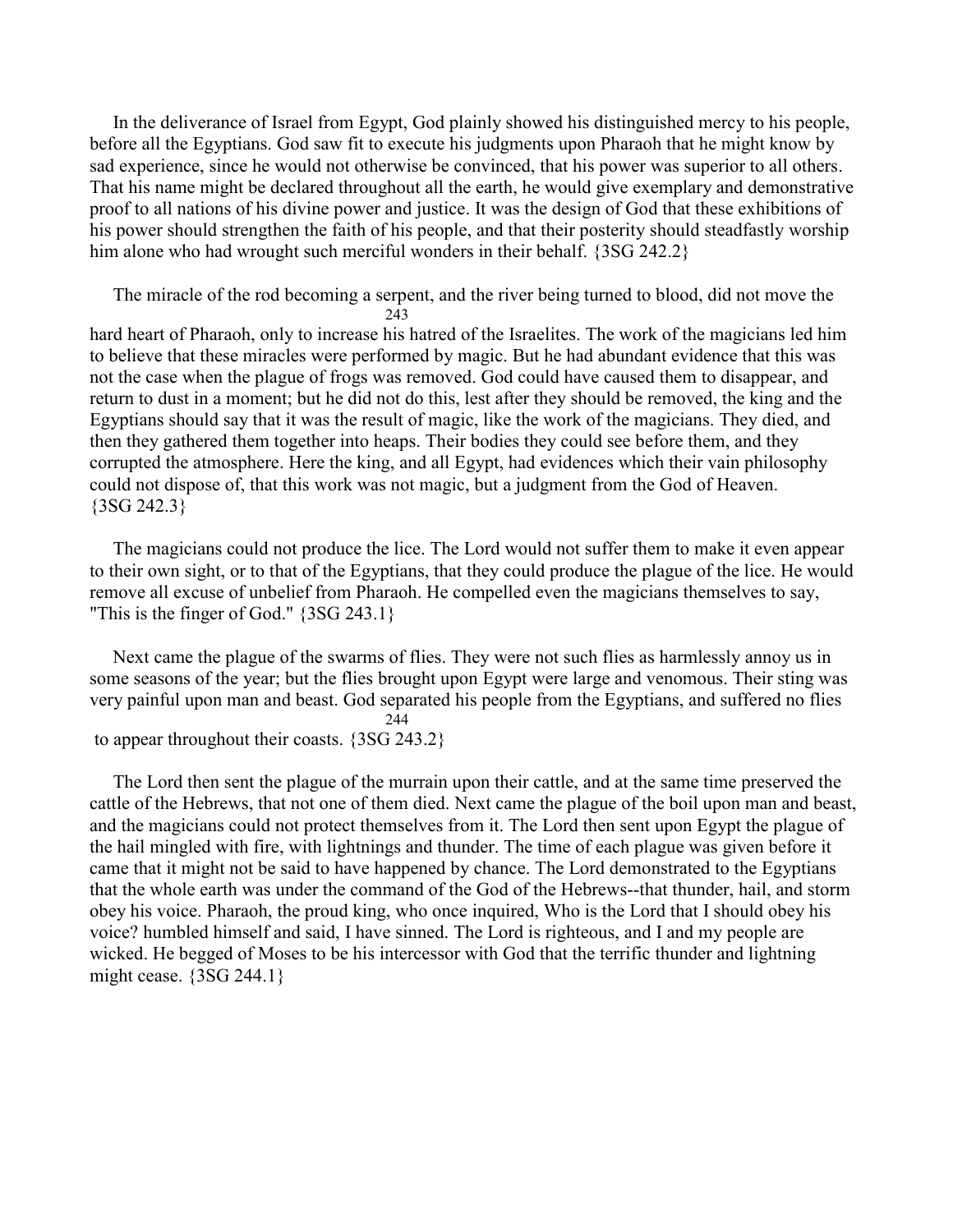In the deliverance of Israel from Egypt, God plainly showed his distinguished mercy to his people, before all the Egyptians. God saw fit to execute his judgments upon Pharaoh that he might know by sad experience, since he would not otherwise be convinced, that his power was superior to all others. That his name might be declared throughout all the earth, he would give exemplary and demonstrative proof to all nations of his divine power and justice. It was the design of God that these exhibitions of his power should strengthen the faith of his people, and that their posterity should steadfastly worship him alone who had wrought such merciful wonders in their behalf. {3SG 242.2}

The miracle of the rod becoming a serpent, and the river being turned to blood, did not move the hard heart of Pharaoh, only to increase his hatred of the Israelites. The work of the magicians led him to believe that these miracles were performed by magic. But he had abundant evidence that this was not the case when the plague of frogs was removed. God could have caused them to disappear, and return to dust in a moment; but he did not do this, lest after they should be removed, the king and the Egyptians should say that it was the result of magic, like the work of the magicians. They died, and then they gathered them together into heaps. Their bodies they could see before them, and they corrupted the atmosphere. Here the king, and all Egypt, had evidences which their vain philosophy could not dispose of, that this work was not magic, but a judgment from the God of Heaven. {3SG 242.3}

The magicians could not produce the lice. The Lord would not suffer them to make it even appear to their own sight, or to that of the Egyptians, that they could produce the plague of the lice. He would remove all excuse of unbelief from Pharaoh. He compelled even the magicians themselves to say, "This is the finger of God." {3SG 243.1}

Next came the plague of the swarms of flies. They were not such flies as harmlessly annoy us in some seasons of the year; but the flies brought upon Egypt were large and venomous. Their sting was very painful upon man and beast. God separated his people from the Egyptians, and suffered no flies to appear throughout their coasts. {3SG 243.2}

The Lord then sent the plague of the murrain upon their cattle, and at the same time preserved the cattle of the Hebrews, that not one of them died. Next came the plague of the boil upon man and beast, and the magicians could not protect themselves from it. The Lord then sent upon Egypt the plague of the hail mingled with fire, with lightnings and thunder. The time of each plague was given before it came that it might not be said to have happened by chance. The Lord demonstrated to the Egyptians that the whole earth was under the command of the God of the Hebrews--that thunder, hail, and storm obey his voice. Pharaoh, the proud king, who once inquired, Who is the Lord that I should obey his voice? humbled himself and said, I have sinned. The Lord is righteous, and I and my people are wicked. He begged of Moses to be his intercessor with God that the terrific thunder and lightning might cease. {3SG 244.1}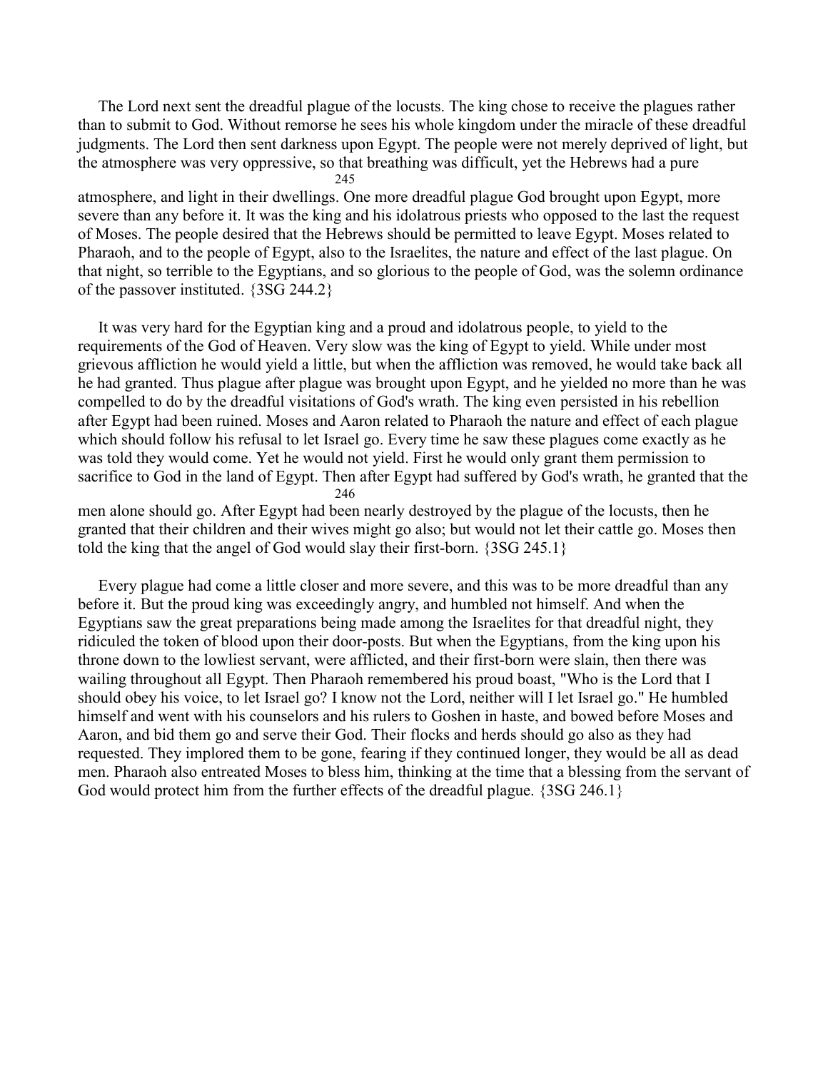The Lord next sent the dreadful plague of the locusts. The king chose to receive the plagues rather than to submit to God. Without remorse he sees his whole kingdom under the miracle of these dreadful judgments. The Lord then sent darkness upon Egypt. The people were not merely deprived of light, but the atmosphere was very oppressive, so that breathing was difficult, yet the Hebrews had a pure atmosphere, and light in their dwellings. One more dreadful plague God brought upon Egypt, more severe than any before it. It was the king and his idolatrous priests who opposed to the last the request of Moses. The people desired that the Hebrews should be permitted to leave Egypt. Moses related to Pharaoh, and to the people of Egypt, also to the Israelites, the nature and effect of the last plague. On that night, so terrible to the Egyptians, and so glorious to the people of God, was the solemn ordinance of the passover instituted. {3SG 244.2}

It was very hard for the Egyptian king and a proud and idolatrous people, to yield to the requirements of the God of Heaven. Very slow was the king of Egypt to yield. While under most grievous affliction he would yield a little, but when the affliction was removed, he would take back all he had granted. Thus plague after plague was brought upon Egypt, and he yielded no more than he was compelled to do by the dreadful visitations of God's wrath. The king even persisted in his rebellion after Egypt had been ruined. Moses and Aaron related to Pharaoh the nature and effect of each plague which should follow his refusal to let Israel go. Every time he saw these plagues come exactly as he was told they would come. Yet he would not yield. First he would only grant them permission to sacrifice to God in the land of Egypt. Then after Egypt had suffered by God's wrath, he granted that the men alone should go. After Egypt had been nearly destroyed by the plague of the locusts, then he granted that their children and their wives might go also; but would not let their cattle go. Moses then told the king that the angel of God would slay their first-born. {3SG 245.1}

Every plague had come a little closer and more severe, and this was to be more dreadful than any before it. But the proud king was exceedingly angry, and humbled not himself. And when the Egyptians saw the great preparations being made among the Israelites for that dreadful night, they ridiculed the token of blood upon their door-posts. But when the Egyptians, from the king upon his throne down to the lowliest servant, were afflicted, and their first-born were slain, then there was wailing throughout all Egypt. Then Pharaoh remembered his proud boast, "Who is the Lord that I should obey his voice, to let Israel go? I know not the Lord, neither will I let Israel go." He humbled himself and went with his counselors and his rulers to Goshen in haste, and bowed before Moses and Aaron, and bid them go and serve their God. Their flocks and herds should go also as they had requested. They implored them to be gone, fearing if they continued longer, they would be all as dead men. Pharaoh also entreated Moses to bless him, thinking at the time that a blessing from the servant of God would protect him from the further effects of the dreadful plague. {3SG 246.1}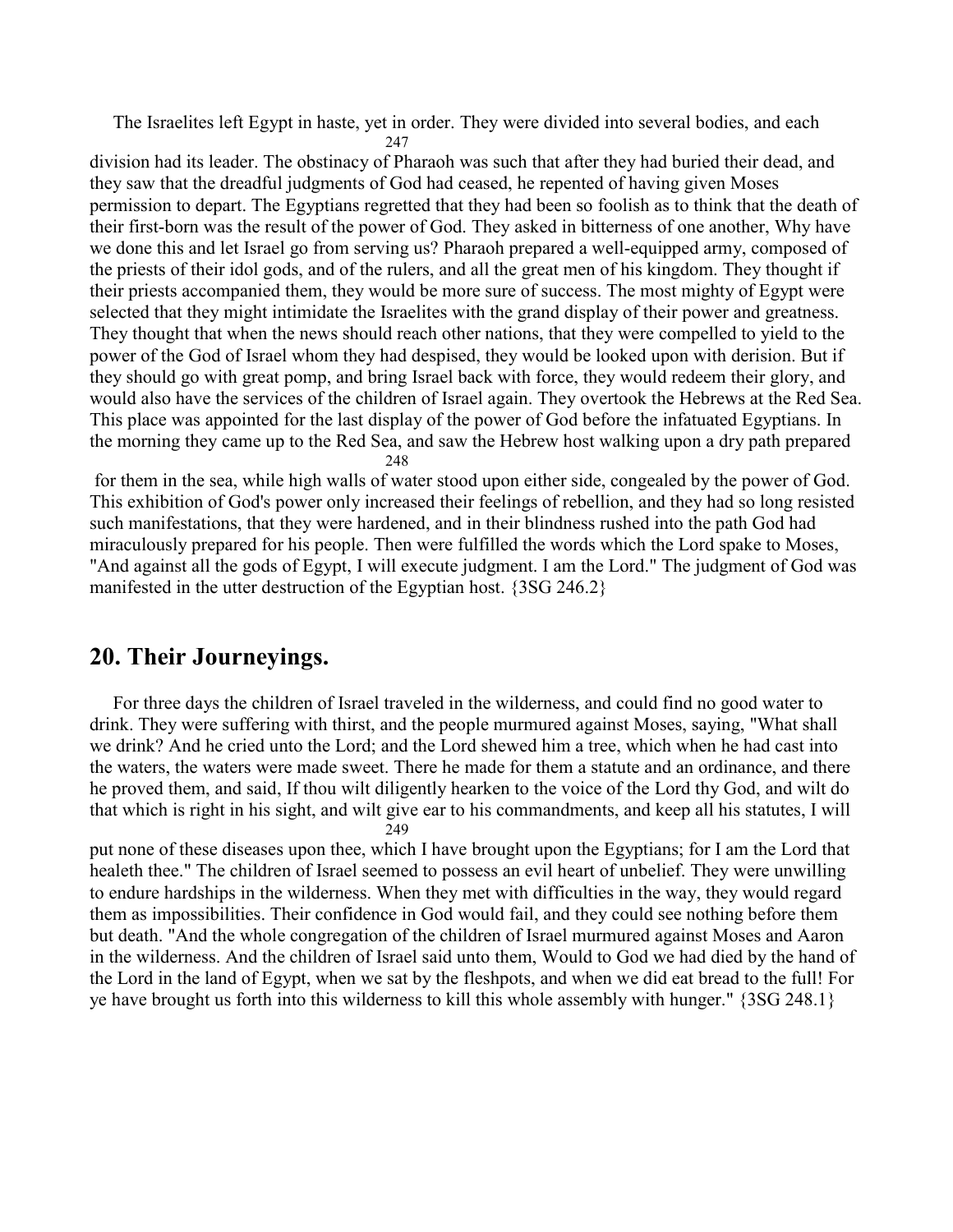The Israelites left Egypt in haste, yet in order. They were divided into several bodies, and each division had its leader. The obstinacy of Pharaoh was such that after they had buried their dead, and they saw that the dreadful judgments of God had ceased, he repented of having given Moses permission to depart. The Egyptians regretted that they had been so foolish as to think that the death of their first-born was the result of the power of God. They asked in bitterness of one another, Why have we done this and let Israel go from serving us? Pharaoh prepared a well-equipped army, composed of the priests of their idol gods, and of the rulers, and all the great men of his kingdom. They thought if their priests accompanied them, they would be more sure of success. The most mighty of Egypt were selected that they might intimidate the Israelites with the grand display of their power and greatness. They thought that when the news should reach other nations, that they were compelled to yield to the power of the God of Israel whom they had despised, they would be looked upon with derision. But if they should go with great pomp, and bring Israel back with force, they would redeem their glory, and would also have the services of the children of Israel again. They overtook the Hebrews at the Red Sea. This place was appointed for the last display of the power of God before the infatuated Egyptians. In the morning they came up to the Red Sea, and saw the Hebrew host walking upon a dry path prepared for them in the sea, while high walls of water stood upon either side, congealed by the power of God. This exhibition of God's power only increased their feelings of rebellion, and they had so long resisted such manifestations, that they were hardened, and in their blindness rushed into the path God had miraculously prepared for his people. Then were fulfilled the words which the Lord spake to Moses, "And against all the gods of Egypt, I will execute judgment. I am the Lord." The judgment of God was manifested in the utter destruction of the Egyptian host. {3SG 246.2}

## 20. Their Journeyings.

For three days the children of Israel traveled in the wilderness, and could find no good water to drink. They were suffering with thirst, and the people murmured against Moses, saying, "What shall we drink? And he cried unto the Lord; and the Lord shewed him a tree, which when he had cast into the waters, the waters were made sweet. There he made for them a statute and an ordinance, and there he proved them, and said, If thou wilt diligently hearken to the voice of the Lord thy God, and wilt do that which is right in his sight, and wilt give ear to his commandments, and keep all his statutes, I will put none of these diseases upon thee, which I have brought upon the Egyptians; for I am the Lord that healeth thee." The children of Israel seemed to possess an evil heart of unbelief. They were unwilling to endure hardships in the wilderness. When they met with difficulties in the way, they would regard them as impossibilities. Their confidence in God would fail, and they could see nothing before them but death. "And the whole congregation of the children of Israel murmured against Moses and Aaron in the wilderness. And the children of Israel said unto them, Would to God we had died by the hand of the Lord in the land of Egypt, when we sat by the fleshpots, and when we did eat bread to the full! For ye have brought us forth into this wilderness to kill this whole assembly with hunger." {3SG 248.1}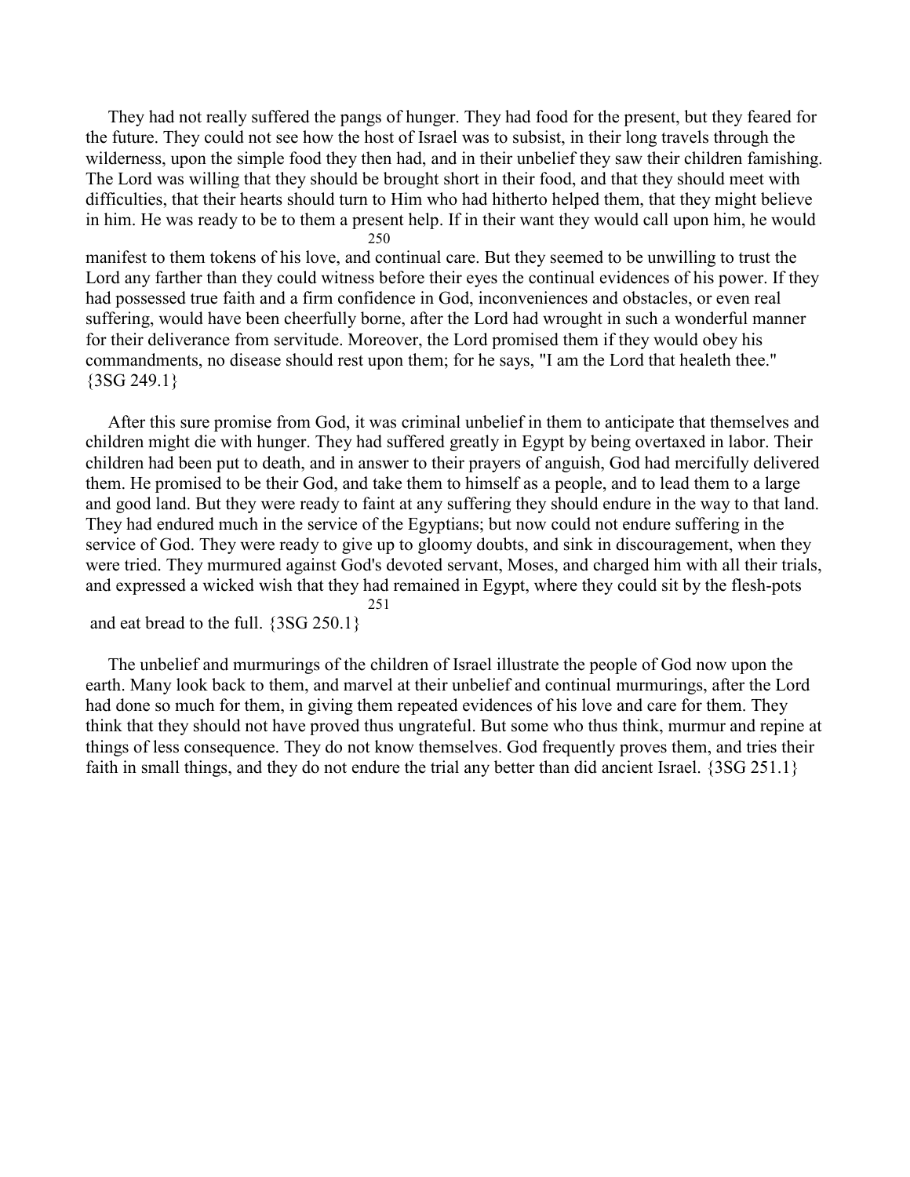They had not really suffered the pangs of hunger. They had food for the present, but they feared for the future. They could not see how the host of Israel was to subsist, in their long travels through the wilderness, upon the simple food they then had, and in their unbelief they saw their children famishing. The Lord was willing that they should be brought short in their food, and that they should meet with difficulties, that their hearts should turn to Him who had hitherto helped them, that they might believe in him. He was ready to be to them a present help. If in their want they would call upon him, he would manifest to them tokens of his love, and continual care. But they seemed to be unwilling to trust the Lord any farther than they could witness before their eyes the continual evidences of his power. If they had possessed true faith and a firm confidence in God, inconveniences and obstacles, or even real suffering, would have been cheerfully borne, after the Lord had wrought in such a wonderful manner for their deliverance from servitude. Moreover, the Lord promised them if they would obey his commandments, no disease should rest upon them; for he says, "I am the Lord that healeth thee." {3SG 249.1}

After this sure promise from God, it was criminal unbelief in them to anticipate that themselves and children might die with hunger. They had suffered greatly in Egypt by being overtaxed in labor. Their children had been put to death, and in answer to their prayers of anguish, God had mercifully delivered them. He promised to be their God, and take them to himself as a people, and to lead them to a large and good land. But they were ready to faint at any suffering they should endure in the way to that land. They had endured much in the service of the Egyptians; but now could not endure suffering in the service of God. They were ready to give up to gloomy doubts, and sink in discouragement, when they were tried. They murmured against God's devoted servant, Moses, and charged him with all their trials, and expressed a wicked wish that they had remained in Egypt, where they could sit by the flesh-pots and eat bread to the full. {3SG 250.1}

The unbelief and murmurings of the children of Israel illustrate the people of God now upon the earth. Many look back to them, and marvel at their unbelief and continual murmurings, after the Lord had done so much for them, in giving them repeated evidences of his love and care for them. They think that they should not have proved thus ungrateful. But some who thus think, murmur and repine at things of less consequence. They do not know themselves. God frequently proves them, and tries their faith in small things, and they do not endure the trial any better than did ancient Israel. {3SG 251.1}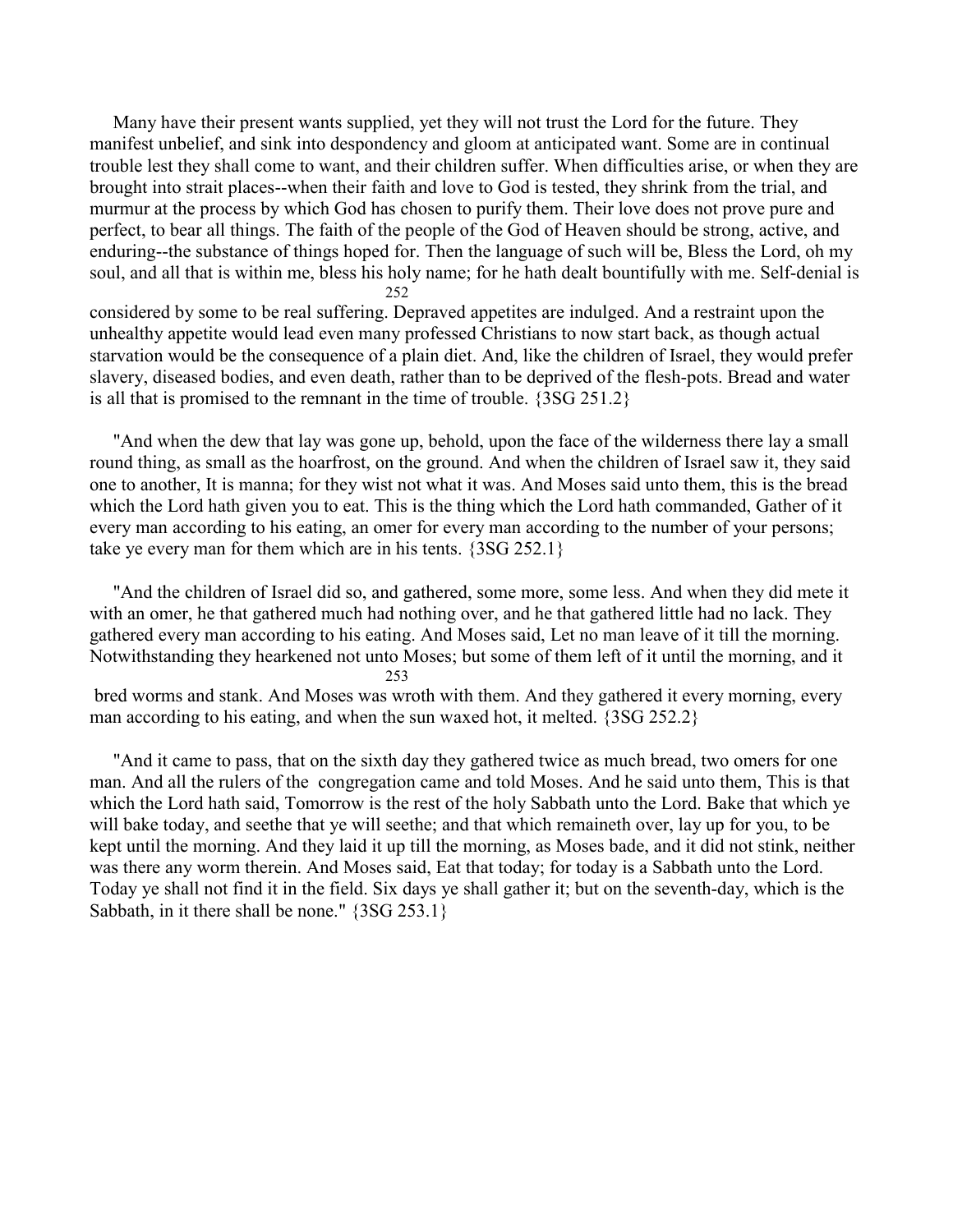Many have their present wants supplied, yet they will not trust the Lord for the future. They manifest unbelief, and sink into despondency and gloom at anticipated want. Some are in continual trouble lest they shall come to want, and their children suffer. When difficulties arise, or when they are brought into strait places--when their faith and love to God is tested, they shrink from the trial, and murmur at the process by which God has chosen to purify them. Their love does not prove pure and perfect, to bear all things. The faith of the people of the God of Heaven should be strong, active, and enduring--the substance of things hoped for. Then the language of such will be, Bless the Lord, oh my soul, and all that is within me, bless his holy name; for he hath dealt bountifully with me. Self-denial is considered by some to be real suffering. Depraved appetites are indulged. And a restraint upon the unhealthy appetite would lead even many professed Christians to now start back, as though actual starvation would be the consequence of a plain diet. And, like the children of Israel, they would prefer slavery, diseased bodies, and even death, rather than to be deprived of the flesh-pots. Bread and water is all that is promised to the remnant in the time of trouble. {3SG 251.2}

"And when the dew that lay was gone up, behold, upon the face of the wilderness there lay a small round thing, as small as the hoarfrost, on the ground. And when the children of Israel saw it, they said one to another, It is manna; for they wist not what it was. And Moses said unto them, this is the bread which the Lord hath given you to eat. This is the thing which the Lord hath commanded, Gather of it every man according to his eating, an omer for every man according to the number of your persons; take ye every man for them which are in his tents. {3SG 252.1}

"And the children of Israel did so, and gathered, some more, some less. And when they did mete it with an omer, he that gathered much had nothing over, and he that gathered little had no lack. They gathered every man according to his eating. And Moses said, Let no man leave of it till the morning. Notwithstanding they hearkened not unto Moses; but some of them left of it until the morning, and it bred worms and stank. And Moses was wroth with them. And they gathered it every morning, every man according to his eating, and when the sun waxed hot, it melted. {3SG 252.2}

"And it came to pass, that on the sixth day they gathered twice as much bread, two omers for one man. And all the rulers of the congregation came and told Moses. And he said unto them, This is that which the Lord hath said, Tomorrow is the rest of the holy Sabbath unto the Lord. Bake that which ye will bake today, and seethe that ye will seethe; and that which remaineth over, lay up for you, to be kept until the morning. And they laid it up till the morning, as Moses bade, and it did not stink, neither was there any worm therein. And Moses said, Eat that today; for today is a Sabbath unto the Lord. Today ye shall not find it in the field. Six days ye shall gather it; but on the seventh-day, which is the Sabbath, in it there shall be none." {3SG 253.1}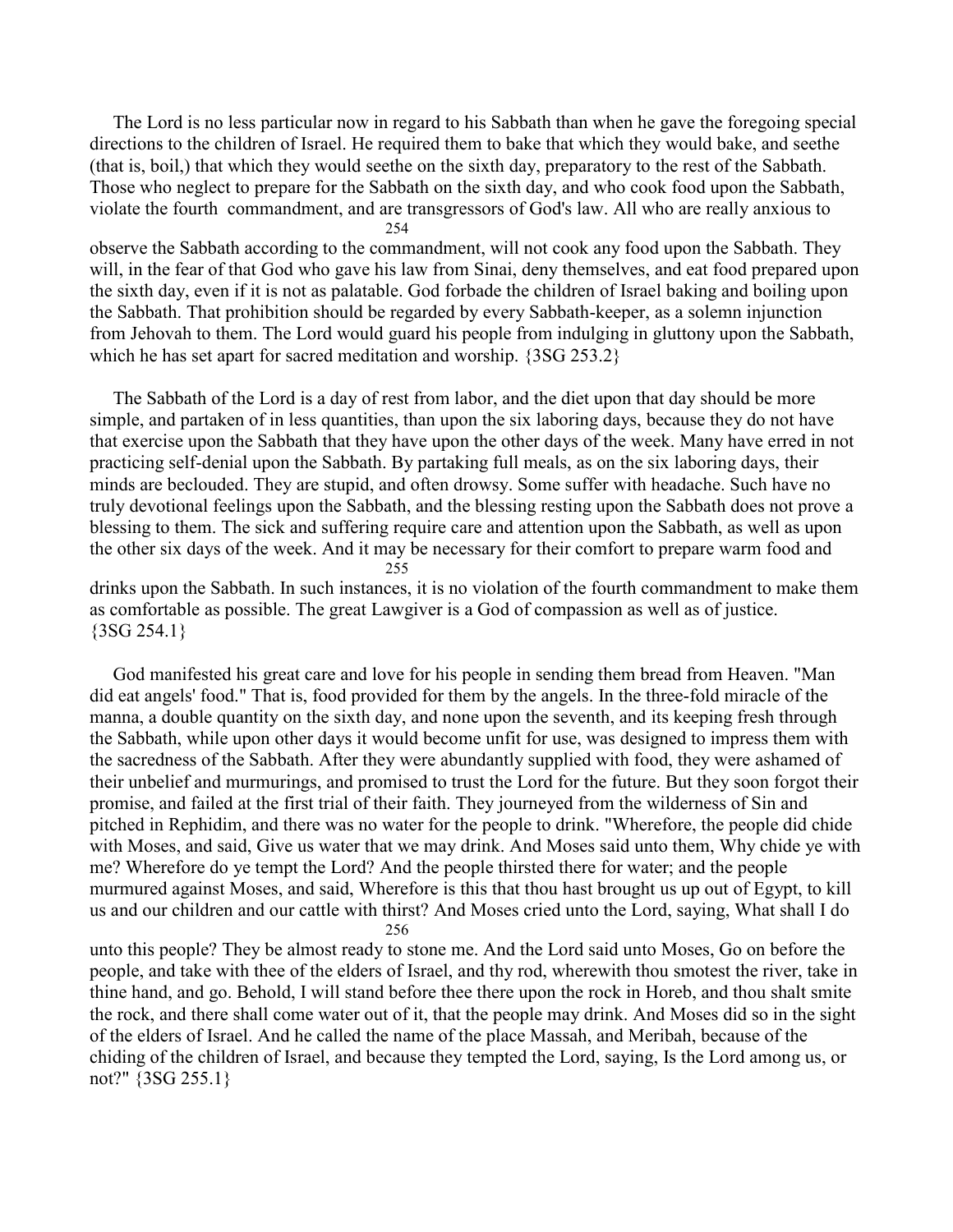The Lord is no less particular now in regard to his Sabbath than when he gave the foregoing special directions to the children of Israel. He required them to bake that which they would bake, and seethe (that is, boil,) that which they would seethe on the sixth day, preparatory to the rest of the Sabbath. Those who neglect to prepare for the Sabbath on the sixth day, and who cook food upon the Sabbath, violate the fourth commandment, and are transgressors of God's law. All who are really anxious to observe the Sabbath according to the commandment, will not cook any food upon the Sabbath. They will, in the fear of that God who gave his law from Sinai, deny themselves, and eat food prepared upon the sixth day, even if it is not as palatable. God forbade the children of Israel baking and boiling upon the Sabbath. That prohibition should be regarded by every Sabbath-keeper, as a solemn injunction from Jehovah to them. The Lord would guard his people from indulging in gluttony upon the Sabbath, which he has set apart for sacred meditation and worship. {3SG 253.2}

The Sabbath of the Lord is a day of rest from labor, and the diet upon that day should be more simple, and partaken of in less quantities, than upon the six laboring days, because they do not have that exercise upon the Sabbath that they have upon the other days of the week. Many have erred in not practicing self-denial upon the Sabbath. By partaking full meals, as on the six laboring days, their minds are beclouded. They are stupid, and often drowsy. Some suffer with headache. Such have no truly devotional feelings upon the Sabbath, and the blessing resting upon the Sabbath does not prove a blessing to them. The sick and suffering require care and attention upon the Sabbath, as well as upon the other six days of the week. And it may be necessary for their comfort to prepare warm food and drinks upon the Sabbath. In such instances, it is no violation of the fourth commandment to make them as comfortable as possible. The great Lawgiver is a God of compassion as well as of justice. {3SG 254.1}

God manifested his great care and love for his people in sending them bread from Heaven. "Man did eat angels' food." That is, food provided for them by the angels. In the three-fold miracle of the manna, a double quantity on the sixth day, and none upon the seventh, and its keeping fresh through the Sabbath, while upon other days it would become unfit for use, was designed to impress them with the sacredness of the Sabbath. After they were abundantly supplied with food, they were ashamed of their unbelief and murmurings, and promised to trust the Lord for the future. But they soon forgot their promise, and failed at the first trial of their faith. They journeyed from the wilderness of Sin and pitched in Rephidim, and there was no water for the people to drink. "Wherefore, the people did chide with Moses, and said, Give us water that we may drink. And Moses said unto them, Why chide ye with me? Wherefore do ye tempt the Lord? And the people thirsted there for water; and the people murmured against Moses, and said, Wherefore is this that thou hast brought us up out of Egypt, to kill us and our children and our cattle with thirst? And Moses cried unto the Lord, saying, What shall I do unto this people? They be almost ready to stone me. And the Lord said unto Moses, Go on before the people, and take with thee of the elders of Israel, and thy rod, wherewith thou smotest the river, take in thine hand, and go. Behold, I will stand before thee there upon the rock in Horeb, and thou shalt smite the rock, and there shall come water out of it, that the people may drink. And Moses did so in the sight of the elders of Israel. And he called the name of the place Massah, and Meribah, because of the chiding of the children of Israel, and because they tempted the Lord, saying, Is the Lord among us, or not?" {3SG 255.1}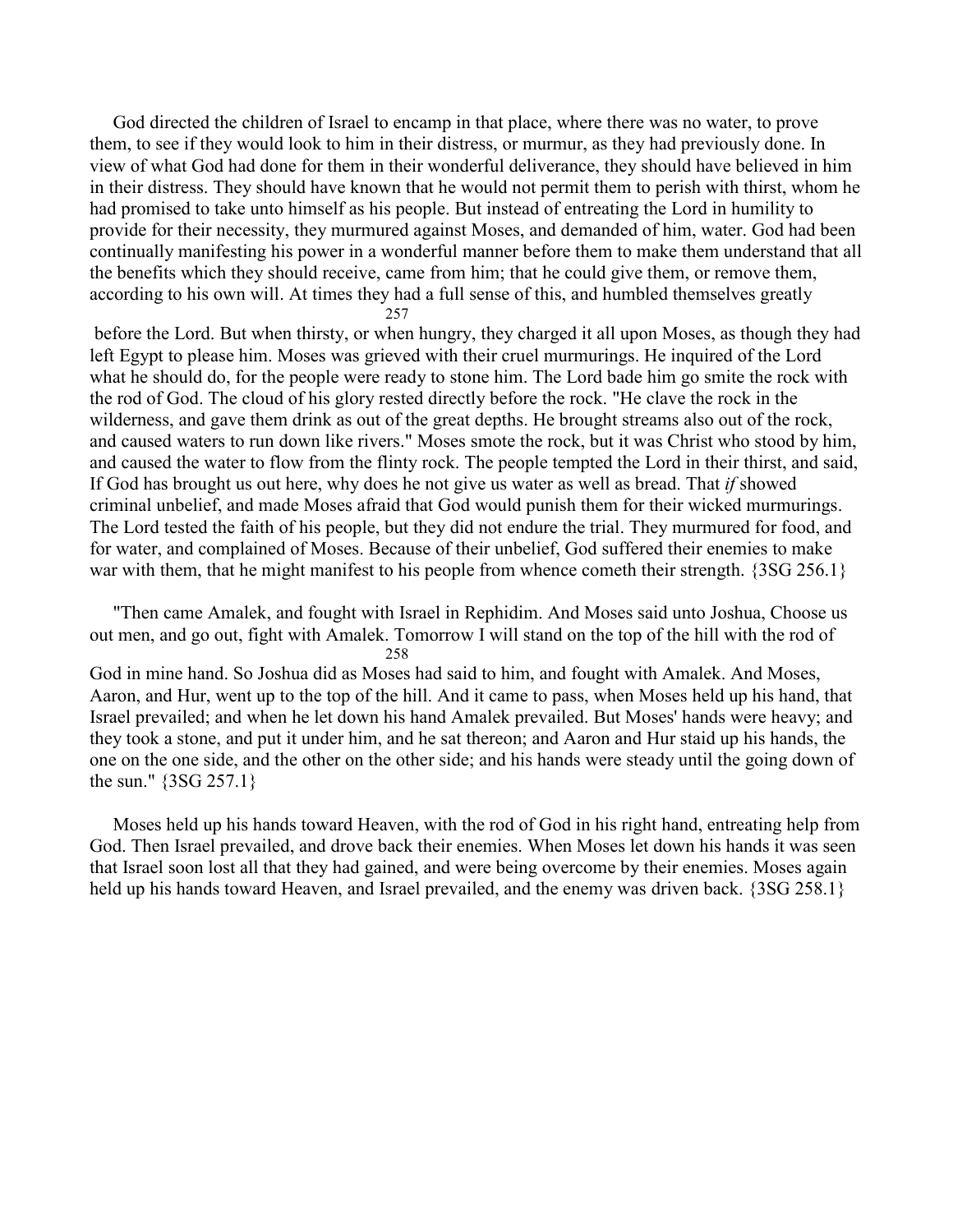God directed the children of Israel to encamp in that place, where there was no water, to prove them, to see if they would look to him in their distress, or murmur, as they had previously done. In view of what God had done for them in their wonderful deliverance, they should have believed in him in their distress. They should have known that he would not permit them to perish with thirst, whom he had promised to take unto himself as his people. But instead of entreating the Lord in humility to provide for their necessity, they murmured against Moses, and demanded of him, water. God had been continually manifesting his power in a wonderful manner before them to make them understand that all the benefits which they should receive, came from him; that he could give them, or remove them, according to his own will. At times they had a full sense of this, and humbled themselves greatly before the Lord. But when thirsty, or when hungry, they charged it all upon Moses, as though they had left Egypt to please him. Moses was grieved with their cruel murmurings. He inquired of the Lord what he should do, for the people were ready to stone him. The Lord bade him go smite the rock with the rod of God. The cloud of his glory rested directly before the rock. "He clave the rock in the wilderness, and gave them drink as out of the great depths. He brought streams also out of the rock, and caused waters to run down like rivers." Moses smote the rock, but it was Christ who stood by him, and caused the water to flow from the flinty rock. The people tempted the Lord in their thirst, and said, If God has brought us out here, why does he not give us water as well as bread. That *if* showed criminal unbelief, and made Moses afraid that God would punish them for their wicked murmurings. The Lord tested the faith of his people, but they did not endure the trial. They murmured for food, and for water, and complained of Moses. Because of their unbelief, God suffered their enemies to make war with them, that he might manifest to his people from whence cometh their strength. {3SG 256.1}

"Then came Amalek, and fought with Israel in Rephidim. And Moses said unto Joshua, Choose us out men, and go out, fight with Amalek. Tomorrow I will stand on the top of the hill with the rod of God in mine hand. So Joshua did as Moses had said to him, and fought with Amalek. And Moses, Aaron, and Hur, went up to the top of the hill. And it came to pass, when Moses held up his hand, that Israel prevailed; and when he let down his hand Amalek prevailed. But Moses' hands were heavy; and they took a stone, and put it under him, and he sat thereon; and Aaron and Hur staid up his hands, the one on the one side, and the other on the other side; and his hands were steady until the going down of the sun." {3SG 257.1}

Moses held up his hands toward Heaven, with the rod of God in his right hand, entreating help from God. Then Israel prevailed, and drove back their enemies. When Moses let down his hands it was seen that Israel soon lost all that they had gained, and were being overcome by their enemies. Moses again held up his hands toward Heaven, and Israel prevailed, and the enemy was driven back. {3SG 258.1}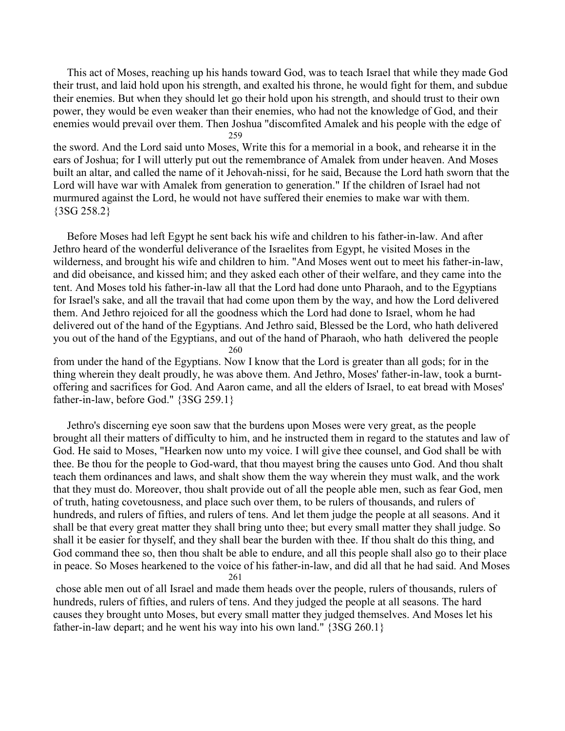This act of Moses, reaching up his hands toward God, was to teach Israel that while they made God their trust, and laid hold upon his strength, and exalted his throne, he would fight for them, and subdue their enemies. But when they should let go their hold upon his strength, and should trust to their own power, they would be even weaker than their enemies, who had not the knowledge of God, and their enemies would prevail over them. Then Joshua "discomfited Amalek and his people with the edge of the sword. And the Lord said unto Moses, Write this for a memorial in a book, and rehearse it in the ears of Joshua; for I will utterly put out the remembrance of Amalek from under heaven. And Moses built an altar, and called the name of it Jehovah-nissi, for he said, Because the Lord hath sworn that the Lord will have war with Amalek from generation to generation." If the children of Israel had not murmured against the Lord, he would not have suffered their enemies to make war with them. {3SG 258.2}

Before Moses had left Egypt he sent back his wife and children to his father-in-law. And after Jethro heard of the wonderful deliverance of the Israelites from Egypt, he visited Moses in the wilderness, and brought his wife and children to him. "And Moses went out to meet his father-in-law, and did obeisance, and kissed him; and they asked each other of their welfare, and they came into the tent. And Moses told his father-in-law all that the Lord had done unto Pharaoh, and to the Egyptians for Israel's sake, and all the travail that had come upon them by the way, and how the Lord delivered them. And Jethro rejoiced for all the goodness which the Lord had done to Israel, whom he had delivered out of the hand of the Egyptians. And Jethro said, Blessed be the Lord, who hath delivered you out of the hand of the Egyptians, and out of the hand of Pharaoh, who hath delivered the people from under the hand of the Egyptians. Now I know that the Lord is greater than all gods; for in the thing wherein they dealt proudly, he was above them. And Jethro, Moses' father-in-law, took a burnt-offering and sacrifices for God. And Aaron came, and all the elders of Israel, to eat bread with Moses' father-in-law, before God." {3SG 259.1}

Jethro's discerning eye soon saw that the burdens upon Moses were very great, as the people brought all their matters of difficulty to him, and he instructed them in regard to the statutes and law of God. He said to Moses, "Hearken now unto my voice. I will give thee counsel, and God shall be with thee. Be thou for the people to God-ward, that thou mayest bring the causes unto God. And thou shalt teach them ordinances and laws, and shalt show them the way wherein they must walk, and the work that they must do. Moreover, thou shalt provide out of all the people able men, such as fear God, men of truth, hating covetousness, and place such over them, to be rulers of thousands, and rulers of hundreds, and rulers of fifties, and rulers of tens. And let them judge the people at all seasons. And it shall be that every great matter they shall bring unto thee; but every small matter they shall judge. So shall it be easier for thyself, and they shall bear the burden with thee. If thou shalt do this thing, and God command thee so, then thou shalt be able to endure, and all this people shall also go to their place in peace. So Moses hearkened to the voice of his father-in-law, and did all that he had said. And Moses chose able men out of all Israel and made them heads over the people, rulers of thousands, rulers of hundreds, rulers of fifties, and rulers of tens. And they judged the people at all seasons. The hard causes they brought unto Moses, but every small matter they judged themselves. And Moses let his father-in-law depart; and he went his way into his own land." {3SG 260.1}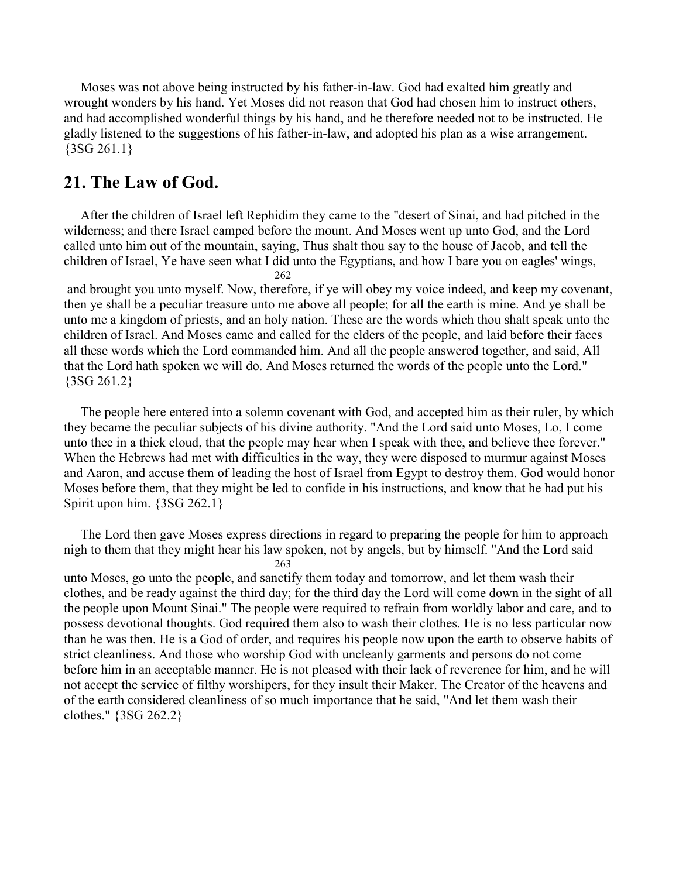Moses was not above being instructed by his father-in-law. God had exalted him greatly and wrought wonders by his hand. Yet Moses did not reason that God had chosen him to instruct others, and had accomplished wonderful things by his hand, and he therefore needed not to be instructed. He gladly listened to the suggestions of his father-in-law, and adopted his plan as a wise arrangement. {3SG 261.1}

## 21. The Law of God.

After the children of Israel left Rephidim they came to the "desert of Sinai, and had pitched in the wilderness; and there Israel camped before the mount. And Moses went up unto God, and the Lord called unto him out of the mountain, saying, Thus shalt thou say to the house of Jacob, and tell the children of Israel, Ye have seen what I did unto the Egyptians, and how I bare you on eagles' wings, and brought you unto myself. Now, therefore, if ye will obey my voice indeed, and keep my covenant, then ye shall be a peculiar treasure unto me above all people; for all the earth is mine. And ye shall be unto me a kingdom of priests, and an holy nation. These are the words which thou shalt speak unto the children of Israel. And Moses came and called for the elders of the people, and laid before their faces all these words which the Lord commanded him. And all the people answered together, and said, All that the Lord hath spoken we will do. And Moses returned the words of the people unto the Lord." {3SG 261.2}

The people here entered into a solemn covenant with God, and accepted him as their ruler, by which they became the peculiar subjects of his divine authority. "And the Lord said unto Moses, Lo, I come unto thee in a thick cloud, that the people may hear when I speak with thee, and believe thee forever." When the Hebrews had met with difficulties in the way, they were disposed to murmur against Moses and Aaron, and accuse them of leading the host of Israel from Egypt to destroy them. God would honor Moses before them, that they might be led to confide in his instructions, and know that he had put his Spirit upon him. {3SG 262.1}

The Lord then gave Moses express directions in regard to preparing the people for him to approach nigh to them that they might hear his law spoken, not by angels, but by himself. "And the Lord said unto Moses, go unto the people, and sanctify them today and tomorrow, and let them wash their clothes, and be ready against the third day; for the third day the Lord will come down in the sight of all the people upon Mount Sinai." The people were required to refrain from worldly labor and care, and to possess devotional thoughts. God required them also to wash their clothes. He is no less particular now than he was then. He is a God of order, and requires his people now upon the earth to observe habits of strict cleanliness. And those who worship God with uncleanly garments and persons do not come before him in an acceptable manner. He is not pleased with their lack of reverence for him, and he will not accept the service of filthy worshipers, for they insult their Maker. The Creator of the heavens and of the earth considered cleanliness of so much importance that he said, "And let them wash their clothes." {3SG 262.2}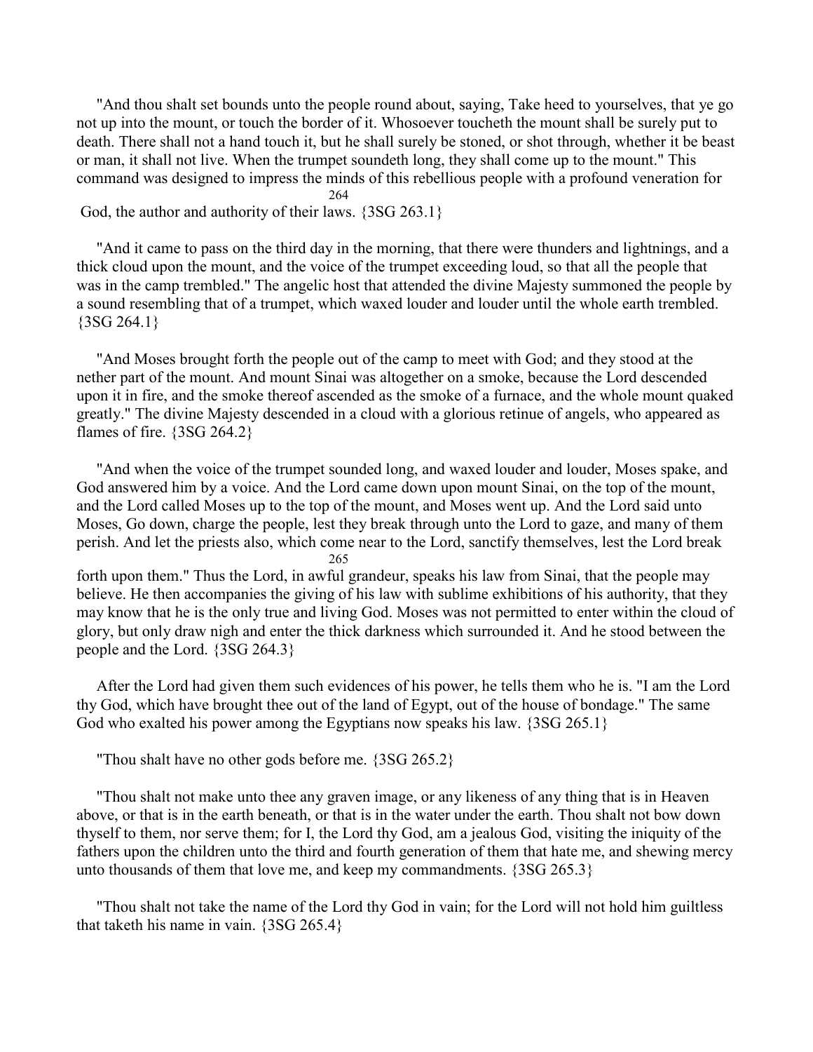"And thou shalt set bounds unto the people round about, saying, Take heed to yourselves, that ye go not up into the mount, or touch the border of it. Whosoever toucheth the mount shall be surely put to death. There shall not a hand touch it, but he shall surely be stoned, or shot through, whether it be beast or man, it shall not live. When the trumpet soundeth long, they shall come up to the mount." This command was designed to impress the minds of this rebellious people with a profound veneration for God, the author and authority of their laws. {3SG 263.1}

"And it came to pass on the third day in the morning, that there were thunders and lightnings, and a thick cloud upon the mount, and the voice of the trumpet exceeding loud, so that all the people that was in the camp trembled." The angelic host that attended the divine Majesty summoned the people by a sound resembling that of a trumpet, which waxed louder and louder until the whole earth trembled. {3SG 264.1}

"And Moses brought forth the people out of the camp to meet with God; and they stood at the nether part of the mount. And mount Sinai was altogether on a smoke, because the Lord descended upon it in fire, and the smoke thereof ascended as the smoke of a furnace, and the whole mount quaked greatly." The divine Majesty descended in a cloud with a glorious retinue of angels, who appeared as flames of fire. {3SG 264.2}

"And when the voice of the trumpet sounded long, and waxed louder and louder, Moses spake, and God answered him by a voice. And the Lord came down upon mount Sinai, on the top of the mount, and the Lord called Moses up to the top of the mount, and Moses went up. And the Lord said unto Moses, Go down, charge the people, lest they break through unto the Lord to gaze, and many of them perish. And let the priests also, which come near to the Lord, sanctify themselves, lest the Lord break forth upon them." Thus the Lord, in awful grandeur, speaks his law from Sinai, that the people may believe. He then accompanies the giving of his law with sublime exhibitions of his authority, that they may know that he is the only true and living God. Moses was not permitted to enter within the cloud of glory, but only draw nigh and enter the thick darkness which surrounded it. And he stood between the people and the Lord. {3SG 264.3}

After the Lord had given them such evidences of his power, he tells them who he is. "I am the Lord thy God, which have brought thee out of the land of Egypt, out of the house of bondage." The same God who exalted his power among the Egyptians now speaks his law. {3SG 265.1}

"Thou shalt have no other gods before me. {3SG 265.2}

"Thou shalt not make unto thee any graven image, or any likeness of any thing that is in Heaven above, or that is in the earth beneath, or that is in the water under the earth. Thou shalt not bow down thyself to them, nor serve them; for I, the Lord thy God, am a jealous God, visiting the iniquity of the fathers upon the children unto the third and fourth generation of them that hate me, and shewing mercy unto thousands of them that love me, and keep my commandments. {3SG 265.3}

"Thou shalt not take the name of the Lord thy God in vain; for the Lord will not hold him guiltless that taketh his name in vain. {3SG 265.4}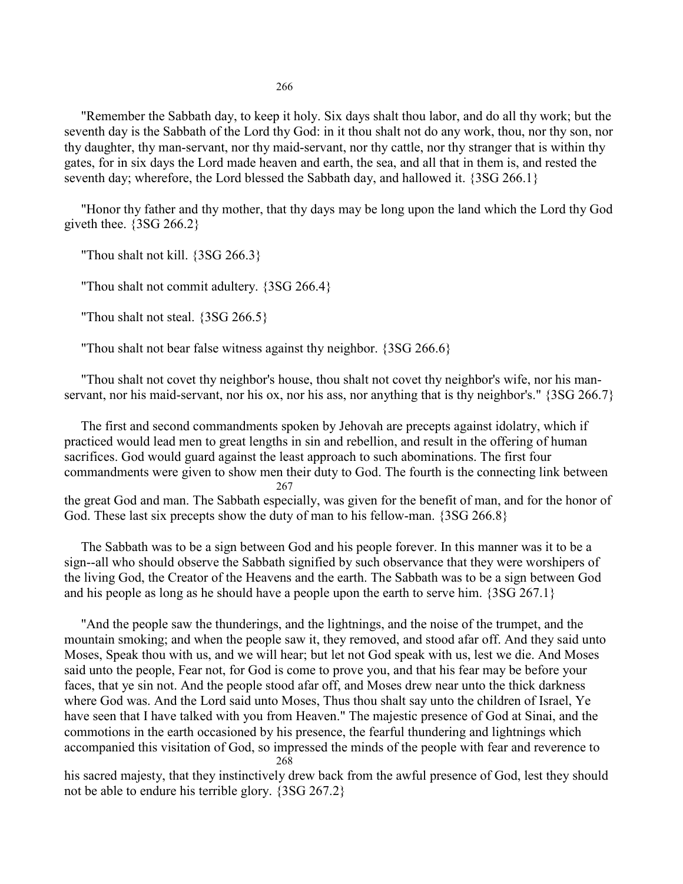"Remember the Sabbath day, to keep it holy. Six days shalt thou labor, and do all thy work; but the seventh day is the Sabbath of the Lord thy God: in it thou shalt not do any work, thou, nor thy son, nor thy daughter, thy man-servant, nor thy maid-servant, nor thy cattle, nor thy stranger that is within thy gates, for in six days the Lord made heaven and earth, the sea, and all that in them is, and rested the seventh day; wherefore, the Lord blessed the Sabbath day, and hallowed it. {3SG 266.1}

"Honor thy father and thy mother, that thy days may be long upon the land which the Lord thy God giveth thee. {3SG 266.2}

"Thou shalt not kill. {3SG 266.3}

"Thou shalt not commit adultery. {3SG 266.4}

"Thou shalt not steal. {3SG 266.5}

"Thou shalt not bear false witness against thy neighbor. {3SG 266.6}

"Thou shalt not covet thy neighbor's house, thou shalt not covet thy neighbor's wife, nor his man-servant, nor his maid-servant, nor his ox, nor his ass, nor anything that is thy neighbor's." {3SG 266.7}

The first and second commandments spoken by Jehovah are precepts against idolatry, which if practiced would lead men to great lengths in sin and rebellion, and result in the offering of human sacrifices. God would guard against the least approach to such abominations. The first four commandments were given to show men their duty to God. The fourth is the connecting link between the great God and man. The Sabbath especially, was given for the benefit of man, and for the honor of God. These last six precepts show the duty of man to his fellow-man. {3SG 266.8}

The Sabbath was to be a sign between God and his people forever. In this manner was it to be a sign--all who should observe the Sabbath signified by such observance that they were worshipers of the living God, the Creator of the Heavens and the earth. The Sabbath was to be a sign between God and his people as long as he should have a people upon the earth to serve him. {3SG 267.1}

"And the people saw the thunderings, and the lightnings, and the noise of the trumpet, and the mountain smoking; and when the people saw it, they removed, and stood afar off. And they said unto Moses, Speak thou with us, and we will hear; but let not God speak with us, lest we die. And Moses said unto the people, Fear not, for God is come to prove you, and that his fear may be before your faces, that ye sin not. And the people stood afar off, and Moses drew near unto the thick darkness where God was. And the Lord said unto Moses, Thus thou shalt say unto the children of Israel, Ye have seen that I have talked with you from Heaven." The majestic presence of God at Sinai, and the commotions in the earth occasioned by his presence, the fearful thundering and lightnings which accompanied this visitation of God, so impressed the minds of the people with fear and reverence to his sacred majesty, that they instinctively drew back from the awful presence of God, lest they should not be able to endure his terrible glory. {3SG 267.2}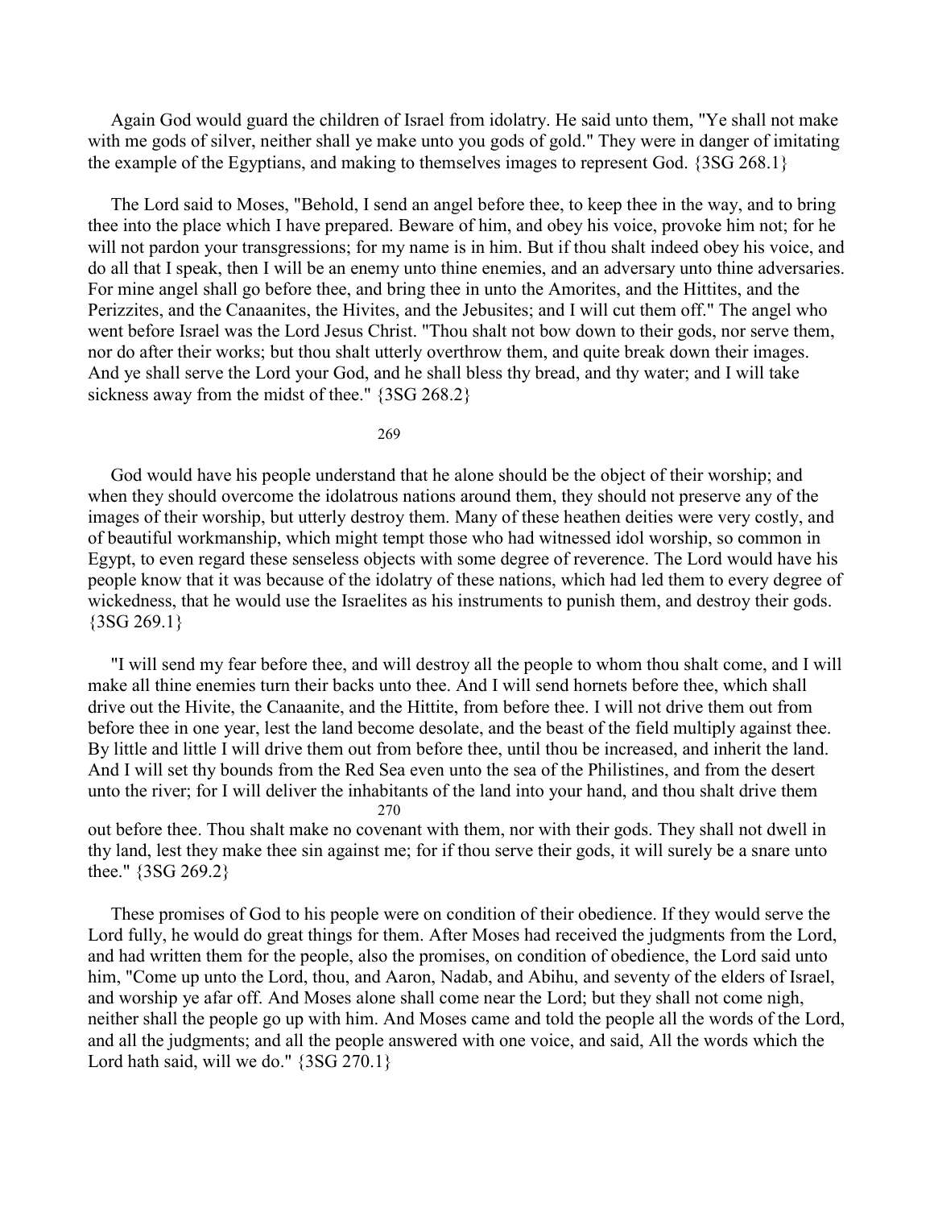Again God would guard the children of Israel from idolatry. He said unto them, "Ye shall not make with me gods of silver, neither shall ye make unto you gods of gold." They were in danger of imitating the example of the Egyptians, and making to themselves images to represent God. {3SG 268.1}

The Lord said to Moses, "Behold, I send an angel before thee, to keep thee in the way, and to bring thee into the place which I have prepared. Beware of him, and obey his voice, provoke him not; for he will not pardon your transgressions; for my name is in him. But if thou shalt indeed obey his voice, and do all that I speak, then I will be an enemy unto thine enemies, and an adversary unto thine adversaries. For mine angel shall go before thee, and bring thee in unto the Amorites, and the Hittites, and the Perizzites, and the Canaanites, the Hivites, and the Jebusites; and I will cut them off." The angel who went before Israel was the Lord Jesus Christ. "Thou shalt not bow down to their gods, nor serve them, nor do after their works; but thou shalt utterly overthrow them, and quite break down their images. And ye shall serve the Lord your God, and he shall bless thy bread, and thy water; and I will take sickness away from the midst of thee." {3SG 268.2}

God would have his people understand that he alone should be the object of their worship; and when they should overcome the idolatrous nations around them, they should not preserve any of the images of their worship, but utterly destroy them. Many of these heathen deities were very costly, and of beautiful workmanship, which might tempt those who had witnessed idol worship, so common in Egypt, to even regard these senseless objects with some degree of reverence. The Lord would have his people know that it was because of the idolatry of these nations, which had led them to every degree of wickedness, that he would use the Israelites as his instruments to punish them, and destroy their gods. {3SG 269.1}

"I will send my fear before thee, and will destroy all the people to whom thou shalt come, and I will make all thine enemies turn their backs unto thee. And I will send hornets before thee, which shall drive out the Hivite, the Canaanite, and the Hittite, from before thee. I will not drive them out from before thee in one year, lest the land become desolate, and the beast of the field multiply against thee. By little and little I will drive them out from before thee, until thou be increased, and inherit the land. And I will set thy bounds from the Red Sea even unto the sea of the Philistines, and from the desert unto the river; for I will deliver the inhabitants of the land into your hand, and thou shalt drive them out before thee. Thou shalt make no covenant with them, nor with their gods. They shall not dwell in thy land, lest they make thee sin against me; for if thou serve their gods, it will surely be a snare unto thee." {3SG 269.2}

These promises of God to his people were on condition of their obedience. If they would serve the Lord fully, he would do great things for them. After Moses had received the judgments from the Lord, and had written them for the people, also the promises, on condition of obedience, the Lord said unto him, "Come up unto the Lord, thou, and Aaron, Nadab, and Abihu, and seventy of the elders of Israel, and worship ye afar off. And Moses alone shall come near the Lord; but they shall not come nigh, neither shall the people go up with him. And Moses came and told the people all the words of the Lord, and all the judgments; and all the people answered with one voice, and said, All the words which the Lord hath said, will we do." {3SG 270.1}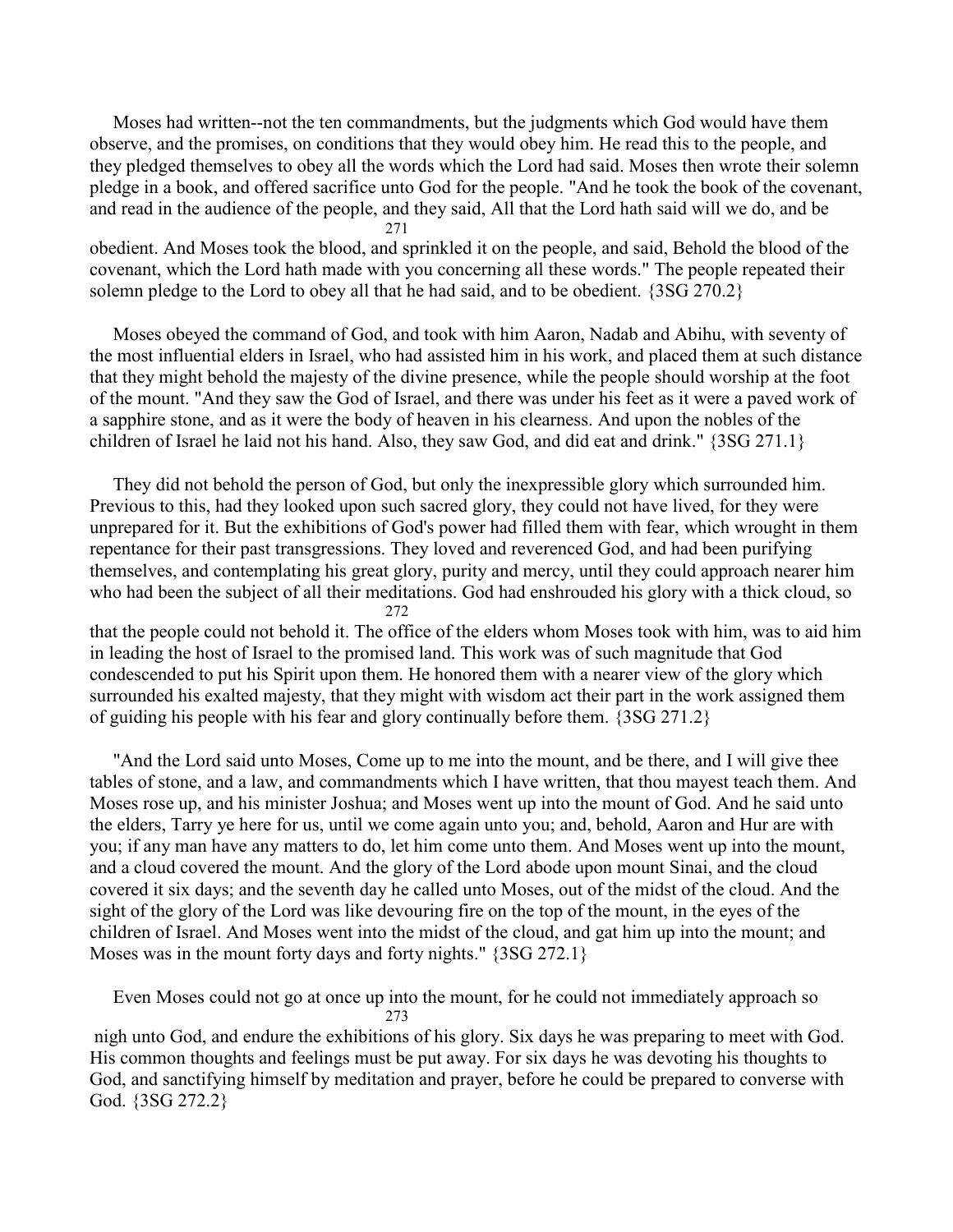Moses had written--not the ten commandments, but the judgments which God would have them observe, and the promises, on conditions that they would obey him. He read this to the people, and they pledged themselves to obey all the words which the Lord had said. Moses then wrote their solemn pledge in a book, and offered sacrifice unto God for the people. "And he took the book of the covenant, and read in the audience of the people, and they said, All that the Lord hath said will we do, and be obedient. And Moses took the blood, and sprinkled it on the people, and said, Behold the blood of the covenant, which the Lord hath made with you concerning all these words." The people repeated their solemn pledge to the Lord to obey all that he had said, and to be obedient. {3SG 270.2}

Moses obeyed the command of God, and took with him Aaron, Nadab and Abihu, with seventy of the most influential elders in Israel, who had assisted him in his work, and placed them at such distance that they might behold the majesty of the divine presence, while the people should worship at the foot of the mount. "And they saw the God of Israel, and there was under his feet as it were a paved work of a sapphire stone, and as it were the body of heaven in his clearness. And upon the nobles of the children of Israel he laid not his hand. Also, they saw God, and did eat and drink." {3SG 271.1}

They did not behold the person of God, but only the inexpressible glory which surrounded him. Previous to this, had they looked upon such sacred glory, they could not have lived, for they were unprepared for it. But the exhibitions of God's power had filled them with fear, which wrought in them repentance for their past transgressions. They loved and reverenced God, and had been purifying themselves, and contemplating his great glory, purity and mercy, until they could approach nearer him who had been the subject of all their meditations. God had enshrouded his glory with a thick cloud, so that the people could not behold it. The office of the elders whom Moses took with him, was to aid him in leading the host of Israel to the promised land. This work was of such magnitude that God condescended to put his Spirit upon them. He honored them with a nearer view of the glory which surrounded his exalted majesty, that they might with wisdom act their part in the work assigned them of guiding his people with his fear and glory continually before them. {3SG 271.2}

"And the Lord said unto Moses, Come up to me into the mount, and be there, and I will give thee tables of stone, and a law, and commandments which I have written, that thou mayest teach them. And Moses rose up, and his minister Joshua; and Moses went up into the mount of God. And he said unto the elders, Tarry ye here for us, until we come again unto you; and, behold, Aaron and Hur are with you; if any man have any matters to do, let him come unto them. And Moses went up into the mount, and a cloud covered the mount. And the glory of the Lord abode upon mount Sinai, and the cloud covered it six days; and the seventh day he called unto Moses, out of the midst of the cloud. And the sight of the glory of the Lord was like devouring fire on the top of the mount, in the eyes of the children of Israel. And Moses went into the midst of the cloud, and gat him up into the mount; and Moses was in the mount forty days and forty nights." {3SG 272.1}

Even Moses could not go at once up into the mount, for he could not immediately approach so nigh unto God, and endure the exhibitions of his glory. Six days he was preparing to meet with God. His common thoughts and feelings must be put away. For six days he was devoting his thoughts to God, and sanctifying himself by meditation and prayer, before he could be prepared to converse with God. {3SG 272.2}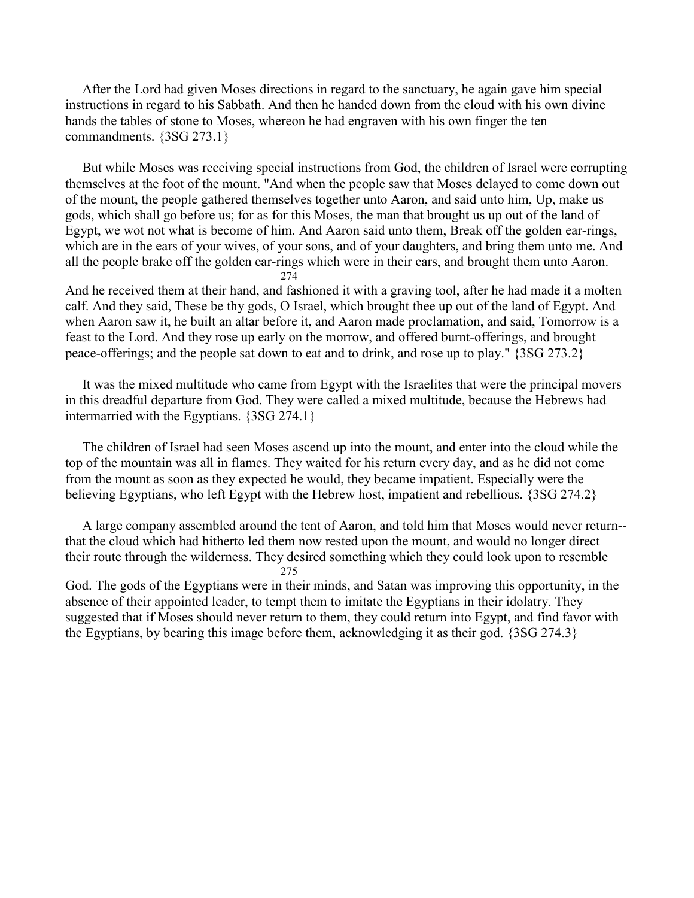After the Lord had given Moses directions in regard to the sanctuary, he again gave him special instructions in regard to his Sabbath. And then he handed down from the cloud with his own divine hands the tables of stone to Moses, whereon he had engraven with his own finger the ten commandments. {3SG 273.1}

But while Moses was receiving special instructions from God, the children of Israel were corrupting themselves at the foot of the mount. "And when the people saw that Moses delayed to come down out of the mount, the people gathered themselves together unto Aaron, and said unto him, Up, make us gods, which shall go before us; for as for this Moses, the man that brought us up out of the land of Egypt, we wot not what is become of him. And Aaron said unto them, Break off the golden ear-rings, which are in the ears of your wives, of your sons, and of your daughters, and bring them unto me. And all the people brake off the golden ear-rings which were in their ears, and brought them unto Aaron. And he received them at their hand, and fashioned it with a graving tool, after he had made it a molten calf. And they said, These be thy gods, O Israel, which brought thee up out of the land of Egypt. And when Aaron saw it, he built an altar before it, and Aaron made proclamation, and said, Tomorrow is a feast to the Lord. And they rose up early on the morrow, and offered burnt-offerings, and brought peace-offerings; and the people sat down to eat and to drink, and rose up to play." {3SG 273.2}

It was the mixed multitude who came from Egypt with the Israelites that were the principal movers in this dreadful departure from God. They were called a mixed multitude, because the Hebrews had intermarried with the Egyptians. {3SG 274.1}

The children of Israel had seen Moses ascend up into the mount, and enter into the cloud while the top of the mountain was all in flames. They waited for his return every day, and as he did not come from the mount as soon as they expected he would, they became impatient. Especially were the believing Egyptians, who left Egypt with the Hebrew host, impatient and rebellious. {3SG 274.2}

A large company assembled around the tent of Aaron, and told him that Moses would never return--that the cloud which had hitherto led them now rested upon the mount, and would no longer direct their route through the wilderness. They desired something which they could look upon to resemble God. The gods of the Egyptians were in their minds, and Satan was improving this opportunity, in the absence of their appointed leader, to tempt them to imitate the Egyptians in their idolatry. They suggested that if Moses should never return to them, they could return into Egypt, and find favor with the Egyptians, by bearing this image before them, acknowledging it as their god. {3SG 274.3}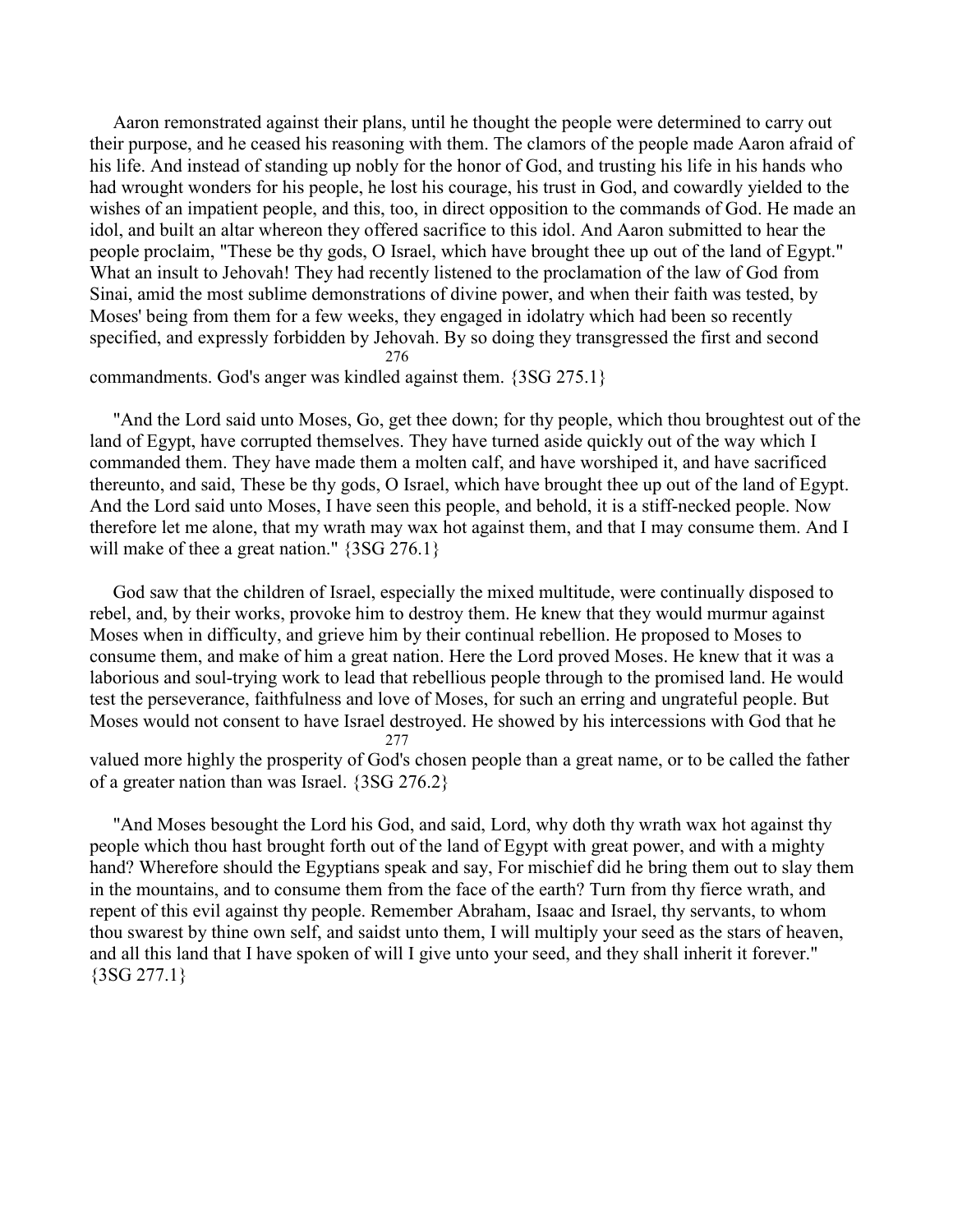Aaron remonstrated against their plans, until he thought the people were determined to carry out their purpose, and he ceased his reasoning with them. The clamors of the people made Aaron afraid of his life. And instead of standing up nobly for the honor of God, and trusting his life in his hands who had wrought wonders for his people, he lost his courage, his trust in God, and cowardly yielded to the wishes of an impatient people, and this, too, in direct opposition to the commands of God. He made an idol, and built an altar whereon they offered sacrifice to this idol. And Aaron submitted to hear the people proclaim, "These be thy gods, O Israel, which have brought thee up out of the land of Egypt." What an insult to Jehovah! They had recently listened to the proclamation of the law of God from Sinai, amid the most sublime demonstrations of divine power, and when their faith was tested, by Moses' being from them for a few weeks, they engaged in idolatry which had been so recently specified, and expressly forbidden by Jehovah. By so doing they transgressed the first and second commandments. God's anger was kindled against them. {3SG 275.1}

"And the Lord said unto Moses, Go, get thee down; for thy people, which thou broughtest out of the land of Egypt, have corrupted themselves. They have turned aside quickly out of the way which I commanded them. They have made them a molten calf, and have worshiped it, and have sacrificed thereunto, and said, These be thy gods, O Israel, which have brought thee up out of the land of Egypt. And the Lord said unto Moses, I have seen this people, and behold, it is a stiff-necked people. Now therefore let me alone, that my wrath may wax hot against them, and that I may consume them. And I will make of thee a great nation." {3SG 276.1}

God saw that the children of Israel, especially the mixed multitude, were continually disposed to rebel, and, by their works, provoke him to destroy them. He knew that they would murmur against Moses when in difficulty, and grieve him by their continual rebellion. He proposed to Moses to consume them, and make of him a great nation. Here the Lord proved Moses. He knew that it was a laborious and soul-trying work to lead that rebellious people through to the promised land. He would test the perseverance, faithfulness and love of Moses, for such an erring and ungrateful people. But Moses would not consent to have Israel destroyed. He showed by his intercessions with God that he valued more highly the prosperity of God's chosen people than a great name, or to be called the father of a greater nation than was Israel. {3SG 276.2}

"And Moses besought the Lord his God, and said, Lord, why doth thy wrath wax hot against thy people which thou hast brought forth out of the land of Egypt with great power, and with a mighty hand? Wherefore should the Egyptians speak and say, For mischief did he bring them out to slay them in the mountains, and to consume them from the face of the earth? Turn from thy fierce wrath, and repent of this evil against thy people. Remember Abraham, Isaac and Israel, thy servants, to whom thou swarest by thine own self, and saidst unto them, I will multiply your seed as the stars of heaven, and all this land that I have spoken of will I give unto your seed, and they shall inherit it forever." {3SG 277.1}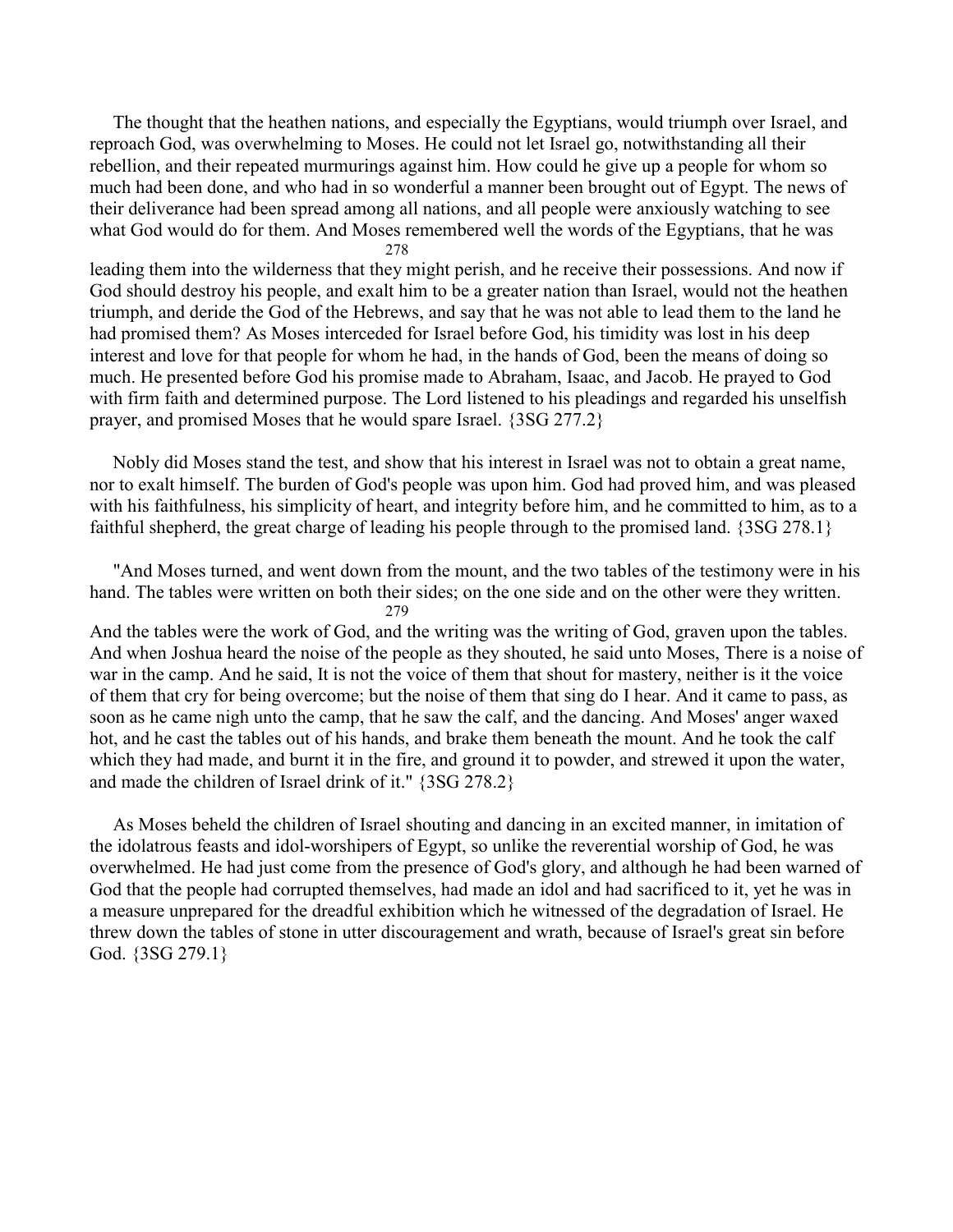The thought that the heathen nations, and especially the Egyptians, would triumph over Israel, and reproach God, was overwhelming to Moses. He could not let Israel go, notwithstanding all their rebellion, and their repeated murmurings against him. How could he give up a people for whom so much had been done, and who had in so wonderful a manner been brought out of Egypt. The news of their deliverance had been spread among all nations, and all people were anxiously watching to see what God would do for them. And Moses remembered well the words of the Egyptians, that he was leading them into the wilderness that they might perish, and he receive their possessions. And now if God should destroy his people, and exalt him to be a greater nation than Israel, would not the heathen triumph, and deride the God of the Hebrews, and say that he was not able to lead them to the land he had promised them? As Moses interceded for Israel before God, his timidity was lost in his deep interest and love for that people for whom he had, in the hands of God, been the means of doing so much. He presented before God his promise made to Abraham, Isaac, and Jacob. He prayed to God with firm faith and determined purpose. The Lord listened to his pleadings and regarded his unselfish prayer, and promised Moses that he would spare Israel. {3SG 277.2}

Nobly did Moses stand the test, and show that his interest in Israel was not to obtain a great name, nor to exalt himself. The burden of God's people was upon him. God had proved him, and was pleased with his faithfulness, his simplicity of heart, and integrity before him, and he committed to him, as to a faithful shepherd, the great charge of leading his people through to the promised land. {3SG 278.1}

"And Moses turned, and went down from the mount, and the two tables of the testimony were in his hand. The tables were written on both their sides; on the one side and on the other were they written. And the tables were the work of God, and the writing was the writing of God, graven upon the tables. And when Joshua heard the noise of the people as they shouted, he said unto Moses, There is a noise of war in the camp. And he said, It is not the voice of them that shout for mastery, neither is it the voice of them that cry for being overcome; but the noise of them that sing do I hear. And it came to pass, as soon as he came nigh unto the camp, that he saw the calf, and the dancing. And Moses' anger waxed hot, and he cast the tables out of his hands, and brake them beneath the mount. And he took the calf which they had made, and burnt it in the fire, and ground it to powder, and strewed it upon the water, and made the children of Israel drink of it." {3SG 278.2}

As Moses beheld the children of Israel shouting and dancing in an excited manner, in imitation of the idolatrous feasts and idol-worshipers of Egypt, so unlike the reverential worship of God, he was overwhelmed. He had just come from the presence of God's glory, and although he had been warned of God that the people had corrupted themselves, had made an idol and had sacrificed to it, yet he was in a measure unprepared for the dreadful exhibition which he witnessed of the degradation of Israel. He threw down the tables of stone in utter discouragement and wrath, because of Israel's great sin before God. {3SG 279.1}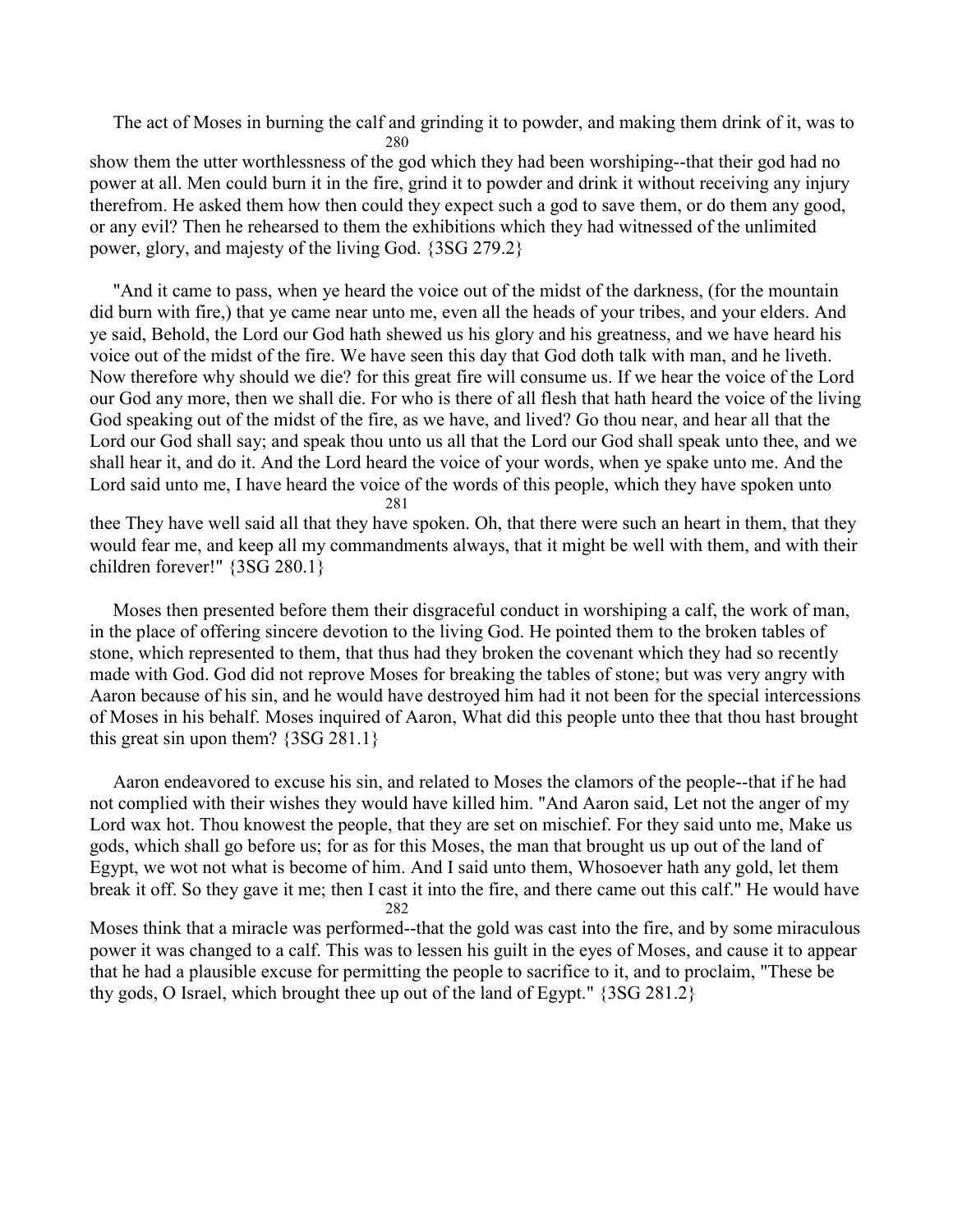The act of Moses in burning the calf and grinding it to powder, and making them drink of it, was to show them the utter worthlessness of the god which they had been worshiping--that their god had no power at all. Men could burn it in the fire, grind it to powder and drink it without receiving any injury therefrom. He asked them how then could they expect such a god to save them, or do them any good, or any evil? Then he rehearsed to them the exhibitions which they had witnessed of the unlimited power, glory, and majesty of the living God. {3SG 279.2}

"And it came to pass, when ye heard the voice out of the midst of the darkness, (for the mountain did burn with fire,) that ye came near unto me, even all the heads of your tribes, and your elders. And ye said, Behold, the Lord our God hath shewed us his glory and his greatness, and we have heard his voice out of the midst of the fire. We have seen this day that God doth talk with man, and he liveth. Now therefore why should we die? for this great fire will consume us. If we hear the voice of the Lord our God any more, then we shall die. For who is there of all flesh that hath heard the voice of the living God speaking out of the midst of the fire, as we have, and lived? Go thou near, and hear all that the Lord our God shall say; and speak thou unto us all that the Lord our God shall speak unto thee, and we shall hear it, and do it. And the Lord heard the voice of your words, when ye spake unto me. And the Lord said unto me, I have heard the voice of the words of this people, which they have spoken unto thee They have well said all that they have spoken. Oh, that there were such an heart in them, that they would fear me, and keep all my commandments always, that it might be well with them, and with their children forever!" {3SG 280.1}

Moses then presented before them their disgraceful conduct in worshiping a calf, the work of man, in the place of offering sincere devotion to the living God. He pointed them to the broken tables of stone, which represented to them, that thus had they broken the covenant which they had so recently made with God. God did not reprove Moses for breaking the tables of stone; but was very angry with Aaron because of his sin, and he would have destroyed him had it not been for the special intercessions of Moses in his behalf. Moses inquired of Aaron, What did this people unto thee that thou hast brought this great sin upon them? {3SG 281.1}

Aaron endeavored to excuse his sin, and related to Moses the clamors of the people--that if he had not complied with their wishes they would have killed him. "And Aaron said, Let not the anger of my Lord wax hot. Thou knowest the people, that they are set on mischief. For they said unto me, Make us gods, which shall go before us; for as for this Moses, the man that brought us up out of the land of Egypt, we wot not what is become of him. And I said unto them, Whosoever hath any gold, let them break it off. So they gave it me; then I cast it into the fire, and there came out this calf." He would have Moses think that a miracle was performed--that the gold was cast into the fire, and by some miraculous power it was changed to a calf. This was to lessen his guilt in the eyes of Moses, and cause it to appear that he had a plausible excuse for permitting the people to sacrifice to it, and to proclaim, "These be thy gods, O Israel, which brought thee up out of the land of Egypt." {3SG 281.2}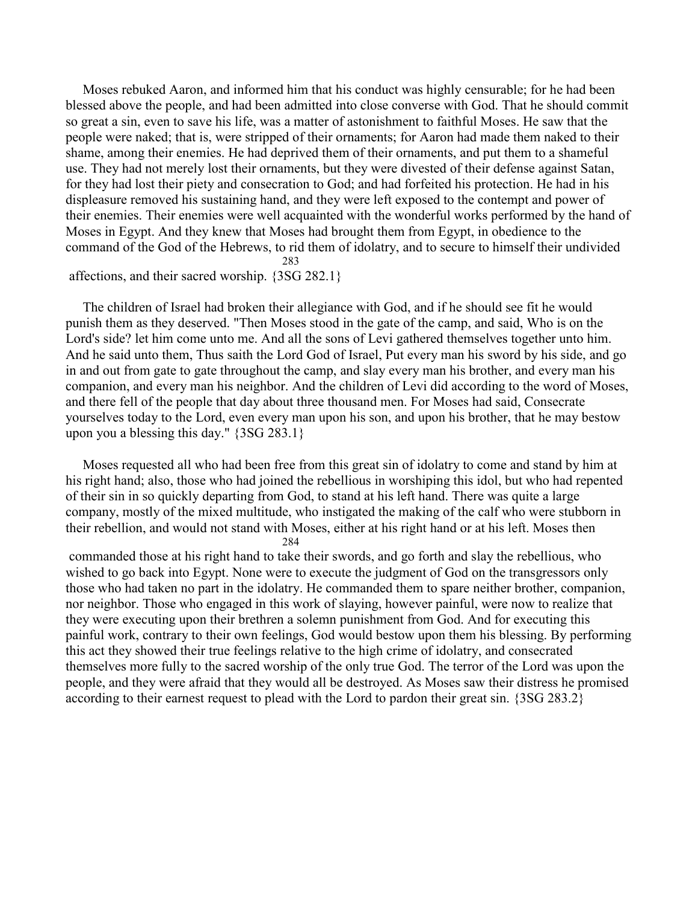Moses rebuked Aaron, and informed him that his conduct was highly censurable; for he had been blessed above the people, and had been admitted into close converse with God. That he should commit so great a sin, even to save his life, was a matter of astonishment to faithful Moses. He saw that the people were naked; that is, were stripped of their ornaments; for Aaron had made them naked to their shame, among their enemies. He had deprived them of their ornaments, and put them to a shameful use. They had not merely lost their ornaments, but they were divested of their defense against Satan, for they had lost their piety and consecration to God; and had forfeited his protection. He had in his displeasure removed his sustaining hand, and they were left exposed to the contempt and power of their enemies. Their enemies were well acquainted with the wonderful works performed by the hand of Moses in Egypt. And they knew that Moses had brought them from Egypt, in obedience to the command of the God of the Hebrews, to rid them of idolatry, and to secure to himself their undivided affections, and their sacred worship. {3SG 282.1}

The children of Israel had broken their allegiance with God, and if he should see fit he would punish them as they deserved. "Then Moses stood in the gate of the camp, and said, Who is on the Lord's side? let him come unto me. And all the sons of Levi gathered themselves together unto him. And he said unto them, Thus saith the Lord God of Israel, Put every man his sword by his side, and go in and out from gate to gate throughout the camp, and slay every man his brother, and every man his companion, and every man his neighbor. And the children of Levi did according to the word of Moses, and there fell of the people that day about three thousand men. For Moses had said, Consecrate yourselves today to the Lord, even every man upon his son, and upon his brother, that he may bestow upon you a blessing this day." {3SG 283.1}

Moses requested all who had been free from this great sin of idolatry to come and stand by him at his right hand; also, those who had joined the rebellious in worshiping this idol, but who had repented of their sin in so quickly departing from God, to stand at his left hand. There was quite a large company, mostly of the mixed multitude, who instigated the making of the calf who were stubborn in their rebellion, and would not stand with Moses, either at his right hand or at his left. Moses then commanded those at his right hand to take their swords, and go forth and slay the rebellious, who wished to go back into Egypt. None were to execute the judgment of God on the transgressors only those who had taken no part in the idolatry. He commanded them to spare neither brother, companion, nor neighbor. Those who engaged in this work of slaying, however painful, were now to realize that they were executing upon their brethren a solemn punishment from God. And for executing this painful work, contrary to their own feelings, God would bestow upon them his blessing. By performing this act they showed their true feelings relative to the high crime of idolatry, and consecrated themselves more fully to the sacred worship of the only true God. The terror of the Lord was upon the people, and they were afraid that they would all be destroyed. As Moses saw their distress he promised according to their earnest request to plead with the Lord to pardon their great sin. {3SG 283.2}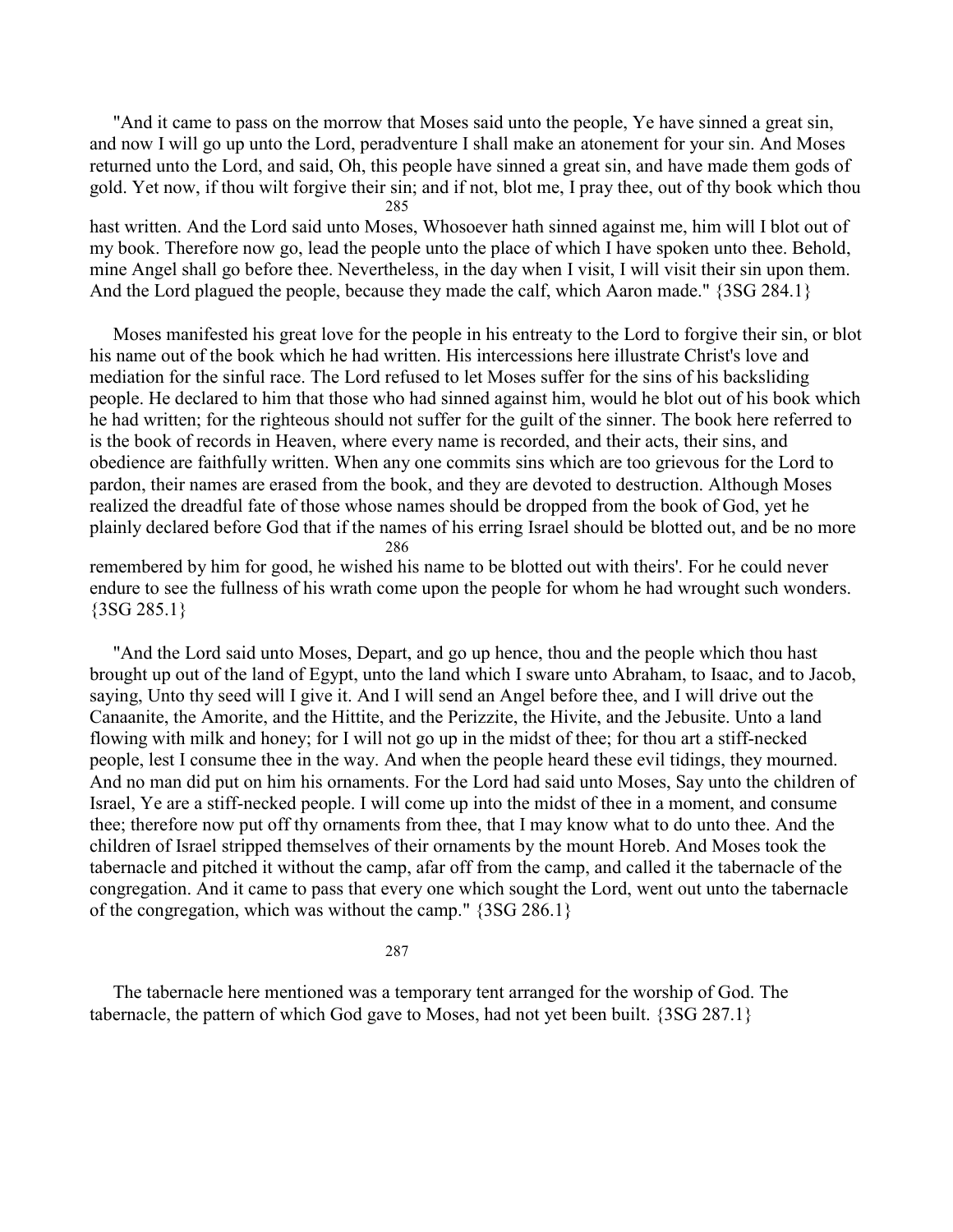"And it came to pass on the morrow that Moses said unto the people, Ye have sinned a great sin, and now I will go up unto the Lord, peradventure I shall make an atonement for your sin. And Moses returned unto the Lord, and said, Oh, this people have sinned a great sin, and have made them gods of gold. Yet now, if thou wilt forgive their sin; and if not, blot me, I pray thee, out of thy book which thou hast written. And the Lord said unto Moses, Whosoever hath sinned against me, him will I blot out of my book. Therefore now go, lead the people unto the place of which I have spoken unto thee. Behold, mine Angel shall go before thee. Nevertheless, in the day when I visit, I will visit their sin upon them. And the Lord plagued the people, because they made the calf, which Aaron made." {3SG 284.1}

Moses manifested his great love for the people in his entreaty to the Lord to forgive their sin, or blot his name out of the book which he had written. His intercessions here illustrate Christ's love and mediation for the sinful race. The Lord refused to let Moses suffer for the sins of his backsliding people. He declared to him that those who had sinned against him, would he blot out of his book which he had written; for the righteous should not suffer for the guilt of the sinner. The book here referred to is the book of records in Heaven, where every name is recorded, and their acts, their sins, and obedience are faithfully written. When any one commits sins which are too grievous for the Lord to pardon, their names are erased from the book, and they are devoted to destruction. Although Moses realized the dreadful fate of those whose names should be dropped from the book of God, yet he plainly declared before God that if the names of his erring Israel should be blotted out, and be no more remembered by him for good, he wished his name to be blotted out with theirs'. For he could never endure to see the fullness of his wrath come upon the people for whom he had wrought such wonders. {3SG 285.1}

"And the Lord said unto Moses, Depart, and go up hence, thou and the people which thou hast brought up out of the land of Egypt, unto the land which I sware unto Abraham, to Isaac, and to Jacob, saying, Unto thy seed will I give it. And I will send an Angel before thee, and I will drive out the Canaanite, the Amorite, and the Hittite, and the Perizzite, the Hivite, and the Jebusite. Unto a land flowing with milk and honey; for I will not go up in the midst of thee; for thou art a stiff-necked people, lest I consume thee in the way. And when the people heard these evil tidings, they mourned. And no man did put on him his ornaments. For the Lord had said unto Moses, Say unto the children of Israel, Ye are a stiff-necked people. I will come up into the midst of thee in a moment, and consume thee; therefore now put off thy ornaments from thee, that I may know what to do unto thee. And the children of Israel stripped themselves of their ornaments by the mount Horeb. And Moses took the tabernacle and pitched it without the camp, afar off from the camp, and called it the tabernacle of the congregation. And it came to pass that every one which sought the Lord, went out unto the tabernacle of the congregation, which was without the camp." {3SG 286.1}

The tabernacle here mentioned was a temporary tent arranged for the worship of God. The tabernacle, the pattern of which God gave to Moses, had not yet been built. {3SG 287.1}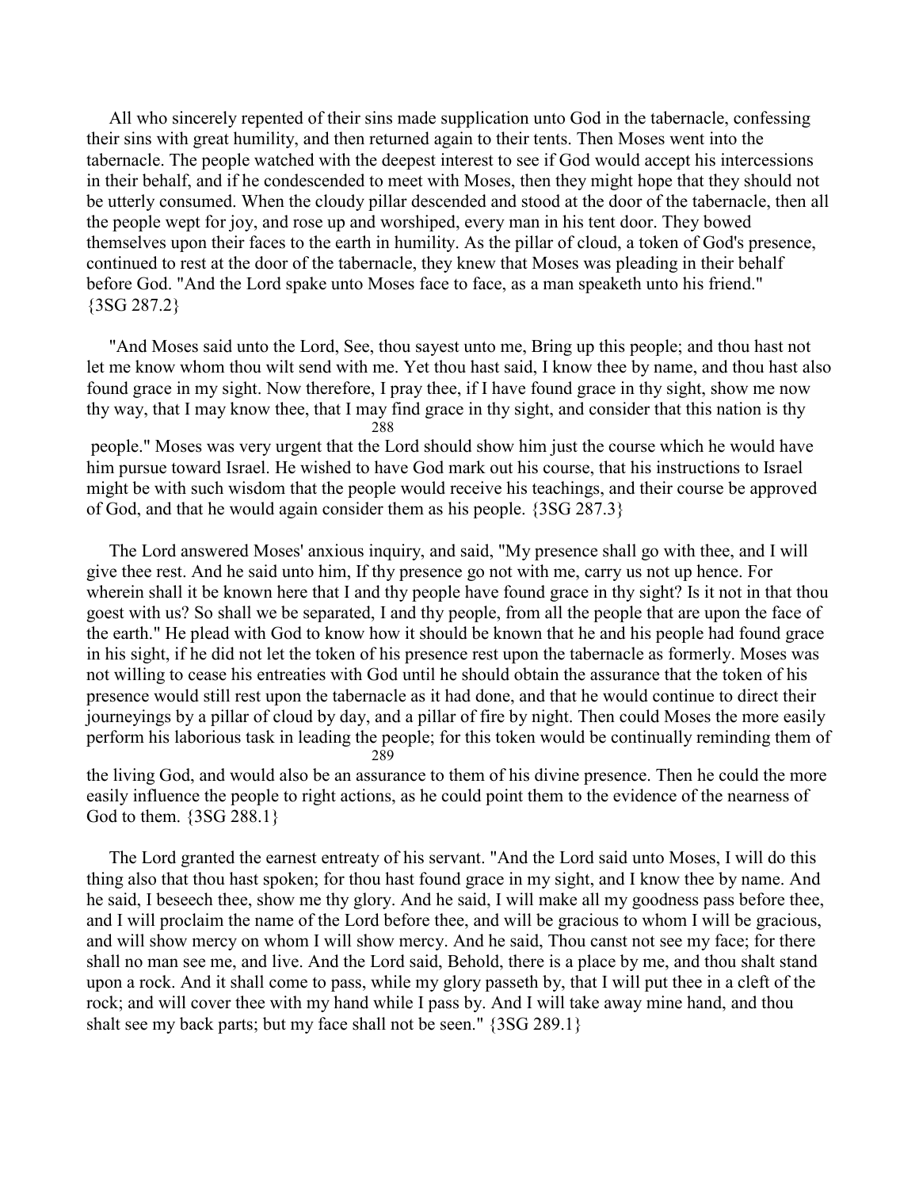All who sincerely repented of their sins made supplication unto God in the tabernacle, confessing their sins with great humility, and then returned again to their tents. Then Moses went into the tabernacle. The people watched with the deepest interest to see if God would accept his intercessions in their behalf, and if he condescended to meet with Moses, then they might hope that they should not be utterly consumed. When the cloudy pillar descended and stood at the door of the tabernacle, then all the people wept for joy, and rose up and worshiped, every man in his tent door. They bowed themselves upon their faces to the earth in humility. As the pillar of cloud, a token of God's presence, continued to rest at the door of the tabernacle, they knew that Moses was pleading in their behalf before God. "And the Lord spake unto Moses face to face, as a man speaketh unto his friend." {3SG 287.2}

"And Moses said unto the Lord, See, thou sayest unto me, Bring up this people; and thou hast not let me know whom thou wilt send with me. Yet thou hast said, I know thee by name, and thou hast also found grace in my sight. Now therefore, I pray thee, if I have found grace in thy sight, show me now thy way, that I may know thee, that I may find grace in thy sight, and consider that this nation is thy people." Moses was very urgent that the Lord should show him just the course which he would have him pursue toward Israel. He wished to have God mark out his course, that his instructions to Israel might be with such wisdom that the people would receive his teachings, and their course be approved of God, and that he would again consider them as his people. {3SG 287.3}

The Lord answered Moses' anxious inquiry, and said, "My presence shall go with thee, and I will give thee rest. And he said unto him, If thy presence go not with me, carry us not up hence. For wherein shall it be known here that I and thy people have found grace in thy sight? Is it not in that thou goest with us? So shall we be separated, I and thy people, from all the people that are upon the face of the earth." He plead with God to know how it should be known that he and his people had found grace in his sight, if he did not let the token of his presence rest upon the tabernacle as formerly. Moses was not willing to cease his entreaties with God until he should obtain the assurance that the token of his presence would still rest upon the tabernacle as it had done, and that he would continue to direct their journeyings by a pillar of cloud by day, and a pillar of fire by night. Then could Moses the more easily perform his laborious task in leading the people; for this token would be continually reminding them of the living God, and would also be an assurance to them of his divine presence. Then he could the more easily influence the people to right actions, as he could point them to the evidence of the nearness of God to them. {3SG 288.1}

The Lord granted the earnest entreaty of his servant. "And the Lord said unto Moses, I will do this thing also that thou hast spoken; for thou hast found grace in my sight, and I know thee by name. And he said, I beseech thee, show me thy glory. And he said, I will make all my goodness pass before thee, and I will proclaim the name of the Lord before thee, and will be gracious to whom I will be gracious, and will show mercy on whom I will show mercy. And he said, Thou canst not see my face; for there shall no man see me, and live. And the Lord said, Behold, there is a place by me, and thou shalt stand upon a rock. And it shall come to pass, while my glory passeth by, that I will put thee in a cleft of the rock; and will cover thee with my hand while I pass by. And I will take away mine hand, and thou shalt see my back parts; but my face shall not be seen." {3SG 289.1}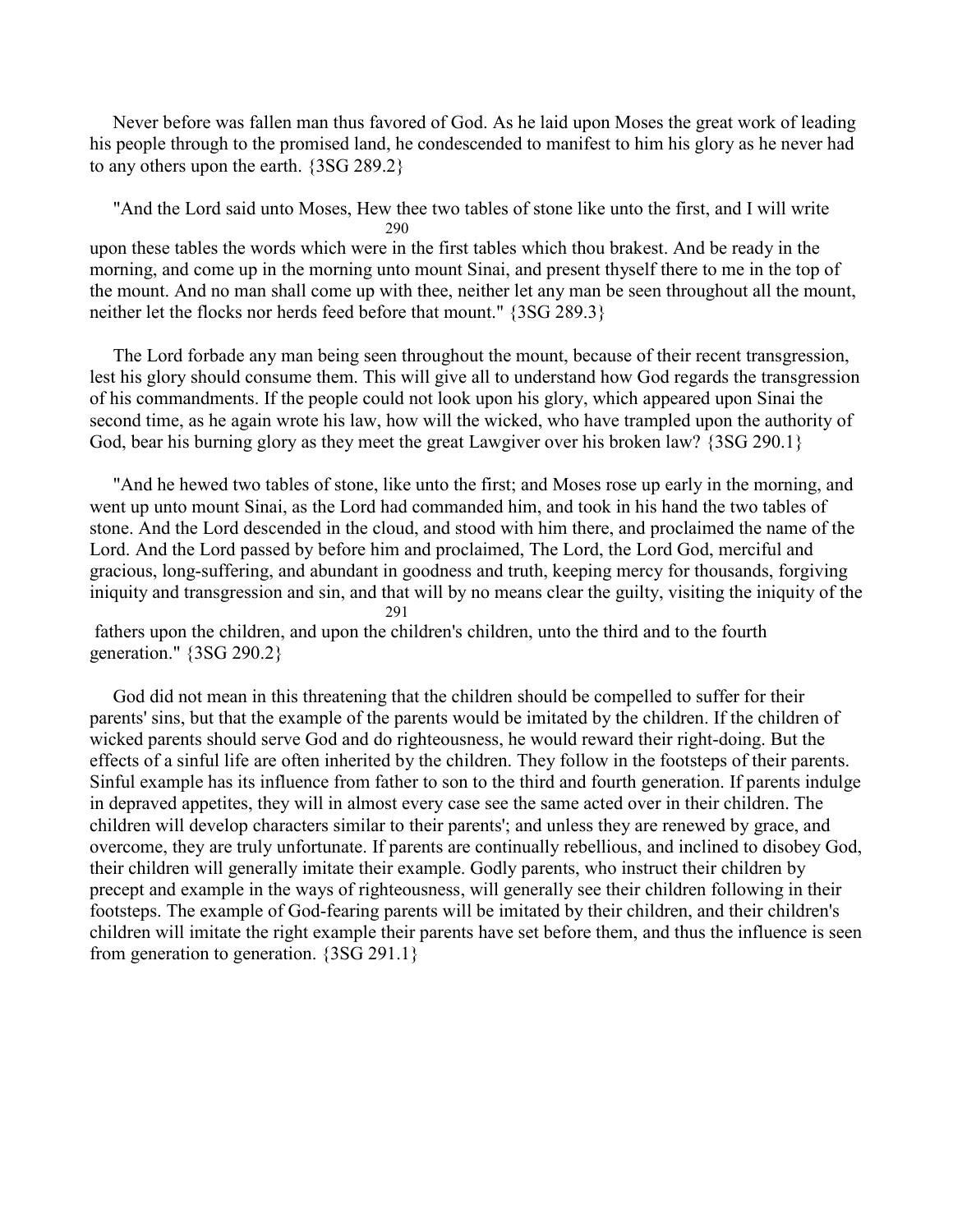Never before was fallen man thus favored of God. As he laid upon Moses the great work of leading his people through to the promised land, he condescended to manifest to him his glory as he never had to any others upon the earth. {3SG 289.2}

"And the Lord said unto Moses, Hew thee two tables of stone like unto the first, and I will write upon these tables the words which were in the first tables which thou brakest. And be ready in the morning, and come up in the morning unto mount Sinai, and present thyself there to me in the top of the mount. And no man shall come up with thee, neither let any man be seen throughout all the mount, neither let the flocks nor herds feed before that mount." {3SG 289.3}

The Lord forbade any man being seen throughout the mount, because of their recent transgression, lest his glory should consume them. This will give all to understand how God regards the transgression of his commandments. If the people could not look upon his glory, which appeared upon Sinai the second time, as he again wrote his law, how will the wicked, who have trampled upon the authority of God, bear his burning glory as they meet the great Lawgiver over his broken law? {3SG 290.1}

"And he hewed two tables of stone, like unto the first; and Moses rose up early in the morning, and went up unto mount Sinai, as the Lord had commanded him, and took in his hand the two tables of stone. And the Lord descended in the cloud, and stood with him there, and proclaimed the name of the Lord. And the Lord passed by before him and proclaimed, The Lord, the Lord God, merciful and gracious, long-suffering, and abundant in goodness and truth, keeping mercy for thousands, forgiving iniquity and transgression and sin, and that will by no means clear the guilty, visiting the iniquity of the fathers upon the children, and upon the children's children, unto the third and to the fourth generation." {3SG 290.2}

God did not mean in this threatening that the children should be compelled to suffer for their parents' sins, but that the example of the parents would be imitated by the children. If the children of wicked parents should serve God and do righteousness, he would reward their right-doing. But the effects of a sinful life are often inherited by the children. They follow in the footsteps of their parents. Sinful example has its influence from father to son to the third and fourth generation. If parents indulge in depraved appetites, they will in almost every case see the same acted over in their children. The children will develop characters similar to their parents'; and unless they are renewed by grace, and overcome, they are truly unfortunate. If parents are continually rebellious, and inclined to disobey God, their children will generally imitate their example. Godly parents, who instruct their children by precept and example in the ways of righteousness, will generally see their children following in their footsteps. The example of God-fearing parents will be imitated by their children, and their children's children will imitate the right example their parents have set before them, and thus the influence is seen from generation to generation. {3SG 291.1}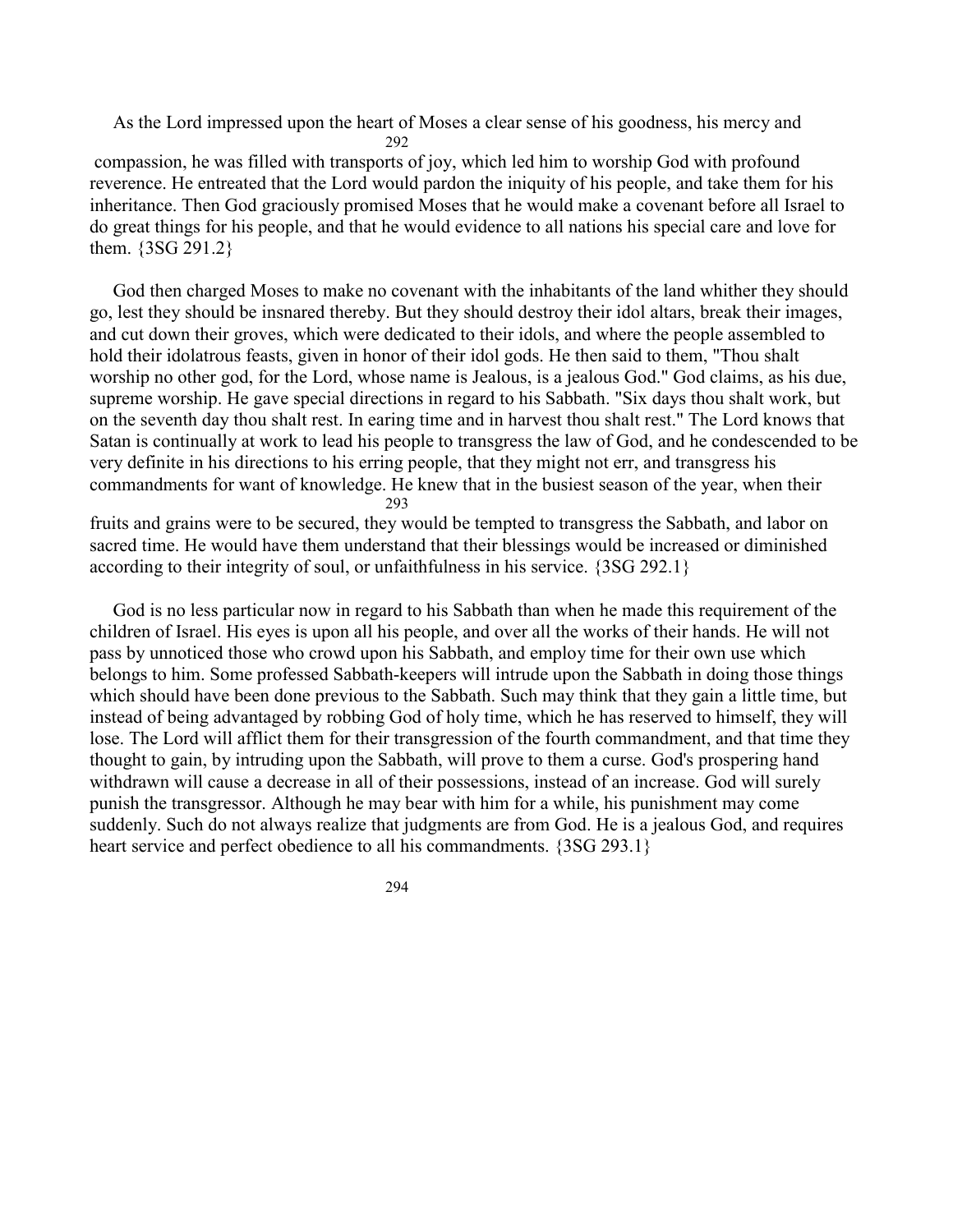As the Lord impressed upon the heart of Moses a clear sense of his goodness, his mercy and compassion, he was filled with transports of joy, which led him to worship God with profound reverence. He entreated that the Lord would pardon the iniquity of his people, and take them for his inheritance. Then God graciously promised Moses that he would make a covenant before all Israel to do great things for his people, and that he would evidence to all nations his special care and love for them. {3SG 291.2}

God then charged Moses to make no covenant with the inhabitants of the land whither they should go, lest they should be insnared thereby. But they should destroy their idol altars, break their images, and cut down their groves, which were dedicated to their idols, and where the people assembled to hold their idolatrous feasts, given in honor of their idol gods. He then said to them, "Thou shalt worship no other god, for the Lord, whose name is Jealous, is a jealous God." God claims, as his due, supreme worship. He gave special directions in regard to his Sabbath. "Six days thou shalt work, but on the seventh day thou shalt rest. In earing time and in harvest thou shalt rest." The Lord knows that Satan is continually at work to lead his people to transgress the law of God, and he condescended to be very definite in his directions to his erring people, that they might not err, and transgress his commandments for want of knowledge. He knew that in the busiest season of the year, when their fruits and grains were to be secured, they would be tempted to transgress the Sabbath, and labor on sacred time. He would have them understand that their blessings would be increased or diminished according to their integrity of soul, or unfaithfulness in his service. {3SG 292.1}

God is no less particular now in regard to his Sabbath than when he made this requirement of the children of Israel. His eyes is upon all his people, and over all the works of their hands. He will not pass by unnoticed those who crowd upon his Sabbath, and employ time for their own use which belongs to him. Some professed Sabbath-keepers will intrude upon the Sabbath in doing those things which should have been done previous to the Sabbath. Such may think that they gain a little time, but instead of being advantaged by robbing God of holy time, which he has reserved to himself, they will lose. The Lord will afflict them for their transgression of the fourth commandment, and that time they thought to gain, by intruding upon the Sabbath, will prove to them a curse. God's prospering hand withdrawn will cause a decrease in all of their possessions, instead of an increase. God will surely punish the transgressor. Although he may bear with him for a while, his punishment may come suddenly. Such do not always realize that judgments are from God. He is a jealous God, and requires heart service and perfect obedience to all his commandments. {3SG 293.1}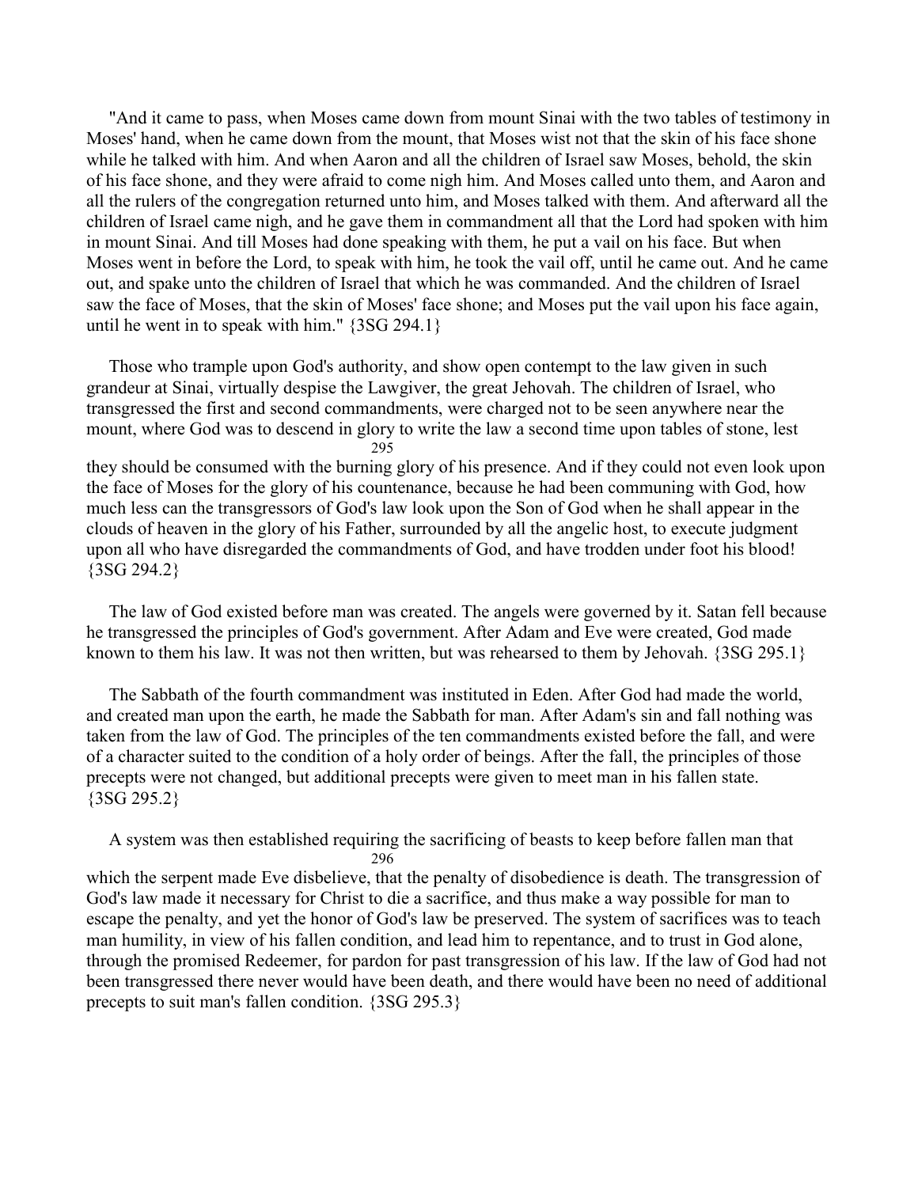"And it came to pass, when Moses came down from mount Sinai with the two tables of testimony in Moses' hand, when he came down from the mount, that Moses wist not that the skin of his face shone while he talked with him. And when Aaron and all the children of Israel saw Moses, behold, the skin of his face shone, and they were afraid to come nigh him. And Moses called unto them, and Aaron and all the rulers of the congregation returned unto him, and Moses talked with them. And afterward all the children of Israel came nigh, and he gave them in commandment all that the Lord had spoken with him in mount Sinai. And till Moses had done speaking with them, he put a vail on his face. But when Moses went in before the Lord, to speak with him, he took the vail off, until he came out. And he came out, and spake unto the children of Israel that which he was commanded. And the children of Israel saw the face of Moses, that the skin of Moses' face shone; and Moses put the vail upon his face again, until he went in to speak with him." {3SG 294.1}

Those who trample upon God's authority, and show open contempt to the law given in such grandeur at Sinai, virtually despise the Lawgiver, the great Jehovah. The children of Israel, who transgressed the first and second commandments, were charged not to be seen anywhere near the mount, where God was to descend in glory to write the law a second time upon tables of stone, lest they should be consumed with the burning glory of his presence. And if they could not even look upon the face of Moses for the glory of his countenance, because he had been communing with God, how much less can the transgressors of God's law look upon the Son of God when he shall appear in the clouds of heaven in the glory of his Father, surrounded by all the angelic host, to execute judgment upon all who have disregarded the commandments of God, and have trodden under foot his blood! {3SG 294.2}

The law of God existed before man was created. The angels were governed by it. Satan fell because he transgressed the principles of God's government. After Adam and Eve were created, God made known to them his law. It was not then written, but was rehearsed to them by Jehovah. {3SG 295.1}

The Sabbath of the fourth commandment was instituted in Eden. After God had made the world, and created man upon the earth, he made the Sabbath for man. After Adam's sin and fall nothing was taken from the law of God. The principles of the ten commandments existed before the fall, and were of a character suited to the condition of a holy order of beings. After the fall, the principles of those precepts were not changed, but additional precepts were given to meet man in his fallen state. {3SG 295.2}

A system was then established requiring the sacrificing of beasts to keep before fallen man that which the serpent made Eve disbelieve, that the penalty of disobedience is death. The transgression of God's law made it necessary for Christ to die a sacrifice, and thus make a way possible for man to escape the penalty, and yet the honor of God's law be preserved. The system of sacrifices was to teach man humility, in view of his fallen condition, and lead him to repentance, and to trust in God alone, through the promised Redeemer, for pardon for past transgression of his law. If the law of God had not been transgressed there never would have been death, and there would have been no need of additional precepts to suit man's fallen condition. {3SG 295.3}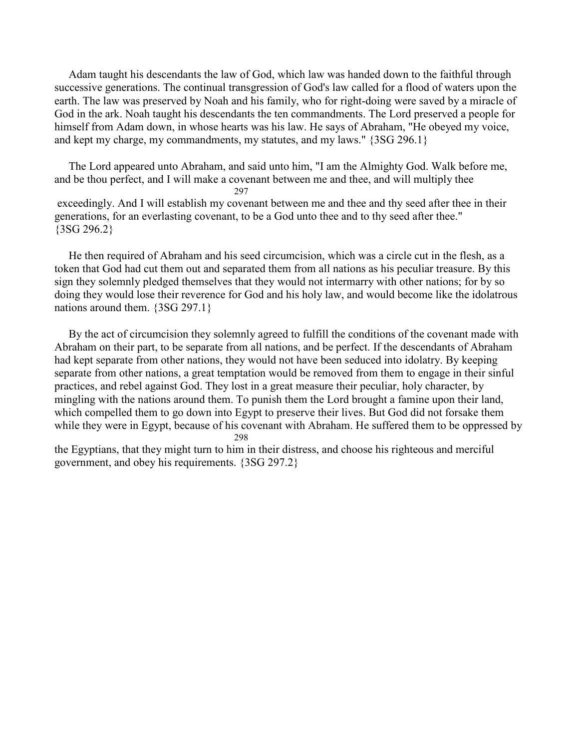Adam taught his descendants the law of God, which law was handed down to the faithful through successive generations. The continual transgression of God's law called for a flood of waters upon the earth. The law was preserved by Noah and his family, who for right-doing were saved by a miracle of God in the ark. Noah taught his descendants the ten commandments. The Lord preserved a people for himself from Adam down, in whose hearts was his law. He says of Abraham, "He obeyed my voice, and kept my charge, my commandments, my statutes, and my laws." {3SG 296.1}

The Lord appeared unto Abraham, and said unto him, "I am the Almighty God. Walk before me, and be thou perfect, and I will make a covenant between me and thee, and will multiply thee exceedingly. And I will establish my covenant between me and thee and thy seed after thee in their generations, for an everlasting covenant, to be a God unto thee and to thy seed after thee." {3SG 296.2}

He then required of Abraham and his seed circumcision, which was a circle cut in the flesh, as a token that God had cut them out and separated them from all nations as his peculiar treasure. By this sign they solemnly pledged themselves that they would not intermarry with other nations; for by so doing they would lose their reverence for God and his holy law, and would become like the idolatrous nations around them. {3SG 297.1}

By the act of circumcision they solemnly agreed to fulfill the conditions of the covenant made with Abraham on their part, to be separate from all nations, and be perfect. If the descendants of Abraham had kept separate from other nations, they would not have been seduced into idolatry. By keeping separate from other nations, a great temptation would be removed from them to engage in their sinful practices, and rebel against God. They lost in a great measure their peculiar, holy character, by mingling with the nations around them. To punish them the Lord brought a famine upon their land, which compelled them to go down into Egypt to preserve their lives. But God did not forsake them while they were in Egypt, because of his covenant with Abraham. He suffered them to be oppressed by the Egyptians, that they might turn to him in their distress, and choose his righteous and merciful government, and obey his requirements. {3SG 297.2}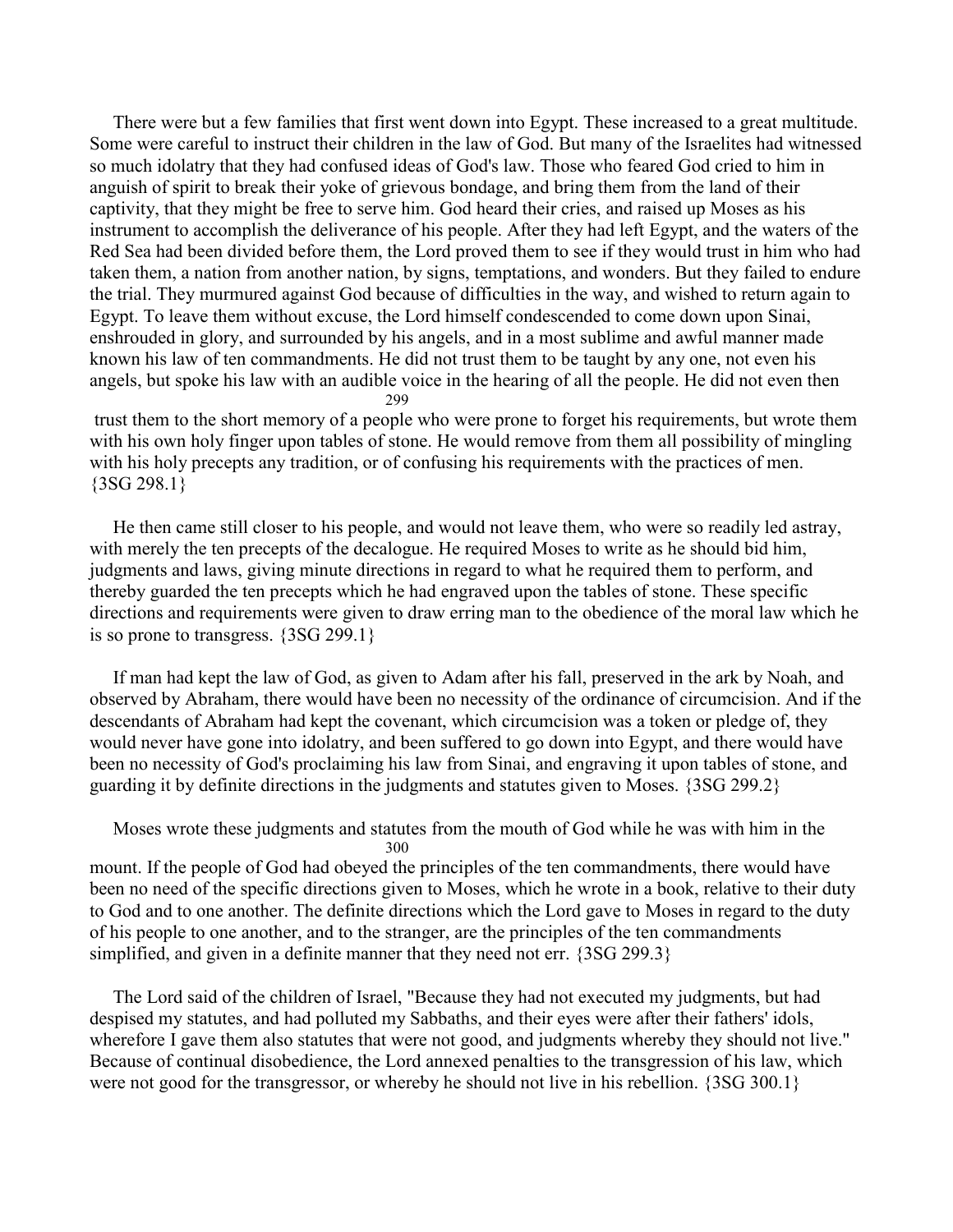There were but a few families that first went down into Egypt. These increased to a great multitude. Some were careful to instruct their children in the law of God. But many of the Israelites had witnessed so much idolatry that they had confused ideas of God's law. Those who feared God cried to him in anguish of spirit to break their yoke of grievous bondage, and bring them from the land of their captivity, that they might be free to serve him. God heard their cries, and raised up Moses as his instrument to accomplish the deliverance of his people. After they had left Egypt, and the waters of the Red Sea had been divided before them, the Lord proved them to see if they would trust in him who had taken them, a nation from another nation, by signs, temptations, and wonders. But they failed to endure the trial. They murmured against God because of difficulties in the way, and wished to return again to Egypt. To leave them without excuse, the Lord himself condescended to come down upon Sinai, enshrouded in glory, and surrounded by his angels, and in a most sublime and awful manner made known his law of ten commandments. He did not trust them to be taught by any one, not even his angels, but spoke his law with an audible voice in the hearing of all the people. He did not even then trust them to the short memory of a people who were prone to forget his requirements, but wrote them with his own holy finger upon tables of stone. He would remove from them all possibility of mingling with his holy precepts any tradition, or of confusing his requirements with the practices of men. {3SG 298.1}

He then came still closer to his people, and would not leave them, who were so readily led astray, with merely the ten precepts of the decalogue. He required Moses to write as he should bid him, judgments and laws, giving minute directions in regard to what he required them to perform, and thereby guarded the ten precepts which he had engraved upon the tables of stone. These specific directions and requirements were given to draw erring man to the obedience of the moral law which he is so prone to transgress. {3SG 299.1}

If man had kept the law of God, as given to Adam after his fall, preserved in the ark by Noah, and observed by Abraham, there would have been no necessity of the ordinance of circumcision. And if the descendants of Abraham had kept the covenant, which circumcision was a token or pledge of, they would never have gone into idolatry, and been suffered to go down into Egypt, and there would have been no necessity of God's proclaiming his law from Sinai, and engraving it upon tables of stone, and guarding it by definite directions in the judgments and statutes given to Moses. {3SG 299.2}

Moses wrote these judgments and statutes from the mouth of God while he was with him in the mount. If the people of God had obeyed the principles of the ten commandments, there would have been no need of the specific directions given to Moses, which he wrote in a book, relative to their duty to God and to one another. The definite directions which the Lord gave to Moses in regard to the duty of his people to one another, and to the stranger, are the principles of the ten commandments simplified, and given in a definite manner that they need not err. {3SG 299.3}

The Lord said of the children of Israel, "Because they had not executed my judgments, but had despised my statutes, and had polluted my Sabbaths, and their eyes were after their fathers' idols, wherefore I gave them also statutes that were not good, and judgments whereby they should not live." Because of continual disobedience, the Lord annexed penalties to the transgression of his law, which were not good for the transgressor, or whereby he should not live in his rebellion. {3SG 300.1}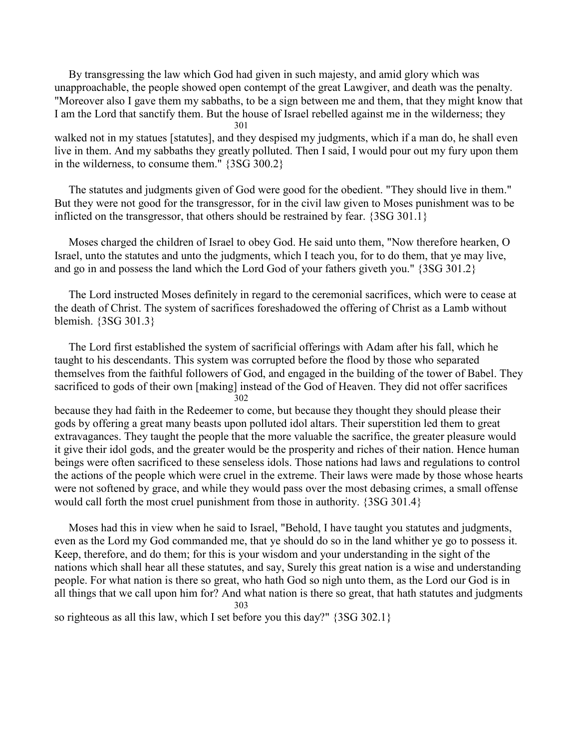By transgressing the law which God had given in such majesty, and amid glory which was unapproachable, the people showed open contempt of the great Lawgiver, and death was the penalty. "Moreover also I gave them my sabbaths, to be a sign between me and them, that they might know that I am the Lord that sanctify them. But the house of Israel rebelled against me in the wilderness; they walked not in my statues [statutes], and they despised my judgments, which if a man do, he shall even live in them. And my sabbaths they greatly polluted. Then I said, I would pour out my fury upon them in the wilderness, to consume them." {3SG 300.2}

The statutes and judgments given of God were good for the obedient. "They should live in them." But they were not good for the transgressor, for in the civil law given to Moses punishment was to be inflicted on the transgressor, that others should be restrained by fear. {3SG 301.1}

Moses charged the children of Israel to obey God. He said unto them, "Now therefore hearken, O Israel, unto the statutes and unto the judgments, which I teach you, for to do them, that ye may live, and go in and possess the land which the Lord God of your fathers giveth you." {3SG 301.2}

The Lord instructed Moses definitely in regard to the ceremonial sacrifices, which were to cease at the death of Christ. The system of sacrifices foreshadowed the offering of Christ as a Lamb without blemish. {3SG 301.3}

The Lord first established the system of sacrificial offerings with Adam after his fall, which he taught to his descendants. This system was corrupted before the flood by those who separated themselves from the faithful followers of God, and engaged in the building of the tower of Babel. They sacrificed to gods of their own [making] instead of the God of Heaven. They did not offer sacrifices because they had faith in the Redeemer to come, but because they thought they should please their gods by offering a great many beasts upon polluted idol altars. Their superstition led them to great extravagances. They taught the people that the more valuable the sacrifice, the greater pleasure would it give their idol gods, and the greater would be the prosperity and riches of their nation. Hence human beings were often sacrificed to these senseless idols. Those nations had laws and regulations to control the actions of the people which were cruel in the extreme. Their laws were made by those whose hearts were not softened by grace, and while they would pass over the most debasing crimes, a small offense would call forth the most cruel punishment from those in authority. {3SG 301.4}

Moses had this in view when he said to Israel, "Behold, I have taught you statutes and judgments, even as the Lord my God commanded me, that ye should do so in the land whither ye go to possess it. Keep, therefore, and do them; for this is your wisdom and your understanding in the sight of the nations which shall hear all these statutes, and say, Surely this great nation is a wise and understanding people. For what nation is there so great, who hath God so nigh unto them, as the Lord our God is in all things that we call upon him for? And what nation is there so great, that hath statutes and judgments so righteous as all this law, which I set before you this day?" {3SG 302.1}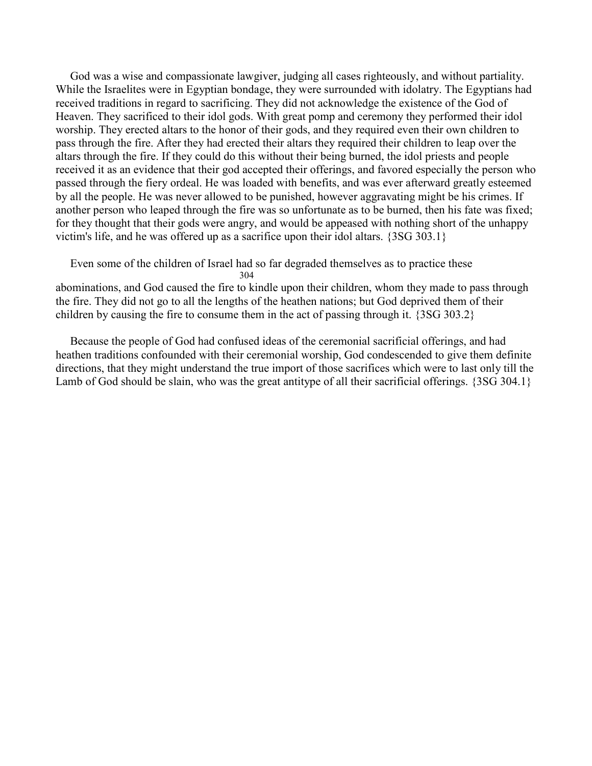God was a wise and compassionate lawgiver, judging all cases righteously, and without partiality. While the Israelites were in Egyptian bondage, they were surrounded with idolatry. The Egyptians had received traditions in regard to sacrificing. They did not acknowledge the existence of the God of Heaven. They sacrificed to their idol gods. With great pomp and ceremony they performed their idol worship. They erected altars to the honor of their gods, and they required even their own children to pass through the fire. After they had erected their altars they required their children to leap over the altars through the fire. If they could do this without their being burned, the idol priests and people received it as an evidence that their god accepted their offerings, and favored especially the person who passed through the fiery ordeal. He was loaded with benefits, and was ever afterward greatly esteemed by all the people. He was never allowed to be punished, however aggravating might be his crimes. If another person who leaped through the fire was so unfortunate as to be burned, then his fate was fixed; for they thought that their gods were angry, and would be appeased with nothing short of the unhappy victim's life, and he was offered up as a sacrifice upon their idol altars. {3SG 303.1}

Even some of the children of Israel had so far degraded themselves as to practice these abominations, and God caused the fire to kindle upon their children, whom they made to pass through the fire. They did not go to all the lengths of the heathen nations; but God deprived them of their children by causing the fire to consume them in the act of passing through it. {3SG 303.2}

Because the people of God had confused ideas of the ceremonial sacrificial offerings, and had heathen traditions confounded with their ceremonial worship, God condescended to give them definite directions, that they might understand the true import of those sacrifices which were to last only till the Lamb of God should be slain, who was the great antitype of all their sacrificial offerings. {3SG 304.1}